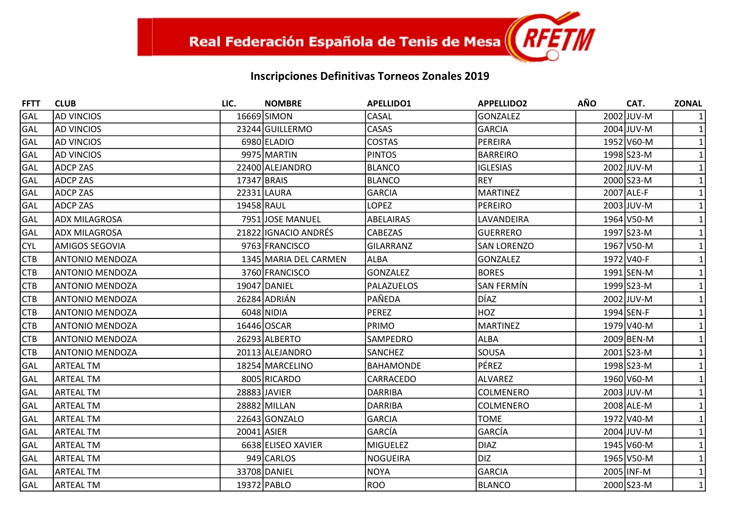Real Federación Española de Tenis de Mesa RFETM

## Inscripciones Definitivas Torneos Zonales 2019

| FFTT | CLUB | LIC. | NOMBRE | APELLIDO1 | APPELLIDO2 | AÑO | CAT. | ZONAL |
|---|---|---|---|---|---|---|---|---|
| GAL | AD VINCIOS | 16669 | SIMON | CASAL | GONZALEZ | 2002 | JUV-M | 1 |
| GAL | AD VINCIOS | 23244 | GUILLERMO | CASAS | GARCIA | 2004 | JUV-M | 1 |
| GAL | AD VINCIOS | 6980 | ELADIO | COSTAS | PEREIRA | 1952 | V60-M | 1 |
| GAL | AD VINCIOS | 9975 | MARTIN | PINTOS | BARREIRO | 1998 | S23-M | 1 |
| GAL | ADCP ZAS | 22400 | ALEJANDRO | BLANCO | IGLESIAS | 2002 | JUV-M | 1 |
| GAL | ADCP ZAS | 17347 | BRAIS | BLANCO | REY | 2000 | S23-M | 1 |
| GAL | ADCP ZAS | 22331 | LAURA | GARCIA | MARTINEZ | 2007 | ALE-F | 1 |
| GAL | ADCP ZAS | 19458 | RAUL | LOPEZ | PEREIRO | 2003 | JUV-M | 1 |
| GAL | ADX MILAGROSA | 7951 | JOSE MANUEL | ABELAIRAS | LAVANDEIRA | 1964 | V50-M | 1 |
| GAL | ADX MILAGROSA | 21822 | IGNACIO ANDRÉS | CABEZAS | GUERRERO | 1997 | S23-M | 1 |
| CYL | AMIGOS SEGOVIA | 9763 | FRANCISCO | GILARRANZ | SAN LORENZO | 1967 | V50-M | 1 |
| CTB | ANTONIO MENDOZA | 1345 | MARIA DEL CARMEN | ALBA | GONZALEZ | 1972 | V40-F | 1 |
| CTB | ANTONIO MENDOZA | 3760 | FRANCISCO | GONZALEZ | BORES | 1991 | SEN-M | 1 |
| CTB | ANTONIO MENDOZA | 19047 | DANIEL | PALAZUELOS | SAN FERMÍN | 1999 | S23-M | 1 |
| CTB | ANTONIO MENDOZA | 26284 | ADRIÁN | PAÑEDA | DÍAZ | 2002 | JUV-M | 1 |
| CTB | ANTONIO MENDOZA | 6048 | NIDIA | PEREZ | HOZ | 1994 | SEN-F | 1 |
| CTB | ANTONIO MENDOZA | 16446 | OSCAR | PRIMO | MARTINEZ | 1979 | V40-M | 1 |
| CTB | ANTONIO MENDOZA | 26293 | ALBERTO | SAMPEDRO | ALBA | 2009 | BEN-M | 1 |
| CTB | ANTONIO MENDOZA | 20113 | ALEJANDRO | SANCHEZ | SOUSA | 2001 | S23-M | 1 |
| GAL | ARTEAL TM | 18254 | MARCELINO | BAHAMONDE | PÉREZ | 1998 | S23-M | 1 |
| GAL | ARTEAL TM | 8005 | RICARDO | CARRACEDO | ALVAREZ | 1960 | V60-M | 1 |
| GAL | ARTEAL TM | 28883 | JAVIER | DARRIBA | COLMENERO | 2003 | JUV-M | 1 |
| GAL | ARTEAL TM | 28882 | MILLAN | DARRIBA | COLMENERO | 2008 | ALE-M | 1 |
| GAL | ARTEAL TM | 22643 | GONZALO | GARCIA | TOME | 1972 | V40-M | 1 |
| GAL | ARTEAL TM | 20041 | ASIER | GARCÍA | GARCÍA | 2004 | JUV-M | 1 |
| GAL | ARTEAL TM | 6638 | ELISEO XAVIER | MIGUELEZ | DIAZ | 1945 | V60-M | 1 |
| GAL | ARTEAL TM | 949 | CARLOS | NOGUEIRA | DIZ | 1965 | V50-M | 1 |
| GAL | ARTEAL TM | 33708 | DANIEL | NOYA | GARCIA | 2005 | INF-M | 1 |
| GAL | ARTEAL TM | 19372 | PABLO | ROO | BLANCO | 2000 | S23-M | 1 |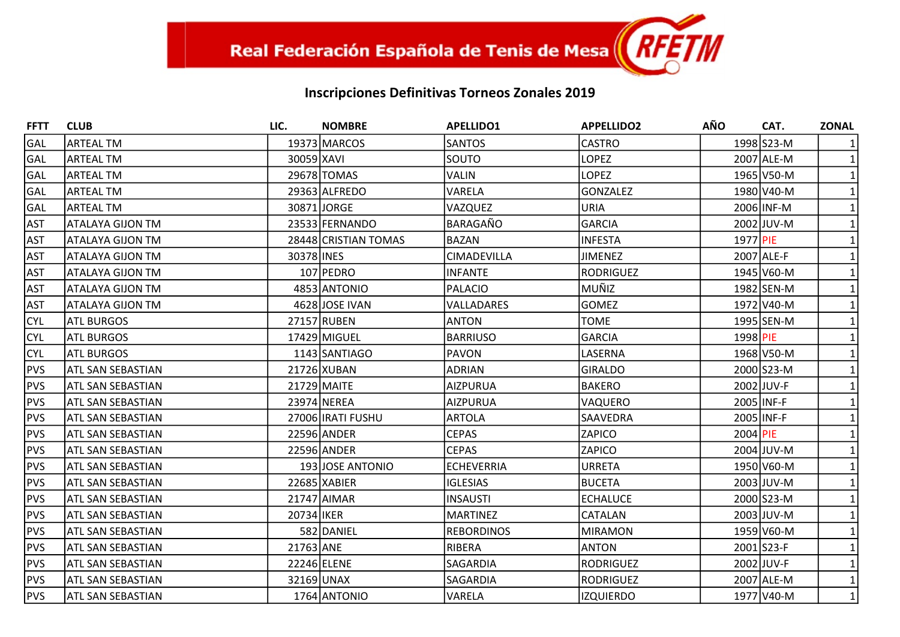# Real Federación Española de Tenis de Mesa

## Inscripciones Definitivas Torneos Zonales 2019

| FFTT | CLUB | LIC. | NOMBRE | APELLIDO1 | APPELLIDO2 | AÑO | CAT. | ZONAL |
|---|---|---|---|---|---|---|---|---|
| GAL | ARTEAL TM | 19373 | MARCOS | SANTOS | CASTRO | 1998 | S23-M | 1 |
| GAL | ARTEAL TM | 30059 | XAVI | SOUTO | LOPEZ | 2007 | ALE-M | 1 |
| GAL | ARTEAL TM | 29678 | TOMAS | VALIN | LOPEZ | 1965 | V50-M | 1 |
| GAL | ARTEAL TM | 29363 | ALFREDO | VARELA | GONZALEZ | 1980 | V40-M | 1 |
| GAL | ARTEAL TM | 30871 | JORGE | VAZQUEZ | URIA | 2006 | INF-M | 1 |
| AST | ATALAYA GIJON TM | 23533 | FERNANDO | BARAGAÑO | GARCIA | 2002 | JUV-M | 1 |
| AST | ATALAYA GIJON TM | 28448 | CRISTIAN TOMAS | BAZAN | INFESTA | 1977 | PIE | 1 |
| AST | ATALAYA GIJON TM | 30378 | INES | CIMADEVILLA | JIMENEZ | 2007 | ALE-F | 1 |
| AST | ATALAYA GIJON TM | 107 | PEDRO | INFANTE | RODRIGUEZ | 1945 | V60-M | 1 |
| AST | ATALAYA GIJON TM | 4853 | ANTONIO | PALACIO | MUÑIZ | 1982 | SEN-M | 1 |
| AST | ATALAYA GIJON TM | 4628 | JOSE IVAN | VALLADARES | GOMEZ | 1972 | V40-M | 1 |
| CYL | ATL BURGOS | 27157 | RUBEN | ANTON | TOME | 1995 | SEN-M | 1 |
| CYL | ATL BURGOS | 17429 | MIGUEL | BARRIUSO | GARCIA | 1998 | PIE | 1 |
| CYL | ATL BURGOS | 1143 | SANTIAGO | PAVON | LASERNA | 1968 | V50-M | 1 |
| PVS | ATL SAN SEBASTIAN | 21726 | XUBAN | ADRIAN | GIRALDO | 2000 | S23-M | 1 |
| PVS | ATL SAN SEBASTIAN | 21729 | MAITE | AIZPURUA | BAKERO | 2002 | JUV-F | 1 |
| PVS | ATL SAN SEBASTIAN | 23974 | NEREA | AIZPURUA | VAQUERO | 2005 | INF-F | 1 |
| PVS | ATL SAN SEBASTIAN | 27006 | IRATI FUSHU | ARTOLA | SAAVEDRA | 2005 | INF-F | 1 |
| PVS | ATL SAN SEBASTIAN | 22596 | ANDER | CEPAS | ZAPICO | 2004 | PIE | 1 |
| PVS | ATL SAN SEBASTIAN | 22596 | ANDER | CEPAS | ZAPICO | 2004 | JUV-M | 1 |
| PVS | ATL SAN SEBASTIAN | 193 | JOSE ANTONIO | ECHEVERRIA | URRETA | 1950 | V60-M | 1 |
| PVS | ATL SAN SEBASTIAN | 22685 | XABIER | IGLESIAS | BUCETA | 2003 | JUV-M | 1 |
| PVS | ATL SAN SEBASTIAN | 21747 | AIMAR | INSAUSTI | ECHALUCE | 2000 | S23-M | 1 |
| PVS | ATL SAN SEBASTIAN | 20734 | IKER | MARTINEZ | CATALAN | 2003 | JUV-M | 1 |
| PVS | ATL SAN SEBASTIAN | 582 | DANIEL | REBORDINOS | MIRAMON | 1959 | V60-M | 1 |
| PVS | ATL SAN SEBASTIAN | 21763 | ANE | RIBERA | ANTON | 2001 | S23-F | 1 |
| PVS | ATL SAN SEBASTIAN | 22246 | ELENE | SAGARDIA | RODRIGUEZ | 2002 | JUV-F | 1 |
| PVS | ATL SAN SEBASTIAN | 32169 | UNAX | SAGARDIA | RODRIGUEZ | 2007 | ALE-M | 1 |
| PVS | ATL SAN SEBASTIAN | 1764 | ANTONIO | VARELA | IZQUIERDO | 1977 | V40-M | 1 |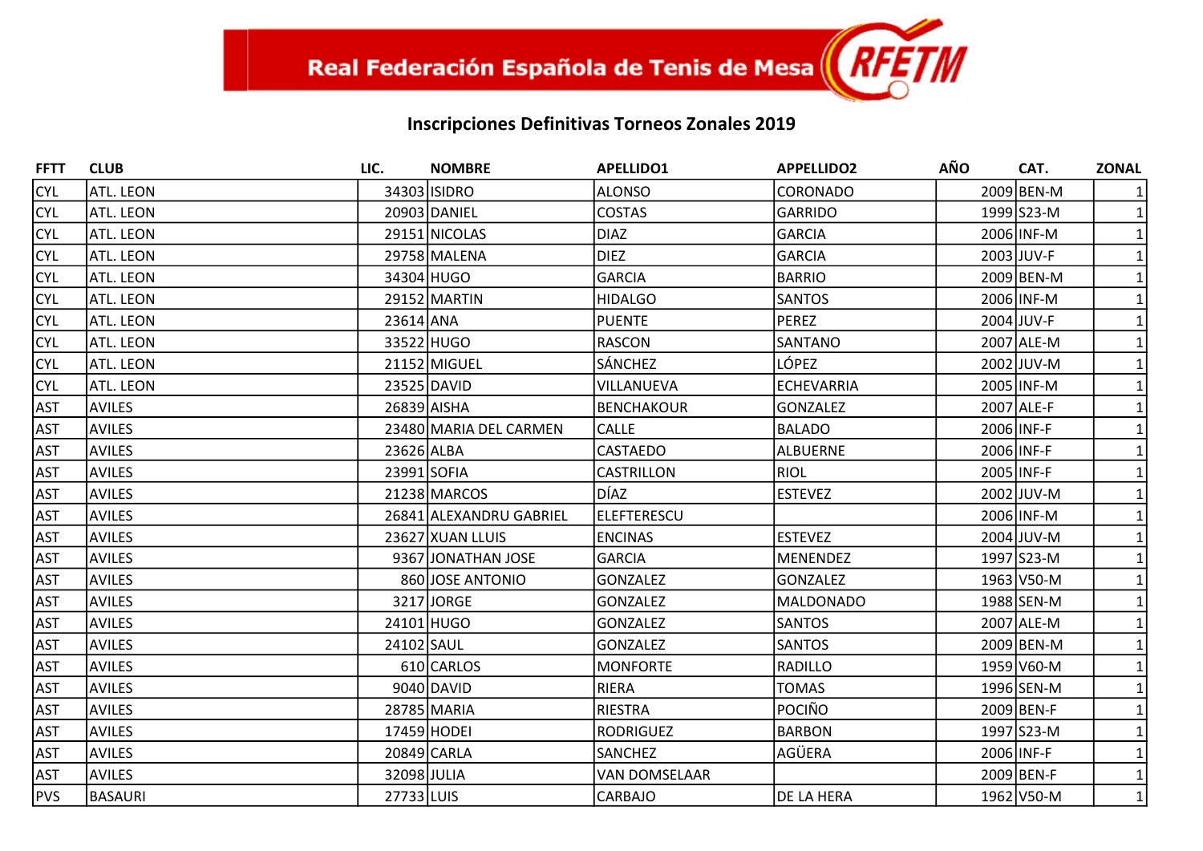Real Federación Española de Tenis de Mesa RFETM

## Inscripciones Definitivas Torneos Zonales 2019

| FFTT | CLUB | LIC. | NOMBRE | APELLIDO1 | APPELLIDO2 | AÑO | CAT. | ZONAL |
|---|---|---|---|---|---|---|---|---|
| CYL | ATL. LEON | 34303 | ISIDRO | ALONSO | CORONADO | 2009 | BEN-M | 1 |
| CYL | ATL. LEON | 20903 | DANIEL | COSTAS | GARRIDO | 1999 | S23-M | 1 |
| CYL | ATL. LEON | 29151 | NICOLAS | DIAZ | GARCIA | 2006 | INF-M | 1 |
| CYL | ATL. LEON | 29758 | MALENA | DIEZ | GARCIA | 2003 | JUV-F | 1 |
| CYL | ATL. LEON | 34304 | HUGO | GARCIA | BARRIO | 2009 | BEN-M | 1 |
| CYL | ATL. LEON | 29152 | MARTIN | HIDALGO | SANTOS | 2006 | INF-M | 1 |
| CYL | ATL. LEON | 23614 | ANA | PUENTE | PEREZ | 2004 | JUV-F | 1 |
| CYL | ATL. LEON | 33522 | HUGO | RASCON | SANTANO | 2007 | ALE-M | 1 |
| CYL | ATL. LEON | 21152 | MIGUEL | SÁNCHEZ | LÓPEZ | 2002 | JUV-M | 1 |
| CYL | ATL. LEON | 23525 | DAVID | VILLANUEVA | ECHEVARRIA | 2005 | INF-M | 1 |
| AST | AVILES | 26839 | AISHA | BENCHAKOUR | GONZALEZ | 2007 | ALE-F | 1 |
| AST | AVILES | 23480 | MARIA DEL CARMEN | CALLE | BALADO | 2006 | INF-F | 1 |
| AST | AVILES | 23626 | ALBA | CASTAEDO | ALBUERNE | 2006 | INF-F | 1 |
| AST | AVILES | 23991 | SOFIA | CASTRILLON | RIOL | 2005 | INF-F | 1 |
| AST | AVILES | 21238 | MARCOS | DÍAZ | ESTEVEZ | 2002 | JUV-M | 1 |
| AST | AVILES | 26841 | ALEXANDRU GABRIEL | ELEFTERESCU | | 2006 | INF-M | 1 |
| AST | AVILES | 23627 | XUAN LLUIS | ENCINAS | ESTEVEZ | 2004 | JUV-M | 1 |
| AST | AVILES | 9367 | JONATHAN JOSE | GARCIA | MENENDEZ | 1997 | S23-M | 1 |
| AST | AVILES | 860 | JOSE ANTONIO | GONZALEZ | GONZALEZ | 1963 | V50-M | 1 |
| AST | AVILES | 3217 | JORGE | GONZALEZ | MALDONADO | 1988 | SEN-M | 1 |
| AST | AVILES | 24101 | HUGO | GONZALEZ | SANTOS | 2007 | ALE-M | 1 |
| AST | AVILES | 24102 | SAUL | GONZALEZ | SANTOS | 2009 | BEN-M | 1 |
| AST | AVILES | 610 | CARLOS | MONFORTE | RADILLO | 1959 | V60-M | 1 |
| AST | AVILES | 9040 | DAVID | RIERA | TOMAS | 1996 | SEN-M | 1 |
| AST | AVILES | 28785 | MARIA | RIESTRA | POCIÑO | 2009 | BEN-F | 1 |
| AST | AVILES | 17459 | HODEI | RODRIGUEZ | BARBON | 1997 | S23-M | 1 |
| AST | AVILES | 20849 | CARLA | SANCHEZ | AGÜERA | 2006 | INF-F | 1 |
| AST | AVILES | 32098 | JULIA | VAN DOMSELAAR | | 2009 | BEN-F | 1 |
| PVS | BASAURI | 27733 | LUIS | CARBAJO | DE LA HERA | 1962 | V50-M | 1 |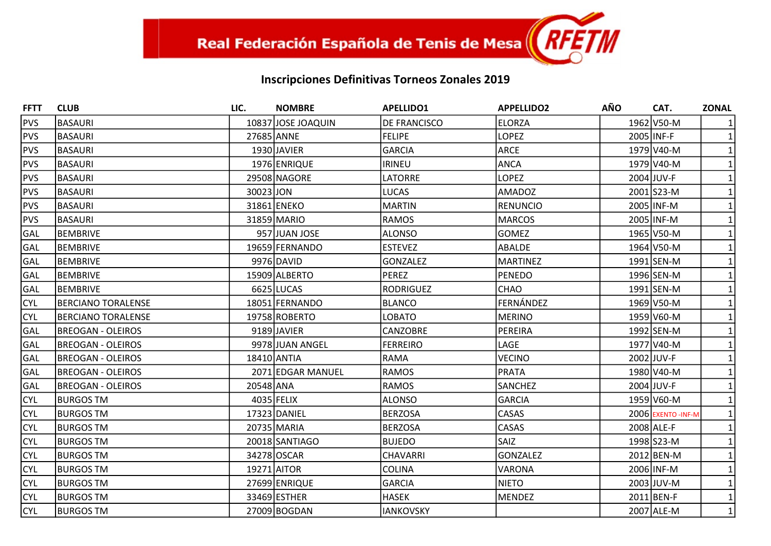Real Federación Española de Tenis de Mesa RFETM

## Inscripciones Definitivas Torneos Zonales 2019

| FFTT | CLUB | LIC. | NOMBRE | APELLIDO1 | APPELLIDO2 | AÑO | CAT. | ZONAL |
|---|---|---|---|---|---|---|---|---|
| PVS | BASAURI | 10837 | JOSE JOAQUIN | DE FRANCISCO | ELORZA | 1962 | V50-M | 1 |
| PVS | BASAURI | 27685 | ANNE | FELIPE | LOPEZ | 2005 | INF-F | 1 |
| PVS | BASAURI | 1930 | JAVIER | GARCIA | ARCE | 1979 | V40-M | 1 |
| PVS | BASAURI | 1976 | ENRIQUE | IRINEU | ANCA | 1979 | V40-M | 1 |
| PVS | BASAURI | 29508 | NAGORE | LATORRE | LOPEZ | 2004 | JUV-F | 1 |
| PVS | BASAURI | 30023 | JON | LUCAS | AMADOZ | 2001 | S23-M | 1 |
| PVS | BASAURI | 31861 | ENEKO | MARTIN | RENUNCIO | 2005 | INF-M | 1 |
| PVS | BASAURI | 31859 | MARIO | RAMOS | MARCOS | 2005 | INF-M | 1 |
| GAL | BEMBRIVE | 957 | JUAN JOSE | ALONSO | GOMEZ | 1965 | V50-M | 1 |
| GAL | BEMBRIVE | 19659 | FERNANDO | ESTEVEZ | ABALDE | 1964 | V50-M | 1 |
| GAL | BEMBRIVE | 9976 | DAVID | GONZALEZ | MARTINEZ | 1991 | SEN-M | 1 |
| GAL | BEMBRIVE | 15909 | ALBERTO | PEREZ | PENEDO | 1996 | SEN-M | 1 |
| GAL | BEMBRIVE | 6625 | LUCAS | RODRIGUEZ | CHAO | 1991 | SEN-M | 1 |
| CYL | BERCIANO TORALENSE | 18051 | FERNANDO | BLANCO | FERNÁNDEZ | 1969 | V50-M | 1 |
| CYL | BERCIANO TORALENSE | 19758 | ROBERTO | LOBATO | MERINO | 1959 | V60-M | 1 |
| GAL | BREOGAN - OLEIROS | 9189 | JAVIER | CANZOBRE | PEREIRA | 1992 | SEN-M | 1 |
| GAL | BREOGAN - OLEIROS | 9978 | JUAN ANGEL | FERREIRO | LAGE | 1977 | V40-M | 1 |
| GAL | BREOGAN - OLEIROS | 18410 | ANTIA | RAMA | VECINO | 2002 | JUV-F | 1 |
| GAL | BREOGAN - OLEIROS | 2071 | EDGAR MANUEL | RAMOS | PRATA | 1980 | V40-M | 1 |
| GAL | BREOGAN - OLEIROS | 20548 | ANA | RAMOS | SANCHEZ | 2004 | JUV-F | 1 |
| CYL | BURGOS TM | 4035 | FELIX | ALONSO | GARCIA | 1959 | V60-M | 1 |
| CYL | BURGOS TM | 17323 | DANIEL | BERZOSA | CASAS | 2006 | EXENTO -INF-M | 1 |
| CYL | BURGOS TM | 20735 | MARIA | BERZOSA | CASAS | 2008 | ALE-F | 1 |
| CYL | BURGOS TM | 20018 | SANTIAGO | BUJEDO | SAIZ | 1998 | S23-M | 1 |
| CYL | BURGOS TM | 34278 | OSCAR | CHAVARRI | GONZALEZ | 2012 | BEN-M | 1 |
| CYL | BURGOS TM | 19271 | AITOR | COLINA | VARONA | 2006 | INF-M | 1 |
| CYL | BURGOS TM | 27699 | ENRIQUE | GARCIA | NIETO | 2003 | JUV-M | 1 |
| CYL | BURGOS TM | 33469 | ESTHER | HASEK | MENDEZ | 2011 | BEN-F | 1 |
| CYL | BURGOS TM | 27009 | BOGDAN | IANKOVSKY | | 2007 | ALE-M | 1 |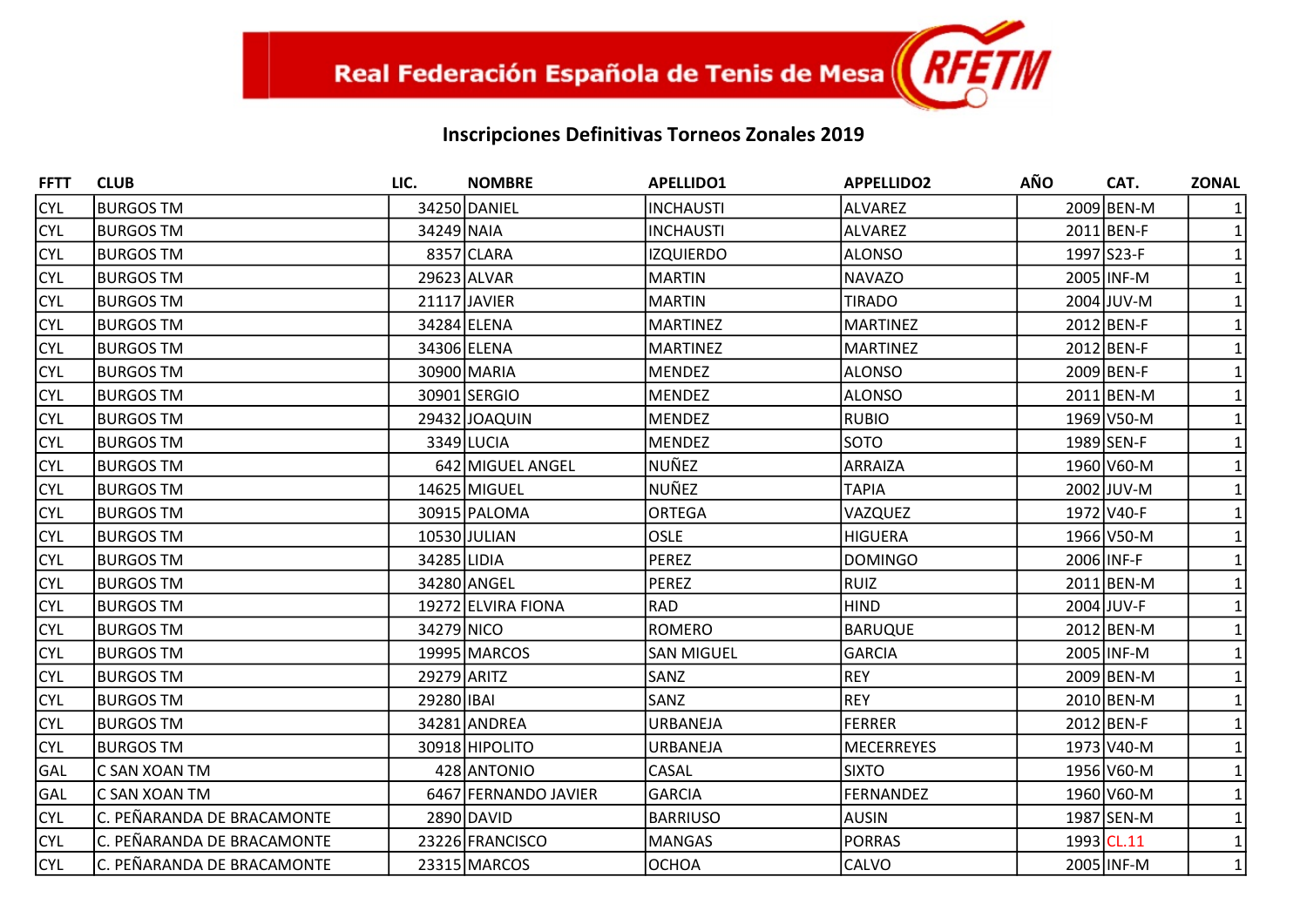# Inscripciones Definitivas Torneos Zonales 2019

| FFTT | CLUB | LIC. | NOMBRE | APELLIDO1 | APPELLIDO2 | AÑO | CAT. | ZONAL |
|---|---|---|---|---|---|---|---|---|
| CYL | BURGOS TM | 34250 | DANIEL | INCHAUSTI | ALVAREZ | 2009 | BEN-M | 1 |
| CYL | BURGOS TM | 34249 | NAIA | INCHAUSTI | ALVAREZ | 2011 | BEN-F | 1 |
| CYL | BURGOS TM | 8357 | CLARA | IZQUIERDO | ALONSO | 1997 | S23-F | 1 |
| CYL | BURGOS TM | 29623 | ALVAR | MARTIN | NAVAZO | 2005 | INF-M | 1 |
| CYL | BURGOS TM | 21117 | JAVIER | MARTIN | TIRADO | 2004 | JUV-M | 1 |
| CYL | BURGOS TM | 34284 | ELENA | MARTINEZ | MARTINEZ | 2012 | BEN-F | 1 |
| CYL | BURGOS TM | 34306 | ELENA | MARTINEZ | MARTINEZ | 2012 | BEN-F | 1 |
| CYL | BURGOS TM | 30900 | MARIA | MENDEZ | ALONSO | 2009 | BEN-F | 1 |
| CYL | BURGOS TM | 30901 | SERGIO | MENDEZ | ALONSO | 2011 | BEN-M | 1 |
| CYL | BURGOS TM | 29432 | JOAQUIN | MENDEZ | RUBIO | 1969 | V50-M | 1 |
| CYL | BURGOS TM | 3349 | LUCIA | MENDEZ | SOTO | 1989 | SEN-F | 1 |
| CYL | BURGOS TM | 642 | MIGUEL ANGEL | NUÑEZ | ARRAIZA | 1960 | V60-M | 1 |
| CYL | BURGOS TM | 14625 | MIGUEL | NUÑEZ | TAPIA | 2002 | JUV-M | 1 |
| CYL | BURGOS TM | 30915 | PALOMA | ORTEGA | VAZQUEZ | 1972 | V40-F | 1 |
| CYL | BURGOS TM | 10530 | JULIAN | OSLE | HIGUERA | 1966 | V50-M | 1 |
| CYL | BURGOS TM | 34285 | LIDIA | PEREZ | DOMINGO | 2006 | INF-F | 1 |
| CYL | BURGOS TM | 34280 | ANGEL | PEREZ | RUIZ | 2011 | BEN-M | 1 |
| CYL | BURGOS TM | 19272 | ELVIRA FIONA | RAD | HIND | 2004 | JUV-F | 1 |
| CYL | BURGOS TM | 34279 | NICO | ROMERO | BARUQUE | 2012 | BEN-M | 1 |
| CYL | BURGOS TM | 19995 | MARCOS | SAN MIGUEL | GARCIA | 2005 | INF-M | 1 |
| CYL | BURGOS TM | 29279 | ARITZ | SANZ | REY | 2009 | BEN-M | 1 |
| CYL | BURGOS TM | 29280 | IBAI | SANZ | REY | 2010 | BEN-M | 1 |
| CYL | BURGOS TM | 34281 | ANDREA | URBANEJA | FERRER | 2012 | BEN-F | 1 |
| CYL | BURGOS TM | 30918 | HIPOLITO | URBANEJA | MECERREYES | 1973 | V40-M | 1 |
| GAL | C SAN XOAN TM | 428 | ANTONIO | CASAL | SIXTO | 1956 | V60-M | 1 |
| GAL | C SAN XOAN TM | 6467 | FERNANDO JAVIER | GARCIA | FERNANDEZ | 1960 | V60-M | 1 |
| CYL | C. PEÑARANDA DE BRACAMONTE | 2890 | DAVID | BARRIUSO | AUSIN | 1987 | SEN-M | 1 |
| CYL | C. PEÑARANDA DE BRACAMONTE | 23226 | FRANCISCO | MANGAS | PORRAS | 1993 | CL.11 | 1 |
| CYL | C. PEÑARANDA DE BRACAMONTE | 23315 | MARCOS | OCHOA | CALVO | 2005 | INF-M | 1 |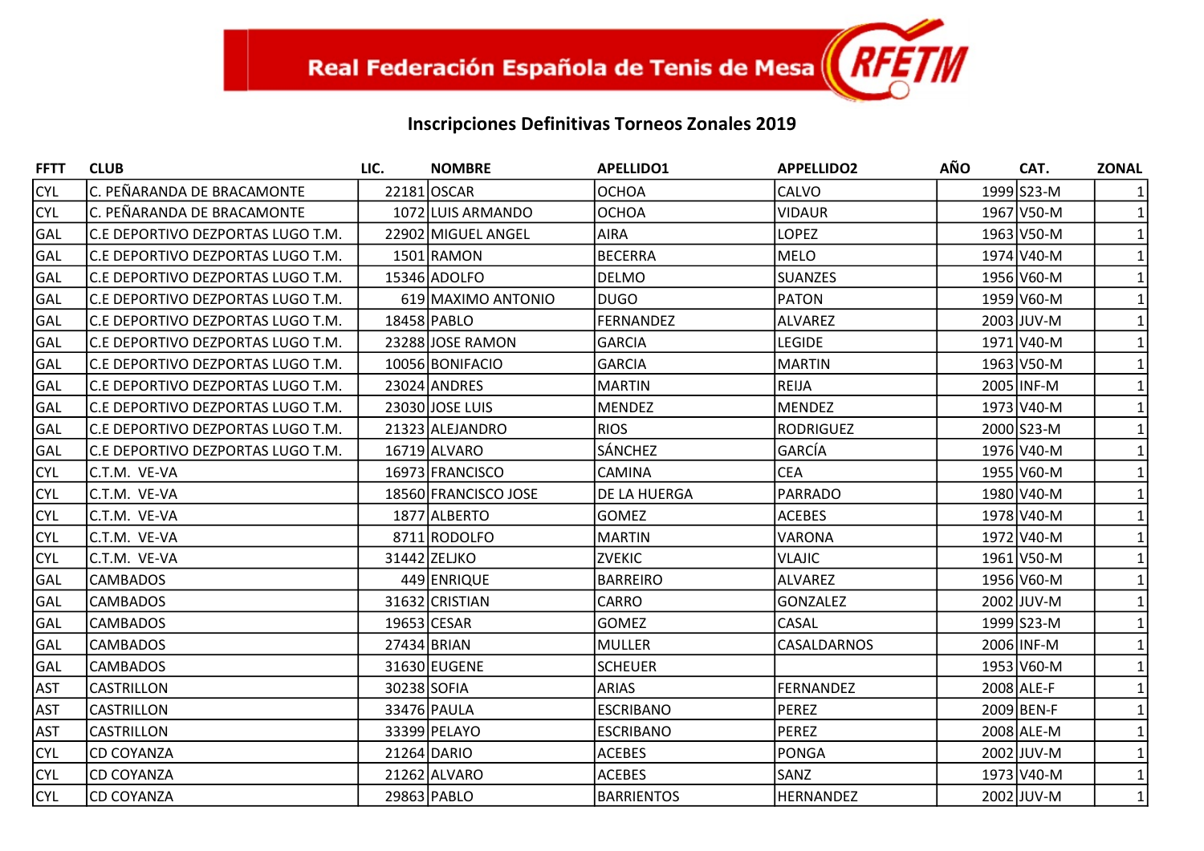Real Federación Española de Tenis de Mesa RFETM

## Inscripciones Definitivas Torneos Zonales 2019

| FFTT | CLUB | LIC. | NOMBRE | APELLIDO1 | APPELLIDO2 | AÑO | CAT. | ZONAL |
|---|---|---|---|---|---|---|---|---|
| CYL | C. PEÑARANDA DE BRACAMONTE | 22181 | OSCAR | OCHOA | CALVO | 1999 | S23-M | 1 |
| CYL | C. PEÑARANDA DE BRACAMONTE | 1072 | LUIS ARMANDO | OCHOA | VIDAUR | 1967 | V50-M | 1 |
| GAL | C.E DEPORTIVO DEZPORTAS LUGO T.M. | 22902 | MIGUEL ANGEL | AIRA | LOPEZ | 1963 | V50-M | 1 |
| GAL | C.E DEPORTIVO DEZPORTAS LUGO T.M. | 1501 | RAMON | BECERRA | MELO | 1974 | V40-M | 1 |
| GAL | C.E DEPORTIVO DEZPORTAS LUGO T.M. | 15346 | ADOLFO | DELMO | SUANZES | 1956 | V60-M | 1 |
| GAL | C.E DEPORTIVO DEZPORTAS LUGO T.M. | 619 | MAXIMO ANTONIO | DUGO | PATON | 1959 | V60-M | 1 |
| GAL | C.E DEPORTIVO DEZPORTAS LUGO T.M. | 18458 | PABLO | FERNANDEZ | ALVAREZ | 2003 | JUV-M | 1 |
| GAL | C.E DEPORTIVO DEZPORTAS LUGO T.M. | 23288 | JOSE RAMON | GARCIA | LEGIDE | 1971 | V40-M | 1 |
| GAL | C.E DEPORTIVO DEZPORTAS LUGO T.M. | 10056 | BONIFACIO | GARCIA | MARTIN | 1963 | V50-M | 1 |
| GAL | C.E DEPORTIVO DEZPORTAS LUGO T.M. | 23024 | ANDRES | MARTIN | REIJA | 2005 | INF-M | 1 |
| GAL | C.E DEPORTIVO DEZPORTAS LUGO T.M. | 23030 | JOSE LUIS | MENDEZ | MENDEZ | 1973 | V40-M | 1 |
| GAL | C.E DEPORTIVO DEZPORTAS LUGO T.M. | 21323 | ALEJANDRO | RIOS | RODRIGUEZ | 2000 | S23-M | 1 |
| GAL | C.E DEPORTIVO DEZPORTAS LUGO T.M. | 16719 | ALVARO | SÁNCHEZ | GARCÍA | 1976 | V40-M | 1 |
| CYL | C.T.M. VE-VA | 16973 | FRANCISCO | CAMINA | CEA | 1955 | V60-M | 1 |
| CYL | C.T.M. VE-VA | 18560 | FRANCISCO JOSE | DE LA HUERGA | PARRADO | 1980 | V40-M | 1 |
| CYL | C.T.M. VE-VA | 1877 | ALBERTO | GOMEZ | ACEBES | 1978 | V40-M | 1 |
| CYL | C.T.M. VE-VA | 8711 | RODOLFO | MARTIN | VARONA | 1972 | V40-M | 1 |
| CYL | C.T.M. VE-VA | 31442 | ZELJKO | ZVEKIC | VLAJIC | 1961 | V50-M | 1 |
| GAL | CAMBADOS | 449 | ENRIQUE | BARREIRO | ALVAREZ | 1956 | V60-M | 1 |
| GAL | CAMBADOS | 31632 | CRISTIAN | CARRO | GONZALEZ | 2002 | JUV-M | 1 |
| GAL | CAMBADOS | 19653 | CESAR | GOMEZ | CASAL | 1999 | S23-M | 1 |
| GAL | CAMBADOS | 27434 | BRIAN | MULLER | CASALDARNOS | 2006 | INF-M | 1 |
| GAL | CAMBADOS | 31630 | EUGENE | SCHEUER | | 1953 | V60-M | 1 |
| AST | CASTRILLON | 30238 | SOFIA | ARIAS | FERNANDEZ | 2008 | ALE-F | 1 |
| AST | CASTRILLON | 33476 | PAULA | ESCRIBANO | PEREZ | 2009 | BEN-F | 1 |
| AST | CASTRILLON | 33399 | PELAYO | ESCRIBANO | PEREZ | 2008 | ALE-M | 1 |
| CYL | CD COYANZA | 21264 | DARIO | ACEBES | PONGA | 2002 | JUV-M | 1 |
| CYL | CD COYANZA | 21262 | ALVARO | ACEBES | SANZ | 1973 | V40-M | 1 |
| CYL | CD COYANZA | 29863 | PABLO | BARRIENTOS | HERNANDEZ | 2002 | JUV-M | 1 |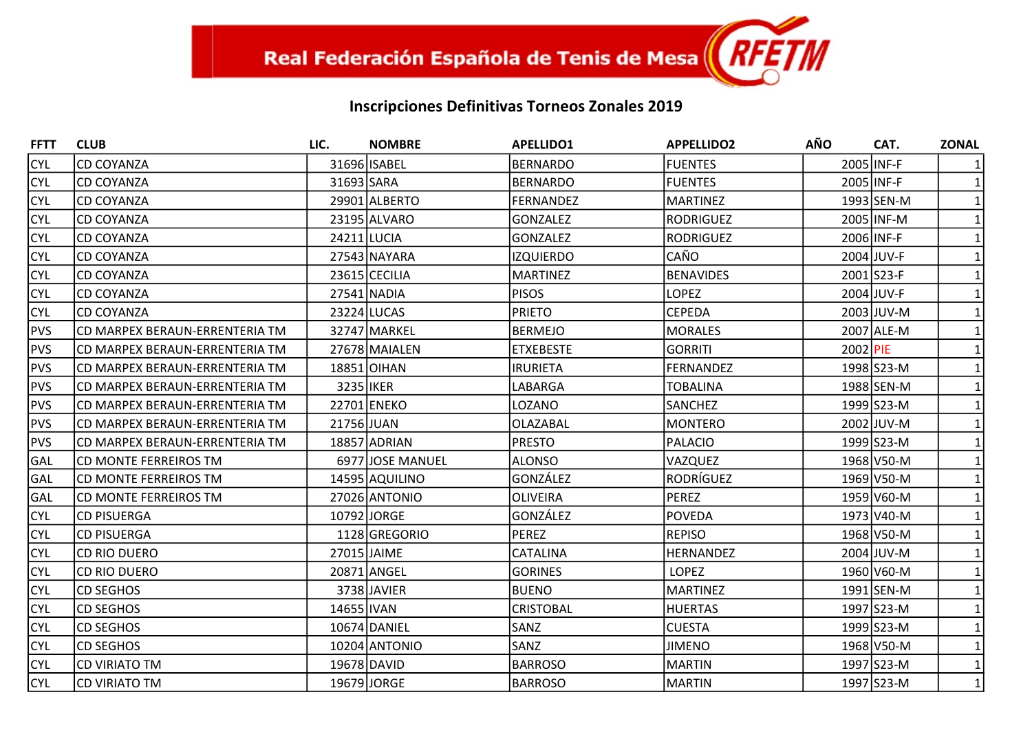Real Federación Española de Tenis de Mesa RFETM

## Inscripciones Definitivas Torneos Zonales 2019

| FFTT | CLUB | LIC. | NOMBRE | APELLIDO1 | APPELLIDO2 | AÑO | CAT. | ZONAL |
|---|---|---|---|---|---|---|---|---|
| CYL | CD COYANZA | 31696 | ISABEL | BERNARDO | FUENTES | 2005 | INF-F | 1 |
| CYL | CD COYANZA | 31693 | SARA | BERNARDO | FUENTES | 2005 | INF-F | 1 |
| CYL | CD COYANZA | 29901 | ALBERTO | FERNANDEZ | MARTINEZ | 1993 | SEN-M | 1 |
| CYL | CD COYANZA | 23195 | ALVARO | GONZALEZ | RODRIGUEZ | 2005 | INF-M | 1 |
| CYL | CD COYANZA | 24211 | LUCIA | GONZALEZ | RODRIGUEZ | 2006 | INF-F | 1 |
| CYL | CD COYANZA | 27543 | NAYARA | IZQUIERDO | CAÑO | 2004 | JUV-F | 1 |
| CYL | CD COYANZA | 23615 | CECILIA | MARTINEZ | BENAVIDES | 2001 | S23-F | 1 |
| CYL | CD COYANZA | 27541 | NADIA | PISOS | LOPEZ | 2004 | JUV-F | 1 |
| CYL | CD COYANZA | 23224 | LUCAS | PRIETO | CEPEDA | 2003 | JUV-M | 1 |
| PVS | CD MARPEX BERAUN-ERRENTERIA TM | 32747 | MARKEL | BERMEJO | MORALES | 2007 | ALE-M | 1 |
| PVS | CD MARPEX BERAUN-ERRENTERIA TM | 27678 | MAIALEN | ETXEBESTE | GORRITI | 2002 | PIE | 1 |
| PVS | CD MARPEX BERAUN-ERRENTERIA TM | 18851 | OIHAN | IRURIETA | FERNANDEZ | 1998 | S23-M | 1 |
| PVS | CD MARPEX BERAUN-ERRENTERIA TM | 3235 | IKER | LABARGA | TOBALINA | 1988 | SEN-M | 1 |
| PVS | CD MARPEX BERAUN-ERRENTERIA TM | 22701 | ENEKO | LOZANO | SANCHEZ | 1999 | S23-M | 1 |
| PVS | CD MARPEX BERAUN-ERRENTERIA TM | 21756 | JUAN | OLAZABAL | MONTERO | 2002 | JUV-M | 1 |
| PVS | CD MARPEX BERAUN-ERRENTERIA TM | 18857 | ADRIAN | PRESTO | PALACIO | 1999 | S23-M | 1 |
| GAL | CD MONTE FERREIROS TM | 6977 | JOSE MANUEL | ALONSO | VAZQUEZ | 1968 | V50-M | 1 |
| GAL | CD MONTE FERREIROS TM | 14595 | AQUILINO | GONZÁLEZ | RODRÍGUEZ | 1969 | V50-M | 1 |
| GAL | CD MONTE FERREIROS TM | 27026 | ANTONIO | OLIVEIRA | PEREZ | 1959 | V60-M | 1 |
| CYL | CD PISUERGA | 10792 | JORGE | GONZÁLEZ | POVEDA | 1973 | V40-M | 1 |
| CYL | CD PISUERGA | 1128 | GREGORIO | PEREZ | REPISO | 1968 | V50-M | 1 |
| CYL | CD RIO DUERO | 27015 | JAIME | CATALINA | HERNANDEZ | 2004 | JUV-M | 1 |
| CYL | CD RIO DUERO | 20871 | ANGEL | GORINES | LOPEZ | 1960 | V60-M | 1 |
| CYL | CD SEGHOS | 3738 | JAVIER | BUENO | MARTINEZ | 1991 | SEN-M | 1 |
| CYL | CD SEGHOS | 14655 | IVAN | CRISTOBAL | HUERTAS | 1997 | S23-M | 1 |
| CYL | CD SEGHOS | 10674 | DANIEL | SANZ | CUESTA | 1999 | S23-M | 1 |
| CYL | CD SEGHOS | 10204 | ANTONIO | SANZ | JIMENO | 1968 | V50-M | 1 |
| CYL | CD VIRIATO TM | 19678 | DAVID | BARROSO | MARTIN | 1997 | S23-M | 1 |
| CYL | CD VIRIATO TM | 19679 | JORGE | BARROSO | MARTIN | 1997 | S23-M | 1 |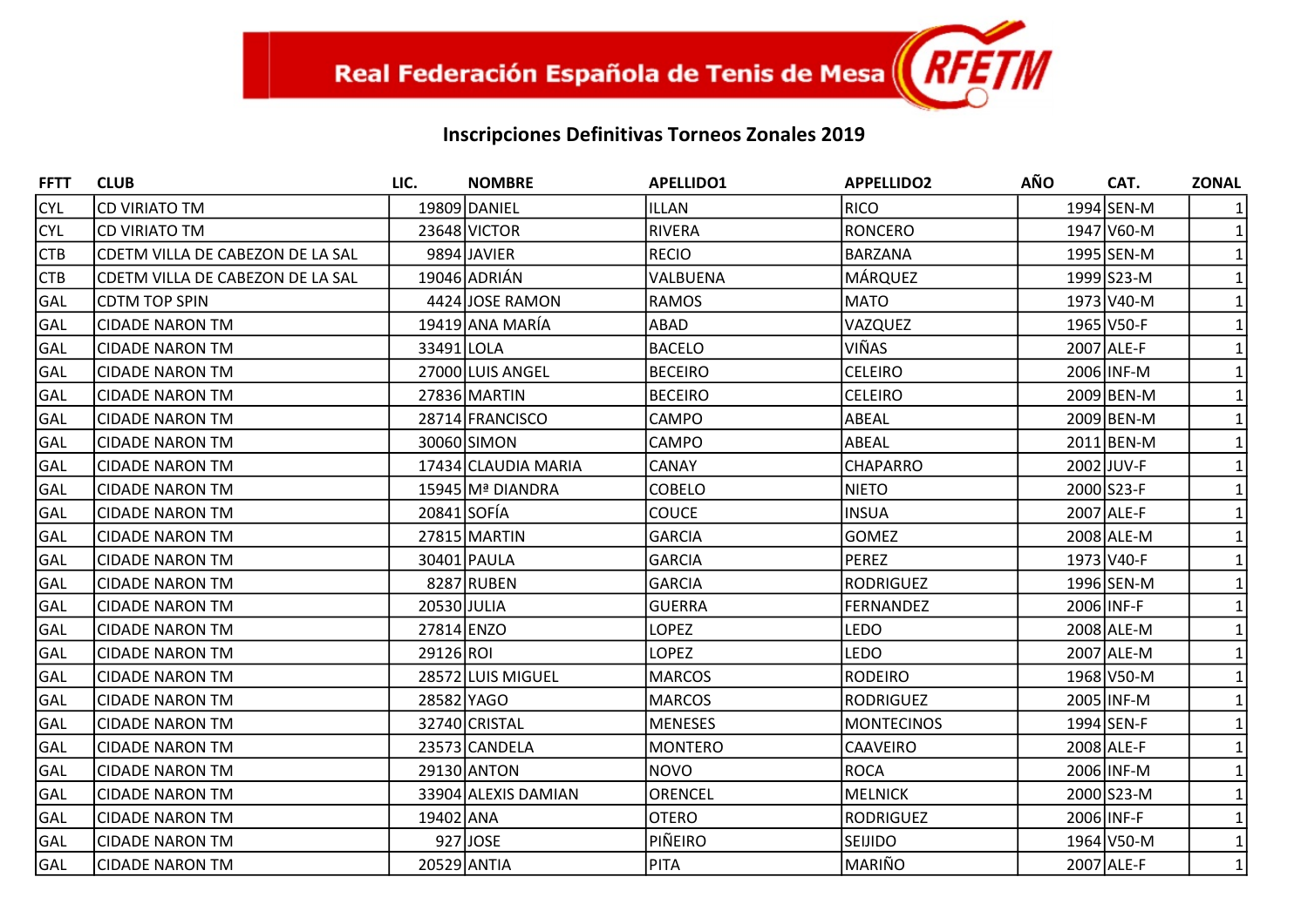Real Federación Española de Tenis de Mesa

## Inscripciones Definitivas Torneos Zonales 2019

| FFTT | CLUB | LIC. | NOMBRE | APELLIDO1 | APPELLIDO2 | AÑO | CAT. | ZONAL |
|---|---|---|---|---|---|---|---|---|
| CYL | CD VIRIATO TM | 19809 | DANIEL | ILLAN | RICO | 1994 | SEN-M | 1 |
| CYL | CD VIRIATO TM | 23648 | VICTOR | RIVERA | RONCERO | 1947 | V60-M | 1 |
| CTB | CDETM VILLA DE CABEZON DE LA SAL | 9894 | JAVIER | RECIO | BARZANA | 1995 | SEN-M | 1 |
| CTB | CDETM VILLA DE CABEZON DE LA SAL | 19046 | ADRIÁN | VALBUENA | MÁRQUEZ | 1999 | S23-M | 1 |
| GAL | CDTM TOP SPIN | 4424 | JOSE RAMON | RAMOS | MATO | 1973 | V40-M | 1 |
| GAL | CIDADE NARON TM | 19419 | ANA MARÍA | ABAD | VAZQUEZ | 1965 | V50-F | 1 |
| GAL | CIDADE NARON TM | 33491 | LOLA | BACELO | VIÑAS | 2007 | ALE-F | 1 |
| GAL | CIDADE NARON TM | 27000 | LUIS ANGEL | BECEIRO | CELEIRO | 2006 | INF-M | 1 |
| GAL | CIDADE NARON TM | 27836 | MARTIN | BECEIRO | CELEIRO | 2009 | BEN-M | 1 |
| GAL | CIDADE NARON TM | 28714 | FRANCISCO | CAMPO | ABEAL | 2009 | BEN-M | 1 |
| GAL | CIDADE NARON TM | 30060 | SIMON | CAMPO | ABEAL | 2011 | BEN-M | 1 |
| GAL | CIDADE NARON TM | 17434 | CLAUDIA MARIA | CANAY | CHAPARRO | 2002 | JUV-F | 1 |
| GAL | CIDADE NARON TM | 15945 | Mª DIANDRA | COBELO | NIETO | 2000 | S23-F | 1 |
| GAL | CIDADE NARON TM | 20841 | SOFÍA | COUCE | INSUA | 2007 | ALE-F | 1 |
| GAL | CIDADE NARON TM | 27815 | MARTIN | GARCIA | GOMEZ | 2008 | ALE-M | 1 |
| GAL | CIDADE NARON TM | 30401 | PAULA | GARCIA | PEREZ | 1973 | V40-F | 1 |
| GAL | CIDADE NARON TM | 8287 | RUBEN | GARCIA | RODRIGUEZ | 1996 | SEN-M | 1 |
| GAL | CIDADE NARON TM | 20530 | JULIA | GUERRA | FERNANDEZ | 2006 | INF-F | 1 |
| GAL | CIDADE NARON TM | 27814 | ENZO | LOPEZ | LEDO | 2008 | ALE-M | 1 |
| GAL | CIDADE NARON TM | 29126 | ROI | LOPEZ | LEDO | 2007 | ALE-M | 1 |
| GAL | CIDADE NARON TM | 28572 | LUIS MIGUEL | MARCOS | RODEIRO | 1968 | V50-M | 1 |
| GAL | CIDADE NARON TM | 28582 | YAGO | MARCOS | RODRIGUEZ | 2005 | INF-M | 1 |
| GAL | CIDADE NARON TM | 32740 | CRISTAL | MENESES | MONTECINOS | 1994 | SEN-F | 1 |
| GAL | CIDADE NARON TM | 23573 | CANDELA | MONTERO | CAAVEIRO | 2008 | ALE-F | 1 |
| GAL | CIDADE NARON TM | 29130 | ANTON | NOVO | ROCA | 2006 | INF-M | 1 |
| GAL | CIDADE NARON TM | 33904 | ALEXIS DAMIAN | ORENCEL | MELNICK | 2000 | S23-M | 1 |
| GAL | CIDADE NARON TM | 19402 | ANA | OTERO | RODRIGUEZ | 2006 | INF-F | 1 |
| GAL | CIDADE NARON TM | 927 | JOSE | PIÑEIRO | SEIJIDO | 1964 | V50-M | 1 |
| GAL | CIDADE NARON TM | 20529 | ANTIA | PITA | MARIÑO | 2007 | ALE-F | 1 |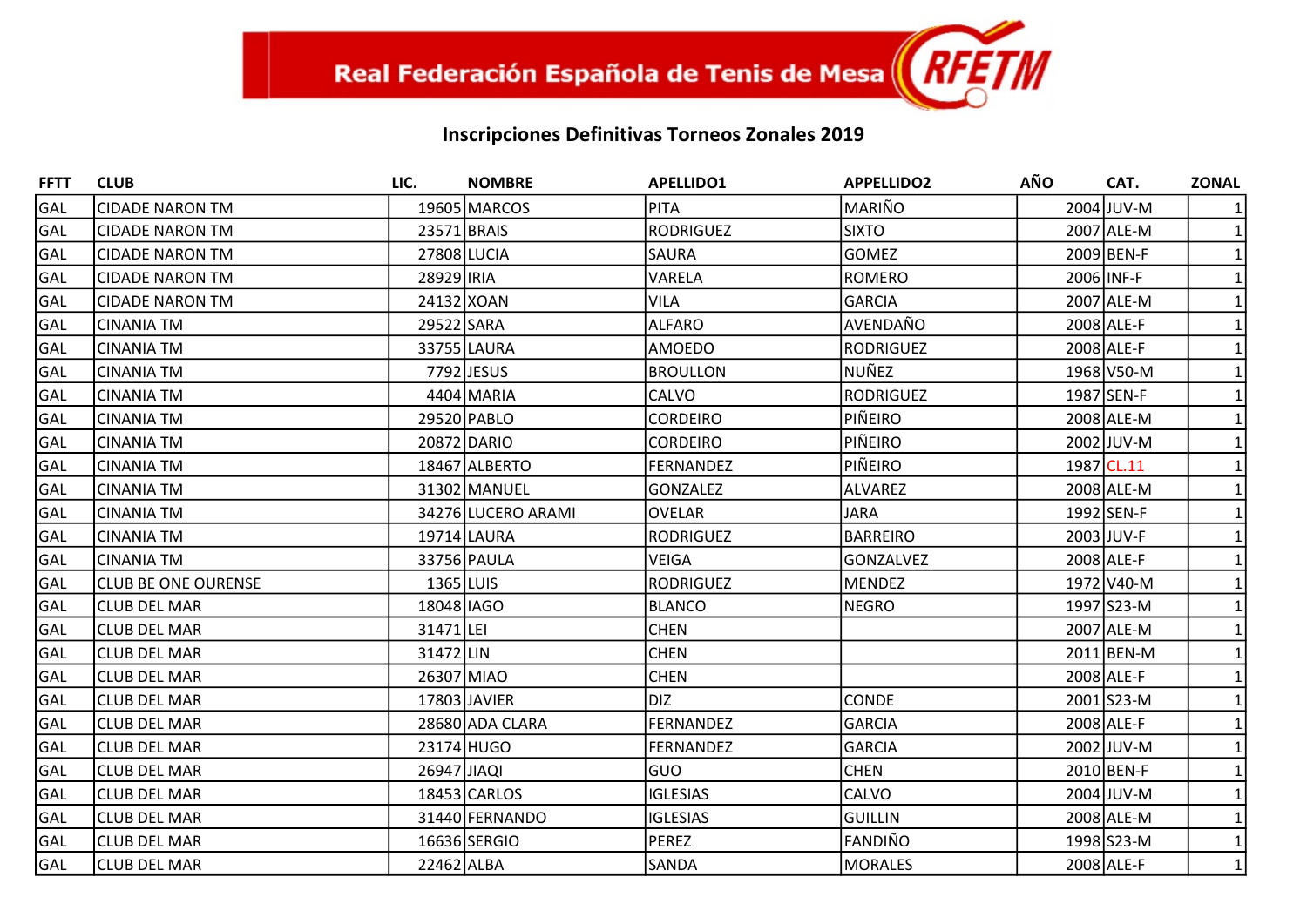Real Federación Española de Tenis de Mesa RFETM

## Inscripciones Definitivas Torneos Zonales 2019

| FFTT | CLUB | LIC. | NOMBRE | APELLIDO1 | APPELLIDO2 | AÑO | CAT. | ZONAL |
|---|---|---|---|---|---|---|---|---|
| GAL | CIDADE NARON TM | 19605 | MARCOS | PITA | MARIÑO | 2004 | JUV-M | 1 |
| GAL | CIDADE NARON TM | 23571 | BRAIS | RODRIGUEZ | SIXTO | 2007 | ALE-M | 1 |
| GAL | CIDADE NARON TM | 27808 | LUCIA | SAURA | GOMEZ | 2009 | BEN-F | 1 |
| GAL | CIDADE NARON TM | 28929 | IRIA | VARELA | ROMERO | 2006 | INF-F | 1 |
| GAL | CIDADE NARON TM | 24132 | XOAN | VILA | GARCIA | 2007 | ALE-M | 1 |
| GAL | CINANIA TM | 29522 | SARA | ALFARO | AVENDAÑO | 2008 | ALE-F | 1 |
| GAL | CINANIA TM | 33755 | LAURA | AMOEDO | RODRIGUEZ | 2008 | ALE-F | 1 |
| GAL | CINANIA TM | 7792 | JESUS | BROULLON | NUÑEZ | 1968 | V50-M | 1 |
| GAL | CINANIA TM | 4404 | MARIA | CALVO | RODRIGUEZ | 1987 | SEN-F | 1 |
| GAL | CINANIA TM | 29520 | PABLO | CORDEIRO | PIÑEIRO | 2008 | ALE-M | 1 |
| GAL | CINANIA TM | 20872 | DARIO | CORDEIRO | PIÑEIRO | 2002 | JUV-M | 1 |
| GAL | CINANIA TM | 18467 | ALBERTO | FERNANDEZ | PIÑEIRO | 1987 | CL.11 | 1 |
| GAL | CINANIA TM | 31302 | MANUEL | GONZALEZ | ALVAREZ | 2008 | ALE-M | 1 |
| GAL | CINANIA TM | 34276 | LUCERO ARAMI | OVELAR | JARA | 1992 | SEN-F | 1 |
| GAL | CINANIA TM | 19714 | LAURA | RODRIGUEZ | BARREIRO | 2003 | JUV-F | 1 |
| GAL | CINANIA TM | 33756 | PAULA | VEIGA | GONZALVEZ | 2008 | ALE-F | 1 |
| GAL | CLUB BE ONE OURENSE | 1365 | LUIS | RODRIGUEZ | MENDEZ | 1972 | V40-M | 1 |
| GAL | CLUB DEL MAR | 18048 | IAGO | BLANCO | NEGRO | 1997 | S23-M | 1 |
| GAL | CLUB DEL MAR | 31471 | LEI | CHEN | | 2007 | ALE-M | 1 |
| GAL | CLUB DEL MAR | 31472 | LIN | CHEN | | 2011 | BEN-M | 1 |
| GAL | CLUB DEL MAR | 26307 | MIAO | CHEN | | 2008 | ALE-F | 1 |
| GAL | CLUB DEL MAR | 17803 | JAVIER | DIZ | CONDE | 2001 | S23-M | 1 |
| GAL | CLUB DEL MAR | 28680 | ADA CLARA | FERNANDEZ | GARCIA | 2008 | ALE-F | 1 |
| GAL | CLUB DEL MAR | 23174 | HUGO | FERNANDEZ | GARCIA | 2002 | JUV-M | 1 |
| GAL | CLUB DEL MAR | 26947 | JIAQI | GUO | CHEN | 2010 | BEN-F | 1 |
| GAL | CLUB DEL MAR | 18453 | CARLOS | IGLESIAS | CALVO | 2004 | JUV-M | 1 |
| GAL | CLUB DEL MAR | 31440 | FERNANDO | IGLESIAS | GUILLIN | 2008 | ALE-M | 1 |
| GAL | CLUB DEL MAR | 16636 | SERGIO | PEREZ | FANDIÑO | 1998 | S23-M | 1 |
| GAL | CLUB DEL MAR | 22462 | ALBA | SANDA | MORALES | 2008 | ALE-F | 1 |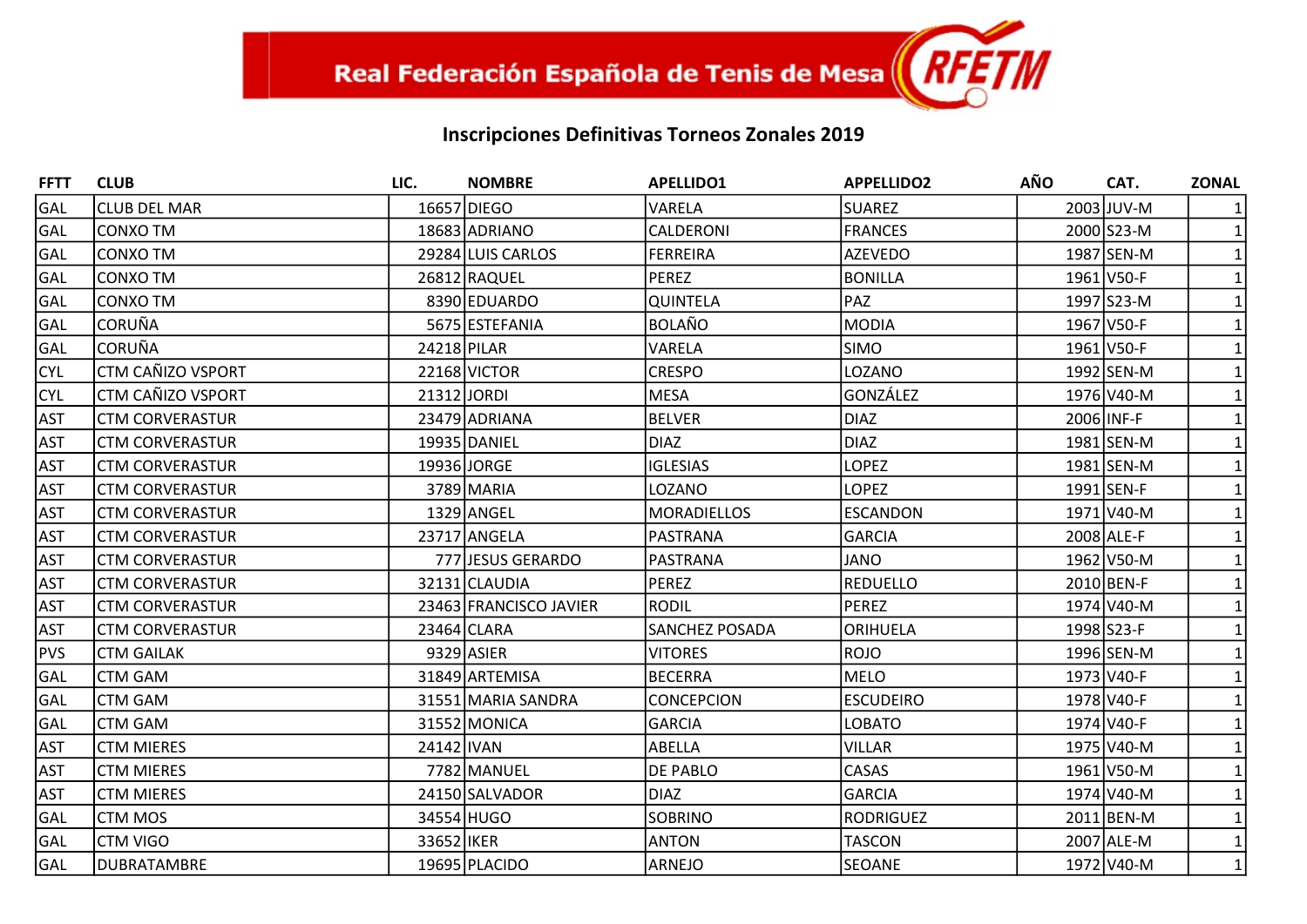Real Federación Española de Tenis de Mesa RFETM

## Inscripciones Definitivas Torneos Zonales 2019

| FFTT | CLUB | LIC. | NOMBRE | APELLIDO1 | APPELLIDO2 | AÑO | CAT. | ZONAL |
|---|---|---|---|---|---|---|---|---|
| GAL | CLUB DEL MAR | 16657 | DIEGO | VARELA | SUAREZ | 2003 | JUV-M | 1 |
| GAL | CONXO TM | 18683 | ADRIANO | CALDERONI | FRANCES | 2000 | S23-M | 1 |
| GAL | CONXO TM | 29284 | LUIS CARLOS | FERREIRA | AZEVEDO | 1987 | SEN-M | 1 |
| GAL | CONXO TM | 26812 | RAQUEL | PEREZ | BONILLA | 1961 | V50-F | 1 |
| GAL | CONXO TM | 8390 | EDUARDO | QUINTELA | PAZ | 1997 | S23-M | 1 |
| GAL | CORUÑA | 5675 | ESTEFANIA | BOLAÑO | MODIA | 1967 | V50-F | 1 |
| GAL | CORUÑA | 24218 | PILAR | VARELA | SIMO | 1961 | V50-F | 1 |
| CYL | CTM CAÑIZO VSPORT | 22168 | VICTOR | CRESPO | LOZANO | 1992 | SEN-M | 1 |
| CYL | CTM CAÑIZO VSPORT | 21312 | JORDI | MESA | GONZÁLEZ | 1976 | V40-M | 1 |
| AST | CTM CORVERASTUR | 23479 | ADRIANA | BELVER | DIAZ | 2006 | INF-F | 1 |
| AST | CTM CORVERASTUR | 19935 | DANIEL | DIAZ | DIAZ | 1981 | SEN-M | 1 |
| AST | CTM CORVERASTUR | 19936 | JORGE | IGLESIAS | LOPEZ | 1981 | SEN-M | 1 |
| AST | CTM CORVERASTUR | 3789 | MARIA | LOZANO | LOPEZ | 1991 | SEN-F | 1 |
| AST | CTM CORVERASTUR | 1329 | ANGEL | MORADIELLOS | ESCANDON | 1971 | V40-M | 1 |
| AST | CTM CORVERASTUR | 23717 | ANGELA | PASTRANA | GARCIA | 2008 | ALE-F | 1 |
| AST | CTM CORVERASTUR | 777 | JESUS GERARDO | PASTRANA | JANO | 1962 | V50-M | 1 |
| AST | CTM CORVERASTUR | 32131 | CLAUDIA | PEREZ | REDUELLO | 2010 | BEN-F | 1 |
| AST | CTM CORVERASTUR | 23463 | FRANCISCO JAVIER | RODIL | PEREZ | 1974 | V40-M | 1 |
| AST | CTM CORVERASTUR | 23464 | CLARA | SANCHEZ POSADA | ORIHUELA | 1998 | S23-F | 1 |
| PVS | CTM GAILAK | 9329 | ASIER | VITORES | ROJO | 1996 | SEN-M | 1 |
| GAL | CTM GAM | 31849 | ARTEMISA | BECERRA | MELO | 1973 | V40-F | 1 |
| GAL | CTM GAM | 31551 | MARIA SANDRA | CONCEPCION | ESCUDEIRO | 1978 | V40-F | 1 |
| GAL | CTM GAM | 31552 | MONICA | GARCIA | LOBATO | 1974 | V40-F | 1 |
| AST | CTM MIERES | 24142 | IVAN | ABELLA | VILLAR | 1975 | V40-M | 1 |
| AST | CTM MIERES | 7782 | MANUEL | DE PABLO | CASAS | 1961 | V50-M | 1 |
| AST | CTM MIERES | 24150 | SALVADOR | DIAZ | GARCIA | 1974 | V40-M | 1 |
| GAL | CTM MOS | 34554 | HUGO | SOBRINO | RODRIGUEZ | 2011 | BEN-M | 1 |
| GAL | CTM VIGO | 33652 | IKER | ANTON | TASCON | 2007 | ALE-M | 1 |
| GAL | DUBRATAMBRE | 19695 | PLACIDO | ARNEJO | SEOANE | 1972 | V40-M | 1 |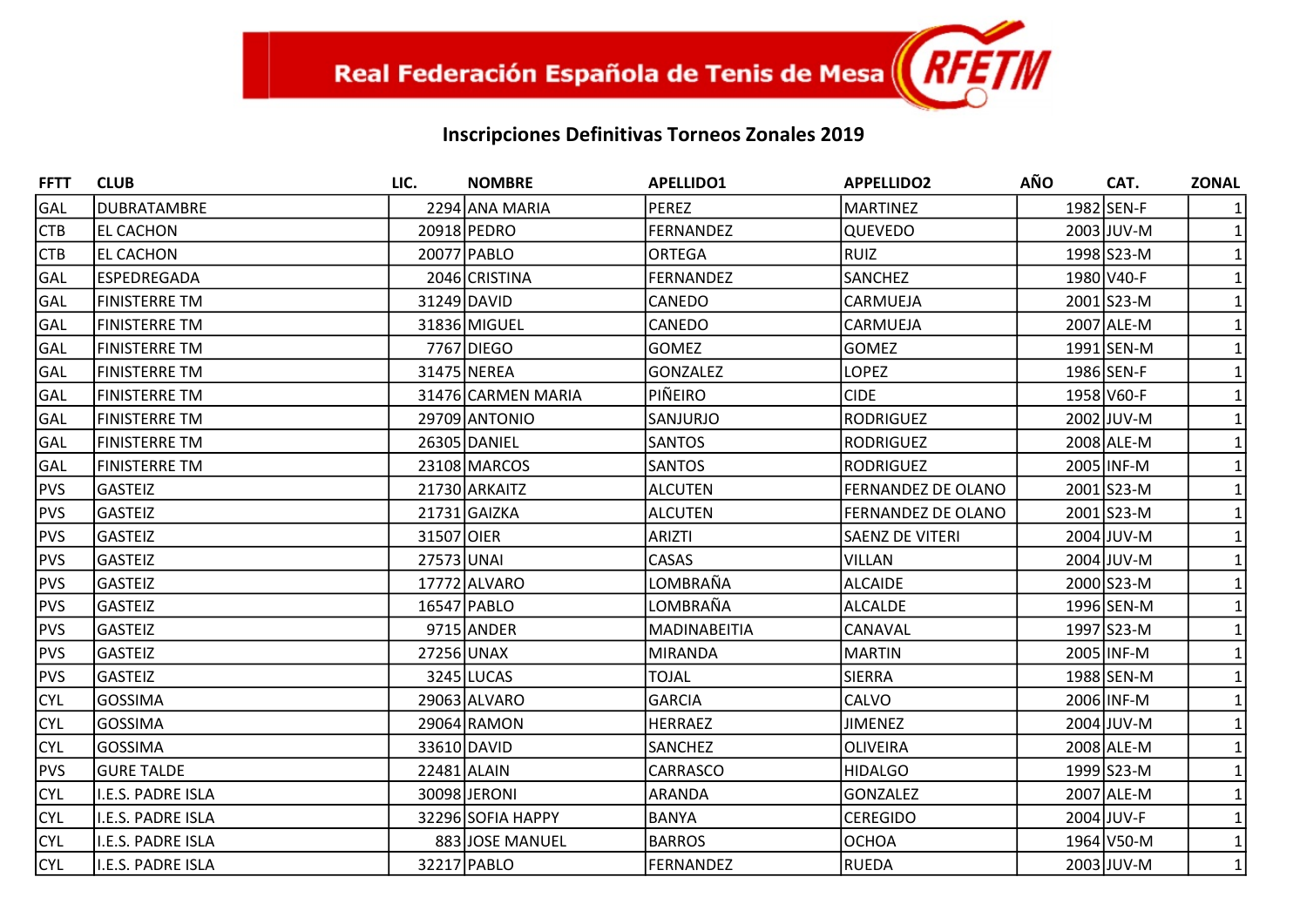Real Federación Española de Tenis de Mesa

## Inscripciones Definitivas Torneos Zonales 2019

| FFTT | CLUB | LIC. | NOMBRE | APELLIDO1 | APPELLIDO2 | AÑO | CAT. | ZONAL |
|---|---|---|---|---|---|---|---|---|
| GAL | DUBRATAMBRE | 2294 | ANA MARIA | PEREZ | MARTINEZ | 1982 | SEN-F | 1 |
| CTB | EL CACHON | 20918 | PEDRO | FERNANDEZ | QUEVEDO | 2003 | JUV-M | 1 |
| CTB | EL CACHON | 20077 | PABLO | ORTEGA | RUIZ | 1998 | S23-M | 1 |
| GAL | ESPEDREGADA | 2046 | CRISTINA | FERNANDEZ | SANCHEZ | 1980 | V40-F | 1 |
| GAL | FINISTERRE TM | 31249 | DAVID | CANEDO | CARMUEJA | 2001 | S23-M | 1 |
| GAL | FINISTERRE TM | 31836 | MIGUEL | CANEDO | CARMUEJA | 2007 | ALE-M | 1 |
| GAL | FINISTERRE TM | 7767 | DIEGO | GOMEZ | GOMEZ | 1991 | SEN-M | 1 |
| GAL | FINISTERRE TM | 31475 | NEREA | GONZALEZ | LOPEZ | 1986 | SEN-F | 1 |
| GAL | FINISTERRE TM | 31476 | CARMEN MARIA | PIÑEIRO | CIDE | 1958 | V60-F | 1 |
| GAL | FINISTERRE TM | 29709 | ANTONIO | SANJURJO | RODRIGUEZ | 2002 | JUV-M | 1 |
| GAL | FINISTERRE TM | 26305 | DANIEL | SANTOS | RODRIGUEZ | 2008 | ALE-M | 1 |
| GAL | FINISTERRE TM | 23108 | MARCOS | SANTOS | RODRIGUEZ | 2005 | INF-M | 1 |
| PVS | GASTEIZ | 21730 | ARKAITZ | ALCUTEN | FERNANDEZ DE OLANO | 2001 | S23-M | 1 |
| PVS | GASTEIZ | 21731 | GAIZKA | ALCUTEN | FERNANDEZ DE OLANO | 2001 | S23-M | 1 |
| PVS | GASTEIZ | 31507 | OIER | ARIZTI | SAENZ DE VITERI | 2004 | JUV-M | 1 |
| PVS | GASTEIZ | 27573 | UNAI | CASAS | VILLAN | 2004 | JUV-M | 1 |
| PVS | GASTEIZ | 17772 | ALVARO | LOMBRAÑA | ALCAIDE | 2000 | S23-M | 1 |
| PVS | GASTEIZ | 16547 | PABLO | LOMBRAÑA | ALCALDE | 1996 | SEN-M | 1 |
| PVS | GASTEIZ | 9715 | ANDER | MADINABEITIA | CANAVAL | 1997 | S23-M | 1 |
| PVS | GASTEIZ | 27256 | UNAX | MIRANDA | MARTIN | 2005 | INF-M | 1 |
| PVS | GASTEIZ | 3245 | LUCAS | TOJAL | SIERRA | 1988 | SEN-M | 1 |
| CYL | GOSSIMA | 29063 | ALVARO | GARCIA | CALVO | 2006 | INF-M | 1 |
| CYL | GOSSIMA | 29064 | RAMON | HERRAEZ | JIMENEZ | 2004 | JUV-M | 1 |
| CYL | GOSSIMA | 33610 | DAVID | SANCHEZ | OLIVEIRA | 2008 | ALE-M | 1 |
| PVS | GURE TALDE | 22481 | ALAIN | CARRASCO | HIDALGO | 1999 | S23-M | 1 |
| CYL | I.E.S. PADRE ISLA | 30098 | JERONI | ARANDA | GONZALEZ | 2007 | ALE-M | 1 |
| CYL | I.E.S. PADRE ISLA | 32296 | SOFIA HAPPY | BANYA | CEREGIDO | 2004 | JUV-F | 1 |
| CYL | I.E.S. PADRE ISLA | 883 | JOSE MANUEL | BARROS | OCHOA | 1964 | V50-M | 1 |
| CYL | I.E.S. PADRE ISLA | 32217 | PABLO | FERNANDEZ | RUEDA | 2003 | JUV-M | 1 |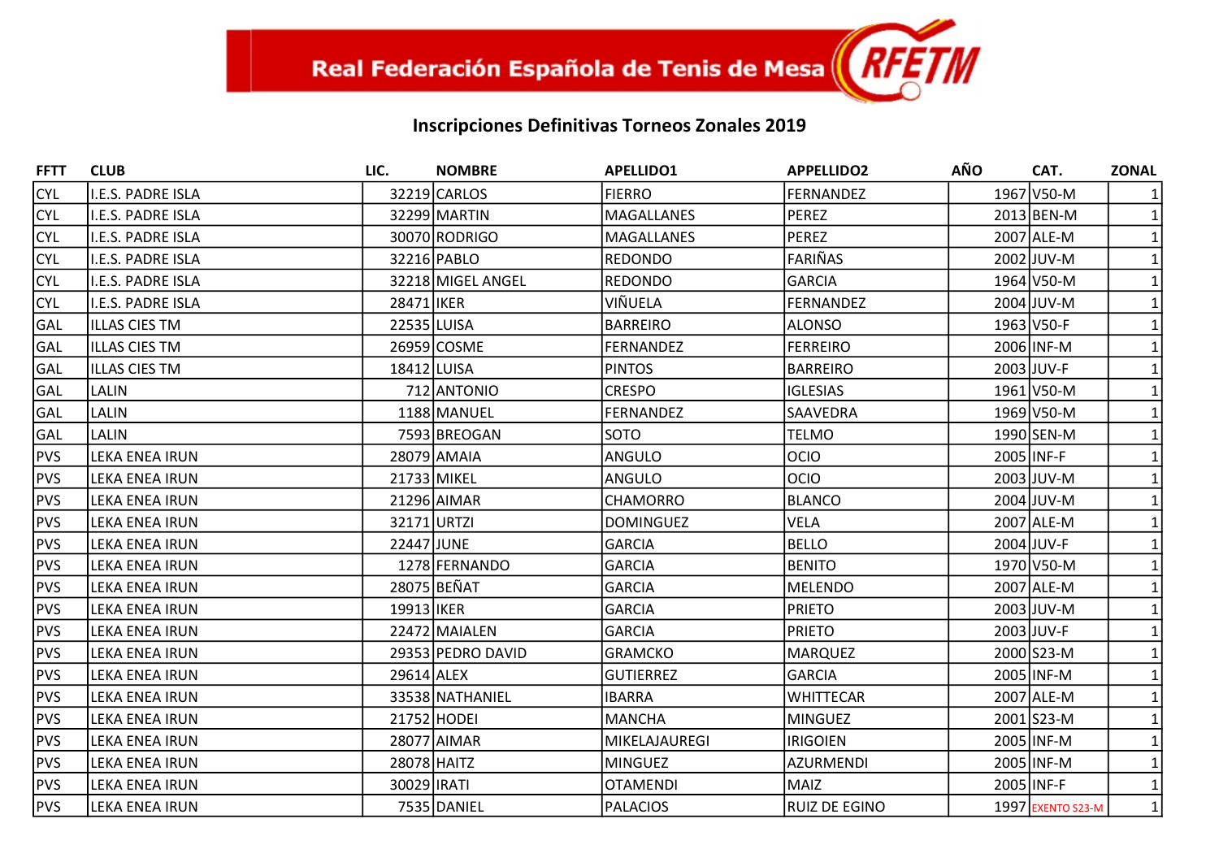Real Federación Española de Tenis de Mesa

## Inscripciones Definitivas Torneos Zonales 2019

| FFTT | CLUB | LIC. | NOMBRE | APELLIDO1 | APPELLIDO2 | AÑO | CAT. | ZONAL |
|---|---|---|---|---|---|---|---|---|
| CYL | I.E.S. PADRE ISLA | 32219 | CARLOS | FIERRO | FERNANDEZ | 1967 | V50-M | 1 |
| CYL | I.E.S. PADRE ISLA | 32299 | MARTIN | MAGALLANES | PEREZ | 2013 | BEN-M | 1 |
| CYL | I.E.S. PADRE ISLA | 30070 | RODRIGO | MAGALLANES | PEREZ | 2007 | ALE-M | 1 |
| CYL | I.E.S. PADRE ISLA | 32216 | PABLO | REDONDO | FARIÑAS | 2002 | JUV-M | 1 |
| CYL | I.E.S. PADRE ISLA | 32218 | MIGEL ANGEL | REDONDO | GARCIA | 1964 | V50-M | 1 |
| CYL | I.E.S. PADRE ISLA | 28471 | IKER | VIÑUELA | FERNANDEZ | 2004 | JUV-M | 1 |
| GAL | ILLAS CIES TM | 22535 | LUISA | BARREIRO | ALONSO | 1963 | V50-F | 1 |
| GAL | ILLAS CIES TM | 26959 | COSME | FERNANDEZ | FERREIRO | 2006 | INF-M | 1 |
| GAL | ILLAS CIES TM | 18412 | LUISA | PINTOS | BARREIRO | 2003 | JUV-F | 1 |
| GAL | LALIN | 712 | ANTONIO | CRESPO | IGLESIAS | 1961 | V50-M | 1 |
| GAL | LALIN | 1188 | MANUEL | FERNANDEZ | SAAVEDRA | 1969 | V50-M | 1 |
| GAL | LALIN | 7593 | BREOGAN | SOTO | TELMO | 1990 | SEN-M | 1 |
| PVS | LEKA ENEA IRUN | 28079 | AMAIA | ANGULO | OCIO | 2005 | INF-F | 1 |
| PVS | LEKA ENEA IRUN | 21733 | MIKEL | ANGULO | OCIO | 2003 | JUV-M | 1 |
| PVS | LEKA ENEA IRUN | 21296 | AIMAR | CHAMORRO | BLANCO | 2004 | JUV-M | 1 |
| PVS | LEKA ENEA IRUN | 32171 | URTZI | DOMINGUEZ | VELA | 2007 | ALE-M | 1 |
| PVS | LEKA ENEA IRUN | 22447 | JUNE | GARCIA | BELLO | 2004 | JUV-F | 1 |
| PVS | LEKA ENEA IRUN | 1278 | FERNANDO | GARCIA | BENITO | 1970 | V50-M | 1 |
| PVS | LEKA ENEA IRUN | 28075 | BEÑAT | GARCIA | MELENDO | 2007 | ALE-M | 1 |
| PVS | LEKA ENEA IRUN | 19913 | IKER | GARCIA | PRIETO | 2003 | JUV-M | 1 |
| PVS | LEKA ENEA IRUN | 22472 | MAIALEN | GARCIA | PRIETO | 2003 | JUV-F | 1 |
| PVS | LEKA ENEA IRUN | 29353 | PEDRO DAVID | GRAMCKO | MARQUEZ | 2000 | S23-M | 1 |
| PVS | LEKA ENEA IRUN | 29614 | ALEX | GUTIERREZ | GARCIA | 2005 | INF-M | 1 |
| PVS | LEKA ENEA IRUN | 33538 | NATHANIEL | IBARRA | WHITTECAR | 2007 | ALE-M | 1 |
| PVS | LEKA ENEA IRUN | 21752 | HODEI | MANCHA | MINGUEZ | 2001 | S23-M | 1 |
| PVS | LEKA ENEA IRUN | 28077 | AIMAR | MIKELAJAUREGI | IRIGOIEN | 2005 | INF-M | 1 |
| PVS | LEKA ENEA IRUN | 28078 | HAITZ | MINGUEZ | AZURMENDI | 2005 | INF-M | 1 |
| PVS | LEKA ENEA IRUN | 30029 | IRATI | OTAMENDI | MAIZ | 2005 | INF-F | 1 |
| PVS | LEKA ENEA IRUN | 7535 | DANIEL | PALACIOS | RUIZ DE EGINO | 1997 | EXENTO S23-M | 1 |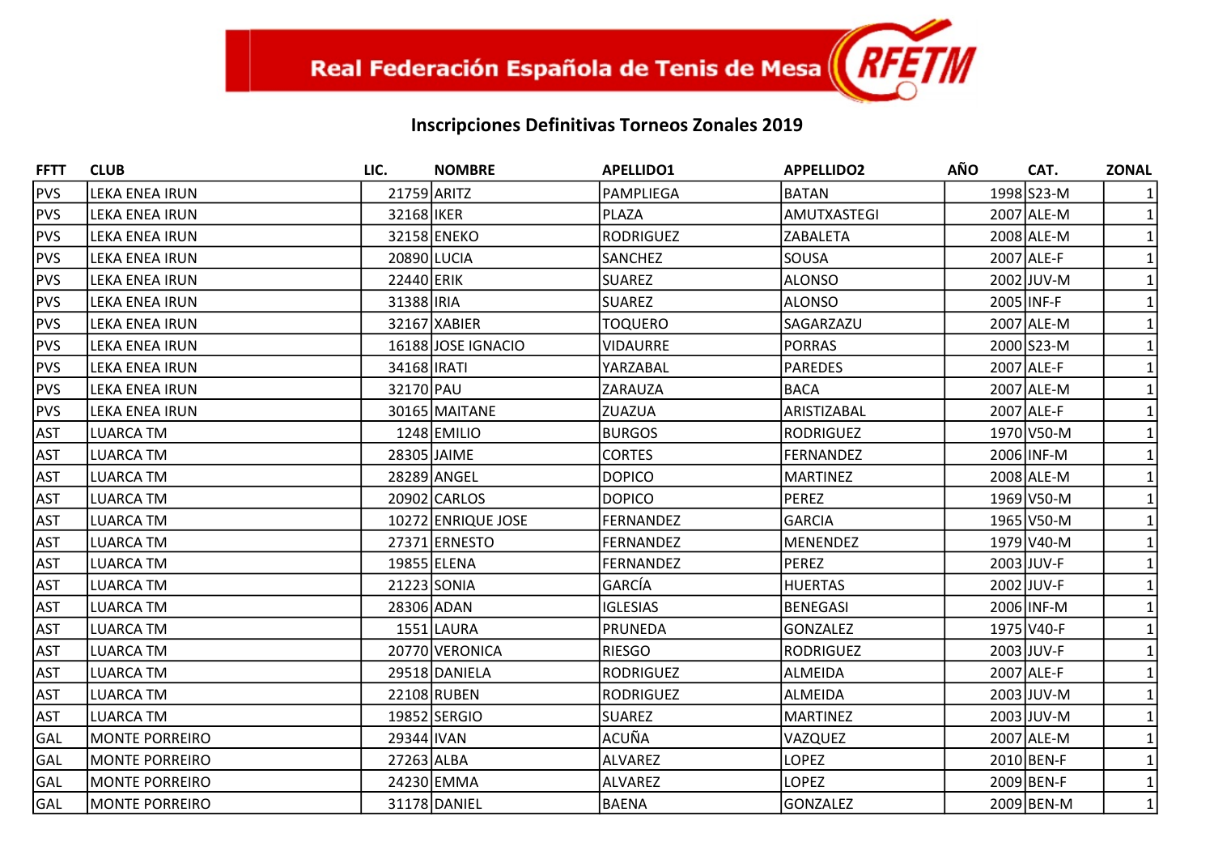Real Federación Española de Tenis de Mesa

## Inscripciones Definitivas Torneos Zonales 2019

| FFTT | CLUB | LIC. | NOMBRE | APELLIDO1 | APPELLIDO2 | AÑO | CAT. | ZONAL |
|---|---|---|---|---|---|---|---|---|
| PVS | LEKA ENEA IRUN | 21759 | ARITZ | PAMPLIEGA | BATAN | 1998 | S23-M | 1 |
| PVS | LEKA ENEA IRUN | 32168 | IKER | PLAZA | AMUTXASTEGI | 2007 | ALE-M | 1 |
| PVS | LEKA ENEA IRUN | 32158 | ENEKO | RODRIGUEZ | ZABALETA | 2008 | ALE-M | 1 |
| PVS | LEKA ENEA IRUN | 20890 | LUCIA | SANCHEZ | SOUSA | 2007 | ALE-F | 1 |
| PVS | LEKA ENEA IRUN | 22440 | ERIK | SUAREZ | ALONSO | 2002 | JUV-M | 1 |
| PVS | LEKA ENEA IRUN | 31388 | IRIA | SUAREZ | ALONSO | 2005 | INF-F | 1 |
| PVS | LEKA ENEA IRUN | 32167 | XABIER | TOQUERO | SAGARZAZU | 2007 | ALE-M | 1 |
| PVS | LEKA ENEA IRUN | 16188 | JOSE IGNACIO | VIDAURRE | PORRAS | 2000 | S23-M | 1 |
| PVS | LEKA ENEA IRUN | 34168 | IRATI | YARZABAL | PAREDES | 2007 | ALE-F | 1 |
| PVS | LEKA ENEA IRUN | 32170 | PAU | ZARAUZA | BACA | 2007 | ALE-M | 1 |
| PVS | LEKA ENEA IRUN | 30165 | MAITANE | ZUAZUA | ARISTIZABAL | 2007 | ALE-F | 1 |
| AST | LUARCA TM | 1248 | EMILIO | BURGOS | RODRIGUEZ | 1970 | V50-M | 1 |
| AST | LUARCA TM | 28305 | JAIME | CORTES | FERNANDEZ | 2006 | INF-M | 1 |
| AST | LUARCA TM | 28289 | ANGEL | DOPICO | MARTINEZ | 2008 | ALE-M | 1 |
| AST | LUARCA TM | 20902 | CARLOS | DOPICO | PEREZ | 1969 | V50-M | 1 |
| AST | LUARCA TM | 10272 | ENRIQUE JOSE | FERNANDEZ | GARCIA | 1965 | V50-M | 1 |
| AST | LUARCA TM | 27371 | ERNESTO | FERNANDEZ | MENENDEZ | 1979 | V40-M | 1 |
| AST | LUARCA TM | 19855 | ELENA | FERNANDEZ | PEREZ | 2003 | JUV-F | 1 |
| AST | LUARCA TM | 21223 | SONIA | GARCÍA | HUERTAS | 2002 | JUV-F | 1 |
| AST | LUARCA TM | 28306 | ADAN | IGLESIAS | BENEGASI | 2006 | INF-M | 1 |
| AST | LUARCA TM | 1551 | LAURA | PRUNEDA | GONZALEZ | 1975 | V40-F | 1 |
| AST | LUARCA TM | 20770 | VERONICA | RIESGO | RODRIGUEZ | 2003 | JUV-F | 1 |
| AST | LUARCA TM | 29518 | DANIELA | RODRIGUEZ | ALMEIDA | 2007 | ALE-F | 1 |
| AST | LUARCA TM | 22108 | RUBEN | RODRIGUEZ | ALMEIDA | 2003 | JUV-M | 1 |
| AST | LUARCA TM | 19852 | SERGIO | SUAREZ | MARTINEZ | 2003 | JUV-M | 1 |
| GAL | MONTE PORREIRO | 29344 | IVAN | ACUÑA | VAZQUEZ | 2007 | ALE-M | 1 |
| GAL | MONTE PORREIRO | 27263 | ALBA | ALVAREZ | LOPEZ | 2010 | BEN-F | 1 |
| GAL | MONTE PORREIRO | 24230 | EMMA | ALVAREZ | LOPEZ | 2009 | BEN-F | 1 |
| GAL | MONTE PORREIRO | 31178 | DANIEL | BAENA | GONZALEZ | 2009 | BEN-M | 1 |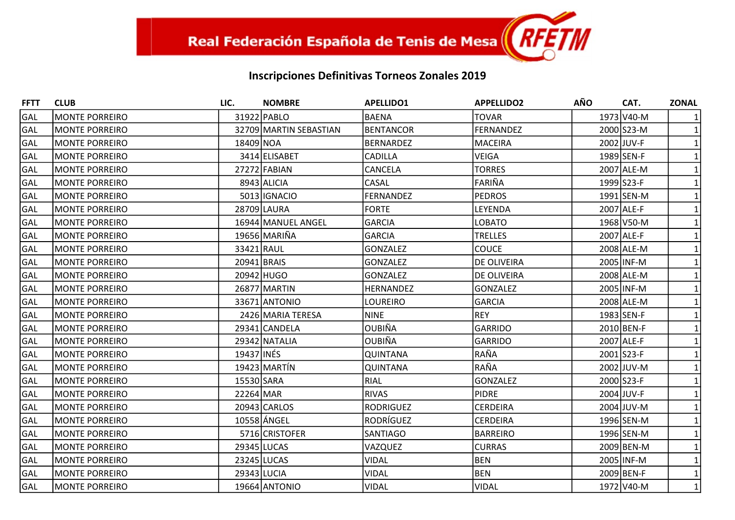Real Federación Española de Tenis de Mesa RFETM

## Inscripciones Definitivas Torneos Zonales 2019

| FFTT | CLUB | LIC. | NOMBRE | APELLIDO1 | APPELLIDO2 | AÑO | CAT. | ZONAL |
|---|---|---|---|---|---|---|---|---|
| GAL | MONTE PORREIRO | 31922 | PABLO | BAENA | TOVAR | 1973 | V40-M | 1 |
| GAL | MONTE PORREIRO | 32709 | MARTIN SEBASTIAN | BENTANCOR | FERNANDEZ | 2000 | S23-M | 1 |
| GAL | MONTE PORREIRO | 18409 | NOA | BERNARDEZ | MACEIRA | 2002 | JUV-F | 1 |
| GAL | MONTE PORREIRO | 3414 | ELISABET | CADILLA | VEIGA | 1989 | SEN-F | 1 |
| GAL | MONTE PORREIRO | 27272 | FABIAN | CANCELA | TORRES | 2007 | ALE-M | 1 |
| GAL | MONTE PORREIRO | 8943 | ALICIA | CASAL | FARIÑA | 1999 | S23-F | 1 |
| GAL | MONTE PORREIRO | 5013 | IGNACIO | FERNANDEZ | PEDROS | 1991 | SEN-M | 1 |
| GAL | MONTE PORREIRO | 28709 | LAURA | FORTE | LEYENDA | 2007 | ALE-F | 1 |
| GAL | MONTE PORREIRO | 16944 | MANUEL ANGEL | GARCIA | LOBATO | 1968 | V50-M | 1 |
| GAL | MONTE PORREIRO | 19656 | MARIÑA | GARCIA | TRELLES | 2007 | ALE-F | 1 |
| GAL | MONTE PORREIRO | 33421 | RAUL | GONZALEZ | COUCE | 2008 | ALE-M | 1 |
| GAL | MONTE PORREIRO | 20941 | BRAIS | GONZALEZ | DE OLIVEIRA | 2005 | INF-M | 1 |
| GAL | MONTE PORREIRO | 20942 | HUGO | GONZALEZ | DE OLIVEIRA | 2008 | ALE-M | 1 |
| GAL | MONTE PORREIRO | 26877 | MARTIN | HERNANDEZ | GONZALEZ | 2005 | INF-M | 1 |
| GAL | MONTE PORREIRO | 33671 | ANTONIO | LOUREIRO | GARCIA | 2008 | ALE-M | 1 |
| GAL | MONTE PORREIRO | 2426 | MARIA TERESA | NINE | REY | 1983 | SEN-F | 1 |
| GAL | MONTE PORREIRO | 29341 | CANDELA | OUBIÑA | GARRIDO | 2010 | BEN-F | 1 |
| GAL | MONTE PORREIRO | 29342 | NATALIA | OUBIÑA | GARRIDO | 2007 | ALE-F | 1 |
| GAL | MONTE PORREIRO | 19437 | INÉS | QUINTANA | RAÑA | 2001 | S23-F | 1 |
| GAL | MONTE PORREIRO | 19423 | MARTÍN | QUINTANA | RAÑA | 2002 | JUV-M | 1 |
| GAL | MONTE PORREIRO | 15530 | SARA | RIAL | GONZALEZ | 2000 | S23-F | 1 |
| GAL | MONTE PORREIRO | 22264 | MAR | RIVAS | PIDRE | 2004 | JUV-F | 1 |
| GAL | MONTE PORREIRO | 20943 | CARLOS | RODRIGUEZ | CERDEIRA | 2004 | JUV-M | 1 |
| GAL | MONTE PORREIRO | 10558 | ÁNGEL | RODRÍGUEZ | CERDEIRA | 1996 | SEN-M | 1 |
| GAL | MONTE PORREIRO | 5716 | CRISTOFER | SANTIAGO | BARREIRO | 1996 | SEN-M | 1 |
| GAL | MONTE PORREIRO | 29345 | LUCAS | VAZQUEZ | CURRAS | 2009 | BEN-M | 1 |
| GAL | MONTE PORREIRO | 23245 | LUCAS | VIDAL | BEN | 2005 | INF-M | 1 |
| GAL | MONTE PORREIRO | 29343 | LUCIA | VIDAL | BEN | 2009 | BEN-F | 1 |
| GAL | MONTE PORREIRO | 19664 | ANTONIO | VIDAL | VIDAL | 1972 | V40-M | 1 |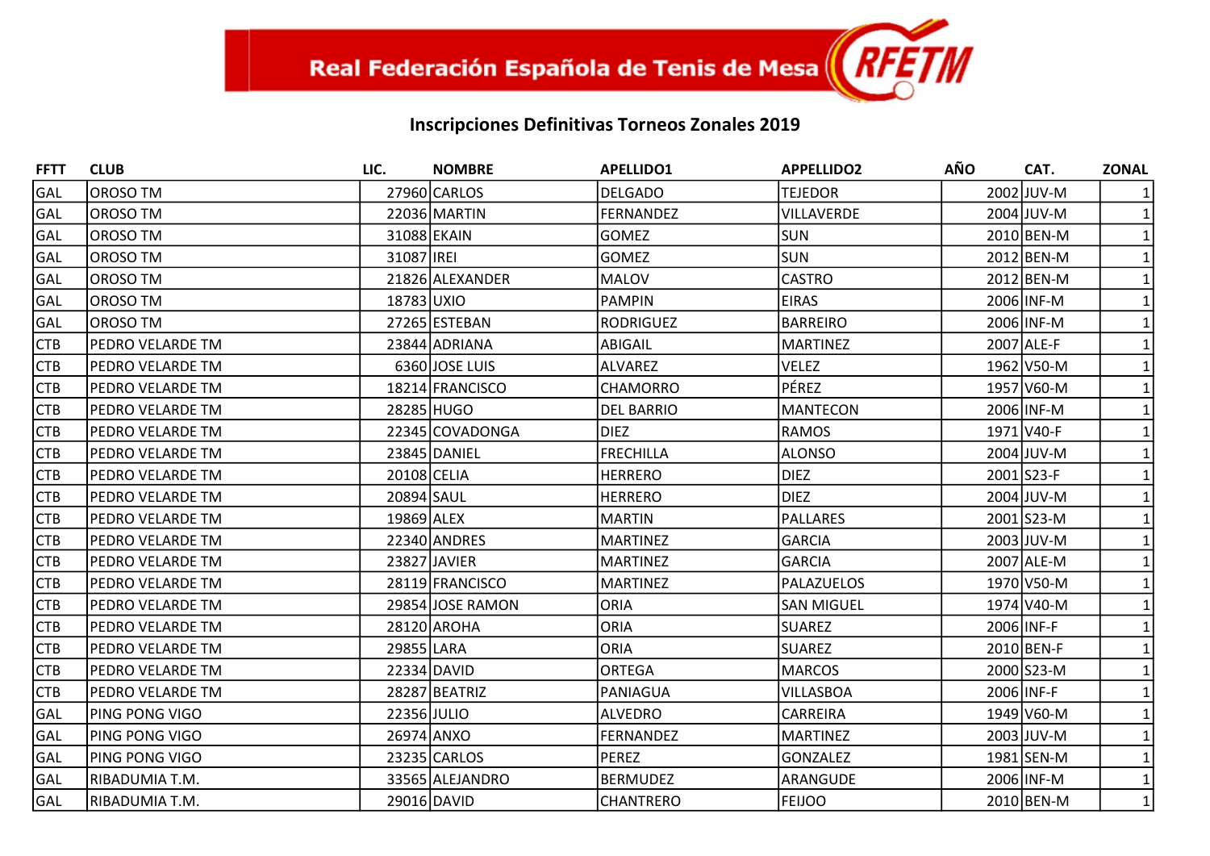Real Federación Española de Tenis de Mesa

## Inscripciones Definitivas Torneos Zonales 2019

| FFTT | CLUB | LIC. | NOMBRE | APELLIDO1 | APPELLIDO2 | AÑO | CAT. | ZONAL |
|---|---|---|---|---|---|---|---|---|
| GAL | OROSO TM | 27960 | CARLOS | DELGADO | TEJEDOR | 2002 | JUV-M | 1 |
| GAL | OROSO TM | 22036 | MARTIN | FERNANDEZ | VILLAVERDE | 2004 | JUV-M | 1 |
| GAL | OROSO TM | 31088 | EKAIN | GOMEZ | SUN | 2010 | BEN-M | 1 |
| GAL | OROSO TM | 31087 | IREI | GOMEZ | SUN | 2012 | BEN-M | 1 |
| GAL | OROSO TM | 21826 | ALEXANDER | MALOV | CASTRO | 2012 | BEN-M | 1 |
| GAL | OROSO TM | 18783 | UXIO | PAMPIN | EIRAS | 2006 | INF-M | 1 |
| GAL | OROSO TM | 27265 | ESTEBAN | RODRIGUEZ | BARREIRO | 2006 | INF-M | 1 |
| CTB | PEDRO VELARDE TM | 23844 | ADRIANA | ABIGAIL | MARTINEZ | 2007 | ALE-F | 1 |
| CTB | PEDRO VELARDE TM | 6360 | JOSE LUIS | ALVAREZ | VELEZ | 1962 | V50-M | 1 |
| CTB | PEDRO VELARDE TM | 18214 | FRANCISCO | CHAMORRO | PÉREZ | 1957 | V60-M | 1 |
| CTB | PEDRO VELARDE TM | 28285 | HUGO | DEL BARRIO | MANTECON | 2006 | INF-M | 1 |
| CTB | PEDRO VELARDE TM | 22345 | COVADONGA | DIEZ | RAMOS | 1971 | V40-F | 1 |
| CTB | PEDRO VELARDE TM | 23845 | DANIEL | FRECHILLA | ALONSO | 2004 | JUV-M | 1 |
| CTB | PEDRO VELARDE TM | 20108 | CELIA | HERRERO | DIEZ | 2001 | S23-F | 1 |
| CTB | PEDRO VELARDE TM | 20894 | SAUL | HERRERO | DIEZ | 2004 | JUV-M | 1 |
| CTB | PEDRO VELARDE TM | 19869 | ALEX | MARTIN | PALLARES | 2001 | S23-M | 1 |
| CTB | PEDRO VELARDE TM | 22340 | ANDRES | MARTINEZ | GARCIA | 2003 | JUV-M | 1 |
| CTB | PEDRO VELARDE TM | 23827 | JAVIER | MARTINEZ | GARCIA | 2007 | ALE-M | 1 |
| CTB | PEDRO VELARDE TM | 28119 | FRANCISCO | MARTINEZ | PALAZUELOS | 1970 | V50-M | 1 |
| CTB | PEDRO VELARDE TM | 29854 | JOSE RAMON | ORIA | SAN MIGUEL | 1974 | V40-M | 1 |
| CTB | PEDRO VELARDE TM | 28120 | AROHA | ORIA | SUAREZ | 2006 | INF-F | 1 |
| CTB | PEDRO VELARDE TM | 29855 | LARA | ORIA | SUAREZ | 2010 | BEN-F | 1 |
| CTB | PEDRO VELARDE TM | 22334 | DAVID | ORTEGA | MARCOS | 2000 | S23-M | 1 |
| CTB | PEDRO VELARDE TM | 28287 | BEATRIZ | PANIAGUA | VILLASBOA | 2006 | INF-F | 1 |
| GAL | PING PONG VIGO | 22356 | JULIO | ALVEDRO | CARREIRA | 1949 | V60-M | 1 |
| GAL | PING PONG VIGO | 26974 | ANXO | FERNANDEZ | MARTINEZ | 2003 | JUV-M | 1 |
| GAL | PING PONG VIGO | 23235 | CARLOS | PEREZ | GONZALEZ | 1981 | SEN-M | 1 |
| GAL | RIBADUMIA T.M. | 33565 | ALEJANDRO | BERMUDEZ | ARANGUDE | 2006 | INF-M | 1 |
| GAL | RIBADUMIA T.M. | 29016 | DAVID | CHANTRERO | FEIJOO | 2010 | BEN-M | 1 |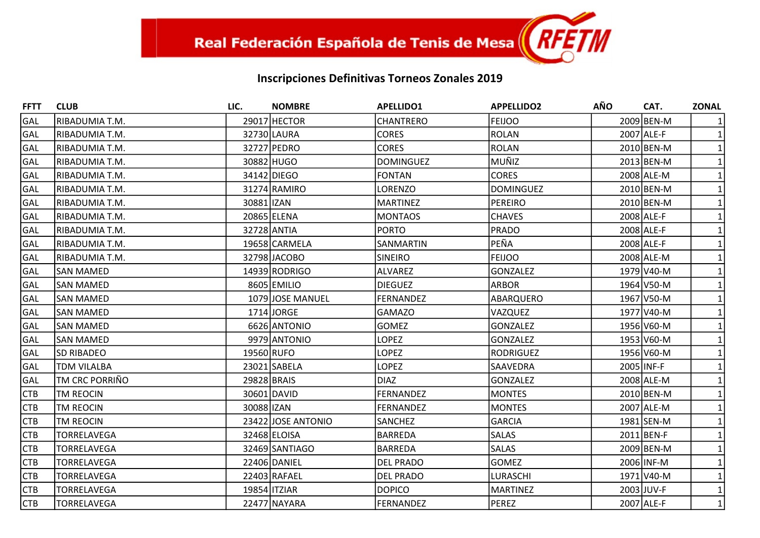Real Federación Española de Tenis de Mesa RFETM

## Inscripciones Definitivas Torneos Zonales 2019

| FFTT | CLUB | LIC. | NOMBRE | APELLIDO1 | APPELLIDO2 | AÑO | CAT. | ZONAL |
|---|---|---|---|---|---|---|---|---|
| GAL | RIBADUMIA T.M. | 29017 | HECTOR | CHANTRERO | FEIJOO | 2009 | BEN-M | 1 |
| GAL | RIBADUMIA T.M. | 32730 | LAURA | CORES | ROLAN | 2007 | ALE-F | 1 |
| GAL | RIBADUMIA T.M. | 32727 | PEDRO | CORES | ROLAN | 2010 | BEN-M | 1 |
| GAL | RIBADUMIA T.M. | 30882 | HUGO | DOMINGUEZ | MUÑIZ | 2013 | BEN-M | 1 |
| GAL | RIBADUMIA T.M. | 34142 | DIEGO | FONTAN | CORES | 2008 | ALE-M | 1 |
| GAL | RIBADUMIA T.M. | 31274 | RAMIRO | LORENZO | DOMINGUEZ | 2010 | BEN-M | 1 |
| GAL | RIBADUMIA T.M. | 30881 | IZAN | MARTINEZ | PEREIRO | 2010 | BEN-M | 1 |
| GAL | RIBADUMIA T.M. | 20865 | ELENA | MONTAOS | CHAVES | 2008 | ALE-F | 1 |
| GAL | RIBADUMIA T.M. | 32728 | ANTIA | PORTO | PRADO | 2008 | ALE-F | 1 |
| GAL | RIBADUMIA T.M. | 19658 | CARMELA | SANMARTIN | PEÑA | 2008 | ALE-F | 1 |
| GAL | RIBADUMIA T.M. | 32798 | JACOBO | SINEIRO | FEIJOO | 2008 | ALE-M | 1 |
| GAL | SAN MAMED | 14939 | RODRIGO | ALVAREZ | GONZALEZ | 1979 | V40-M | 1 |
| GAL | SAN MAMED | 8605 | EMILIO | DIEGUEZ | ARBOR | 1964 | V50-M | 1 |
| GAL | SAN MAMED | 1079 | JOSE MANUEL | FERNANDEZ | ABARQUERO | 1967 | V50-M | 1 |
| GAL | SAN MAMED | 1714 | JORGE | GAMAZO | VAZQUEZ | 1977 | V40-M | 1 |
| GAL | SAN MAMED | 6626 | ANTONIO | GOMEZ | GONZALEZ | 1956 | V60-M | 1 |
| GAL | SAN MAMED | 9979 | ANTONIO | LOPEZ | GONZALEZ | 1953 | V60-M | 1 |
| GAL | SD RIBADEO | 19560 | RUFO | LOPEZ | RODRIGUEZ | 1956 | V60-M | 1 |
| GAL | TDM VILALBA | 23021 | SABELA | LOPEZ | SAAVEDRA | 2005 | INF-F | 1 |
| GAL | TM CRC PORRIÑO | 29828 | BRAIS | DIAZ | GONZALEZ | 2008 | ALE-M | 1 |
| CTB | TM REOCIN | 30601 | DAVID | FERNANDEZ | MONTES | 2010 | BEN-M | 1 |
| CTB | TM REOCIN | 30088 | IZAN | FERNANDEZ | MONTES | 2007 | ALE-M | 1 |
| CTB | TM REOCIN | 23422 | JOSE ANTONIO | SANCHEZ | GARCIA | 1981 | SEN-M | 1 |
| CTB | TORRELAVEGA | 32468 | ELOISA | BARREDA | SALAS | 2011 | BEN-F | 1 |
| CTB | TORRELAVEGA | 32469 | SANTIAGO | BARREDA | SALAS | 2009 | BEN-M | 1 |
| CTB | TORRELAVEGA | 22406 | DANIEL | DEL PRADO | GOMEZ | 2006 | INF-M | 1 |
| CTB | TORRELAVEGA | 22403 | RAFAEL | DEL PRADO | LURASCHI | 1971 | V40-M | 1 |
| CTB | TORRELAVEGA | 19854 | ITZIAR | DOPICO | MARTINEZ | 2003 | JUV-F | 1 |
| CTB | TORRELAVEGA | 22477 | NAYARA | FERNANDEZ | PEREZ | 2007 | ALE-F | 1 |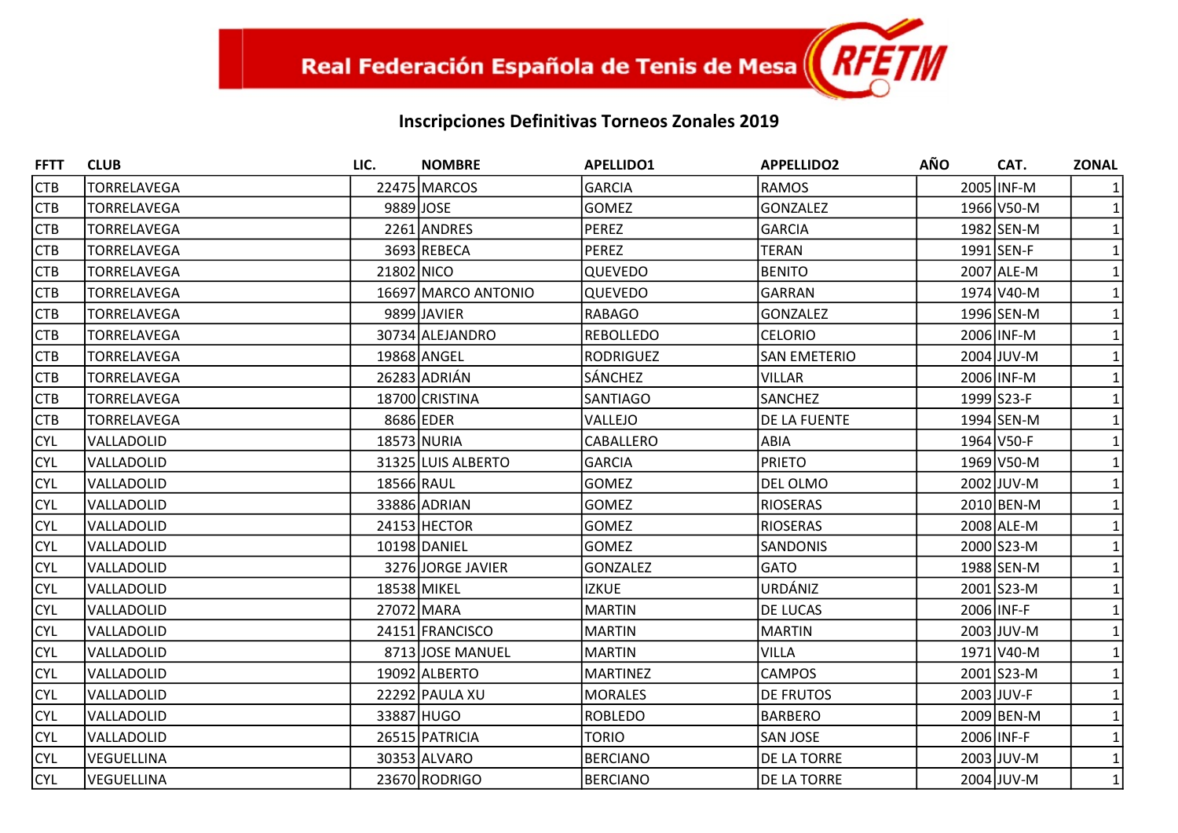Real Federación Española de Tenis de Mesa RFETM

## Inscripciones Definitivas Torneos Zonales 2019

| FFTT | CLUB | LIC. | NOMBRE | APELLIDO1 | APPELLIDO2 | AÑO | CAT. | ZONAL |
|---|---|---|---|---|---|---|---|---|
| CTB | TORRELAVEGA | 22475 | MARCOS | GARCIA | RAMOS | 2005 | INF-M | 1 |
| CTB | TORRELAVEGA | 9889 | JOSE | GOMEZ | GONZALEZ | 1966 | V50-M | 1 |
| CTB | TORRELAVEGA | 2261 | ANDRES | PEREZ | GARCIA | 1982 | SEN-M | 1 |
| CTB | TORRELAVEGA | 3693 | REBECA | PEREZ | TERAN | 1991 | SEN-F | 1 |
| CTB | TORRELAVEGA | 21802 | NICO | QUEVEDO | BENITO | 2007 | ALE-M | 1 |
| CTB | TORRELAVEGA | 16697 | MARCO ANTONIO | QUEVEDO | GARRAN | 1974 | V40-M | 1 |
| CTB | TORRELAVEGA | 9899 | JAVIER | RABAGO | GONZALEZ | 1996 | SEN-M | 1 |
| CTB | TORRELAVEGA | 30734 | ALEJANDRO | REBOLLEDO | CELORIO | 2006 | INF-M | 1 |
| CTB | TORRELAVEGA | 19868 | ANGEL | RODRIGUEZ | SAN EMETERIO | 2004 | JUV-M | 1 |
| CTB | TORRELAVEGA | 26283 | ADRIÁN | SÁNCHEZ | VILLAR | 2006 | INF-M | 1 |
| CTB | TORRELAVEGA | 18700 | CRISTINA | SANTIAGO | SANCHEZ | 1999 | S23-F | 1 |
| CTB | TORRELAVEGA | 8686 | EDER | VALLEJO | DE LA FUENTE | 1994 | SEN-M | 1 |
| CYL | VALLADOLID | 18573 | NURIA | CABALLERO | ABIA | 1964 | V50-F | 1 |
| CYL | VALLADOLID | 31325 | LUIS ALBERTO | GARCIA | PRIETO | 1969 | V50-M | 1 |
| CYL | VALLADOLID | 18566 | RAUL | GOMEZ | DEL OLMO | 2002 | JUV-M | 1 |
| CYL | VALLADOLID | 33886 | ADRIAN | GOMEZ | RIOSERAS | 2010 | BEN-M | 1 |
| CYL | VALLADOLID | 24153 | HECTOR | GOMEZ | RIOSERAS | 2008 | ALE-M | 1 |
| CYL | VALLADOLID | 10198 | DANIEL | GOMEZ | SANDONIS | 2000 | S23-M | 1 |
| CYL | VALLADOLID | 3276 | JORGE JAVIER | GONZALEZ | GATO | 1988 | SEN-M | 1 |
| CYL | VALLADOLID | 18538 | MIKEL | IZKUE | URDÁNIZ | 2001 | S23-M | 1 |
| CYL | VALLADOLID | 27072 | MARA | MARTIN | DE LUCAS | 2006 | INF-F | 1 |
| CYL | VALLADOLID | 24151 | FRANCISCO | MARTIN | MARTIN | 2003 | JUV-M | 1 |
| CYL | VALLADOLID | 8713 | JOSE MANUEL | MARTIN | VILLA | 1971 | V40-M | 1 |
| CYL | VALLADOLID | 19092 | ALBERTO | MARTINEZ | CAMPOS | 2001 | S23-M | 1 |
| CYL | VALLADOLID | 22292 | PAULA XU | MORALES | DE FRUTOS | 2003 | JUV-F | 1 |
| CYL | VALLADOLID | 33887 | HUGO | ROBLEDO | BARBERO | 2009 | BEN-M | 1 |
| CYL | VALLADOLID | 26515 | PATRICIA | TORIO | SAN JOSE | 2006 | INF-F | 1 |
| CYL | VEGUELLINA | 30353 | ALVARO | BERCIANO | DE LA TORRE | 2003 | JUV-M | 1 |
| CYL | VEGUELLINA | 23670 | RODRIGO | BERCIANO | DE LA TORRE | 2004 | JUV-M | 1 |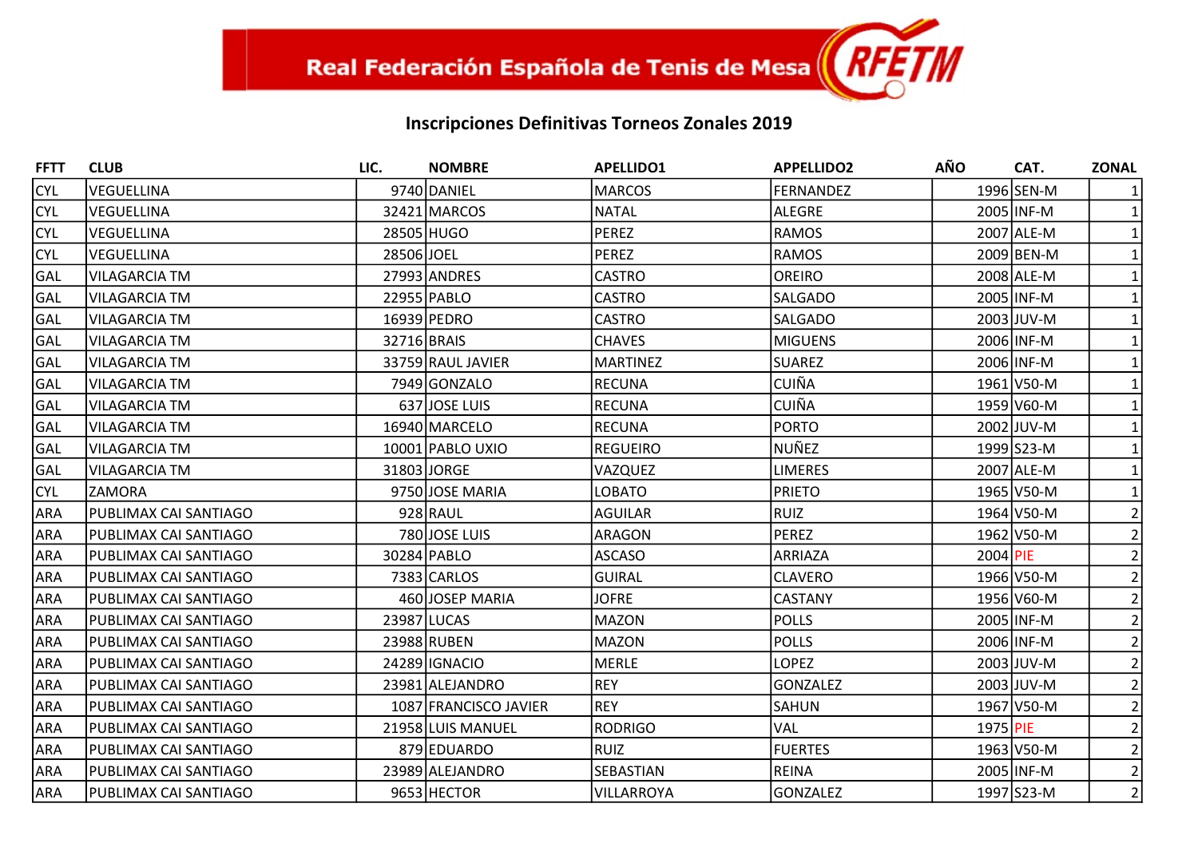Real Federación Española de Tenis de Mesa RFETM

## Inscripciones Definitivas Torneos Zonales 2019

| FFTT | CLUB | LIC. | NOMBRE | APELLIDO1 | APPELLIDO2 | AÑO | CAT. | ZONAL |
|---|---|---|---|---|---|---|---|---|
| CYL | VEGUELLINA | 9740 | DANIEL | MARCOS | FERNANDEZ | 1996 | SEN-M | 1 |
| CYL | VEGUELLINA | 32421 | MARCOS | NATAL | ALEGRE | 2005 | INF-M | 1 |
| CYL | VEGUELLINA | 28505 | HUGO | PEREZ | RAMOS | 2007 | ALE-M | 1 |
| CYL | VEGUELLINA | 28506 | JOEL | PEREZ | RAMOS | 2009 | BEN-M | 1 |
| GAL | VILAGARCIA TM | 27993 | ANDRES | CASTRO | OREIRO | 2008 | ALE-M | 1 |
| GAL | VILAGARCIA TM | 22955 | PABLO | CASTRO | SALGADO | 2005 | INF-M | 1 |
| GAL | VILAGARCIA TM | 16939 | PEDRO | CASTRO | SALGADO | 2003 | JUV-M | 1 |
| GAL | VILAGARCIA TM | 32716 | BRAIS | CHAVES | MIGUENS | 2006 | INF-M | 1 |
| GAL | VILAGARCIA TM | 33759 | RAUL JAVIER | MARTINEZ | SUAREZ | 2006 | INF-M | 1 |
| GAL | VILAGARCIA TM | 7949 | GONZALO | RECUNA | CUIÑA | 1961 | V50-M | 1 |
| GAL | VILAGARCIA TM | 637 | JOSE LUIS | RECUNA | CUIÑA | 1959 | V60-M | 1 |
| GAL | VILAGARCIA TM | 16940 | MARCELO | RECUNA | PORTO | 2002 | JUV-M | 1 |
| GAL | VILAGARCIA TM | 10001 | PABLO UXIO | REGUEIRO | NUÑEZ | 1999 | S23-M | 1 |
| GAL | VILAGARCIA TM | 31803 | JORGE | VAZQUEZ | LIMERES | 2007 | ALE-M | 1 |
| CYL | ZAMORA | 9750 | JOSE MARIA | LOBATO | PRIETO | 1965 | V50-M | 1 |
| ARA | PUBLIMAX CAI SANTIAGO | 928 | RAUL | AGUILAR | RUIZ | 1964 | V50-M | 2 |
| ARA | PUBLIMAX CAI SANTIAGO | 780 | JOSE LUIS | ARAGON | PEREZ | 1962 | V50-M | 2 |
| ARA | PUBLIMAX CAI SANTIAGO | 30284 | PABLO | ASCASO | ARRIAZA | 2004 | PIE | 2 |
| ARA | PUBLIMAX CAI SANTIAGO | 7383 | CARLOS | GUIRAL | CLAVERO | 1966 | V50-M | 2 |
| ARA | PUBLIMAX CAI SANTIAGO | 460 | JOSEP MARIA | JOFRE | CASTANY | 1956 | V60-M | 2 |
| ARA | PUBLIMAX CAI SANTIAGO | 23987 | LUCAS | MAZON | POLLS | 2005 | INF-M | 2 |
| ARA | PUBLIMAX CAI SANTIAGO | 23988 | RUBEN | MAZON | POLLS | 2006 | INF-M | 2 |
| ARA | PUBLIMAX CAI SANTIAGO | 24289 | IGNACIO | MERLE | LOPEZ | 2003 | JUV-M | 2 |
| ARA | PUBLIMAX CAI SANTIAGO | 23981 | ALEJANDRO | REY | GONZALEZ | 2003 | JUV-M | 2 |
| ARA | PUBLIMAX CAI SANTIAGO | 1087 | FRANCISCO JAVIER | REY | SAHUN | 1967 | V50-M | 2 |
| ARA | PUBLIMAX CAI SANTIAGO | 21958 | LUIS MANUEL | RODRIGO | VAL | 1975 | PIE | 2 |
| ARA | PUBLIMAX CAI SANTIAGO | 879 | EDUARDO | RUIZ | FUERTES | 1963 | V50-M | 2 |
| ARA | PUBLIMAX CAI SANTIAGO | 23989 | ALEJANDRO | SEBASTIAN | REINA | 2005 | INF-M | 2 |
| ARA | PUBLIMAX CAI SANTIAGO | 9653 | HECTOR | VILLARROYA | GONZALEZ | 1997 | S23-M | 2 |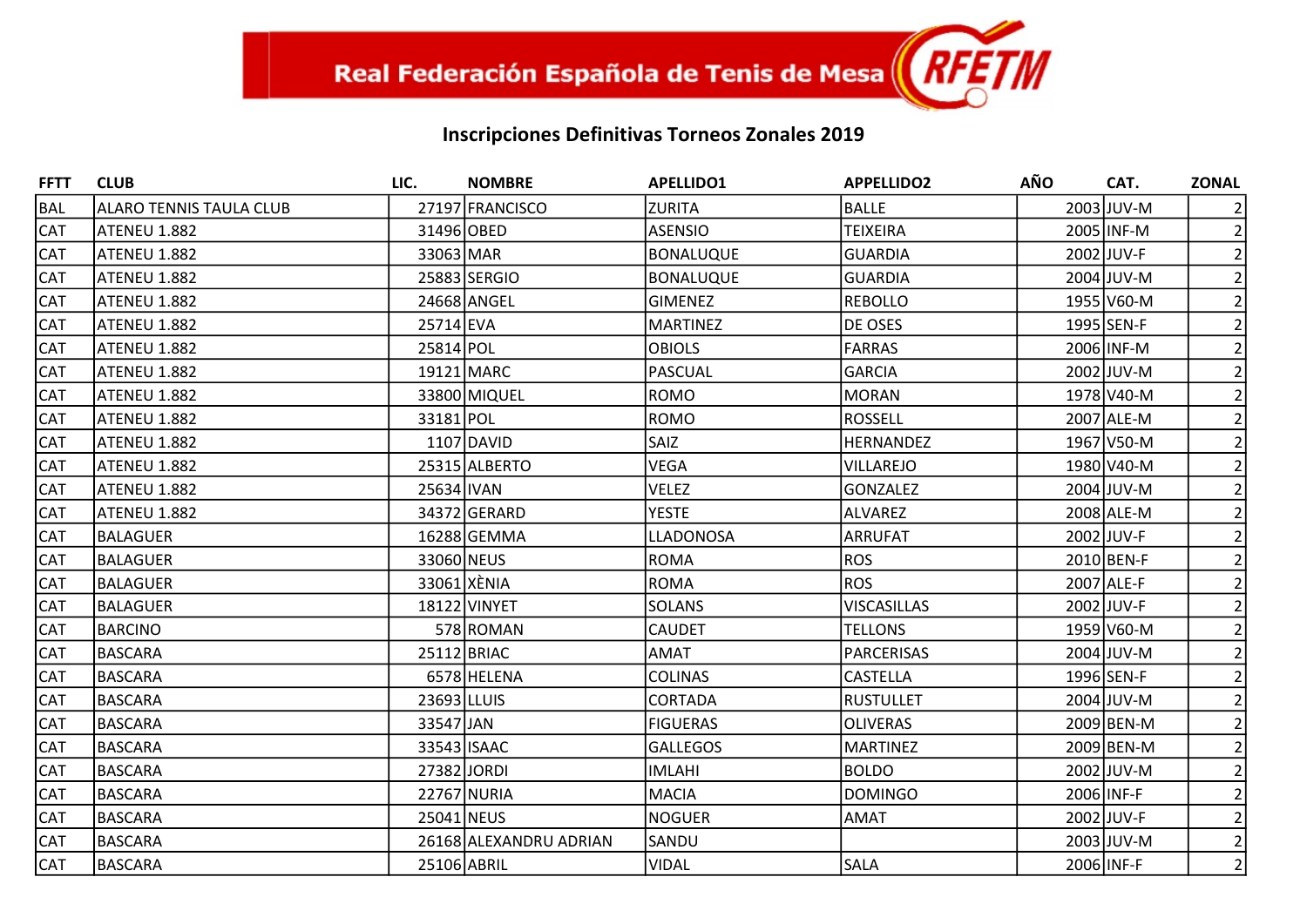Real Federación Española de Tenis de Mesa RFETM

## Inscripciones Definitivas Torneos Zonales 2019

| FFTT | CLUB | LIC. | NOMBRE | APELLIDO1 | APPELLIDO2 | AÑO | CAT. | ZONAL |
|---|---|---|---|---|---|---|---|---|
| BAL | ALARO TENNIS TAULA CLUB | 27197 | FRANCISCO | ZURITA | BALLE | 2003 | JUV-M | 2 |
| CAT | ATENEU 1.882 | 31496 | OBED | ASENSIO | TEIXEIRA | 2005 | INF-M | 2 |
| CAT | ATENEU 1.882 | 33063 | MAR | BONALUQUE | GUARDIA | 2002 | JUV-F | 2 |
| CAT | ATENEU 1.882 | 25883 | SERGIO | BONALUQUE | GUARDIA | 2004 | JUV-M | 2 |
| CAT | ATENEU 1.882 | 24668 | ANGEL | GIMENEZ | REBOLLO | 1955 | V60-M | 2 |
| CAT | ATENEU 1.882 | 25714 | EVA | MARTINEZ | DE OSES | 1995 | SEN-F | 2 |
| CAT | ATENEU 1.882 | 25814 | POL | OBIOLS | FARRAS | 2006 | INF-M | 2 |
| CAT | ATENEU 1.882 | 19121 | MARC | PASCUAL | GARCIA | 2002 | JUV-M | 2 |
| CAT | ATENEU 1.882 | 33800 | MIQUEL | ROMO | MORAN | 1978 | V40-M | 2 |
| CAT | ATENEU 1.882 | 33181 | POL | ROMO | ROSSELL | 2007 | ALE-M | 2 |
| CAT | ATENEU 1.882 | 1107 | DAVID | SAIZ | HERNANDEZ | 1967 | V50-M | 2 |
| CAT | ATENEU 1.882 | 25315 | ALBERTO | VEGA | VILLAREJO | 1980 | V40-M | 2 |
| CAT | ATENEU 1.882 | 25634 | IVAN | VELEZ | GONZALEZ | 2004 | JUV-M | 2 |
| CAT | ATENEU 1.882 | 34372 | GERARD | YESTE | ALVAREZ | 2008 | ALE-M | 2 |
| CAT | BALAGUER | 16288 | GEMMA | LLADONOSA | ARRUFAT | 2002 | JUV-F | 2 |
| CAT | BALAGUER | 33060 | NEUS | ROMA | ROS | 2010 | BEN-F | 2 |
| CAT | BALAGUER | 33061 | XÈNIA | ROMA | ROS | 2007 | ALE-F | 2 |
| CAT | BALAGUER | 18122 | VINYET | SOLANS | VISCASILLAS | 2002 | JUV-F | 2 |
| CAT | BARCINO | 578 | ROMAN | CAUDET | TELLONS | 1959 | V60-M | 2 |
| CAT | BASCARA | 25112 | BRIAC | AMAT | PARCERISAS | 2004 | JUV-M | 2 |
| CAT | BASCARA | 6578 | HELENA | COLINAS | CASTELLA | 1996 | SEN-F | 2 |
| CAT | BASCARA | 23693 | LLUIS | CORTADA | RUSTULLET | 2004 | JUV-M | 2 |
| CAT | BASCARA | 33547 | JAN | FIGUERAS | OLIVERAS | 2009 | BEN-M | 2 |
| CAT | BASCARA | 33543 | ISAAC | GALLEGOS | MARTINEZ | 2009 | BEN-M | 2 |
| CAT | BASCARA | 27382 | JORDI | IMLAHI | BOLDO | 2002 | JUV-M | 2 |
| CAT | BASCARA | 22767 | NURIA | MACIA | DOMINGO | 2006 | INF-F | 2 |
| CAT | BASCARA | 25041 | NEUS | NOGUER | AMAT | 2002 | JUV-F | 2 |
| CAT | BASCARA | 26168 | ALEXANDRU ADRIAN | SANDU | | 2003 | JUV-M | 2 |
| CAT | BASCARA | 25106 | ABRIL | VIDAL | SALA | 2006 | INF-F | 2 |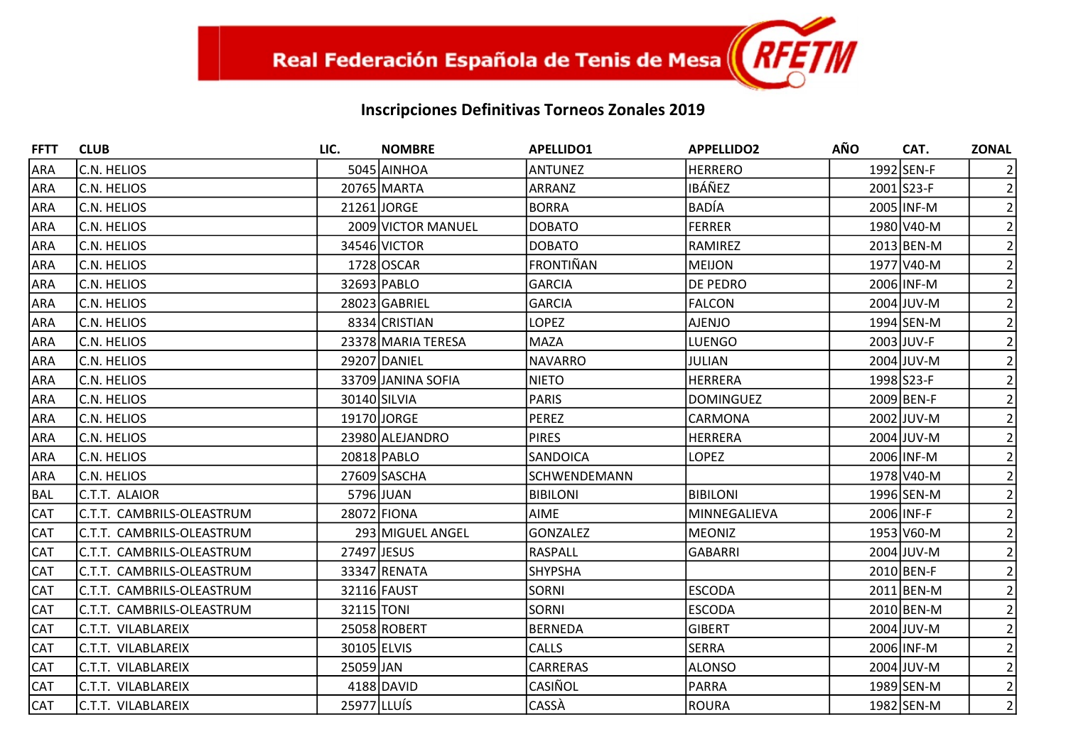Real Federación Española de Tenis de Mesa RFETM

## Inscripciones Definitivas Torneos Zonales 2019

| FFTT | CLUB | LIC. | NOMBRE | APELLIDO1 | APPELLIDO2 | AÑO | CAT. | ZONAL |
|---|---|---|---|---|---|---|---|---|
| ARA | C.N. HELIOS | 5045 | AINHOA | ANTUNEZ | HERRERO | 1992 | SEN-F | 2 |
| ARA | C.N. HELIOS | 20765 | MARTA | ARRANZ | IBÁÑEZ | 2001 | S23-F | 2 |
| ARA | C.N. HELIOS | 21261 | JORGE | BORRA | BADÍA | 2005 | INF-M | 2 |
| ARA | C.N. HELIOS | 2009 | VICTOR MANUEL | DOBATO | FERRER | 1980 | V40-M | 2 |
| ARA | C.N. HELIOS | 34546 | VICTOR | DOBATO | RAMIREZ | 2013 | BEN-M | 2 |
| ARA | C.N. HELIOS | 1728 | OSCAR | FRONTIÑAN | MEIJON | 1977 | V40-M | 2 |
| ARA | C.N. HELIOS | 32693 | PABLO | GARCIA | DE PEDRO | 2006 | INF-M | 2 |
| ARA | C.N. HELIOS | 28023 | GABRIEL | GARCIA | FALCON | 2004 | JUV-M | 2 |
| ARA | C.N. HELIOS | 8334 | CRISTIAN | LOPEZ | AJENJO | 1994 | SEN-M | 2 |
| ARA | C.N. HELIOS | 23378 | MARIA TERESA | MAZA | LUENGO | 2003 | JUV-F | 2 |
| ARA | C.N. HELIOS | 29207 | DANIEL | NAVARRO | JULIAN | 2004 | JUV-M | 2 |
| ARA | C.N. HELIOS | 33709 | JANINA SOFIA | NIETO | HERRERA | 1998 | S23-F | 2 |
| ARA | C.N. HELIOS | 30140 | SILVIA | PARIS | DOMINGUEZ | 2009 | BEN-F | 2 |
| ARA | C.N. HELIOS | 19170 | JORGE | PEREZ | CARMONA | 2002 | JUV-M | 2 |
| ARA | C.N. HELIOS | 23980 | ALEJANDRO | PIRES | HERRERA | 2004 | JUV-M | 2 |
| ARA | C.N. HELIOS | 20818 | PABLO | SANDOICA | LOPEZ | 2006 | INF-M | 2 |
| ARA | C.N. HELIOS | 27609 | SASCHA | SCHWENDEMANN | | 1978 | V40-M | 2 |
| BAL | C.T.T. ALAIOR | 5796 | JUAN | BIBILONI | BIBILONI | 1996 | SEN-M | 2 |
| CAT | C.T.T. CAMBRILS-OLEASTRUM | 28072 | FIONA | AIME | MINNEGALIEVA | 2006 | INF-F | 2 |
| CAT | C.T.T. CAMBRILS-OLEASTRUM | 293 | MIGUEL ANGEL | GONZALEZ | MEONIZ | 1953 | V60-M | 2 |
| CAT | C.T.T. CAMBRILS-OLEASTRUM | 27497 | JESUS | RASPALL | GABARRI | 2004 | JUV-M | 2 |
| CAT | C.T.T. CAMBRILS-OLEASTRUM | 33347 | RENATA | SHYPSHA | | 2010 | BEN-F | 2 |
| CAT | C.T.T. CAMBRILS-OLEASTRUM | 32116 | FAUST | SORNI | ESCODA | 2011 | BEN-M | 2 |
| CAT | C.T.T. CAMBRILS-OLEASTRUM | 32115 | TONI | SORNI | ESCODA | 2010 | BEN-M | 2 |
| CAT | C.T.T. VILABLAREIX | 25058 | ROBERT | BERNEDA | GIBERT | 2004 | JUV-M | 2 |
| CAT | C.T.T. VILABLAREIX | 30105 | ELVIS | CALLS | SERRA | 2006 | INF-M | 2 |
| CAT | C.T.T. VILABLAREIX | 25059 | JAN | CARRERAS | ALONSO | 2004 | JUV-M | 2 |
| CAT | C.T.T. VILABLAREIX | 4188 | DAVID | CASIÑOL | PARRA | 1989 | SEN-M | 2 |
| CAT | C.T.T. VILABLAREIX | 25977 | LLUÍS | CASSÀ | ROURA | 1982 | SEN-M | 2 |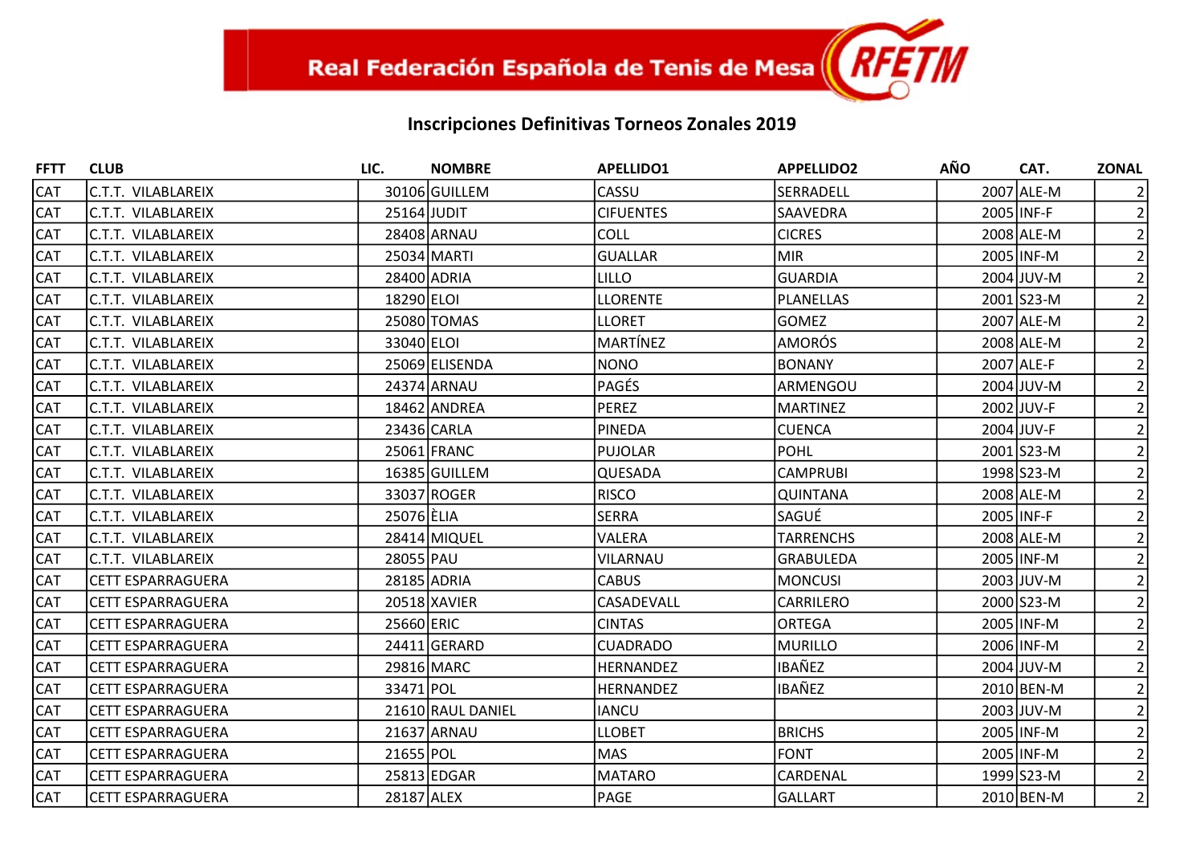Real Federación Española de Tenis de Mesa RFETM

## Inscripciones Definitivas Torneos Zonales 2019

| FFTT | CLUB | LIC. | NOMBRE | APELLIDO1 | APPELLIDO2 | AÑO | CAT. | ZONAL |
|---|---|---|---|---|---|---|---|---|
| CAT | C.T.T. VILABLAREIX | 30106 | GUILLEM | CASSU | SERRADELL | 2007 | ALE-M | 2 |
| CAT | C.T.T. VILABLAREIX | 25164 | JUDIT | CIFUENTES | SAAVEDRA | 2005 | INF-F | 2 |
| CAT | C.T.T. VILABLAREIX | 28408 | ARNAU | COLL | CICRES | 2008 | ALE-M | 2 |
| CAT | C.T.T. VILABLAREIX | 25034 | MARTI | GUALLAR | MIR | 2005 | INF-M | 2 |
| CAT | C.T.T. VILABLAREIX | 28400 | ADRIA | LILLO | GUARDIA | 2004 | JUV-M | 2 |
| CAT | C.T.T. VILABLAREIX | 18290 | ELOI | LLORENTE | PLANELLAS | 2001 | S23-M | 2 |
| CAT | C.T.T. VILABLAREIX | 25080 | TOMAS | LLORET | GOMEZ | 2007 | ALE-M | 2 |
| CAT | C.T.T. VILABLAREIX | 33040 | ELOI | MARTÍNEZ | AMORÓS | 2008 | ALE-M | 2 |
| CAT | C.T.T. VILABLAREIX | 25069 | ELISENDA | NONO | BONANY | 2007 | ALE-F | 2 |
| CAT | C.T.T. VILABLAREIX | 24374 | ARNAU | PAGÉS | ARMENGOU | 2004 | JUV-M | 2 |
| CAT | C.T.T. VILABLAREIX | 18462 | ANDREA | PEREZ | MARTINEZ | 2002 | JUV-F | 2 |
| CAT | C.T.T. VILABLAREIX | 23436 | CARLA | PINEDA | CUENCA | 2004 | JUV-F | 2 |
| CAT | C.T.T. VILABLAREIX | 25061 | FRANC | PUJOLAR | POHL | 2001 | S23-M | 2 |
| CAT | C.T.T. VILABLAREIX | 16385 | GUILLEM | QUESADA | CAMPRUBI | 1998 | S23-M | 2 |
| CAT | C.T.T. VILABLAREIX | 33037 | ROGER | RISCO | QUINTANA | 2008 | ALE-M | 2 |
| CAT | C.T.T. VILABLAREIX | 25076 | ÈLIA | SERRA | SAGUÉ | 2005 | INF-F | 2 |
| CAT | C.T.T. VILABLAREIX | 28414 | MIQUEL | VALERA | TARRENCHS | 2008 | ALE-M | 2 |
| CAT | C.T.T. VILABLAREIX | 28055 | PAU | VILARNAU | GRABULEDA | 2005 | INF-M | 2 |
| CAT | CETT ESPARRAGUERA | 28185 | ADRIA | CABUS | MONCUSI | 2003 | JUV-M | 2 |
| CAT | CETT ESPARRAGUERA | 20518 | XAVIER | CASADEVALL | CARRILERO | 2000 | S23-M | 2 |
| CAT | CETT ESPARRAGUERA | 25660 | ERIC | CINTAS | ORTEGA | 2005 | INF-M | 2 |
| CAT | CETT ESPARRAGUERA | 24411 | GERARD | CUADRADO | MURILLO | 2006 | INF-M | 2 |
| CAT | CETT ESPARRAGUERA | 29816 | MARC | HERNANDEZ | IBAÑEZ | 2004 | JUV-M | 2 |
| CAT | CETT ESPARRAGUERA | 33471 | POL | HERNANDEZ | IBAÑEZ | 2010 | BEN-M | 2 |
| CAT | CETT ESPARRAGUERA | 21610 | RAUL DANIEL | IANCU | | 2003 | JUV-M | 2 |
| CAT | CETT ESPARRAGUERA | 21637 | ARNAU | LLOBET | BRICHS | 2005 | INF-M | 2 |
| CAT | CETT ESPARRAGUERA | 21655 | POL | MAS | FONT | 2005 | INF-M | 2 |
| CAT | CETT ESPARRAGUERA | 25813 | EDGAR | MATARO | CARDENAL | 1999 | S23-M | 2 |
| CAT | CETT ESPARRAGUERA | 28187 | ALEX | PAGE | GALLART | 2010 | BEN-M | 2 |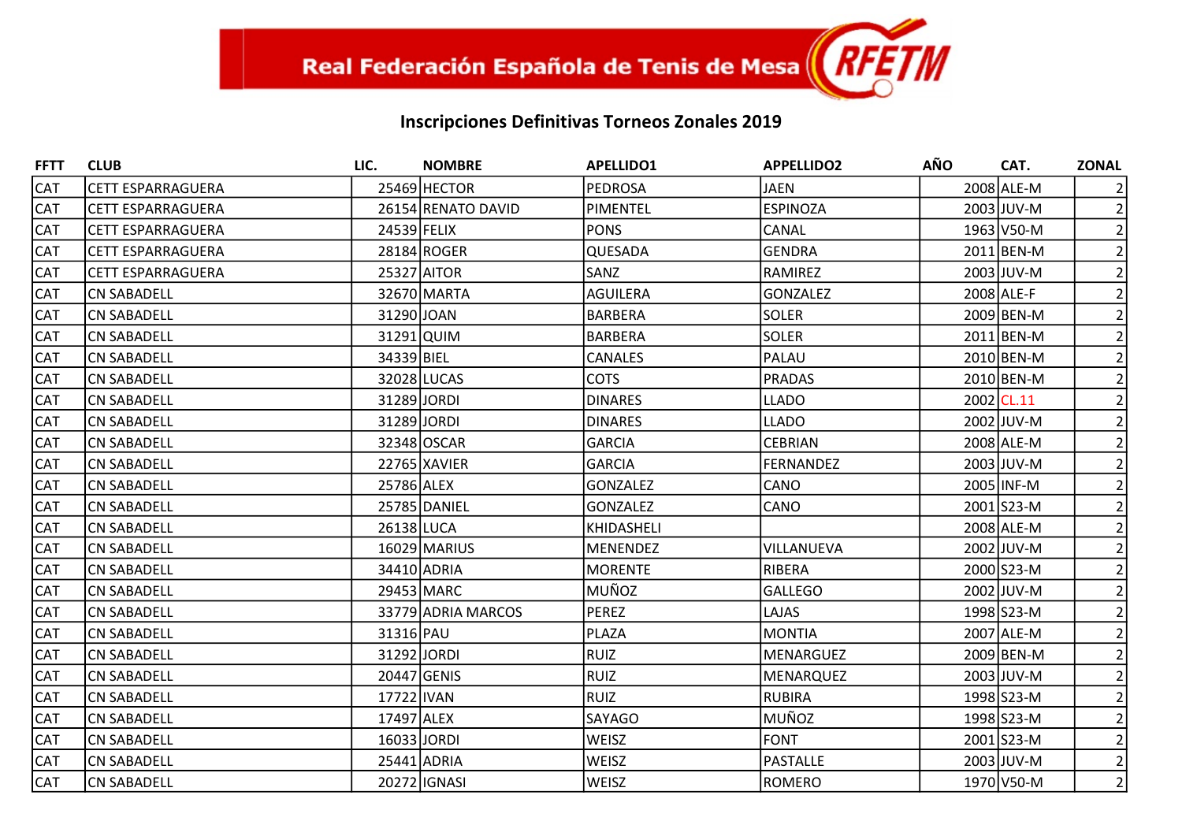Real Federación Española de Tenis de Mesa RFETM

## Inscripciones Definitivas Torneos Zonales 2019

| FFTT | CLUB | LIC. | NOMBRE | APELLIDO1 | APPELLIDO2 | AÑO | CAT. | ZONAL |
|---|---|---|---|---|---|---|---|---|
| CAT | CETT ESPARRAGUERA | 25469 | HECTOR | PEDROSA | JAEN | 2008 | ALE-M | 2 |
| CAT | CETT ESPARRAGUERA | 26154 | RENATO DAVID | PIMENTEL | ESPINOZA | 2003 | JUV-M | 2 |
| CAT | CETT ESPARRAGUERA | 24539 | FELIX | PONS | CANAL | 1963 | V50-M | 2 |
| CAT | CETT ESPARRAGUERA | 28184 | ROGER | QUESADA | GENDRA | 2011 | BEN-M | 2 |
| CAT | CETT ESPARRAGUERA | 25327 | AITOR | SANZ | RAMIREZ | 2003 | JUV-M | 2 |
| CAT | CN SABADELL | 32670 | MARTA | AGUILERA | GONZALEZ | 2008 | ALE-F | 2 |
| CAT | CN SABADELL | 31290 | JOAN | BARBERA | SOLER | 2009 | BEN-M | 2 |
| CAT | CN SABADELL | 31291 | QUIM | BARBERA | SOLER | 2011 | BEN-M | 2 |
| CAT | CN SABADELL | 34339 | BIEL | CANALES | PALAU | 2010 | BEN-M | 2 |
| CAT | CN SABADELL | 32028 | LUCAS | COTS | PRADAS | 2010 | BEN-M | 2 |
| CAT | CN SABADELL | 31289 | JORDI | DINARES | LLADO | 2002 | CL.11 | 2 |
| CAT | CN SABADELL | 31289 | JORDI | DINARES | LLADO | 2002 | JUV-M | 2 |
| CAT | CN SABADELL | 32348 | OSCAR | GARCIA | CEBRIAN | 2008 | ALE-M | 2 |
| CAT | CN SABADELL | 22765 | XAVIER | GARCIA | FERNANDEZ | 2003 | JUV-M | 2 |
| CAT | CN SABADELL | 25786 | ALEX | GONZALEZ | CANO | 2005 | INF-M | 2 |
| CAT | CN SABADELL | 25785 | DANIEL | GONZALEZ | CANO | 2001 | S23-M | 2 |
| CAT | CN SABADELL | 26138 | LUCA | KHIDASHELI | | 2008 | ALE-M | 2 |
| CAT | CN SABADELL | 16029 | MARIUS | MENENDEZ | VILLANUEVA | 2002 | JUV-M | 2 |
| CAT | CN SABADELL | 34410 | ADRIA | MORENTE | RIBERA | 2000 | S23-M | 2 |
| CAT | CN SABADELL | 29453 | MARC | MUÑOZ | GALLEGO | 2002 | JUV-M | 2 |
| CAT | CN SABADELL | 33779 | ADRIA MARCOS | PEREZ | LAJAS | 1998 | S23-M | 2 |
| CAT | CN SABADELL | 31316 | PAU | PLAZA | MONTIA | 2007 | ALE-M | 2 |
| CAT | CN SABADELL | 31292 | JORDI | RUIZ | MENARGUEZ | 2009 | BEN-M | 2 |
| CAT | CN SABADELL | 20447 | GENIS | RUIZ | MENARQUEZ | 2003 | JUV-M | 2 |
| CAT | CN SABADELL | 17722 | IVAN | RUIZ | RUBIRA | 1998 | S23-M | 2 |
| CAT | CN SABADELL | 17497 | ALEX | SAYAGO | MUÑOZ | 1998 | S23-M | 2 |
| CAT | CN SABADELL | 16033 | JORDI | WEISZ | FONT | 2001 | S23-M | 2 |
| CAT | CN SABADELL | 25441 | ADRIA | WEISZ | PASTALLE | 2003 | JUV-M | 2 |
| CAT | CN SABADELL | 20272 | IGNASI | WEISZ | ROMERO | 1970 | V50-M | 2 |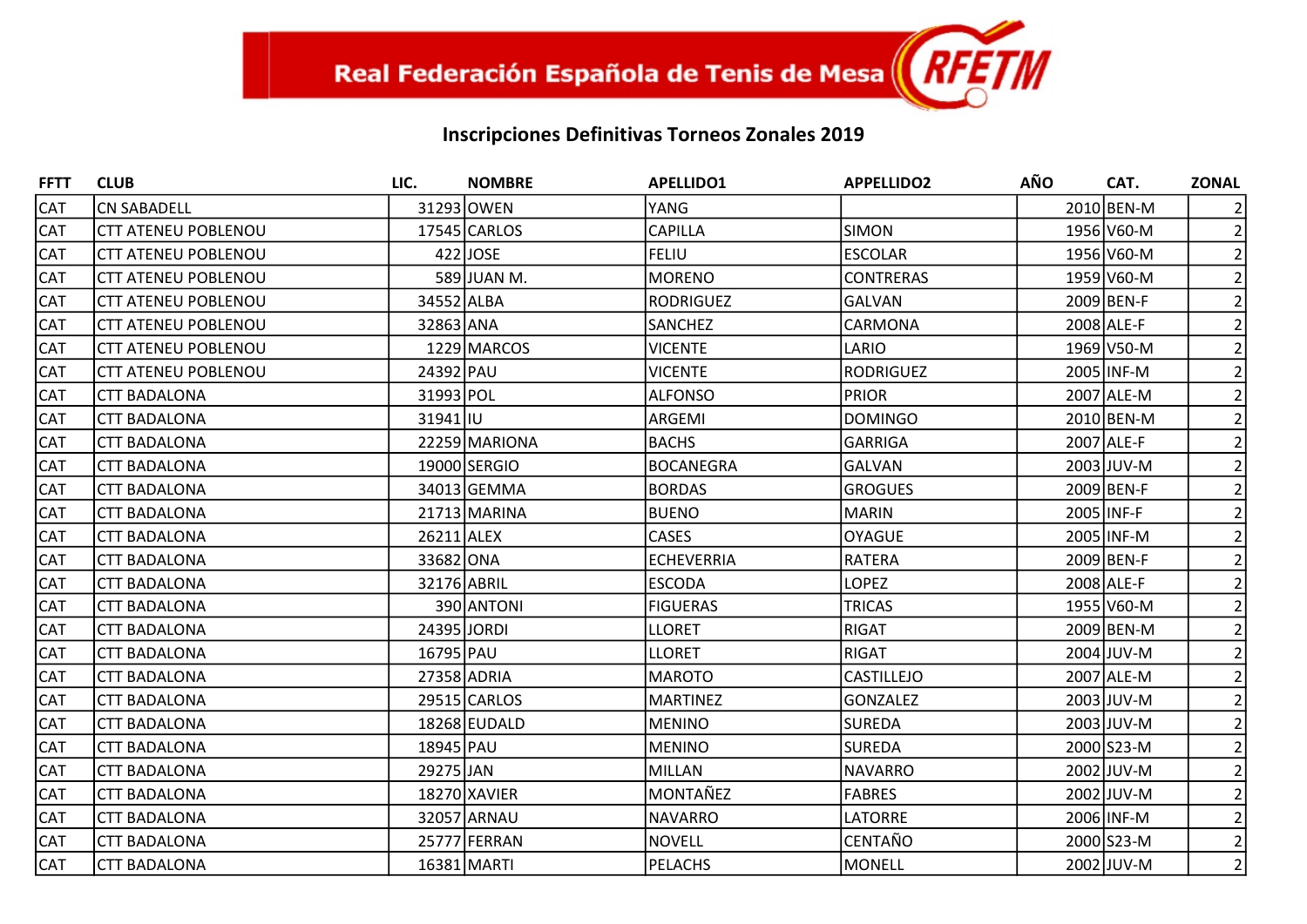Real Federación Española de Tenis de Mesa RFETM

## Inscripciones Definitivas Torneos Zonales 2019

| FFTT | CLUB | LIC. | NOMBRE | APELLIDO1 | APPELLIDO2 | AÑO | CAT. | ZONAL |
|---|---|---|---|---|---|---|---|---|
| CAT | CN SABADELL | 31293 | OWEN | YANG | | 2010 | BEN-M | 2 |
| CAT | CTT ATENEU POBLENOU | 17545 | CARLOS | CAPILLA | SIMON | 1956 | V60-M | 2 |
| CAT | CTT ATENEU POBLENOU | 422 | JOSE | FELIU | ESCOLAR | 1956 | V60-M | 2 |
| CAT | CTT ATENEU POBLENOU | 589 | JUAN M. | MORENO | CONTRERAS | 1959 | V60-M | 2 |
| CAT | CTT ATENEU POBLENOU | 34552 | ALBA | RODRIGUEZ | GALVAN | 2009 | BEN-F | 2 |
| CAT | CTT ATENEU POBLENOU | 32863 | ANA | SANCHEZ | CARMONA | 2008 | ALE-F | 2 |
| CAT | CTT ATENEU POBLENOU | 1229 | MARCOS | VICENTE | LARIO | 1969 | V50-M | 2 |
| CAT | CTT ATENEU POBLENOU | 24392 | PAU | VICENTE | RODRIGUEZ | 2005 | INF-M | 2 |
| CAT | CTT BADALONA | 31993 | POL | ALFONSO | PRIOR | 2007 | ALE-M | 2 |
| CAT | CTT BADALONA | 31941 | IU | ARGEMI | DOMINGO | 2010 | BEN-M | 2 |
| CAT | CTT BADALONA | 22259 | MARIONA | BACHS | GARRIGA | 2007 | ALE-F | 2 |
| CAT | CTT BADALONA | 19000 | SERGIO | BOCANEGRA | GALVAN | 2003 | JUV-M | 2 |
| CAT | CTT BADALONA | 34013 | GEMMA | BORDAS | GROGUES | 2009 | BEN-F | 2 |
| CAT | CTT BADALONA | 21713 | MARINA | BUENO | MARIN | 2005 | INF-F | 2 |
| CAT | CTT BADALONA | 26211 | ALEX | CASES | OYAGUE | 2005 | INF-M | 2 |
| CAT | CTT BADALONA | 33682 | ONA | ECHEVERRIA | RATERA | 2009 | BEN-F | 2 |
| CAT | CTT BADALONA | 32176 | ABRIL | ESCODA | LOPEZ | 2008 | ALE-F | 2 |
| CAT | CTT BADALONA | 390 | ANTONI | FIGUERAS | TRICAS | 1955 | V60-M | 2 |
| CAT | CTT BADALONA | 24395 | JORDI | LLORET | RIGAT | 2009 | BEN-M | 2 |
| CAT | CTT BADALONA | 16795 | PAU | LLORET | RIGAT | 2004 | JUV-M | 2 |
| CAT | CTT BADALONA | 27358 | ADRIA | MAROTO | CASTILLEJO | 2007 | ALE-M | 2 |
| CAT | CTT BADALONA | 29515 | CARLOS | MARTINEZ | GONZALEZ | 2003 | JUV-M | 2 |
| CAT | CTT BADALONA | 18268 | EUDALD | MENINO | SUREDA | 2003 | JUV-M | 2 |
| CAT | CTT BADALONA | 18945 | PAU | MENINO | SUREDA | 2000 | S23-M | 2 |
| CAT | CTT BADALONA | 29275 | JAN | MILLAN | NAVARRO | 2002 | JUV-M | 2 |
| CAT | CTT BADALONA | 18270 | XAVIER | MONTAÑEZ | FABRES | 2002 | JUV-M | 2 |
| CAT | CTT BADALONA | 32057 | ARNAU | NAVARRO | LATORRE | 2006 | INF-M | 2 |
| CAT | CTT BADALONA | 25777 | FERRAN | NOVELL | CENTAÑO | 2000 | S23-M | 2 |
| CAT | CTT BADALONA | 16381 | MARTI | PELACHS | MONELL | 2002 | JUV-M | 2 |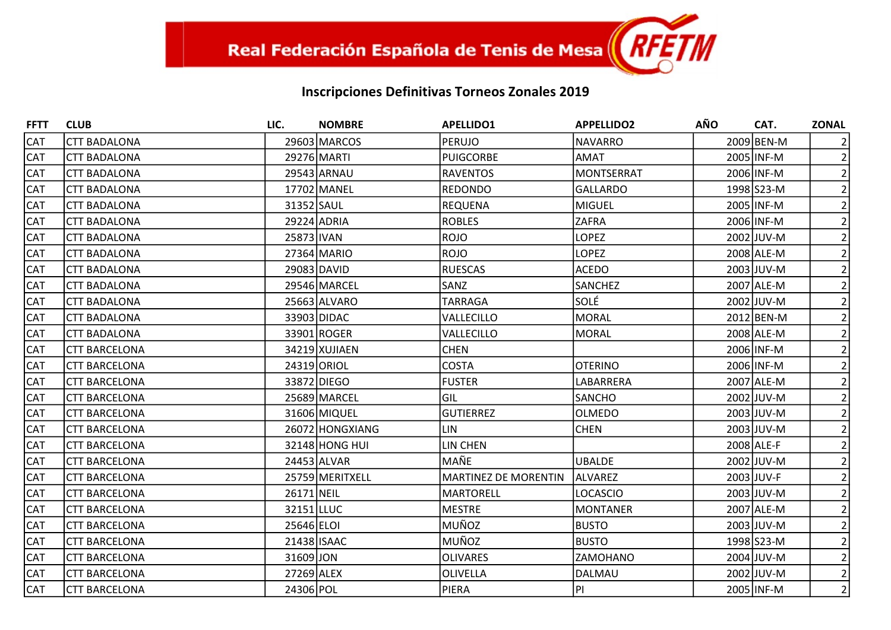Real Federación Española de Tenis de Mesa RFETM

## Inscripciones Definitivas Torneos Zonales 2019

| FFTT | CLUB | LIC. | NOMBRE | APELLIDO1 | APPELLIDO2 | AÑO | CAT. | ZONAL |
|---|---|---|---|---|---|---|---|---|
| CAT | CTT BADALONA | 29603 | MARCOS | PERUJO | NAVARRO | 2009 | BEN-M | 2 |
| CAT | CTT BADALONA | 29276 | MARTI | PUIGCORBE | AMAT | 2005 | INF-M | 2 |
| CAT | CTT BADALONA | 29543 | ARNAU | RAVENTOS | MONTSERRAT | 2006 | INF-M | 2 |
| CAT | CTT BADALONA | 17702 | MANEL | REDONDO | GALLARDO | 1998 | S23-M | 2 |
| CAT | CTT BADALONA | 31352 | SAUL | REQUENA | MIGUEL | 2005 | INF-M | 2 |
| CAT | CTT BADALONA | 29224 | ADRIA | ROBLES | ZAFRA | 2006 | INF-M | 2 |
| CAT | CTT BADALONA | 25873 | IVAN | ROJO | LOPEZ | 2002 | JUV-M | 2 |
| CAT | CTT BADALONA | 27364 | MARIO | ROJO | LOPEZ | 2008 | ALE-M | 2 |
| CAT | CTT BADALONA | 29083 | DAVID | RUESCAS | ACEDO | 2003 | JUV-M | 2 |
| CAT | CTT BADALONA | 29546 | MARCEL | SANZ | SANCHEZ | 2007 | ALE-M | 2 |
| CAT | CTT BADALONA | 25663 | ALVARO | TARRAGA | SOLÉ | 2002 | JUV-M | 2 |
| CAT | CTT BADALONA | 33903 | DIDAC | VALLECILLO | MORAL | 2012 | BEN-M | 2 |
| CAT | CTT BADALONA | 33901 | ROGER | VALLECILLO | MORAL | 2008 | ALE-M | 2 |
| CAT | CTT BARCELONA | 34219 | XUJIAEN | CHEN | | 2006 | INF-M | 2 |
| CAT | CTT BARCELONA | 24319 | ORIOL | COSTA | OTERINO | 2006 | INF-M | 2 |
| CAT | CTT BARCELONA | 33872 | DIEGO | FUSTER | LABARRERA | 2007 | ALE-M | 2 |
| CAT | CTT BARCELONA | 25689 | MARCEL | GIL | SANCHO | 2002 | JUV-M | 2 |
| CAT | CTT BARCELONA | 31606 | MIQUEL | GUTIERREZ | OLMEDO | 2003 | JUV-M | 2 |
| CAT | CTT BARCELONA | 26072 | HONGXIANG | LIN | CHEN | 2003 | JUV-M | 2 |
| CAT | CTT BARCELONA | 32148 | HONG HUI | LIN CHEN | | 2008 | ALE-F | 2 |
| CAT | CTT BARCELONA | 24453 | ALVAR | MAÑE | UBALDE | 2002 | JUV-M | 2 |
| CAT | CTT BARCELONA | 25759 | MERITXELL | MARTINEZ DE MORENTIN | ALVAREZ | 2003 | JUV-F | 2 |
| CAT | CTT BARCELONA | 26171 | NEIL | MARTORELL | LOCASCIO | 2003 | JUV-M | 2 |
| CAT | CTT BARCELONA | 32151 | LLUC | MESTRE | MONTANER | 2007 | ALE-M | 2 |
| CAT | CTT BARCELONA | 25646 | ELOI | MUÑOZ | BUSTO | 2003 | JUV-M | 2 |
| CAT | CTT BARCELONA | 21438 | ISAAC | MUÑOZ | BUSTO | 1998 | S23-M | 2 |
| CAT | CTT BARCELONA | 31609 | JON | OLIVARES | ZAMOHANO | 2004 | JUV-M | 2 |
| CAT | CTT BARCELONA | 27269 | ALEX | OLIVELLA | DALMAU | 2002 | JUV-M | 2 |
| CAT | CTT BARCELONA | 24306 | POL | PIERA | PI | 2005 | INF-M | 2 |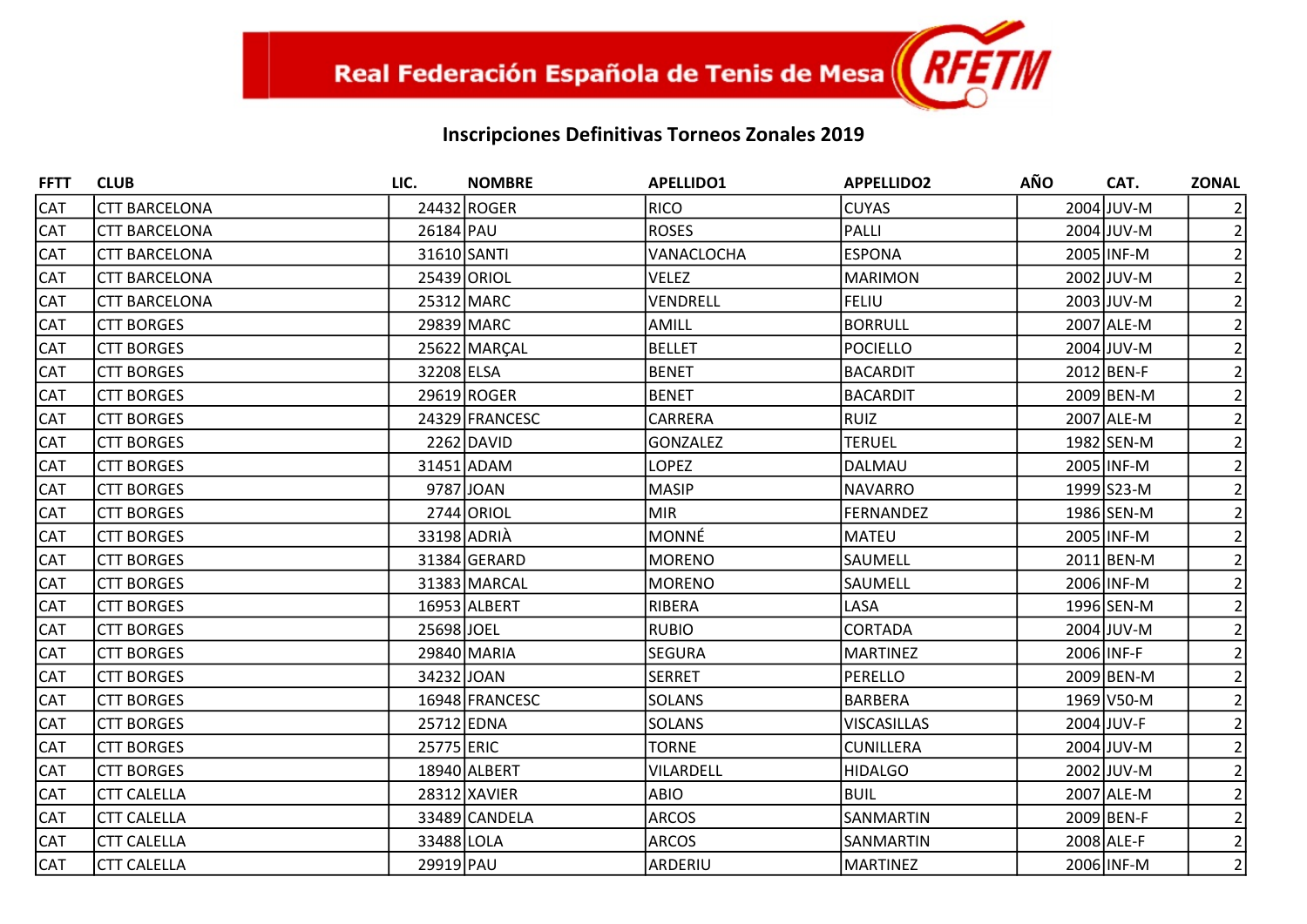**Real Federación Española de Tenis de Mesa** RFETM

## Inscripciones Definitivas Torneos Zonales 2019

| FFTT | CLUB | LIC. | NOMBRE | APELLIDO1 | APPELLIDO2 | AÑO | CAT. | ZONAL |
|---|---|---|---|---|---|---|---|---|
| CAT | CTT BARCELONA | 24432 | ROGER | RICO | CUYAS | 2004 | JUV-M | 2 |
| CAT | CTT BARCELONA | 26184 | PAU | ROSES | PALLI | 2004 | JUV-M | 2 |
| CAT | CTT BARCELONA | 31610 | SANTI | VANACLOCHA | ESPONA | 2005 | INF-M | 2 |
| CAT | CTT BARCELONA | 25439 | ORIOL | VELEZ | MARIMON | 2002 | JUV-M | 2 |
| CAT | CTT BARCELONA | 25312 | MARC | VENDRELL | FELIU | 2003 | JUV-M | 2 |
| CAT | CTT BORGES | 29839 | MARC | AMILL | BORRULL | 2007 | ALE-M | 2 |
| CAT | CTT BORGES | 25622 | MARÇAL | BELLET | POCIELLO | 2004 | JUV-M | 2 |
| CAT | CTT BORGES | 32208 | ELSA | BENET | BACARDIT | 2012 | BEN-F | 2 |
| CAT | CTT BORGES | 29619 | ROGER | BENET | BACARDIT | 2009 | BEN-M | 2 |
| CAT | CTT BORGES | 24329 | FRANCESC | CARRERA | RUIZ | 2007 | ALE-M | 2 |
| CAT | CTT BORGES | 2262 | DAVID | GONZALEZ | TERUEL | 1982 | SEN-M | 2 |
| CAT | CTT BORGES | 31451 | ADAM | LOPEZ | DALMAU | 2005 | INF-M | 2 |
| CAT | CTT BORGES | 9787 | JOAN | MASIP | NAVARRO | 1999 | S23-M | 2 |
| CAT | CTT BORGES | 2744 | ORIOL | MIR | FERNANDEZ | 1986 | SEN-M | 2 |
| CAT | CTT BORGES | 33198 | ADRIÀ | MONNÉ | MATEU | 2005 | INF-M | 2 |
| CAT | CTT BORGES | 31384 | GERARD | MORENO | SAUMELL | 2011 | BEN-M | 2 |
| CAT | CTT BORGES | 31383 | MARCAL | MORENO | SAUMELL | 2006 | INF-M | 2 |
| CAT | CTT BORGES | 16953 | ALBERT | RIBERA | LASA | 1996 | SEN-M | 2 |
| CAT | CTT BORGES | 25698 | JOEL | RUBIO | CORTADA | 2004 | JUV-M | 2 |
| CAT | CTT BORGES | 29840 | MARIA | SEGURA | MARTINEZ | 2006 | INF-F | 2 |
| CAT | CTT BORGES | 34232 | JOAN | SERRET | PERELLO | 2009 | BEN-M | 2 |
| CAT | CTT BORGES | 16948 | FRANCESC | SOLANS | BARBERA | 1969 | V50-M | 2 |
| CAT | CTT BORGES | 25712 | EDNA | SOLANS | VISCASILLAS | 2004 | JUV-F | 2 |
| CAT | CTT BORGES | 25775 | ERIC | TORNE | CUNILLERA | 2004 | JUV-M | 2 |
| CAT | CTT BORGES | 18940 | ALBERT | VILARDELL | HIDALGO | 2002 | JUV-M | 2 |
| CAT | CTT CALELLA | 28312 | XAVIER | ABIO | BUIL | 2007 | ALE-M | 2 |
| CAT | CTT CALELLA | 33489 | CANDELA | ARCOS | SANMARTIN | 2009 | BEN-F | 2 |
| CAT | CTT CALELLA | 33488 | LOLA | ARCOS | SANMARTIN | 2008 | ALE-F | 2 |
| CAT | CTT CALELLA | 29919 | PAU | ARDERIU | MARTINEZ | 2006 | INF-M | 2 |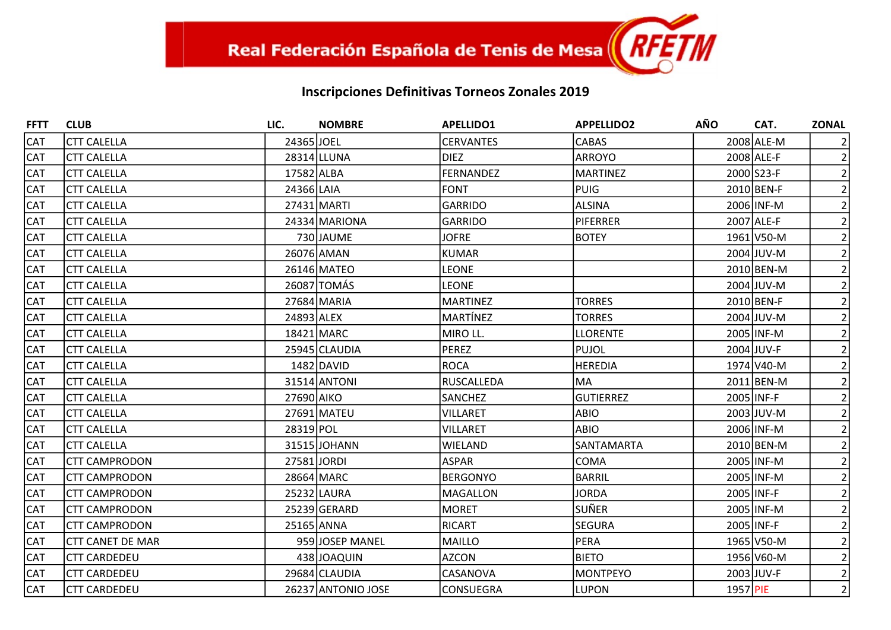Real Federación Española de Tenis de Mesa

## Inscripciones Definitivas Torneos Zonales 2019

| FFTT | CLUB | LIC. | NOMBRE | APELLIDO1 | APPELLIDO2 | AÑO | CAT. | ZONAL |
|---|---|---|---|---|---|---|---|---|
| CAT | CTT CALELLA | 24365 | JOEL | CERVANTES | CABAS | 2008 | ALE-M | 2 |
| CAT | CTT CALELLA | 28314 | LLUNA | DIEZ | ARROYO | 2008 | ALE-F | 2 |
| CAT | CTT CALELLA | 17582 | ALBA | FERNANDEZ | MARTINEZ | 2000 | S23-F | 2 |
| CAT | CTT CALELLA | 24366 | LAIA | FONT | PUIG | 2010 | BEN-F | 2 |
| CAT | CTT CALELLA | 27431 | MARTI | GARRIDO | ALSINA | 2006 | INF-M | 2 |
| CAT | CTT CALELLA | 24334 | MARIONA | GARRIDO | PIFERRER | 2007 | ALE-F | 2 |
| CAT | CTT CALELLA | 730 | JAUME | JOFRE | BOTEY | 1961 | V50-M | 2 |
| CAT | CTT CALELLA | 26076 | AMAN | KUMAR | | 2004 | JUV-M | 2 |
| CAT | CTT CALELLA | 26146 | MATEO | LEONE | | 2010 | BEN-M | 2 |
| CAT | CTT CALELLA | 26087 | TOMÁS | LEONE | | 2004 | JUV-M | 2 |
| CAT | CTT CALELLA | 27684 | MARIA | MARTINEZ | TORRES | 2010 | BEN-F | 2 |
| CAT | CTT CALELLA | 24893 | ALEX | MARTÍNEZ | TORRES | 2004 | JUV-M | 2 |
| CAT | CTT CALELLA | 18421 | MARC | MIRO LL. | LLORENTE | 2005 | INF-M | 2 |
| CAT | CTT CALELLA | 25945 | CLAUDIA | PEREZ | PUJOL | 2004 | JUV-F | 2 |
| CAT | CTT CALELLA | 1482 | DAVID | ROCA | HEREDIA | 1974 | V40-M | 2 |
| CAT | CTT CALELLA | 31514 | ANTONI | RUSCALLEDA | MA | 2011 | BEN-M | 2 |
| CAT | CTT CALELLA | 27690 | AIKO | SANCHEZ | GUTIERREZ | 2005 | INF-F | 2 |
| CAT | CTT CALELLA | 27691 | MATEU | VILLARET | ABIO | 2003 | JUV-M | 2 |
| CAT | CTT CALELLA | 28319 | POL | VILLARET | ABIO | 2006 | INF-M | 2 |
| CAT | CTT CALELLA | 31515 | JOHANN | WIELAND | SANTAMARTA | 2010 | BEN-M | 2 |
| CAT | CTT CAMPRODON | 27581 | JORDI | ASPAR | COMA | 2005 | INF-M | 2 |
| CAT | CTT CAMPRODON | 28664 | MARC | BERGONYO | BARRIL | 2005 | INF-M | 2 |
| CAT | CTT CAMPRODON | 25232 | LAURA | MAGALLON | JORDA | 2005 | INF-F | 2 |
| CAT | CTT CAMPRODON | 25239 | GERARD | MORET | SUÑER | 2005 | INF-M | 2 |
| CAT | CTT CAMPRODON | 25165 | ANNA | RICART | SEGURA | 2005 | INF-F | 2 |
| CAT | CTT CANET DE MAR | 959 | JOSEP MANEL | MAILLO | PERA | 1965 | V50-M | 2 |
| CAT | CTT CARDEDEU | 438 | JOAQUIN | AZCON | BIETO | 1956 | V60-M | 2 |
| CAT | CTT CARDEDEU | 29684 | CLAUDIA | CASANOVA | MONTPEYO | 2003 | JUV-F | 2 |
| CAT | CTT CARDEDEU | 26237 | ANTONIO JOSE | CONSUEGRA | LUPON | 1957 | PIE | 2 |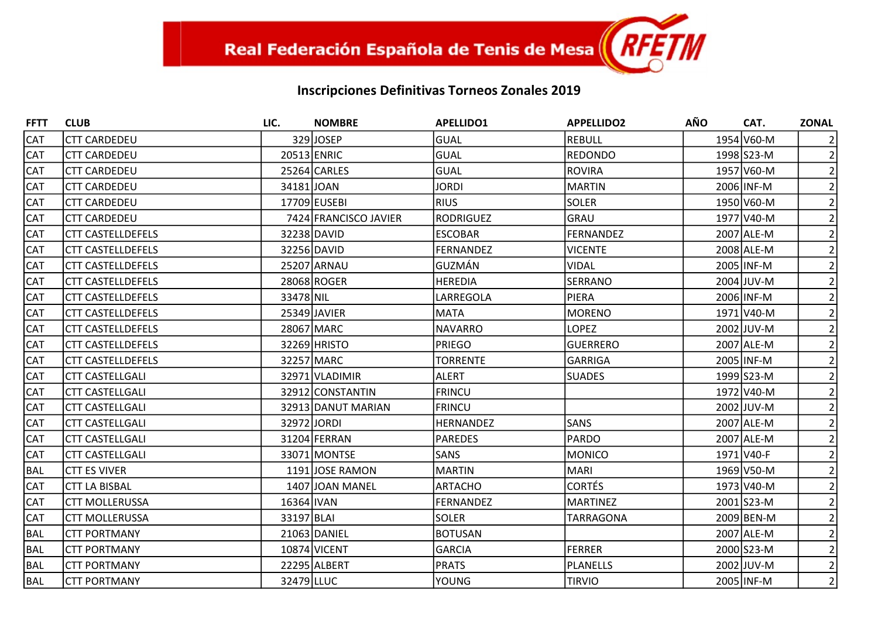Real Federación Española de Tenis de Mesa RFETM

## Inscripciones Definitivas Torneos Zonales 2019

| FFTT | CLUB | LIC. | NOMBRE | APELLIDO1 | APPELLIDO2 | AÑO | CAT. | ZONAL |
|---|---|---|---|---|---|---|---|---|
| CAT | CTT CARDEDEU | 329 | JOSEP | GUAL | REBULL | 1954 | V60-M | 2 |
| CAT | CTT CARDEDEU | 20513 | ENRIC | GUAL | REDONDO | 1998 | S23-M | 2 |
| CAT | CTT CARDEDEU | 25264 | CARLES | GUAL | ROVIRA | 1957 | V60-M | 2 |
| CAT | CTT CARDEDEU | 34181 | JOAN | JORDI | MARTIN | 2006 | INF-M | 2 |
| CAT | CTT CARDEDEU | 17709 | EUSEBI | RIUS | SOLER | 1950 | V60-M | 2 |
| CAT | CTT CARDEDEU | 7424 | FRANCISCO JAVIER | RODRIGUEZ | GRAU | 1977 | V40-M | 2 |
| CAT | CTT CASTELLDEFELS | 32238 | DAVID | ESCOBAR | FERNANDEZ | 2007 | ALE-M | 2 |
| CAT | CTT CASTELLDEFELS | 32256 | DAVID | FERNANDEZ | VICENTE | 2008 | ALE-M | 2 |
| CAT | CTT CASTELLDEFELS | 25207 | ARNAU | GUZMÁN | VIDAL | 2005 | INF-M | 2 |
| CAT | CTT CASTELLDEFELS | 28068 | ROGER | HEREDIA | SERRANO | 2004 | JUV-M | 2 |
| CAT | CTT CASTELLDEFELS | 33478 | NIL | LARREGOLA | PIERA | 2006 | INF-M | 2 |
| CAT | CTT CASTELLDEFELS | 25349 | JAVIER | MATA | MORENO | 1971 | V40-M | 2 |
| CAT | CTT CASTELLDEFELS | 28067 | MARC | NAVARRO | LOPEZ | 2002 | JUV-M | 2 |
| CAT | CTT CASTELLDEFELS | 32269 | HRISTO | PRIEGO | GUERRERO | 2007 | ALE-M | 2 |
| CAT | CTT CASTELLDEFELS | 32257 | MARC | TORRENTE | GARRIGA | 2005 | INF-M | 2 |
| CAT | CTT CASTELLGALI | 32971 | VLADIMIR | ALERT | SUADES | 1999 | S23-M | 2 |
| CAT | CTT CASTELLGALI | 32912 | CONSTANTIN | FRINCU | | 1972 | V40-M | 2 |
| CAT | CTT CASTELLGALI | 32913 | DANUT MARIAN | FRINCU | | 2002 | JUV-M | 2 |
| CAT | CTT CASTELLGALI | 32972 | JORDI | HERNANDEZ | SANS | 2007 | ALE-M | 2 |
| CAT | CTT CASTELLGALI | 31204 | FERRAN | PAREDES | PARDO | 2007 | ALE-M | 2 |
| CAT | CTT CASTELLGALI | 33071 | MONTSE | SANS | MONICO | 1971 | V40-F | 2 |
| BAL | CTT ES VIVER | 1191 | JOSE RAMON | MARTIN | MARI | 1969 | V50-M | 2 |
| CAT | CTT LA BISBAL | 1407 | JOAN MANEL | ARTACHO | CORTÉS | 1973 | V40-M | 2 |
| CAT | CTT MOLLERUSSA | 16364 | IVAN | FERNANDEZ | MARTINEZ | 2001 | S23-M | 2 |
| CAT | CTT MOLLERUSSA | 33197 | BLAI | SOLER | TARRAGONA | 2009 | BEN-M | 2 |
| BAL | CTT PORTMANY | 21063 | DANIEL | BOTUSAN | | 2007 | ALE-M | 2 |
| BAL | CTT PORTMANY | 10874 | VICENT | GARCIA | FERRER | 2000 | S23-M | 2 |
| BAL | CTT PORTMANY | 22295 | ALBERT | PRATS | PLANELLS | 2002 | JUV-M | 2 |
| BAL | CTT PORTMANY | 32479 | LLUC | YOUNG | TIRVIO | 2005 | INF-M | 2 |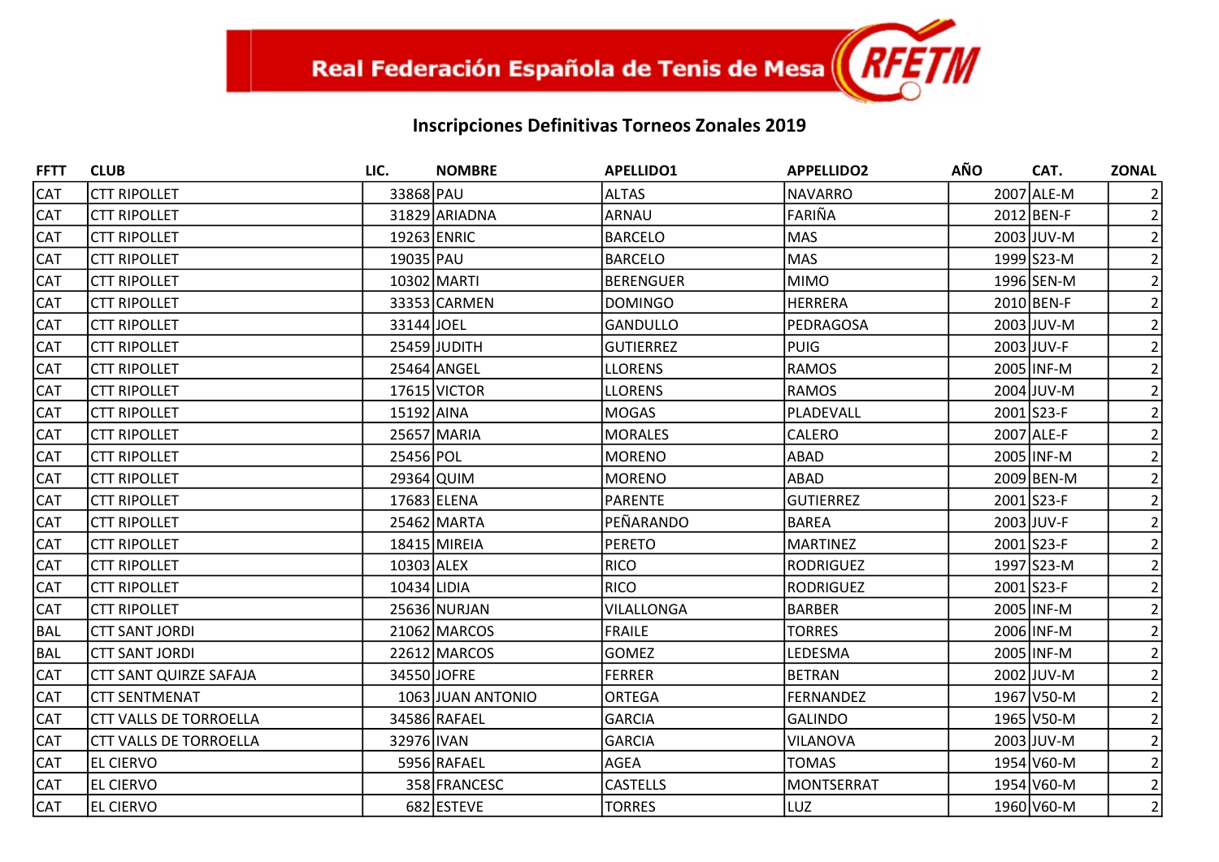Real Federación Española de Tenis de Mesa RFETM

## Inscripciones Definitivas Torneos Zonales 2019

| FFTT | CLUB | LIC. | NOMBRE | APELLIDO1 | APPELLIDO2 | AÑO | CAT. | ZONAL |
|---|---|---|---|---|---|---|---|---|
| CAT | CTT RIPOLLET | 33868 | PAU | ALTAS | NAVARRO | 2007 | ALE-M | 2 |
| CAT | CTT RIPOLLET | 31829 | ARIADNA | ARNAU | FARIÑA | 2012 | BEN-F | 2 |
| CAT | CTT RIPOLLET | 19263 | ENRIC | BARCELO | MAS | 2003 | JUV-M | 2 |
| CAT | CTT RIPOLLET | 19035 | PAU | BARCELO | MAS | 1999 | S23-M | 2 |
| CAT | CTT RIPOLLET | 10302 | MARTI | BERENGUER | MIMO | 1996 | SEN-M | 2 |
| CAT | CTT RIPOLLET | 33353 | CARMEN | DOMINGO | HERRERA | 2010 | BEN-F | 2 |
| CAT | CTT RIPOLLET | 33144 | JOEL | GANDULLO | PEDRAGOSA | 2003 | JUV-M | 2 |
| CAT | CTT RIPOLLET | 25459 | JUDITH | GUTIERREZ | PUIG | 2003 | JUV-F | 2 |
| CAT | CTT RIPOLLET | 25464 | ANGEL | LLORENS | RAMOS | 2005 | INF-M | 2 |
| CAT | CTT RIPOLLET | 17615 | VICTOR | LLORENS | RAMOS | 2004 | JUV-M | 2 |
| CAT | CTT RIPOLLET | 15192 | AINA | MOGAS | PLADEVALL | 2001 | S23-F | 2 |
| CAT | CTT RIPOLLET | 25657 | MARIA | MORALES | CALERO | 2007 | ALE-F | 2 |
| CAT | CTT RIPOLLET | 25456 | POL | MORENO | ABAD | 2005 | INF-M | 2 |
| CAT | CTT RIPOLLET | 29364 | QUIM | MORENO | ABAD | 2009 | BEN-M | 2 |
| CAT | CTT RIPOLLET | 17683 | ELENA | PARENTE | GUTIERREZ | 2001 | S23-F | 2 |
| CAT | CTT RIPOLLET | 25462 | MARTA | PEÑARANDO | BAREA | 2003 | JUV-F | 2 |
| CAT | CTT RIPOLLET | 18415 | MIREIA | PERETO | MARTINEZ | 2001 | S23-F | 2 |
| CAT | CTT RIPOLLET | 10303 | ALEX | RICO | RODRIGUEZ | 1997 | S23-M | 2 |
| CAT | CTT RIPOLLET | 10434 | LIDIA | RICO | RODRIGUEZ | 2001 | S23-F | 2 |
| CAT | CTT RIPOLLET | 25636 | NURJAN | VILALLONGA | BARBER | 2005 | INF-M | 2 |
| BAL | CTT SANT JORDI | 21062 | MARCOS | FRAILE | TORRES | 2006 | INF-M | 2 |
| BAL | CTT SANT JORDI | 22612 | MARCOS | GOMEZ | LEDESMA | 2005 | INF-M | 2 |
| CAT | CTT SANT QUIRZE SAFAJA | 34550 | JOFRE | FERRER | BETRAN | 2002 | JUV-M | 2 |
| CAT | CTT SENTMENAT | 1063 | JUAN ANTONIO | ORTEGA | FERNANDEZ | 1967 | V50-M | 2 |
| CAT | CTT VALLS DE TORROELLA | 34586 | RAFAEL | GARCIA | GALINDO | 1965 | V50-M | 2 |
| CAT | CTT VALLS DE TORROELLA | 32976 | IVAN | GARCIA | VILANOVA | 2003 | JUV-M | 2 |
| CAT | EL CIERVO | 5956 | RAFAEL | AGEA | TOMAS | 1954 | V60-M | 2 |
| CAT | EL CIERVO | 358 | FRANCESC | CASTELLS | MONTSERRAT | 1954 | V60-M | 2 |
| CAT | EL CIERVO | 682 | ESTEVE | TORRES | LUZ | 1960 | V60-M | 2 |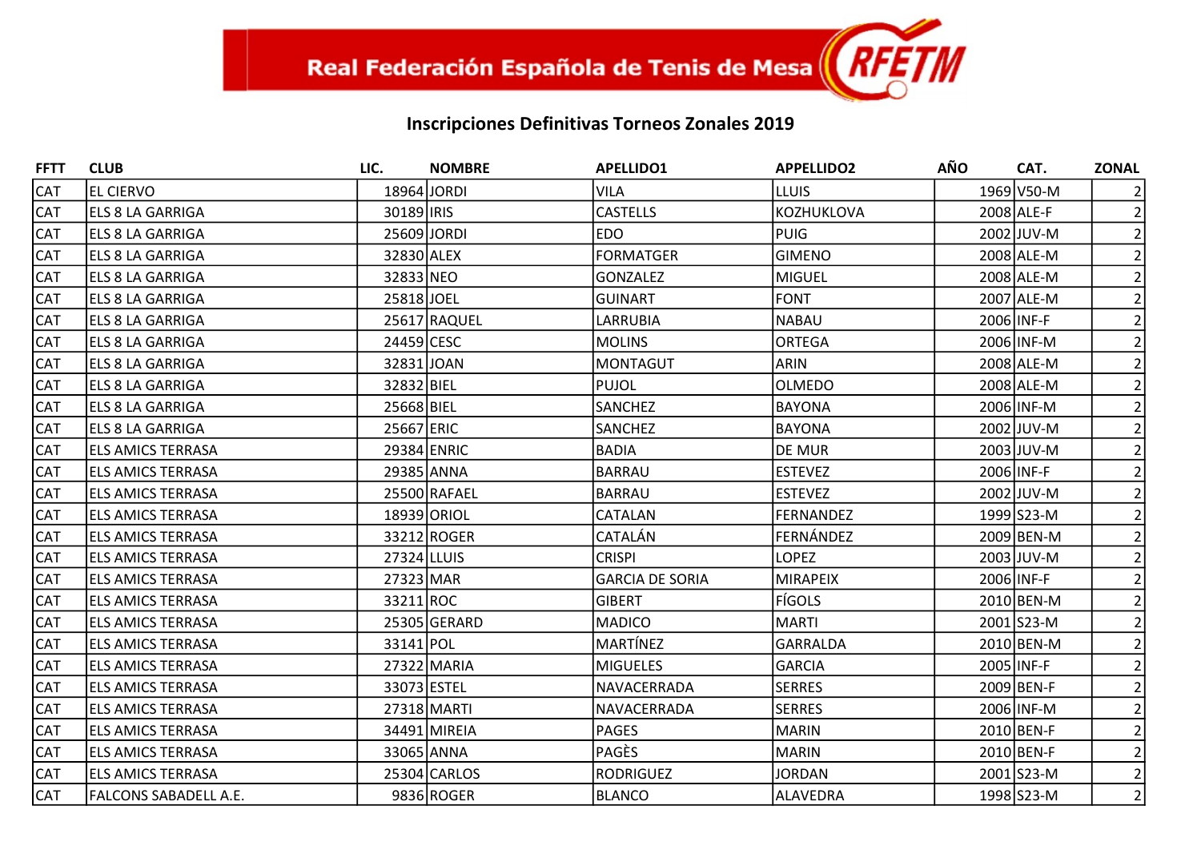Real Federación Española de Tenis de Mesa RFETM

## Inscripciones Definitivas Torneos Zonales 2019

| FFTT | CLUB | LIC. | NOMBRE | APELLIDO1 | APPELLIDO2 | AÑO | CAT. | ZONAL |
|---|---|---|---|---|---|---|---|---|
| CAT | EL CIERVO | 18964 | JORDI | VILA | LLUIS | 1969 | V50-M | 2 |
| CAT | ELS 8 LA GARRIGA | 30189 | IRIS | CASTELLS | KOZHUKLOVA | 2008 | ALE-F | 2 |
| CAT | ELS 8 LA GARRIGA | 25609 | JORDI | EDO | PUIG | 2002 | JUV-M | 2 |
| CAT | ELS 8 LA GARRIGA | 32830 | ALEX | FORMATGER | GIMENO | 2008 | ALE-M | 2 |
| CAT | ELS 8 LA GARRIGA | 32833 | NEO | GONZALEZ | MIGUEL | 2008 | ALE-M | 2 |
| CAT | ELS 8 LA GARRIGA | 25818 | JOEL | GUINART | FONT | 2007 | ALE-M | 2 |
| CAT | ELS 8 LA GARRIGA | 25617 | RAQUEL | LARRUBIA | NABAU | 2006 | INF-F | 2 |
| CAT | ELS 8 LA GARRIGA | 24459 | CESC | MOLINS | ORTEGA | 2006 | INF-M | 2 |
| CAT | ELS 8 LA GARRIGA | 32831 | JOAN | MONTAGUT | ARIN | 2008 | ALE-M | 2 |
| CAT | ELS 8 LA GARRIGA | 32832 | BIEL | PUJOL | OLMEDO | 2008 | ALE-M | 2 |
| CAT | ELS 8 LA GARRIGA | 25668 | BIEL | SANCHEZ | BAYONA | 2006 | INF-M | 2 |
| CAT | ELS 8 LA GARRIGA | 25667 | ERIC | SANCHEZ | BAYONA | 2002 | JUV-M | 2 |
| CAT | ELS AMICS TERRASA | 29384 | ENRIC | BADIA | DE MUR | 2003 | JUV-M | 2 |
| CAT | ELS AMICS TERRASA | 29385 | ANNA | BARRAU | ESTEVEZ | 2006 | INF-F | 2 |
| CAT | ELS AMICS TERRASA | 25500 | RAFAEL | BARRAU | ESTEVEZ | 2002 | JUV-M | 2 |
| CAT | ELS AMICS TERRASA | 18939 | ORIOL | CATALAN | FERNANDEZ | 1999 | S23-M | 2 |
| CAT | ELS AMICS TERRASA | 33212 | ROGER | CATALÁN | FERNÁNDEZ | 2009 | BEN-M | 2 |
| CAT | ELS AMICS TERRASA | 27324 | LLUIS | CRISPI | LOPEZ | 2003 | JUV-M | 2 |
| CAT | ELS AMICS TERRASA | 27323 | MAR | GARCIA DE SORIA | MIRAPEIX | 2006 | INF-F | 2 |
| CAT | ELS AMICS TERRASA | 33211 | ROC | GIBERT | FÍGOLS | 2010 | BEN-M | 2 |
| CAT | ELS AMICS TERRASA | 25305 | GERARD | MADICO | MARTI | 2001 | S23-M | 2 |
| CAT | ELS AMICS TERRASA | 33141 | POL | MARTÍNEZ | GARRALDA | 2010 | BEN-M | 2 |
| CAT | ELS AMICS TERRASA | 27322 | MARIA | MIGUELES | GARCIA | 2005 | INF-F | 2 |
| CAT | ELS AMICS TERRASA | 33073 | ESTEL | NAVACERRADA | SERRES | 2009 | BEN-F | 2 |
| CAT | ELS AMICS TERRASA | 27318 | MARTI | NAVACERRADA | SERRES | 2006 | INF-M | 2 |
| CAT | ELS AMICS TERRASA | 34491 | MIREIA | PAGES | MARIN | 2010 | BEN-F | 2 |
| CAT | ELS AMICS TERRASA | 33065 | ANNA | PAGÈS | MARIN | 2010 | BEN-F | 2 |
| CAT | ELS AMICS TERRASA | 25304 | CARLOS | RODRIGUEZ | JORDAN | 2001 | S23-M | 2 |
| CAT | FALCONS SABADELL A.E. | 9836 | ROGER | BLANCO | ALAVEDRA | 1998 | S23-M | 2 |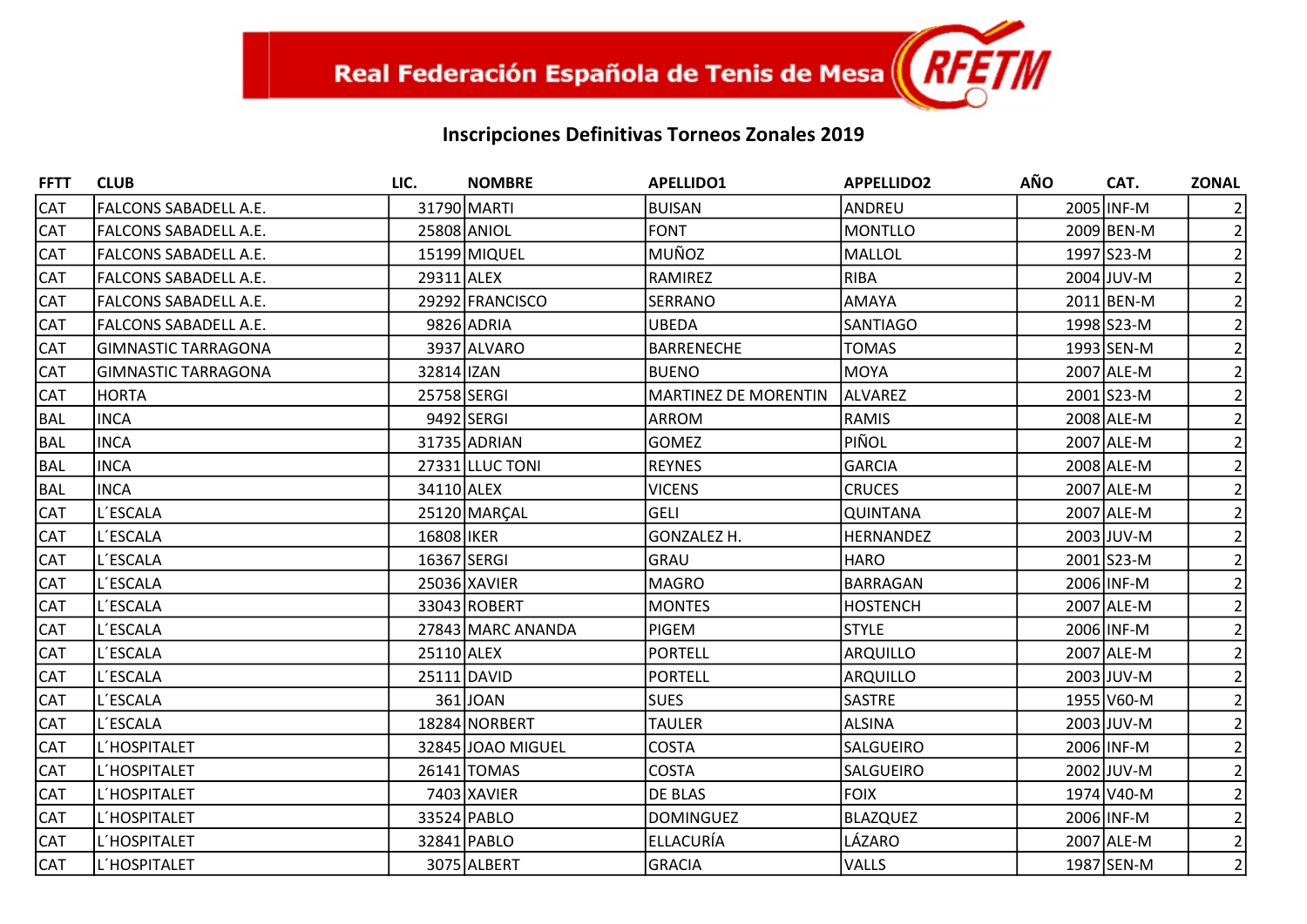Real Federación Española de Tenis de Mesa RFETM

## Inscripciones Definitivas Torneos Zonales 2019

| FFTT | CLUB | LIC. | NOMBRE | APELLIDO1 | APPELLIDO2 | AÑO | CAT. | ZONAL |
|---|---|---|---|---|---|---|---|---|
| CAT | FALCONS SABADELL A.E. | 31790 | MARTI | BUISAN | ANDREU | 2005 | INF-M | 2 |
| CAT | FALCONS SABADELL A.E. | 25808 | ANIOL | FONT | MONTLLO | 2009 | BEN-M | 2 |
| CAT | FALCONS SABADELL A.E. | 15199 | MIQUEL | MUÑOZ | MALLOL | 1997 | S23-M | 2 |
| CAT | FALCONS SABADELL A.E. | 29311 | ALEX | RAMIREZ | RIBA | 2004 | JUV-M | 2 |
| CAT | FALCONS SABADELL A.E. | 29292 | FRANCISCO | SERRANO | AMAYA | 2011 | BEN-M | 2 |
| CAT | FALCONS SABADELL A.E. | 9826 | ADRIA | UBEDA | SANTIAGO | 1998 | S23-M | 2 |
| CAT | GIMNASTIC TARRAGONA | 3937 | ALVARO | BARRENECHE | TOMAS | 1993 | SEN-M | 2 |
| CAT | GIMNASTIC TARRAGONA | 32814 | IZAN | BUENO | MOYA | 2007 | ALE-M | 2 |
| CAT | HORTA | 25758 | SERGI | MARTINEZ DE MORENTIN | ALVAREZ | 2001 | S23-M | 2 |
| BAL | INCA | 9492 | SERGI | ARROM | RAMIS | 2008 | ALE-M | 2 |
| BAL | INCA | 31735 | ADRIAN | GOMEZ | PIÑOL | 2007 | ALE-M | 2 |
| BAL | INCA | 27331 | LLUC TONI | REYNES | GARCIA | 2008 | ALE-M | 2 |
| BAL | INCA | 34110 | ALEX | VICENS | CRUCES | 2007 | ALE-M | 2 |
| CAT | L´ESCALA | 25120 | MARÇAL | GELI | QUINTANA | 2007 | ALE-M | 2 |
| CAT | L´ESCALA | 16808 | IKER | GONZALEZ H. | HERNANDEZ | 2003 | JUV-M | 2 |
| CAT | L´ESCALA | 16367 | SERGI | GRAU | HARO | 2001 | S23-M | 2 |
| CAT | L´ESCALA | 25036 | XAVIER | MAGRO | BARRAGAN | 2006 | INF-M | 2 |
| CAT | L´ESCALA | 33043 | ROBERT | MONTES | HOSTENCH | 2007 | ALE-M | 2 |
| CAT | L´ESCALA | 27843 | MARC ANANDA | PIGEM | STYLE | 2006 | INF-M | 2 |
| CAT | L´ESCALA | 25110 | ALEX | PORTELL | ARQUILLO | 2007 | ALE-M | 2 |
| CAT | L´ESCALA | 25111 | DAVID | PORTELL | ARQUILLO | 2003 | JUV-M | 2 |
| CAT | L´ESCALA | 361 | JOAN | SUES | SASTRE | 1955 | V60-M | 2 |
| CAT | L´ESCALA | 18284 | NORBERT | TAULER | ALSINA | 2003 | JUV-M | 2 |
| CAT | L´HOSPITALET | 32845 | JOAO MIGUEL | COSTA | SALGUEIRO | 2006 | INF-M | 2 |
| CAT | L´HOSPITALET | 26141 | TOMAS | COSTA | SALGUEIRO | 2002 | JUV-M | 2 |
| CAT | L´HOSPITALET | 7403 | XAVIER | DE BLAS | FOIX | 1974 | V40-M | 2 |
| CAT | L´HOSPITALET | 33524 | PABLO | DOMINGUEZ | BLAZQUEZ | 2006 | INF-M | 2 |
| CAT | L´HOSPITALET | 32841 | PABLO | ELLACURÍA | LÁZARO | 2007 | ALE-M | 2 |
| CAT | L´HOSPITALET | 3075 | ALBERT | GRACIA | VALLS | 1987 | SEN-M | 2 |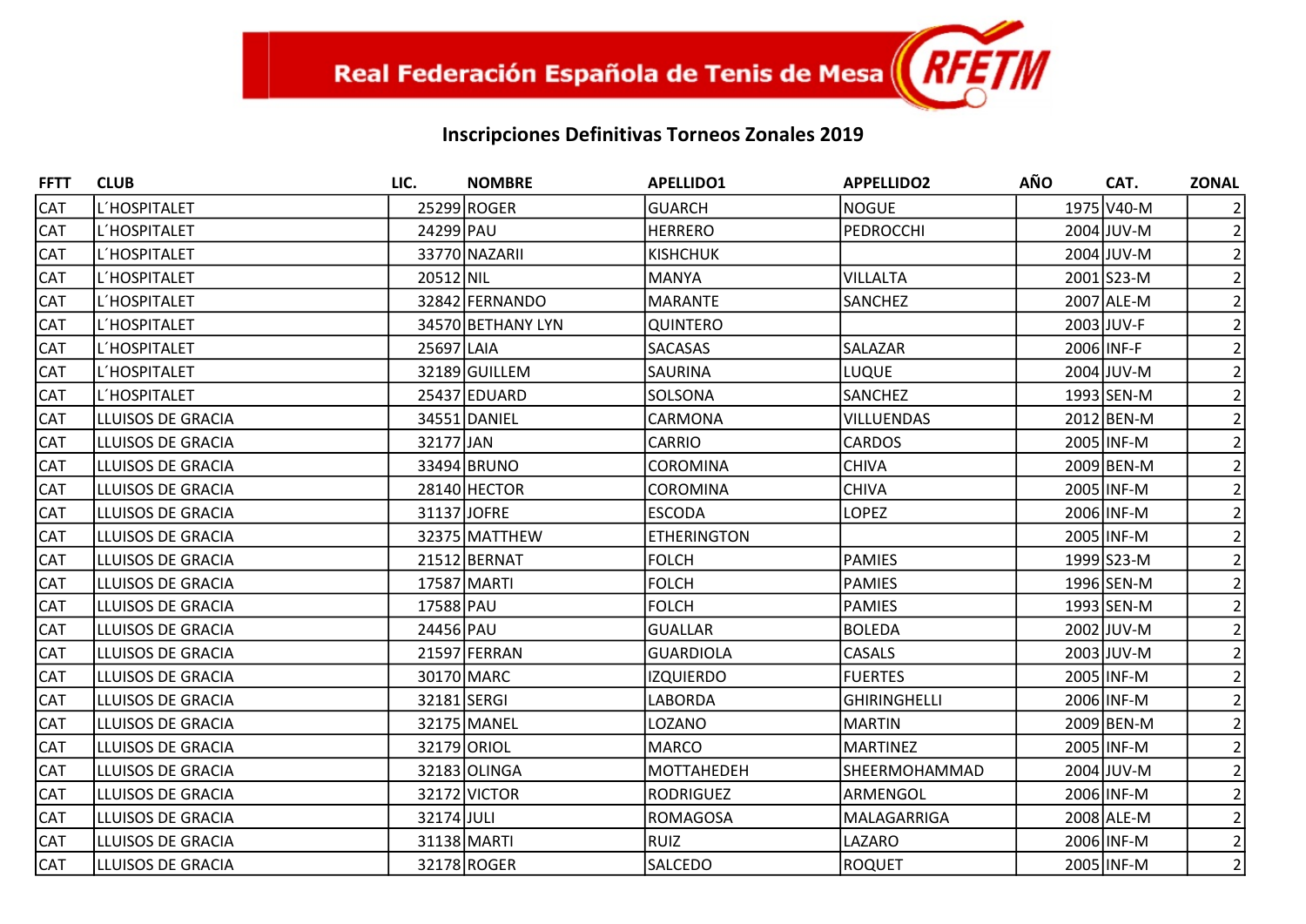Real Federación Española de Tenis de Mesa

## Inscripciones Definitivas Torneos Zonales 2019

| FFTT | CLUB | LIC. | NOMBRE | APELLIDO1 | APPELLIDO2 | AÑO | CAT. | ZONAL |
|---|---|---|---|---|---|---|---|---|
| CAT | L´HOSPITALET | 25299 | ROGER | GUARCH | NOGUE | 1975 | V40-M | 2 |
| CAT | L´HOSPITALET | 24299 | PAU | HERRERO | PEDROCCHI | 2004 | JUV-M | 2 |
| CAT | L´HOSPITALET | 33770 | NAZARII | KISHCHUK | | 2004 | JUV-M | 2 |
| CAT | L´HOSPITALET | 20512 | NIL | MANYA | VILLALTA | 2001 | S23-M | 2 |
| CAT | L´HOSPITALET | 32842 | FERNANDO | MARANTE | SANCHEZ | 2007 | ALE-M | 2 |
| CAT | L´HOSPITALET | 34570 | BETHANY LYN | QUINTERO | | 2003 | JUV-F | 2 |
| CAT | L´HOSPITALET | 25697 | LAIA | SACASAS | SALAZAR | 2006 | INF-F | 2 |
| CAT | L´HOSPITALET | 32189 | GUILLEM | SAURINA | LUQUE | 2004 | JUV-M | 2 |
| CAT | L´HOSPITALET | 25437 | EDUARD | SOLSONA | SANCHEZ | 1993 | SEN-M | 2 |
| CAT | LLUISOS DE GRACIA | 34551 | DANIEL | CARMONA | VILLUENDAS | 2012 | BEN-M | 2 |
| CAT | LLUISOS DE GRACIA | 32177 | JAN | CARRIO | CARDOS | 2005 | INF-M | 2 |
| CAT | LLUISOS DE GRACIA | 33494 | BRUNO | COROMINA | CHIVA | 2009 | BEN-M | 2 |
| CAT | LLUISOS DE GRACIA | 28140 | HECTOR | COROMINA | CHIVA | 2005 | INF-M | 2 |
| CAT | LLUISOS DE GRACIA | 31137 | JOFRE | ESCODA | LOPEZ | 2006 | INF-M | 2 |
| CAT | LLUISOS DE GRACIA | 32375 | MATTHEW | ETHERINGTON | | 2005 | INF-M | 2 |
| CAT | LLUISOS DE GRACIA | 21512 | BERNAT | FOLCH | PAMIES | 1999 | S23-M | 2 |
| CAT | LLUISOS DE GRACIA | 17587 | MARTI | FOLCH | PAMIES | 1996 | SEN-M | 2 |
| CAT | LLUISOS DE GRACIA | 17588 | PAU | FOLCH | PAMIES | 1993 | SEN-M | 2 |
| CAT | LLUISOS DE GRACIA | 24456 | PAU | GUALLAR | BOLEDA | 2002 | JUV-M | 2 |
| CAT | LLUISOS DE GRACIA | 21597 | FERRAN | GUARDIOLA | CASALS | 2003 | JUV-M | 2 |
| CAT | LLUISOS DE GRACIA | 30170 | MARC | IZQUIERDO | FUERTES | 2005 | INF-M | 2 |
| CAT | LLUISOS DE GRACIA | 32181 | SERGI | LABORDA | GHIRINGHELLI | 2006 | INF-M | 2 |
| CAT | LLUISOS DE GRACIA | 32175 | MANEL | LOZANO | MARTIN | 2009 | BEN-M | 2 |
| CAT | LLUISOS DE GRACIA | 32179 | ORIOL | MARCO | MARTINEZ | 2005 | INF-M | 2 |
| CAT | LLUISOS DE GRACIA | 32183 | OLINGA | MOTTAHEDEH | SHEERMOHAMMAD | 2004 | JUV-M | 2 |
| CAT | LLUISOS DE GRACIA | 32172 | VICTOR | RODRIGUEZ | ARMENGOL | 2006 | INF-M | 2 |
| CAT | LLUISOS DE GRACIA | 32174 | JULI | ROMAGOSA | MALAGARRIGA | 2008 | ALE-M | 2 |
| CAT | LLUISOS DE GRACIA | 31138 | MARTI | RUIZ | LAZARO | 2006 | INF-M | 2 |
| CAT | LLUISOS DE GRACIA | 32178 | ROGER | SALCEDO | ROQUET | 2005 | INF-M | 2 |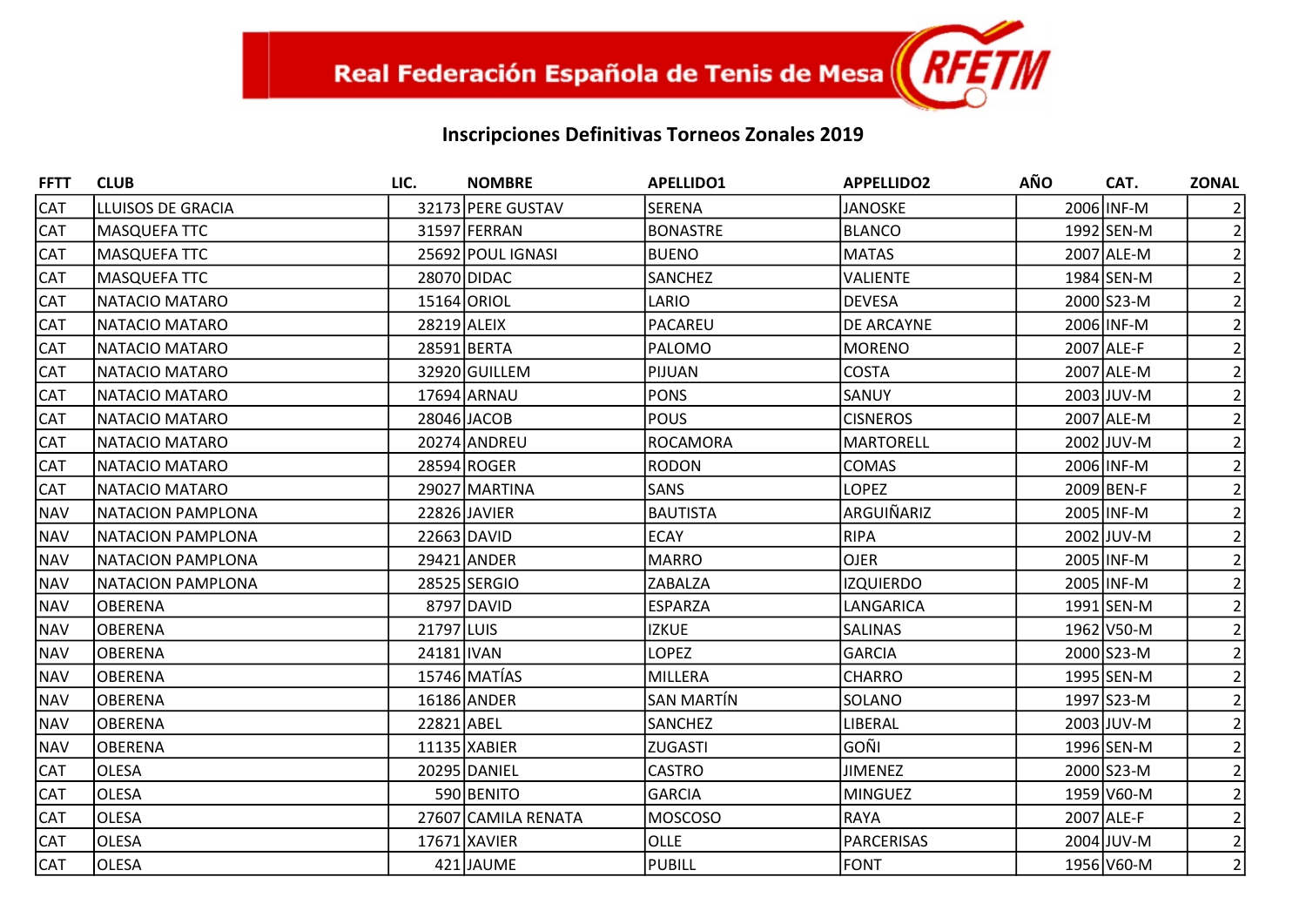Real Federación Española de Tenis de Mesa RFETM

## Inscripciones Definitivas Torneos Zonales 2019

| FFTT | CLUB | LIC. | NOMBRE | APELLIDO1 | APPELLIDO2 | AÑO | CAT. | ZONAL |
|---|---|---|---|---|---|---|---|---|
| CAT | LLUISOS DE GRACIA | 32173 | PERE GUSTAV | SERENA | JANOSKE | 2006 | INF-M | 2 |
| CAT | MASQUEFA TTC | 31597 | FERRAN | BONASTRE | BLANCO | 1992 | SEN-M | 2 |
| CAT | MASQUEFA TTC | 25692 | POUL IGNASI | BUENO | MATAS | 2007 | ALE-M | 2 |
| CAT | MASQUEFA TTC | 28070 | DIDAC | SANCHEZ | VALIENTE | 1984 | SEN-M | 2 |
| CAT | NATACIO MATARO | 15164 | ORIOL | LARIO | DEVESA | 2000 | S23-M | 2 |
| CAT | NATACIO MATARO | 28219 | ALEIX | PACAREU | DE ARCAYNE | 2006 | INF-M | 2 |
| CAT | NATACIO MATARO | 28591 | BERTA | PALOMO | MORENO | 2007 | ALE-F | 2 |
| CAT | NATACIO MATARO | 32920 | GUILLEM | PIJUAN | COSTA | 2007 | ALE-M | 2 |
| CAT | NATACIO MATARO | 17694 | ARNAU | PONS | SANUY | 2003 | JUV-M | 2 |
| CAT | NATACIO MATARO | 28046 | JACOB | POUS | CISNEROS | 2007 | ALE-M | 2 |
| CAT | NATACIO MATARO | 20274 | ANDREU | ROCAMORA | MARTORELL | 2002 | JUV-M | 2 |
| CAT | NATACIO MATARO | 28594 | ROGER | RODON | COMAS | 2006 | INF-M | 2 |
| CAT | NATACIO MATARO | 29027 | MARTINA | SANS | LOPEZ | 2009 | BEN-F | 2 |
| NAV | NATACION PAMPLONA | 22826 | JAVIER | BAUTISTA | ARGUIÑARIZ | 2005 | INF-M | 2 |
| NAV | NATACION PAMPLONA | 22663 | DAVID | ECAY | RIPA | 2002 | JUV-M | 2 |
| NAV | NATACION PAMPLONA | 29421 | ANDER | MARRO | OJER | 2005 | INF-M | 2 |
| NAV | NATACION PAMPLONA | 28525 | SERGIO | ZABALZA | IZQUIERDO | 2005 | INF-M | 2 |
| NAV | OBERENA | 8797 | DAVID | ESPARZA | LANGARICA | 1991 | SEN-M | 2 |
| NAV | OBERENA | 21797 | LUIS | IZKUE | SALINAS | 1962 | V50-M | 2 |
| NAV | OBERENA | 24181 | IVAN | LOPEZ | GARCIA | 2000 | S23-M | 2 |
| NAV | OBERENA | 15746 | MATÍAS | MILLERA | CHARRO | 1995 | SEN-M | 2 |
| NAV | OBERENA | 16186 | ANDER | SAN MARTÍN | SOLANO | 1997 | S23-M | 2 |
| NAV | OBERENA | 22821 | ABEL | SANCHEZ | LIBERAL | 2003 | JUV-M | 2 |
| NAV | OBERENA | 11135 | XABIER | ZUGASTI | GOÑI | 1996 | SEN-M | 2 |
| CAT | OLESA | 20295 | DANIEL | CASTRO | JIMENEZ | 2000 | S23-M | 2 |
| CAT | OLESA | 590 | BENITO | GARCIA | MINGUEZ | 1959 | V60-M | 2 |
| CAT | OLESA | 27607 | CAMILA RENATA | MOSCOSO | RAYA | 2007 | ALE-F | 2 |
| CAT | OLESA | 17671 | XAVIER | OLLE | PARCERISAS | 2004 | JUV-M | 2 |
| CAT | OLESA | 421 | JAUME | PUBILL | FONT | 1956 | V60-M | 2 |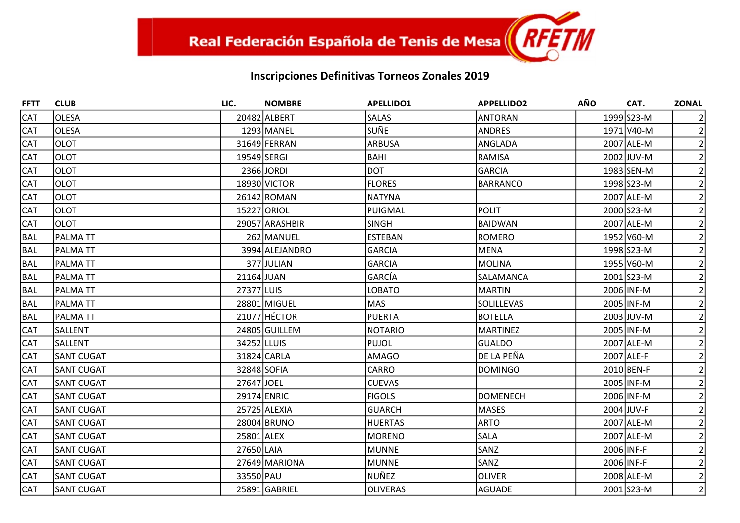Real Federación Española de Tenis de Mesa RFETM

## Inscripciones Definitivas Torneos Zonales 2019

| FFTT | CLUB | LIC. | NOMBRE | APELLIDO1 | APPELLIDO2 | AÑO | CAT. | ZONAL |
|---|---|---|---|---|---|---|---|---|
| CAT | OLESA | 20482 | ALBERT | SALAS | ANTORAN | 1999 | S23-M | 2 |
| CAT | OLESA | 1293 | MANEL | SUÑE | ANDRES | 1971 | V40-M | 2 |
| CAT | OLOT | 31649 | FERRAN | ARBUSA | ANGLADA | 2007 | ALE-M | 2 |
| CAT | OLOT | 19549 | SERGI | BAHI | RAMISA | 2002 | JUV-M | 2 |
| CAT | OLOT | 2366 | JORDI | DOT | GARCIA | 1983 | SEN-M | 2 |
| CAT | OLOT | 18930 | VICTOR | FLORES | BARRANCO | 1998 | S23-M | 2 |
| CAT | OLOT | 26142 | ROMAN | NATYNA | | 2007 | ALE-M | 2 |
| CAT | OLOT | 15227 | ORIOL | PUIGMAL | POLIT | 2000 | S23-M | 2 |
| CAT | OLOT | 29057 | ARASHBIR | SINGH | BAIDWAN | 2007 | ALE-M | 2 |
| BAL | PALMA TT | 262 | MANUEL | ESTEBAN | ROMERO | 1952 | V60-M | 2 |
| BAL | PALMA TT | 3994 | ALEJANDRO | GARCIA | MENA | 1998 | S23-M | 2 |
| BAL | PALMA TT | 377 | JULIAN | GARCIA | MOLINA | 1955 | V60-M | 2 |
| BAL | PALMA TT | 21164 | JUAN | GARCÍA | SALAMANCA | 2001 | S23-M | 2 |
| BAL | PALMA TT | 27377 | LUIS | LOBATO | MARTIN | 2006 | INF-M | 2 |
| BAL | PALMA TT | 28801 | MIGUEL | MAS | SOLILLEVAS | 2005 | INF-M | 2 |
| BAL | PALMA TT | 21077 | HÉCTOR | PUERTA | BOTELLA | 2003 | JUV-M | 2 |
| CAT | SALLENT | 24805 | GUILLEM | NOTARIO | MARTINEZ | 2005 | INF-M | 2 |
| CAT | SALLENT | 34252 | LLUIS | PUJOL | GUALDO | 2007 | ALE-M | 2 |
| CAT | SANT CUGAT | 31824 | CARLA | AMAGO | DE LA PEÑA | 2007 | ALE-F | 2 |
| CAT | SANT CUGAT | 32848 | SOFIA | CARRO | DOMINGO | 2010 | BEN-F | 2 |
| CAT | SANT CUGAT | 27647 | JOEL | CUEVAS | | 2005 | INF-M | 2 |
| CAT | SANT CUGAT | 29174 | ENRIC | FIGOLS | DOMENECH | 2006 | INF-M | 2 |
| CAT | SANT CUGAT | 25725 | ALEXIA | GUARCH | MASES | 2004 | JUV-F | 2 |
| CAT | SANT CUGAT | 28004 | BRUNO | HUERTAS | ARTO | 2007 | ALE-M | 2 |
| CAT | SANT CUGAT | 25801 | ALEX | MORENO | SALA | 2007 | ALE-M | 2 |
| CAT | SANT CUGAT | 27650 | LAIA | MUNNE | SANZ | 2006 | INF-F | 2 |
| CAT | SANT CUGAT | 27649 | MARIONA | MUNNE | SANZ | 2006 | INF-F | 2 |
| CAT | SANT CUGAT | 33550 | PAU | NUÑEZ | OLIVER | 2008 | ALE-M | 2 |
| CAT | SANT CUGAT | 25891 | GABRIEL | OLIVERAS | AGUADE | 2001 | S23-M | 2 |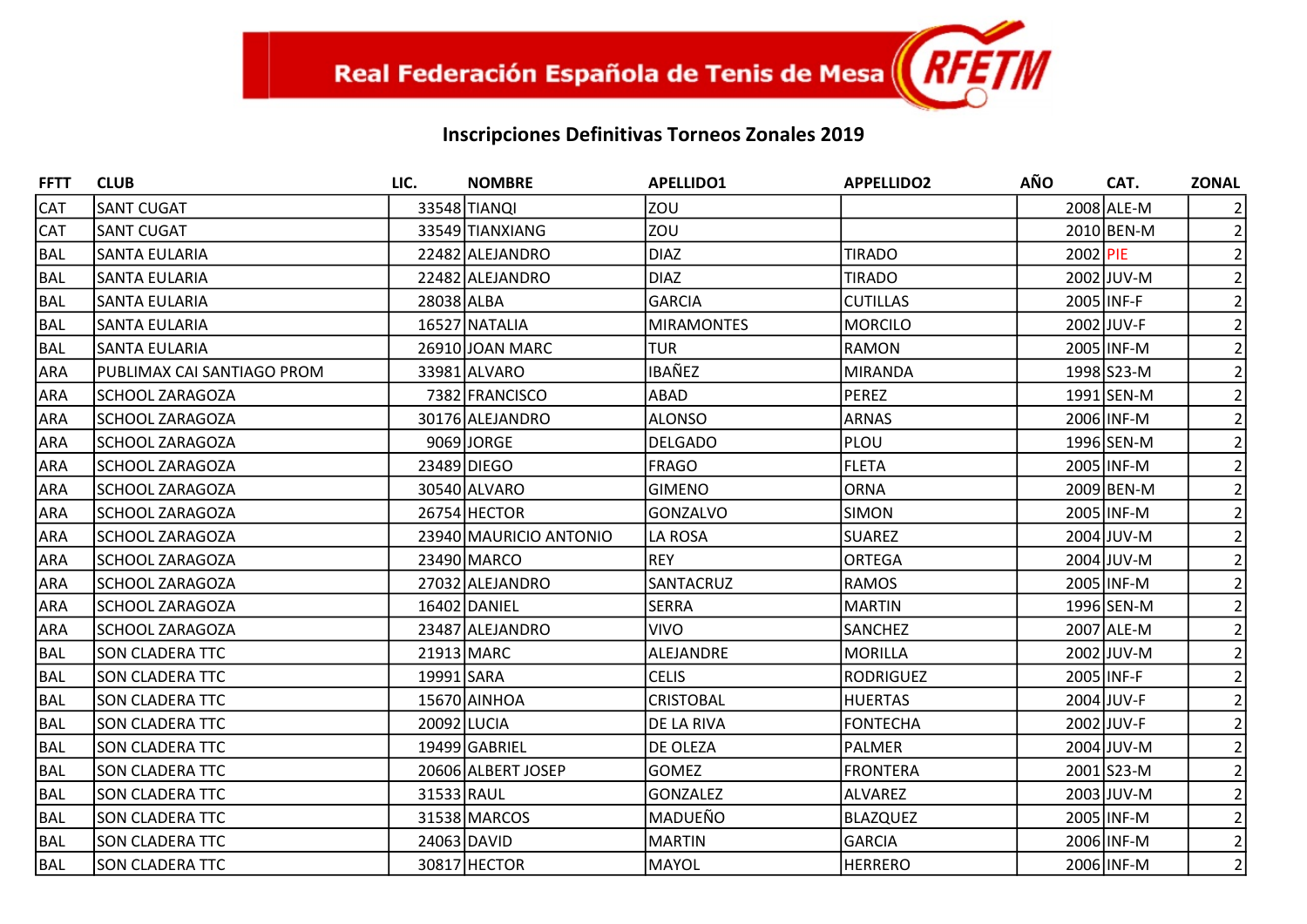Real Federación Española de Tenis de Mesa

## Inscripciones Definitivas Torneos Zonales 2019

| FFTT | CLUB | LIC. | NOMBRE | APELLIDO1 | APPELLIDO2 | AÑO | CAT. | ZONAL |
|---|---|---|---|---|---|---|---|---|
| CAT | SANT CUGAT | 33548 | TIANQI | ZOU | | 2008 | ALE-M | 2 |
| CAT | SANT CUGAT | 33549 | TIANXIANG | ZOU | | 2010 | BEN-M | 2 |
| BAL | SANTA EULARIA | 22482 | ALEJANDRO | DIAZ | TIRADO | 2002 | PIE | 2 |
| BAL | SANTA EULARIA | 22482 | ALEJANDRO | DIAZ | TIRADO | 2002 | JUV-M | 2 |
| BAL | SANTA EULARIA | 28038 | ALBA | GARCIA | CUTILLAS | 2005 | INF-F | 2 |
| BAL | SANTA EULARIA | 16527 | NATALIA | MIRAMONTES | MORCILO | 2002 | JUV-F | 2 |
| BAL | SANTA EULARIA | 26910 | JOAN MARC | TUR | RAMON | 2005 | INF-M | 2 |
| ARA | PUBLIMAX CAI SANTIAGO PROM | 33981 | ALVARO | IBAÑEZ | MIRANDA | 1998 | S23-M | 2 |
| ARA | SCHOOL ZARAGOZA | 7382 | FRANCISCO | ABAD | PEREZ | 1991 | SEN-M | 2 |
| ARA | SCHOOL ZARAGOZA | 30176 | ALEJANDRO | ALONSO | ARNAS | 2006 | INF-M | 2 |
| ARA | SCHOOL ZARAGOZA | 9069 | JORGE | DELGADO | PLOU | 1996 | SEN-M | 2 |
| ARA | SCHOOL ZARAGOZA | 23489 | DIEGO | FRAGO | FLETA | 2005 | INF-M | 2 |
| ARA | SCHOOL ZARAGOZA | 30540 | ALVARO | GIMENO | ORNA | 2009 | BEN-M | 2 |
| ARA | SCHOOL ZARAGOZA | 26754 | HECTOR | GONZALVO | SIMON | 2005 | INF-M | 2 |
| ARA | SCHOOL ZARAGOZA | 23940 | MAURICIO ANTONIO | LA ROSA | SUAREZ | 2004 | JUV-M | 2 |
| ARA | SCHOOL ZARAGOZA | 23490 | MARCO | REY | ORTEGA | 2004 | JUV-M | 2 |
| ARA | SCHOOL ZARAGOZA | 27032 | ALEJANDRO | SANTACRUZ | RAMOS | 2005 | INF-M | 2 |
| ARA | SCHOOL ZARAGOZA | 16402 | DANIEL | SERRA | MARTIN | 1996 | SEN-M | 2 |
| ARA | SCHOOL ZARAGOZA | 23487 | ALEJANDRO | VIVO | SANCHEZ | 2007 | ALE-M | 2 |
| BAL | SON CLADERA TTC | 21913 | MARC | ALEJANDRE | MORILLA | 2002 | JUV-M | 2 |
| BAL | SON CLADERA TTC | 19991 | SARA | CELIS | RODRIGUEZ | 2005 | INF-F | 2 |
| BAL | SON CLADERA TTC | 15670 | AINHOA | CRISTOBAL | HUERTAS | 2004 | JUV-F | 2 |
| BAL | SON CLADERA TTC | 20092 | LUCIA | DE LA RIVA | FONTECHA | 2002 | JUV-F | 2 |
| BAL | SON CLADERA TTC | 19499 | GABRIEL | DE OLEZA | PALMER | 2004 | JUV-M | 2 |
| BAL | SON CLADERA TTC | 20606 | ALBERT JOSEP | GOMEZ | FRONTERA | 2001 | S23-M | 2 |
| BAL | SON CLADERA TTC | 31533 | RAUL | GONZALEZ | ALVAREZ | 2003 | JUV-M | 2 |
| BAL | SON CLADERA TTC | 31538 | MARCOS | MADUEÑO | BLAZQUEZ | 2005 | INF-M | 2 |
| BAL | SON CLADERA TTC | 24063 | DAVID | MARTIN | GARCIA | 2006 | INF-M | 2 |
| BAL | SON CLADERA TTC | 30817 | HECTOR | MAYOL | HERRERO | 2006 | INF-M | 2 |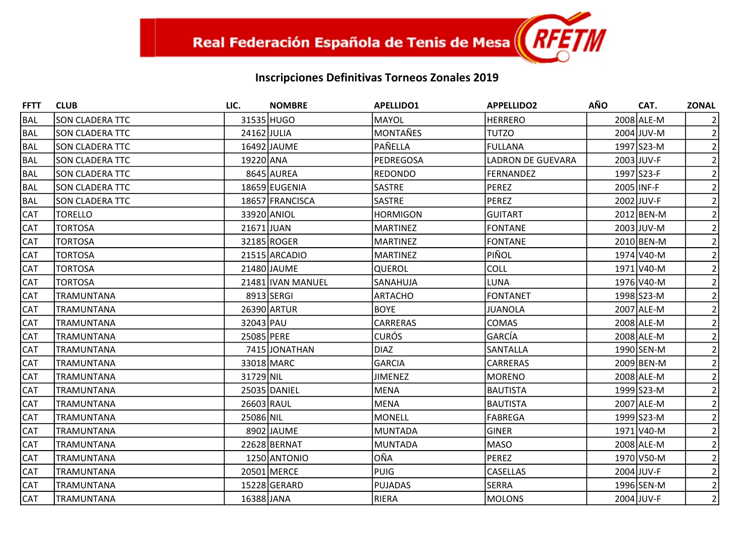Real Federación Española de Tenis de Mesa

## Inscripciones Definitivas Torneos Zonales 2019

| FFTT | CLUB | LIC. | NOMBRE | APELLIDO1 | APPELLIDO2 | AÑO | CAT. | ZONAL |
|---|---|---|---|---|---|---|---|---|
| BAL | SON CLADERA TTC | 31535 | HUGO | MAYOL | HERRERO | 2008 | ALE-M | 2 |
| BAL | SON CLADERA TTC | 24162 | JULIA | MONTAÑES | TUTZO | 2004 | JUV-M | 2 |
| BAL | SON CLADERA TTC | 16492 | JAUME | PAÑELLA | FULLANA | 1997 | S23-M | 2 |
| BAL | SON CLADERA TTC | 19220 | ANA | PEDREGOSA | LADRON DE GUEVARA | 2003 | JUV-F | 2 |
| BAL | SON CLADERA TTC | 8645 | AUREA | REDONDO | FERNANDEZ | 1997 | S23-F | 2 |
| BAL | SON CLADERA TTC | 18659 | EUGENIA | SASTRE | PEREZ | 2005 | INF-F | 2 |
| BAL | SON CLADERA TTC | 18657 | FRANCISCA | SASTRE | PEREZ | 2002 | JUV-F | 2 |
| CAT | TORELLO | 33920 | ANIOL | HORMIGON | GUITART | 2012 | BEN-M | 2 |
| CAT | TORTOSA | 21671 | JUAN | MARTINEZ | FONTANE | 2003 | JUV-M | 2 |
| CAT | TORTOSA | 32185 | ROGER | MARTINEZ | FONTANE | 2010 | BEN-M | 2 |
| CAT | TORTOSA | 21515 | ARCADIO | MARTINEZ | PIÑOL | 1974 | V40-M | 2 |
| CAT | TORTOSA | 21480 | JAUME | QUEROL | COLL | 1971 | V40-M | 2 |
| CAT | TORTOSA | 21481 | IVAN MANUEL | SANAHUJA | LUNA | 1976 | V40-M | 2 |
| CAT | TRAMUNTANA | 8913 | SERGI | ARTACHO | FONTANET | 1998 | S23-M | 2 |
| CAT | TRAMUNTANA | 26390 | ARTUR | BOYE | JUANOLA | 2007 | ALE-M | 2 |
| CAT | TRAMUNTANA | 32043 | PAU | CARRERAS | COMAS | 2008 | ALE-M | 2 |
| CAT | TRAMUNTANA | 25085 | PERE | CURÓS | GARCÍA | 2008 | ALE-M | 2 |
| CAT | TRAMUNTANA | 7415 | JONATHAN | DIAZ | SANTALLA | 1990 | SEN-M | 2 |
| CAT | TRAMUNTANA | 33018 | MARC | GARCIA | CARRERAS | 2009 | BEN-M | 2 |
| CAT | TRAMUNTANA | 31729 | NIL | JIMENEZ | MORENO | 2008 | ALE-M | 2 |
| CAT | TRAMUNTANA | 25035 | DANIEL | MENA | BAUTISTA | 1999 | S23-M | 2 |
| CAT | TRAMUNTANA | 26603 | RAUL | MENA | BAUTISTA | 2007 | ALE-M | 2 |
| CAT | TRAMUNTANA | 25086 | NIL | MONELL | FABREGA | 1999 | S23-M | 2 |
| CAT | TRAMUNTANA | 8902 | JAUME | MUNTADA | GINER | 1971 | V40-M | 2 |
| CAT | TRAMUNTANA | 22628 | BERNAT | MUNTADA | MASO | 2008 | ALE-M | 2 |
| CAT | TRAMUNTANA | 1250 | ANTONIO | OÑA | PEREZ | 1970 | V50-M | 2 |
| CAT | TRAMUNTANA | 20501 | MERCE | PUIG | CASELLAS | 2004 | JUV-F | 2 |
| CAT | TRAMUNTANA | 15228 | GERARD | PUJADAS | SERRA | 1996 | SEN-M | 2 |
| CAT | TRAMUNTANA | 16388 | JANA | RIERA | MOLONS | 2004 | JUV-F | 2 |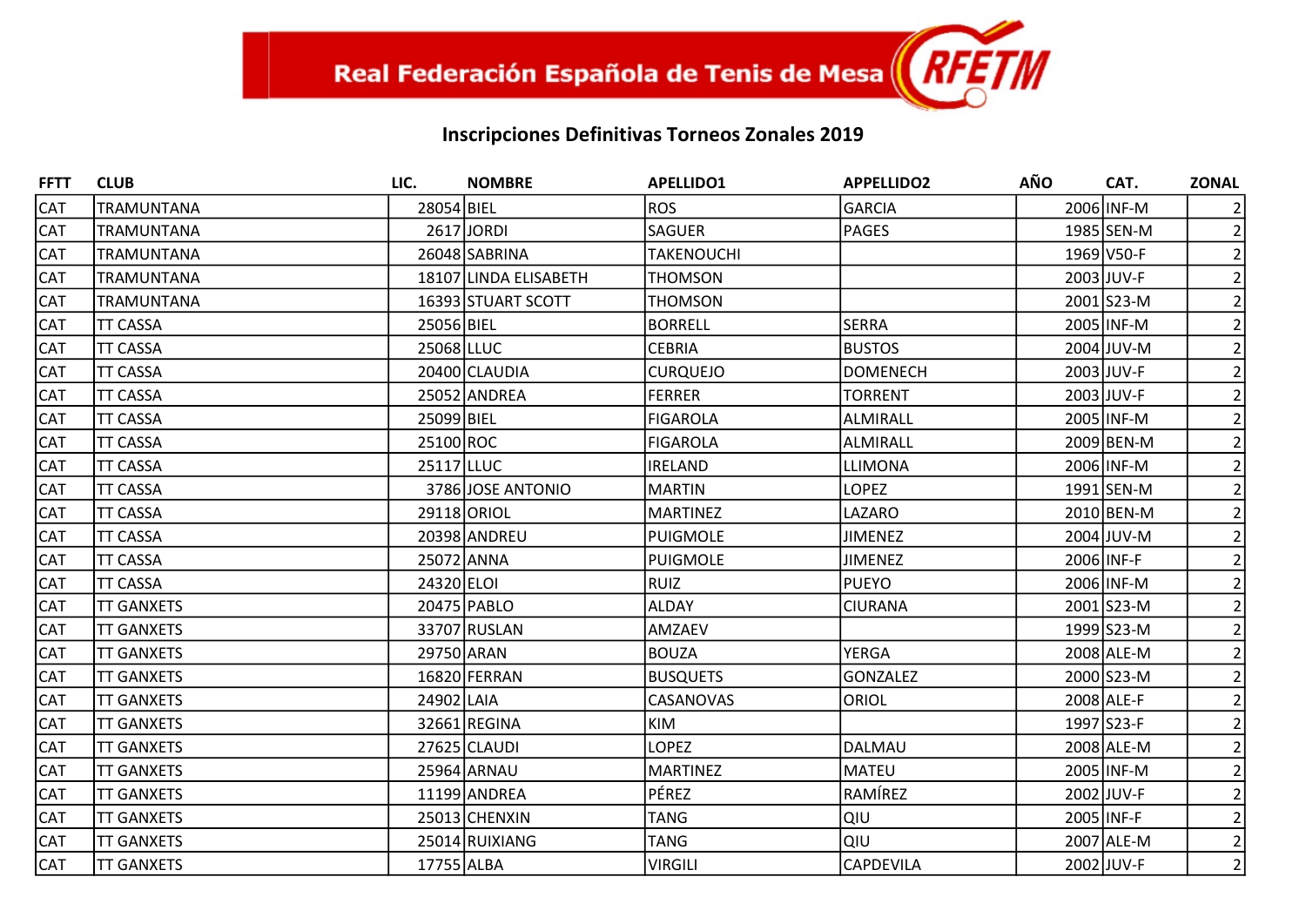Real Federación Española de Tenis de Mesa

## Inscripciones Definitivas Torneos Zonales 2019

| FFTT | CLUB | LIC. | NOMBRE | APELLIDO1 | APPELLIDO2 | AÑO | CAT. | ZONAL |
|---|---|---|---|---|---|---|---|---|
| CAT | TRAMUNTANA | 28054 | BIEL | ROS | GARCIA | 2006 | INF-M | 2 |
| CAT | TRAMUNTANA | 2617 | JORDI | SAGUER | PAGES | 1985 | SEN-M | 2 |
| CAT | TRAMUNTANA | 26048 | SABRINA | TAKENOUCHI | | 1969 | V50-F | 2 |
| CAT | TRAMUNTANA | 18107 | LINDA ELISABETH | THOMSON | | 2003 | JUV-F | 2 |
| CAT | TRAMUNTANA | 16393 | STUART SCOTT | THOMSON | | 2001 | S23-M | 2 |
| CAT | TT CASSA | 25056 | BIEL | BORRELL | SERRA | 2005 | INF-M | 2 |
| CAT | TT CASSA | 25068 | LLUC | CEBRIA | BUSTOS | 2004 | JUV-M | 2 |
| CAT | TT CASSA | 20400 | CLAUDIA | CURQUEJO | DOMENECH | 2003 | JUV-F | 2 |
| CAT | TT CASSA | 25052 | ANDREA | FERRER | TORRENT | 2003 | JUV-F | 2 |
| CAT | TT CASSA | 25099 | BIEL | FIGAROLA | ALMIRALL | 2005 | INF-M | 2 |
| CAT | TT CASSA | 25100 | ROC | FIGAROLA | ALMIRALL | 2009 | BEN-M | 2 |
| CAT | TT CASSA | 25117 | LLUC | IRELAND | LLIMONA | 2006 | INF-M | 2 |
| CAT | TT CASSA | 3786 | JOSE ANTONIO | MARTIN | LOPEZ | 1991 | SEN-M | 2 |
| CAT | TT CASSA | 29118 | ORIOL | MARTINEZ | LAZARO | 2010 | BEN-M | 2 |
| CAT | TT CASSA | 20398 | ANDREU | PUIGMOLE | JIMENEZ | 2004 | JUV-M | 2 |
| CAT | TT CASSA | 25072 | ANNA | PUIGMOLE | JIMENEZ | 2006 | INF-F | 2 |
| CAT | TT CASSA | 24320 | ELOI | RUIZ | PUEYO | 2006 | INF-M | 2 |
| CAT | TT GANXETS | 20475 | PABLO | ALDAY | CIURANA | 2001 | S23-M | 2 |
| CAT | TT GANXETS | 33707 | RUSLAN | AMZAEV | | 1999 | S23-M | 2 |
| CAT | TT GANXETS | 29750 | ARAN | BOUZA | YERGA | 2008 | ALE-M | 2 |
| CAT | TT GANXETS | 16820 | FERRAN | BUSQUETS | GONZALEZ | 2000 | S23-M | 2 |
| CAT | TT GANXETS | 24902 | LAIA | CASANOVAS | ORIOL | 2008 | ALE-F | 2 |
| CAT | TT GANXETS | 32661 | REGINA | KIM | | 1997 | S23-F | 2 |
| CAT | TT GANXETS | 27625 | CLAUDI | LOPEZ | DALMAU | 2008 | ALE-M | 2 |
| CAT | TT GANXETS | 25964 | ARNAU | MARTINEZ | MATEU | 2005 | INF-M | 2 |
| CAT | TT GANXETS | 11199 | ANDREA | PÉREZ | RAMÍREZ | 2002 | JUV-F | 2 |
| CAT | TT GANXETS | 25013 | CHENXIN | TANG | QIU | 2005 | INF-F | 2 |
| CAT | TT GANXETS | 25014 | RUIXIANG | TANG | QIU | 2007 | ALE-M | 2 |
| CAT | TT GANXETS | 17755 | ALBA | VIRGILI | CAPDEVILA | 2002 | JUV-F | 2 |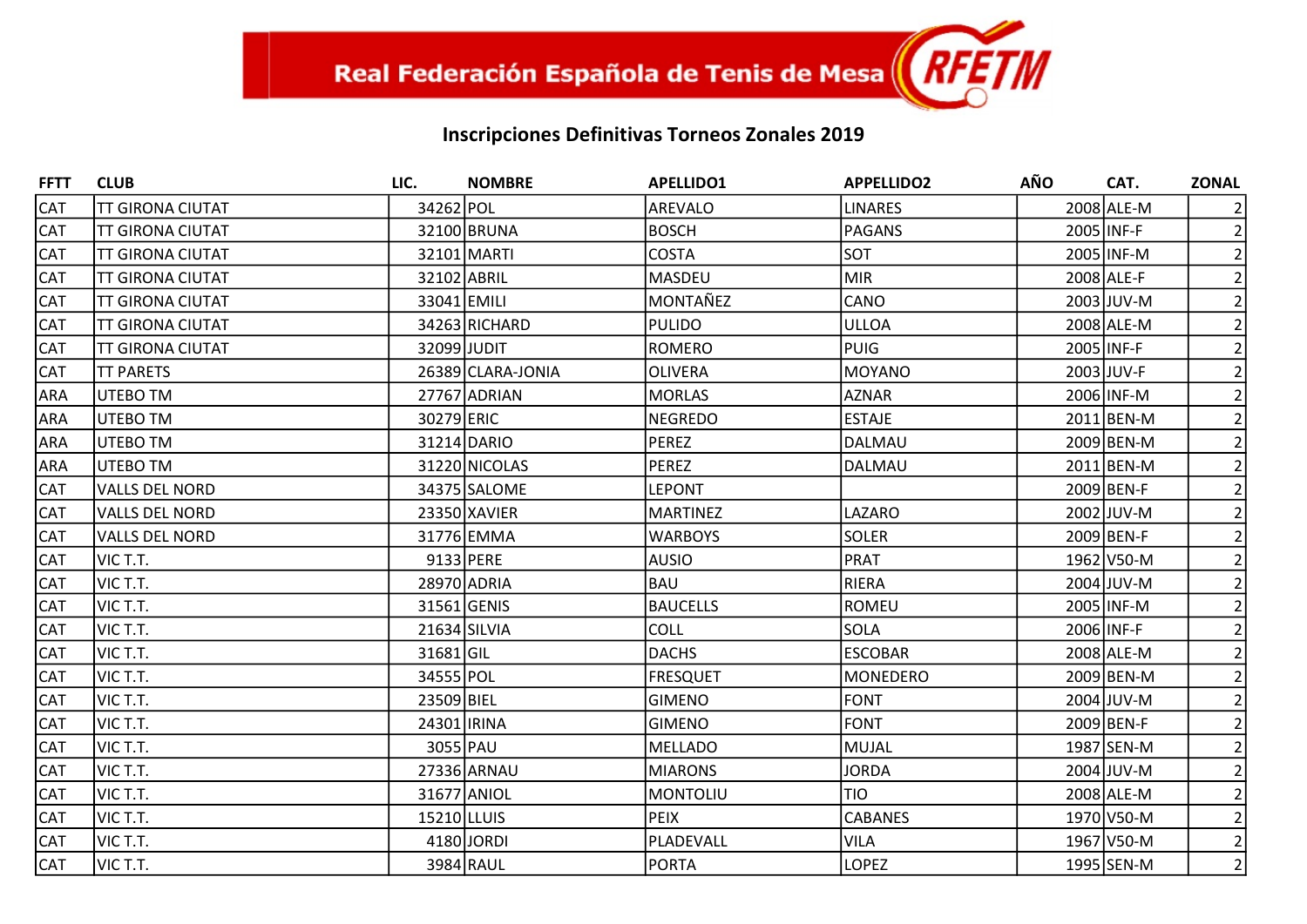Real Federación Española de Tenis de Mesa RFETM

## Inscripciones Definitivas Torneos Zonales 2019

| FFTT | CLUB | LIC. | NOMBRE | APELLIDO1 | APPELLIDO2 | AÑO | CAT. | ZONAL |
|---|---|---|---|---|---|---|---|---|
| CAT | TT GIRONA CIUTAT | 34262 | POL | AREVALO | LINARES | 2008 | ALE-M | 2 |
| CAT | TT GIRONA CIUTAT | 32100 | BRUNA | BOSCH | PAGANS | 2005 | INF-F | 2 |
| CAT | TT GIRONA CIUTAT | 32101 | MARTI | COSTA | SOT | 2005 | INF-M | 2 |
| CAT | TT GIRONA CIUTAT | 32102 | ABRIL | MASDEU | MIR | 2008 | ALE-F | 2 |
| CAT | TT GIRONA CIUTAT | 33041 | EMILI | MONTAÑEZ | CANO | 2003 | JUV-M | 2 |
| CAT | TT GIRONA CIUTAT | 34263 | RICHARD | PULIDO | ULLOA | 2008 | ALE-M | 2 |
| CAT | TT GIRONA CIUTAT | 32099 | JUDIT | ROMERO | PUIG | 2005 | INF-F | 2 |
| CAT | TT PARETS | 26389 | CLARA-JONIA | OLIVERA | MOYANO | 2003 | JUV-F | 2 |
| ARA | UTEBO TM | 27767 | ADRIAN | MORLAS | AZNAR | 2006 | INF-M | 2 |
| ARA | UTEBO TM | 30279 | ERIC | NEGREDO | ESTAJE | 2011 | BEN-M | 2 |
| ARA | UTEBO TM | 31214 | DARIO | PEREZ | DALMAU | 2009 | BEN-M | 2 |
| ARA | UTEBO TM | 31220 | NICOLAS | PEREZ | DALMAU | 2011 | BEN-M | 2 |
| CAT | VALLS DEL NORD | 34375 | SALOME | LEPONT | | 2009 | BEN-F | 2 |
| CAT | VALLS DEL NORD | 23350 | XAVIER | MARTINEZ | LAZARO | 2002 | JUV-M | 2 |
| CAT | VALLS DEL NORD | 31776 | EMMA | WARBOYS | SOLER | 2009 | BEN-F | 2 |
| CAT | VIC T.T. | 9133 | PERE | AUSIO | PRAT | 1962 | V50-M | 2 |
| CAT | VIC T.T. | 28970 | ADRIA | BAU | RIERA | 2004 | JUV-M | 2 |
| CAT | VIC T.T. | 31561 | GENIS | BAUCELLS | ROMEU | 2005 | INF-M | 2 |
| CAT | VIC T.T. | 21634 | SILVIA | COLL | SOLA | 2006 | INF-F | 2 |
| CAT | VIC T.T. | 31681 | GIL | DACHS | ESCOBAR | 2008 | ALE-M | 2 |
| CAT | VIC T.T. | 34555 | POL | FRESQUET | MONEDERO | 2009 | BEN-M | 2 |
| CAT | VIC T.T. | 23509 | BIEL | GIMENO | FONT | 2004 | JUV-M | 2 |
| CAT | VIC T.T. | 24301 | IRINA | GIMENO | FONT | 2009 | BEN-F | 2 |
| CAT | VIC T.T. | 3055 | PAU | MELLADO | MUJAL | 1987 | SEN-M | 2 |
| CAT | VIC T.T. | 27336 | ARNAU | MIARONS | JORDA | 2004 | JUV-M | 2 |
| CAT | VIC T.T. | 31677 | ANIOL | MONTOLIU | TIO | 2008 | ALE-M | 2 |
| CAT | VIC T.T. | 15210 | LLUIS | PEIX | CABANES | 1970 | V50-M | 2 |
| CAT | VIC T.T. | 4180 | JORDI | PLADEVALL | VILA | 1967 | V50-M | 2 |
| CAT | VIC T.T. | 3984 | RAUL | PORTA | LOPEZ | 1995 | SEN-M | 2 |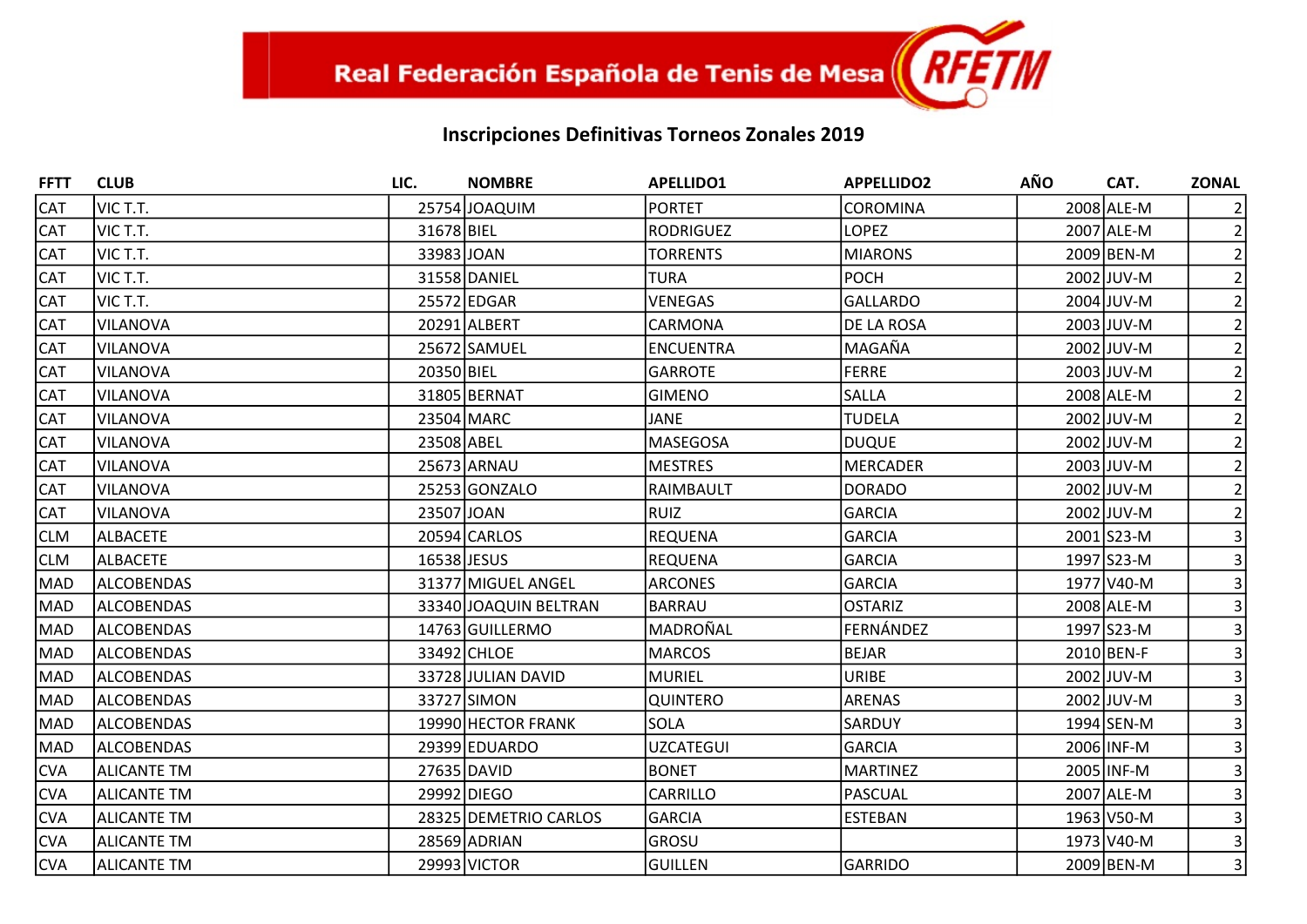Real Federación Española de Tenis de Mesa

## Inscripciones Definitivas Torneos Zonales 2019

| FFTT | CLUB | LIC. | NOMBRE | APELLIDO1 | APPELLIDO2 | AÑO | CAT. | ZONAL |
|---|---|---|---|---|---|---|---|---|
| CAT | VIC T.T. | 25754 | JOAQUIM | PORTET | COROMINA | 2008 | ALE-M | 2 |
| CAT | VIC T.T. | 31678 | BIEL | RODRIGUEZ | LOPEZ | 2007 | ALE-M | 2 |
| CAT | VIC T.T. | 33983 | JOAN | TORRENTS | MIARONS | 2009 | BEN-M | 2 |
| CAT | VIC T.T. | 31558 | DANIEL | TURA | POCH | 2002 | JUV-M | 2 |
| CAT | VIC T.T. | 25572 | EDGAR | VENEGAS | GALLARDO | 2004 | JUV-M | 2 |
| CAT | VILANOVA | 20291 | ALBERT | CARMONA | DE LA ROSA | 2003 | JUV-M | 2 |
| CAT | VILANOVA | 25672 | SAMUEL | ENCUENTRA | MAGAÑA | 2002 | JUV-M | 2 |
| CAT | VILANOVA | 20350 | BIEL | GARROTE | FERRE | 2003 | JUV-M | 2 |
| CAT | VILANOVA | 31805 | BERNAT | GIMENO | SALLA | 2008 | ALE-M | 2 |
| CAT | VILANOVA | 23504 | MARC | JANE | TUDELA | 2002 | JUV-M | 2 |
| CAT | VILANOVA | 23508 | ABEL | MASEGOSA | DUQUE | 2002 | JUV-M | 2 |
| CAT | VILANOVA | 25673 | ARNAU | MESTRES | MERCADER | 2003 | JUV-M | 2 |
| CAT | VILANOVA | 25253 | GONZALO | RAIMBAULT | DORADO | 2002 | JUV-M | 2 |
| CAT | VILANOVA | 23507 | JOAN | RUIZ | GARCIA | 2002 | JUV-M | 2 |
| CLM | ALBACETE | 20594 | CARLOS | REQUENA | GARCIA | 2001 | S23-M | 3 |
| CLM | ALBACETE | 16538 | JESUS | REQUENA | GARCIA | 1997 | S23-M | 3 |
| MAD | ALCOBENDAS | 31377 | MIGUEL ANGEL | ARCONES | GARCIA | 1977 | V40-M | 3 |
| MAD | ALCOBENDAS | 33340 | JOAQUIN BELTRAN | BARRAU | OSTARIZ | 2008 | ALE-M | 3 |
| MAD | ALCOBENDAS | 14763 | GUILLERMO | MADROÑAL | FERNÁNDEZ | 1997 | S23-M | 3 |
| MAD | ALCOBENDAS | 33492 | CHLOE | MARCOS | BEJAR | 2010 | BEN-F | 3 |
| MAD | ALCOBENDAS | 33728 | JULIAN DAVID | MURIEL | URIBE | 2002 | JUV-M | 3 |
| MAD | ALCOBENDAS | 33727 | SIMON | QUINTERO | ARENAS | 2002 | JUV-M | 3 |
| MAD | ALCOBENDAS | 19990 | HECTOR FRANK | SOLA | SARDUY | 1994 | SEN-M | 3 |
| MAD | ALCOBENDAS | 29399 | EDUARDO | UZCATEGUI | GARCIA | 2006 | INF-M | 3 |
| CVA | ALICANTE TM | 27635 | DAVID | BONET | MARTINEZ | 2005 | INF-M | 3 |
| CVA | ALICANTE TM | 29992 | DIEGO | CARRILLO | PASCUAL | 2007 | ALE-M | 3 |
| CVA | ALICANTE TM | 28325 | DEMETRIO CARLOS | GARCIA | ESTEBAN | 1963 | V50-M | 3 |
| CVA | ALICANTE TM | 28569 | ADRIAN | GROSU | | 1973 | V40-M | 3 |
| CVA | ALICANTE TM | 29993 | VICTOR | GUILLEN | GARRIDO | 2009 | BEN-M | 3 |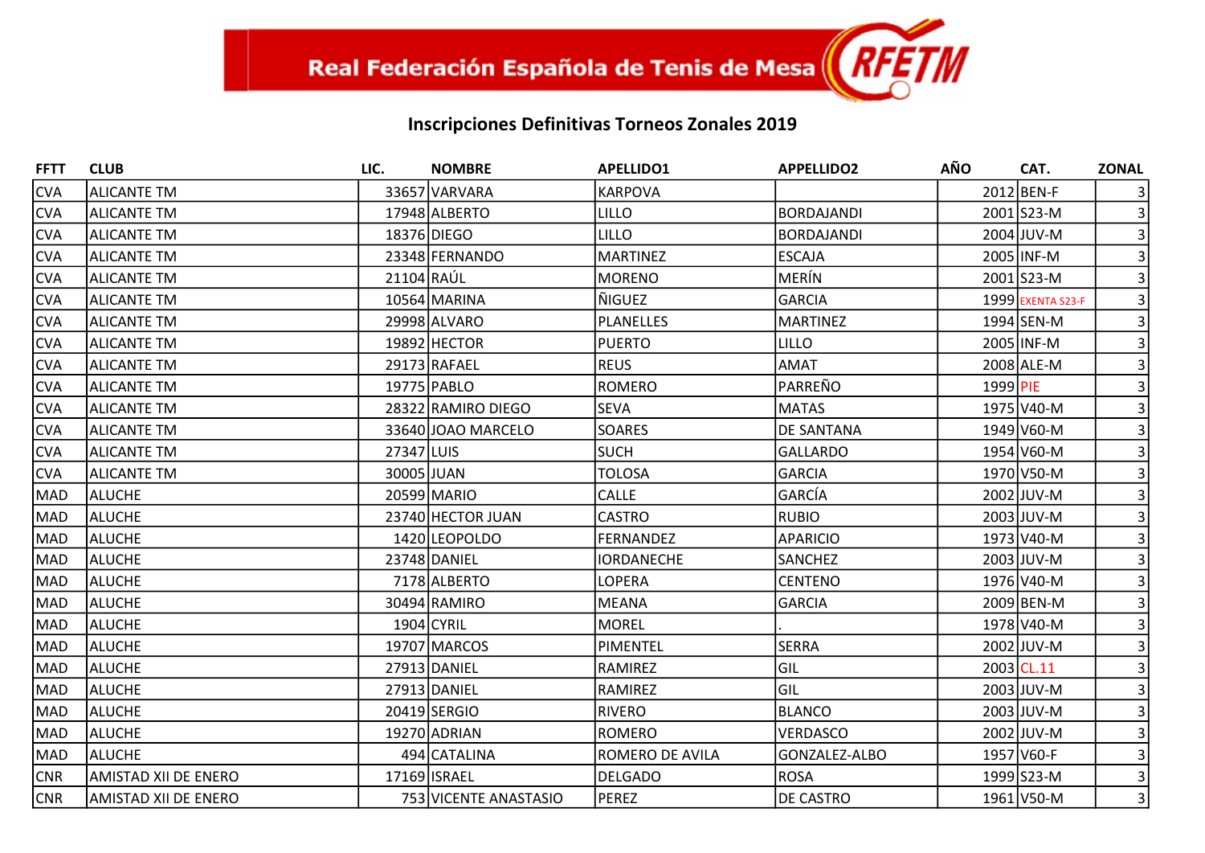Real Federación Española de Tenis de Mesa

## Inscripciones Definitivas Torneos Zonales 2019

| FFTT | CLUB | LIC. | NOMBRE | APELLIDO1 | APPELLIDO2 | AÑO | CAT. | ZONAL |
|---|---|---|---|---|---|---|---|---|
| CVA | ALICANTE TM | 33657 | VARVARA | KARPOVA | | 2012 | BEN-F | 3 |
| CVA | ALICANTE TM | 17948 | ALBERTO | LILLO | BORDAJANDI | 2001 | S23-M | 3 |
| CVA | ALICANTE TM | 18376 | DIEGO | LILLO | BORDAJANDI | 2004 | JUV-M | 3 |
| CVA | ALICANTE TM | 23348 | FERNANDO | MARTINEZ | ESCAJA | 2005 | INF-M | 3 |
| CVA | ALICANTE TM | 21104 | RAÚL | MORENO | MERÍN | 2001 | S23-M | 3 |
| CVA | ALICANTE TM | 10564 | MARINA | ÑIGUEZ | GARCIA | 1999 | EXENTA S23-F | 3 |
| CVA | ALICANTE TM | 29998 | ALVARO | PLANELLES | MARTINEZ | 1994 | SEN-M | 3 |
| CVA | ALICANTE TM | 19892 | HECTOR | PUERTO | LILLO | 2005 | INF-M | 3 |
| CVA | ALICANTE TM | 29173 | RAFAEL | REUS | AMAT | 2008 | ALE-M | 3 |
| CVA | ALICANTE TM | 19775 | PABLO | ROMERO | PARREÑO | 1999 | PIE | 3 |
| CVA | ALICANTE TM | 28322 | RAMIRO DIEGO | SEVA | MATAS | 1975 | V40-M | 3 |
| CVA | ALICANTE TM | 33640 | JOAO MARCELO | SOARES | DE SANTANA | 1949 | V60-M | 3 |
| CVA | ALICANTE TM | 27347 | LUIS | SUCH | GALLARDO | 1954 | V60-M | 3 |
| CVA | ALICANTE TM | 30005 | JUAN | TOLOSA | GARCIA | 1970 | V50-M | 3 |
| MAD | ALUCHE | 20599 | MARIO | CALLE | GARCÍA | 2002 | JUV-M | 3 |
| MAD | ALUCHE | 23740 | HECTOR JUAN | CASTRO | RUBIO | 2003 | JUV-M | 3 |
| MAD | ALUCHE | 1420 | LEOPOLDO | FERNANDEZ | APARICIO | 1973 | V40-M | 3 |
| MAD | ALUCHE | 23748 | DANIEL | IORDANECHE | SANCHEZ | 2003 | JUV-M | 3 |
| MAD | ALUCHE | 7178 | ALBERTO | LOPERA | CENTENO | 1976 | V40-M | 3 |
| MAD | ALUCHE | 30494 | RAMIRO | MEANA | GARCIA | 2009 | BEN-M | 3 |
| MAD | ALUCHE | 1904 | CYRIL | MOREL | . | 1978 | V40-M | 3 |
| MAD | ALUCHE | 19707 | MARCOS | PIMENTEL | SERRA | 2002 | JUV-M | 3 |
| MAD | ALUCHE | 27913 | DANIEL | RAMIREZ | GIL | 2003 | CL.11 | 3 |
| MAD | ALUCHE | 27913 | DANIEL | RAMIREZ | GIL | 2003 | JUV-M | 3 |
| MAD | ALUCHE | 20419 | SERGIO | RIVERO | BLANCO | 2003 | JUV-M | 3 |
| MAD | ALUCHE | 19270 | ADRIAN | ROMERO | VERDASCO | 2002 | JUV-M | 3 |
| MAD | ALUCHE | 494 | CATALINA | ROMERO DE AVILA | GONZALEZ-ALBO | 1957 | V60-F | 3 |
| CNR | AMISTAD XII DE ENERO | 17169 | ISRAEL | DELGADO | ROSA | 1999 | S23-M | 3 |
| CNR | AMISTAD XII DE ENERO | 753 | VICENTE ANASTASIO | PEREZ | DE CASTRO | 1961 | V50-M | 3 |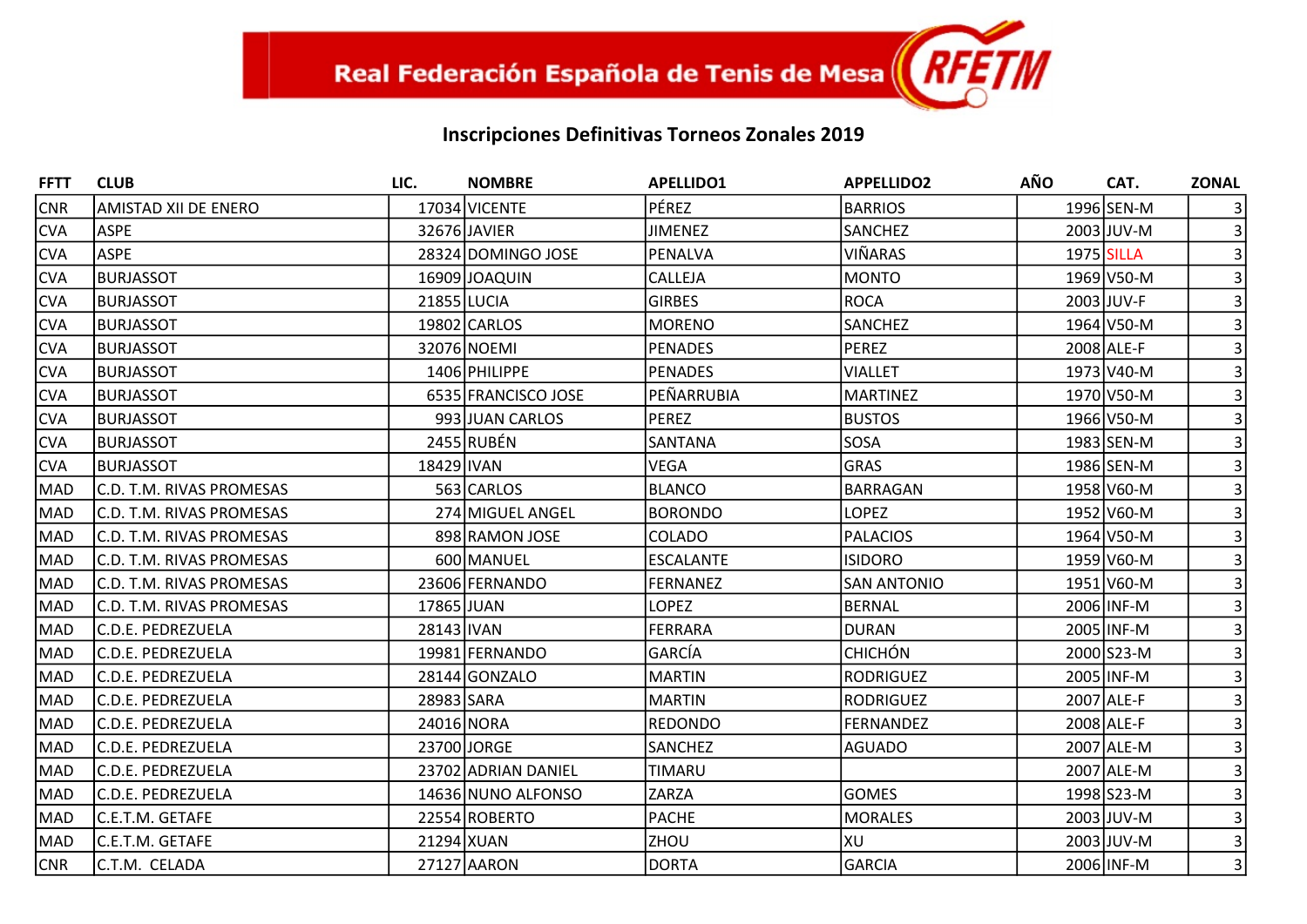Real Federación Española de Tenis de Mesa RFETM

## Inscripciones Definitivas Torneos Zonales 2019

| FFTT | CLUB | LIC. | NOMBRE | APELLIDO1 | APPELLIDO2 | AÑO | CAT. | ZONAL |
|---|---|---|---|---|---|---|---|---|
| CNR | AMISTAD XII DE ENERO | 17034 | VICENTE | PÉREZ | BARRIOS | 1996 | SEN-M | 3 |
| CVA | ASPE | 32676 | JAVIER | JIMENEZ | SANCHEZ | 2003 | JUV-M | 3 |
| CVA | ASPE | 28324 | DOMINGO JOSE | PENALVA | VIÑARAS | 1975 | SILLA | 3 |
| CVA | BURJASSOT | 16909 | JOAQUIN | CALLEJA | MONTO | 1969 | V50-M | 3 |
| CVA | BURJASSOT | 21855 | LUCIA | GIRBES | ROCA | 2003 | JUV-F | 3 |
| CVA | BURJASSOT | 19802 | CARLOS | MORENO | SANCHEZ | 1964 | V50-M | 3 |
| CVA | BURJASSOT | 32076 | NOEMI | PENADES | PEREZ | 2008 | ALE-F | 3 |
| CVA | BURJASSOT | 1406 | PHILIPPE | PENADES | VIALLET | 1973 | V40-M | 3 |
| CVA | BURJASSOT | 6535 | FRANCISCO JOSE | PEÑARRUBIA | MARTINEZ | 1970 | V50-M | 3 |
| CVA | BURJASSOT | 993 | JUAN CARLOS | PEREZ | BUSTOS | 1966 | V50-M | 3 |
| CVA | BURJASSOT | 2455 | RUBÉN | SANTANA | SOSA | 1983 | SEN-M | 3 |
| CVA | BURJASSOT | 18429 | IVAN | VEGA | GRAS | 1986 | SEN-M | 3 |
| MAD | C.D. T.M. RIVAS PROMESAS | 563 | CARLOS | BLANCO | BARRAGAN | 1958 | V60-M | 3 |
| MAD | C.D. T.M. RIVAS PROMESAS | 274 | MIGUEL ANGEL | BORONDO | LOPEZ | 1952 | V60-M | 3 |
| MAD | C.D. T.M. RIVAS PROMESAS | 898 | RAMON JOSE | COLADO | PALACIOS | 1964 | V50-M | 3 |
| MAD | C.D. T.M. RIVAS PROMESAS | 600 | MANUEL | ESCALANTE | ISIDORO | 1959 | V60-M | 3 |
| MAD | C.D. T.M. RIVAS PROMESAS | 23606 | FERNANDO | FERNANEZ | SAN ANTONIO | 1951 | V60-M | 3 |
| MAD | C.D. T.M. RIVAS PROMESAS | 17865 | JUAN | LOPEZ | BERNAL | 2006 | INF-M | 3 |
| MAD | C.D.E. PEDREZUELA | 28143 | IVAN | FERRARA | DURAN | 2005 | INF-M | 3 |
| MAD | C.D.E. PEDREZUELA | 19981 | FERNANDO | GARCÍA | CHICHÓN | 2000 | S23-M | 3 |
| MAD | C.D.E. PEDREZUELA | 28144 | GONZALO | MARTIN | RODRIGUEZ | 2005 | INF-M | 3 |
| MAD | C.D.E. PEDREZUELA | 28983 | SARA | MARTIN | RODRIGUEZ | 2007 | ALE-F | 3 |
| MAD | C.D.E. PEDREZUELA | 24016 | NORA | REDONDO | FERNANDEZ | 2008 | ALE-F | 3 |
| MAD | C.D.E. PEDREZUELA | 23700 | JORGE | SANCHEZ | AGUADO | 2007 | ALE-M | 3 |
| MAD | C.D.E. PEDREZUELA | 23702 | ADRIAN DANIEL | TIMARU | | 2007 | ALE-M | 3 |
| MAD | C.D.E. PEDREZUELA | 14636 | NUNO ALFONSO | ZARZA | GOMES | 1998 | S23-M | 3 |
| MAD | C.E.T.M. GETAFE | 22554 | ROBERTO | PACHE | MORALES | 2003 | JUV-M | 3 |
| MAD | C.E.T.M. GETAFE | 21294 | XUAN | ZHOU | XU | 2003 | JUV-M | 3 |
| CNR | C.T.M. CELADA | 27127 | AARON | DORTA | GARCIA | 2006 | INF-M | 3 |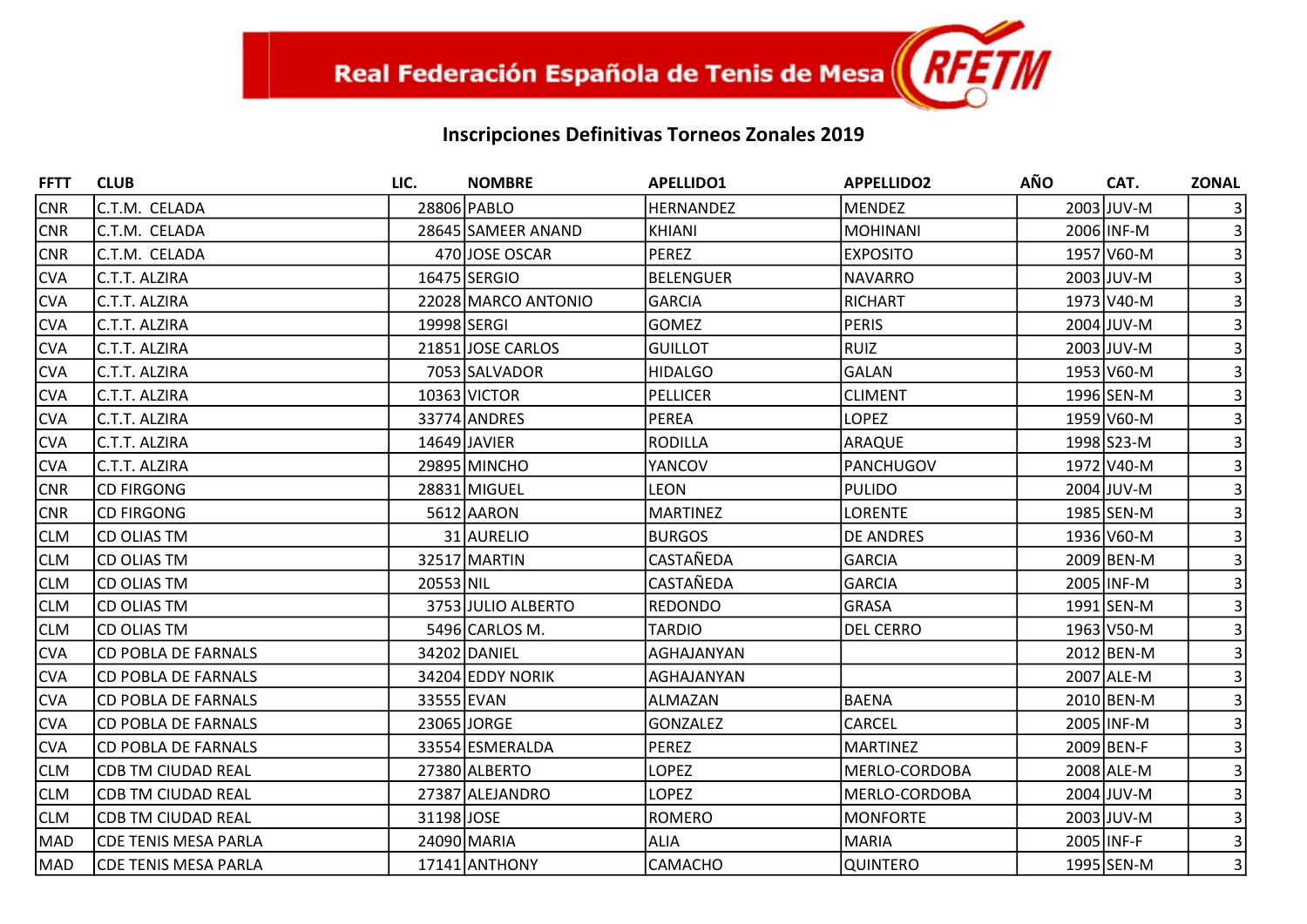Real Federación Española de Tenis de Mesa

RFETM

## Inscripciones Definitivas Torneos Zonales 2019

| FFTT | CLUB | LIC. | NOMBRE | APELLIDO1 | APPELLIDO2 | AÑO | CAT. | ZONAL |
|---|---|---|---|---|---|---|---|---|
| CNR | C.T.M.  CELADA | 28806 | PABLO | HERNANDEZ | MENDEZ | 2003 | JUV-M | 3 |
| CNR | C.T.M.  CELADA | 28645 | SAMEER ANAND | KHIANI | MOHINANI | 2006 | INF-M | 3 |
| CNR | C.T.M.  CELADA | 470 | JOSE OSCAR | PEREZ | EXPOSITO | 1957 | V60-M | 3 |
| CVA | C.T.T. ALZIRA | 16475 | SERGIO | BELENGUER | NAVARRO | 2003 | JUV-M | 3 |
| CVA | C.T.T. ALZIRA | 22028 | MARCO ANTONIO | GARCIA | RICHART | 1973 | V40-M | 3 |
| CVA | C.T.T. ALZIRA | 19998 | SERGI | GOMEZ | PERIS | 2004 | JUV-M | 3 |
| CVA | C.T.T. ALZIRA | 21851 | JOSE CARLOS | GUILLOT | RUIZ | 2003 | JUV-M | 3 |
| CVA | C.T.T. ALZIRA | 7053 | SALVADOR | HIDALGO | GALAN | 1953 | V60-M | 3 |
| CVA | C.T.T. ALZIRA | 10363 | VICTOR | PELLICER | CLIMENT | 1996 | SEN-M | 3 |
| CVA | C.T.T. ALZIRA | 33774 | ANDRES | PEREA | LOPEZ | 1959 | V60-M | 3 |
| CVA | C.T.T. ALZIRA | 14649 | JAVIER | RODILLA | ARAQUE | 1998 | S23-M | 3 |
| CVA | C.T.T. ALZIRA | 29895 | MINCHO | YANCOV | PANCHUGOV | 1972 | V40-M | 3 |
| CNR | CD FIRGONG | 28831 | MIGUEL | LEON | PULIDO | 2004 | JUV-M | 3 |
| CNR | CD FIRGONG | 5612 | AARON | MARTINEZ | LORENTE | 1985 | SEN-M | 3 |
| CLM | CD OLIAS TM | 31 | AURELIO | BURGOS | DE ANDRES | 1936 | V60-M | 3 |
| CLM | CD OLIAS TM | 32517 | MARTIN | CASTAÑEDA | GARCIA | 2009 | BEN-M | 3 |
| CLM | CD OLIAS TM | 20553 | NIL | CASTAÑEDA | GARCIA | 2005 | INF-M | 3 |
| CLM | CD OLIAS TM | 3753 | JULIO ALBERTO | REDONDO | GRASA | 1991 | SEN-M | 3 |
| CLM | CD OLIAS TM | 5496 | CARLOS M. | TARDIO | DEL CERRO | 1963 | V50-M | 3 |
| CVA | CD POBLA DE FARNALS | 34202 | DANIEL | AGHAJANYAN | | 2012 | BEN-M | 3 |
| CVA | CD POBLA DE FARNALS | 34204 | EDDY NORIK | AGHAJANYAN | | 2007 | ALE-M | 3 |
| CVA | CD POBLA DE FARNALS | 33555 | EVAN | ALMAZAN | BAENA | 2010 | BEN-M | 3 |
| CVA | CD POBLA DE FARNALS | 23065 | JORGE | GONZALEZ | CARCEL | 2005 | INF-M | 3 |
| CVA | CD POBLA DE FARNALS | 33554 | ESMERALDA | PEREZ | MARTINEZ | 2009 | BEN-F | 3 |
| CLM | CDB TM CIUDAD REAL | 27380 | ALBERTO | LOPEZ | MERLO-CORDOBA | 2008 | ALE-M | 3 |
| CLM | CDB TM CIUDAD REAL | 27387 | ALEJANDRO | LOPEZ | MERLO-CORDOBA | 2004 | JUV-M | 3 |
| CLM | CDB TM CIUDAD REAL | 31198 | JOSE | ROMERO | MONFORTE | 2003 | JUV-M | 3 |
| MAD | CDE TENIS MESA PARLA | 24090 | MARIA | ALIA | MARIA | 2005 | INF-F | 3 |
| MAD | CDE TENIS MESA PARLA | 17141 | ANTHONY | CAMACHO | QUINTERO | 1995 | SEN-M | 3 |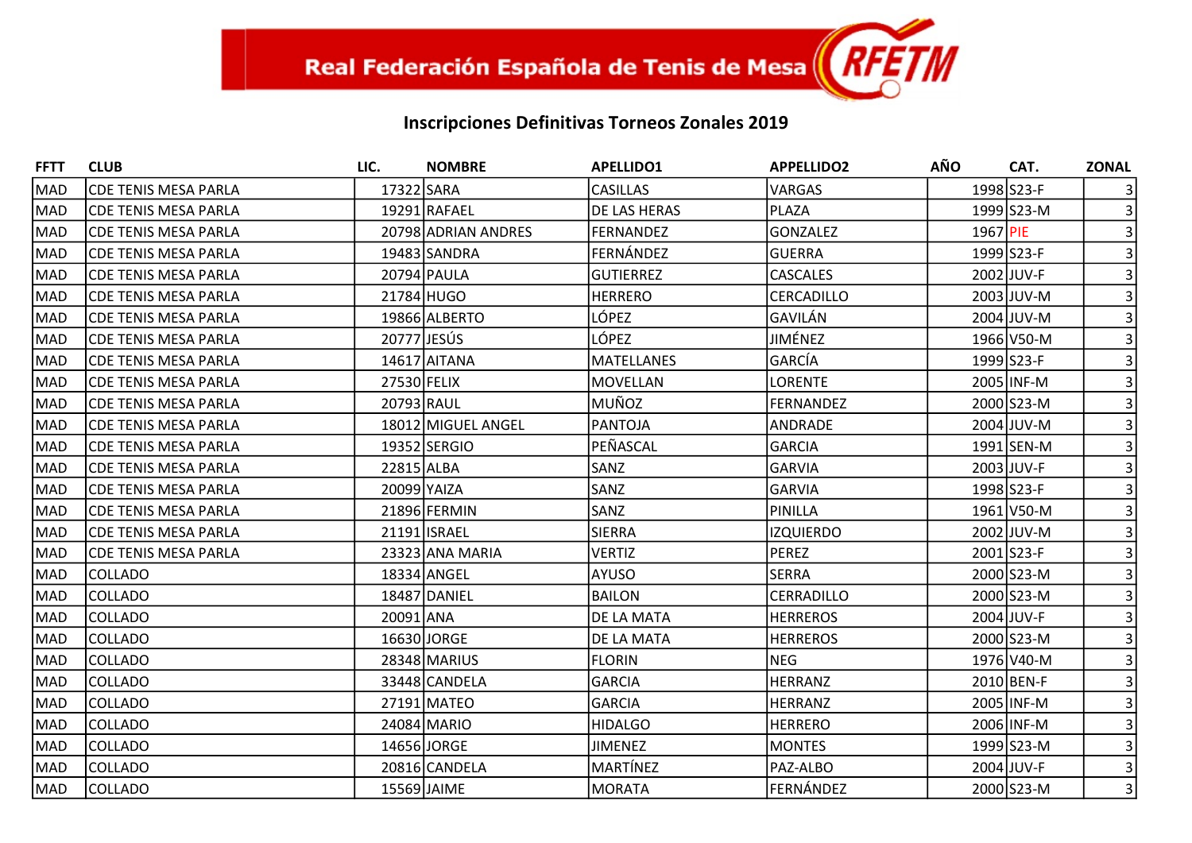Real Federación Española de Tenis de Mesa RFETM

## Inscripciones Definitivas Torneos Zonales 2019

| FFTT | CLUB | LIC. | NOMBRE | APELLIDO1 | APPELLIDO2 | AÑO | CAT. | ZONAL |
|---|---|---|---|---|---|---|---|---|
| MAD | CDE TENIS MESA PARLA | 17322 | SARA | CASILLAS | VARGAS | 1998 | S23-F | 3 |
| MAD | CDE TENIS MESA PARLA | 19291 | RAFAEL | DE LAS HERAS | PLAZA | 1999 | S23-M | 3 |
| MAD | CDE TENIS MESA PARLA | 20798 | ADRIAN ANDRES | FERNANDEZ | GONZALEZ | 1967 | PIE | 3 |
| MAD | CDE TENIS MESA PARLA | 19483 | SANDRA | FERNÁNDEZ | GUERRA | 1999 | S23-F | 3 |
| MAD | CDE TENIS MESA PARLA | 20794 | PAULA | GUTIERREZ | CASCALES | 2002 | JUV-F | 3 |
| MAD | CDE TENIS MESA PARLA | 21784 | HUGO | HERRERO | CERCADILLO | 2003 | JUV-M | 3 |
| MAD | CDE TENIS MESA PARLA | 19866 | ALBERTO | LÓPEZ | GAVILÁN | 2004 | JUV-M | 3 |
| MAD | CDE TENIS MESA PARLA | 20777 | JESÚS | LÓPEZ | JIMÉNEZ | 1966 | V50-M | 3 |
| MAD | CDE TENIS MESA PARLA | 14617 | AITANA | MATELLANES | GARCÍA | 1999 | S23-F | 3 |
| MAD | CDE TENIS MESA PARLA | 27530 | FELIX | MOVELLAN | LORENTE | 2005 | INF-M | 3 |
| MAD | CDE TENIS MESA PARLA | 20793 | RAUL | MUÑOZ | FERNANDEZ | 2000 | S23-M | 3 |
| MAD | CDE TENIS MESA PARLA | 18012 | MIGUEL ANGEL | PANTOJA | ANDRADE | 2004 | JUV-M | 3 |
| MAD | CDE TENIS MESA PARLA | 19352 | SERGIO | PEÑASCAL | GARCIA | 1991 | SEN-M | 3 |
| MAD | CDE TENIS MESA PARLA | 22815 | ALBA | SANZ | GARVIA | 2003 | JUV-F | 3 |
| MAD | CDE TENIS MESA PARLA | 20099 | YAIZA | SANZ | GARVIA | 1998 | S23-F | 3 |
| MAD | CDE TENIS MESA PARLA | 21896 | FERMIN | SANZ | PINILLA | 1961 | V50-M | 3 |
| MAD | CDE TENIS MESA PARLA | 21191 | ISRAEL | SIERRA | IZQUIERDO | 2002 | JUV-M | 3 |
| MAD | CDE TENIS MESA PARLA | 23323 | ANA MARIA | VERTIZ | PEREZ | 2001 | S23-F | 3 |
| MAD | COLLADO | 18334 | ANGEL | AYUSO | SERRA | 2000 | S23-M | 3 |
| MAD | COLLADO | 18487 | DANIEL | BAILON | CERRADILLO | 2000 | S23-M | 3 |
| MAD | COLLADO | 20091 | ANA | DE LA MATA | HERREROS | 2004 | JUV-F | 3 |
| MAD | COLLADO | 16630 | JORGE | DE LA MATA | HERREROS | 2000 | S23-M | 3 |
| MAD | COLLADO | 28348 | MARIUS | FLORIN | NEG | 1976 | V40-M | 3 |
| MAD | COLLADO | 33448 | CANDELA | GARCIA | HERRANZ | 2010 | BEN-F | 3 |
| MAD | COLLADO | 27191 | MATEO | GARCIA | HERRANZ | 2005 | INF-M | 3 |
| MAD | COLLADO | 24084 | MARIO | HIDALGO | HERRERO | 2006 | INF-M | 3 |
| MAD | COLLADO | 14656 | JORGE | JIMENEZ | MONTES | 1999 | S23-M | 3 |
| MAD | COLLADO | 20816 | CANDELA | MARTÍNEZ | PAZ-ALBO | 2004 | JUV-F | 3 |
| MAD | COLLADO | 15569 | JAIME | MORATA | FERNÁNDEZ | 2000 | S23-M | 3 |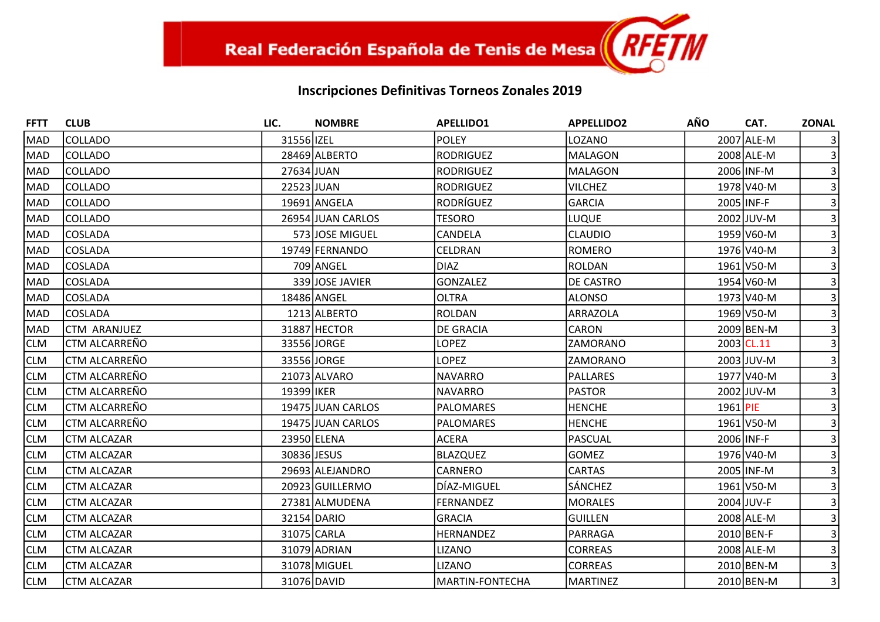Real Federación Española de Tenis de Mesa RFETM

## Inscripciones Definitivas Torneos Zonales 2019

| FFTT | CLUB | LIC. | NOMBRE | APELLIDO1 | APPELLIDO2 | AÑO | CAT. | ZONAL |
|---|---|---|---|---|---|---|---|---|
| MAD | COLLADO | 31556 | IZEL | POLEY | LOZANO | 2007 | ALE-M | 3 |
| MAD | COLLADO | 28469 | ALBERTO | RODRIGUEZ | MALAGON | 2008 | ALE-M | 3 |
| MAD | COLLADO | 27634 | JUAN | RODRIGUEZ | MALAGON | 2006 | INF-M | 3 |
| MAD | COLLADO | 22523 | JUAN | RODRIGUEZ | VILCHEZ | 1978 | V40-M | 3 |
| MAD | COLLADO | 19691 | ANGELA | RODRÍGUEZ | GARCIA | 2005 | INF-F | 3 |
| MAD | COLLADO | 26954 | JUAN CARLOS | TESORO | LUQUE | 2002 | JUV-M | 3 |
| MAD | COSLADA | 573 | JOSE MIGUEL | CANDELA | CLAUDIO | 1959 | V60-M | 3 |
| MAD | COSLADA | 19749 | FERNANDO | CELDRAN | ROMERO | 1976 | V40-M | 3 |
| MAD | COSLADA | 709 | ANGEL | DIAZ | ROLDAN | 1961 | V50-M | 3 |
| MAD | COSLADA | 339 | JOSE JAVIER | GONZALEZ | DE CASTRO | 1954 | V60-M | 3 |
| MAD | COSLADA | 18486 | ANGEL | OLTRA | ALONSO | 1973 | V40-M | 3 |
| MAD | COSLADA | 1213 | ALBERTO | ROLDAN | ARRAZOLA | 1969 | V50-M | 3 |
| MAD | CTM ARANJUEZ | 31887 | HECTOR | DE GRACIA | CARON | 2009 | BEN-M | 3 |
| CLM | CTM ALCARREÑO | 33556 | JORGE | LOPEZ | ZAMORANO | 2003 | CL.11 | 3 |
| CLM | CTM ALCARREÑO | 33556 | JORGE | LOPEZ | ZAMORANO | 2003 | JUV-M | 3 |
| CLM | CTM ALCARREÑO | 21073 | ALVARO | NAVARRO | PALLARES | 1977 | V40-M | 3 |
| CLM | CTM ALCARREÑO | 19399 | IKER | NAVARRO | PASTOR | 2002 | JUV-M | 3 |
| CLM | CTM ALCARREÑO | 19475 | JUAN CARLOS | PALOMARES | HENCHE | 1961 | PIE | 3 |
| CLM | CTM ALCARREÑO | 19475 | JUAN CARLOS | PALOMARES | HENCHE | 1961 | V50-M | 3 |
| CLM | CTM ALCAZAR | 23950 | ELENA | ACERA | PASCUAL | 2006 | INF-F | 3 |
| CLM | CTM ALCAZAR | 30836 | JESUS | BLAZQUEZ | GOMEZ | 1976 | V40-M | 3 |
| CLM | CTM ALCAZAR | 29693 | ALEJANDRO | CARNERO | CARTAS | 2005 | INF-M | 3 |
| CLM | CTM ALCAZAR | 20923 | GUILLERMO | DÍAZ-MIGUEL | SÁNCHEZ | 1961 | V50-M | 3 |
| CLM | CTM ALCAZAR | 27381 | ALMUDENA | FERNANDEZ | MORALES | 2004 | JUV-F | 3 |
| CLM | CTM ALCAZAR | 32154 | DARIO | GRACIA | GUILLEN | 2008 | ALE-M | 3 |
| CLM | CTM ALCAZAR | 31075 | CARLA | HERNANDEZ | PARRAGA | 2010 | BEN-F | 3 |
| CLM | CTM ALCAZAR | 31079 | ADRIAN | LIZANO | CORREAS | 2008 | ALE-M | 3 |
| CLM | CTM ALCAZAR | 31078 | MIGUEL | LIZANO | CORREAS | 2010 | BEN-M | 3 |
| CLM | CTM ALCAZAR | 31076 | DAVID | MARTIN-FONTECHA | MARTINEZ | 2010 | BEN-M | 3 |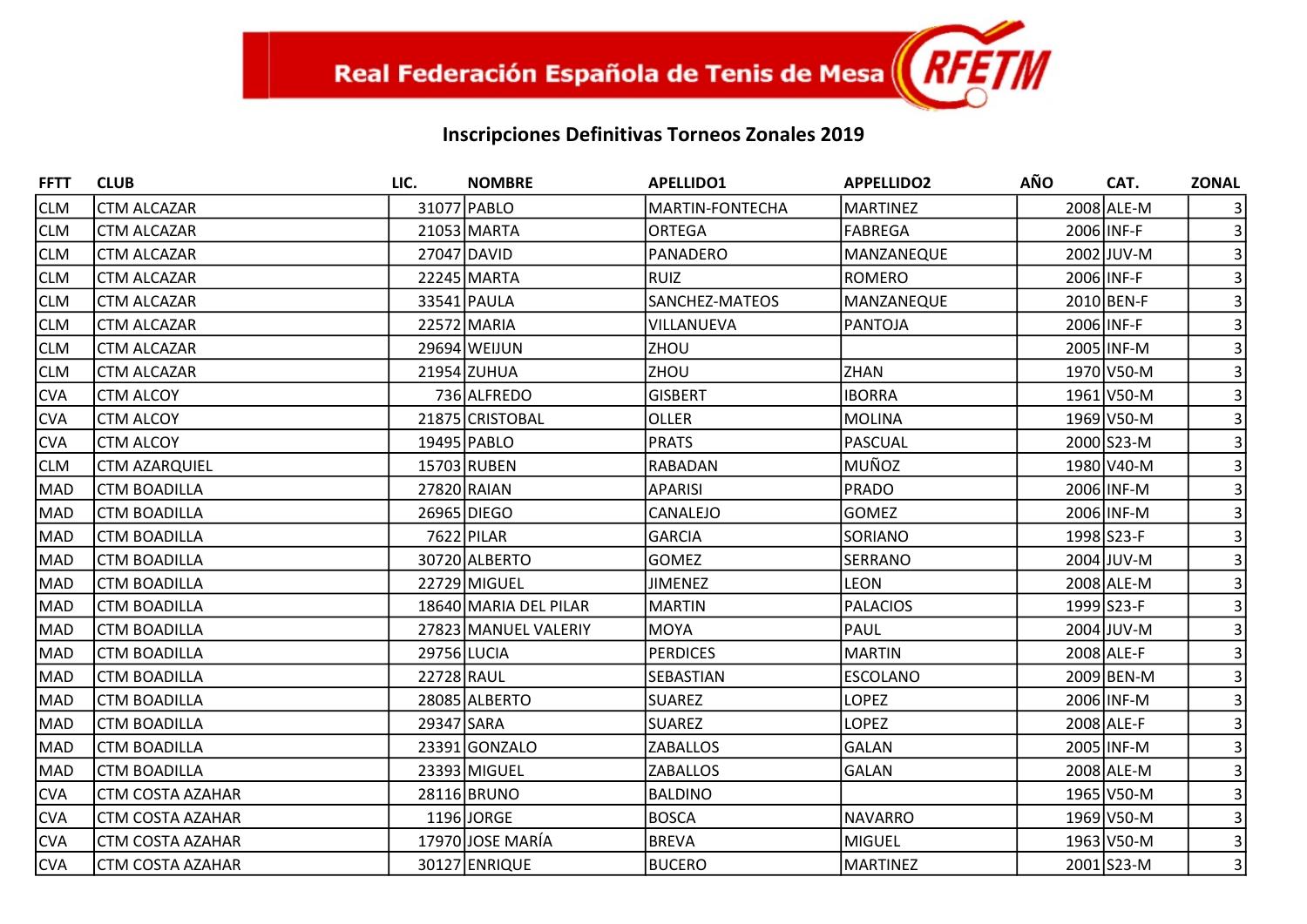Real Federación Española de Tenis de Mesa

## Inscripciones Definitivas Torneos Zonales 2019

| FFTT | CLUB | LIC. | NOMBRE | APELLIDO1 | APPELLIDO2 | AÑO | CAT. | ZONAL |
|---|---|---|---|---|---|---|---|---|
| CLM | CTM ALCAZAR | 31077 | PABLO | MARTIN-FONTECHA | MARTINEZ | 2008 | ALE-M | 3 |
| CLM | CTM ALCAZAR | 21053 | MARTA | ORTEGA | FABREGA | 2006 | INF-F | 3 |
| CLM | CTM ALCAZAR | 27047 | DAVID | PANADERO | MANZANEQUE | 2002 | JUV-M | 3 |
| CLM | CTM ALCAZAR | 22245 | MARTA | RUIZ | ROMERO | 2006 | INF-F | 3 |
| CLM | CTM ALCAZAR | 33541 | PAULA | SANCHEZ-MATEOS | MANZANEQUE | 2010 | BEN-F | 3 |
| CLM | CTM ALCAZAR | 22572 | MARIA | VILLANUEVA | PANTOJA | 2006 | INF-F | 3 |
| CLM | CTM ALCAZAR | 29694 | WEIJUN | ZHOU | | 2005 | INF-M | 3 |
| CLM | CTM ALCAZAR | 21954 | ZUHUA | ZHOU | ZHAN | 1970 | V50-M | 3 |
| CVA | CTM ALCOY | 736 | ALFREDO | GISBERT | IBORRA | 1961 | V50-M | 3 |
| CVA | CTM ALCOY | 21875 | CRISTOBAL | OLLER | MOLINA | 1969 | V50-M | 3 |
| CVA | CTM ALCOY | 19495 | PABLO | PRATS | PASCUAL | 2000 | S23-M | 3 |
| CLM | CTM AZARQUIEL | 15703 | RUBEN | RABADAN | MUÑOZ | 1980 | V40-M | 3 |
| MAD | CTM BOADILLA | 27820 | RAIAN | APARISI | PRADO | 2006 | INF-M | 3 |
| MAD | CTM BOADILLA | 26965 | DIEGO | CANALEJO | GOMEZ | 2006 | INF-M | 3 |
| MAD | CTM BOADILLA | 7622 | PILAR | GARCIA | SORIANO | 1998 | S23-F | 3 |
| MAD | CTM BOADILLA | 30720 | ALBERTO | GOMEZ | SERRANO | 2004 | JUV-M | 3 |
| MAD | CTM BOADILLA | 22729 | MIGUEL | JIMENEZ | LEON | 2008 | ALE-M | 3 |
| MAD | CTM BOADILLA | 18640 | MARIA DEL PILAR | MARTIN | PALACIOS | 1999 | S23-F | 3 |
| MAD | CTM BOADILLA | 27823 | MANUEL VALERIY | MOYA | PAUL | 2004 | JUV-M | 3 |
| MAD | CTM BOADILLA | 29756 | LUCIA | PERDICES | MARTIN | 2008 | ALE-F | 3 |
| MAD | CTM BOADILLA | 22728 | RAUL | SEBASTIAN | ESCOLANO | 2009 | BEN-M | 3 |
| MAD | CTM BOADILLA | 28085 | ALBERTO | SUAREZ | LOPEZ | 2006 | INF-M | 3 |
| MAD | CTM BOADILLA | 29347 | SARA | SUAREZ | LOPEZ | 2008 | ALE-F | 3 |
| MAD | CTM BOADILLA | 23391 | GONZALO | ZABALLOS | GALAN | 2005 | INF-M | 3 |
| MAD | CTM BOADILLA | 23393 | MIGUEL | ZABALLOS | GALAN | 2008 | ALE-M | 3 |
| CVA | CTM COSTA AZAHAR | 28116 | BRUNO | BALDINO | | 1965 | V50-M | 3 |
| CVA | CTM COSTA AZAHAR | 1196 | JORGE | BOSCA | NAVARRO | 1969 | V50-M | 3 |
| CVA | CTM COSTA AZAHAR | 17970 | JOSE MARÍA | BREVA | MIGUEL | 1963 | V50-M | 3 |
| CVA | CTM COSTA AZAHAR | 30127 | ENRIQUE | BUCERO | MARTINEZ | 2001 | S23-M | 3 |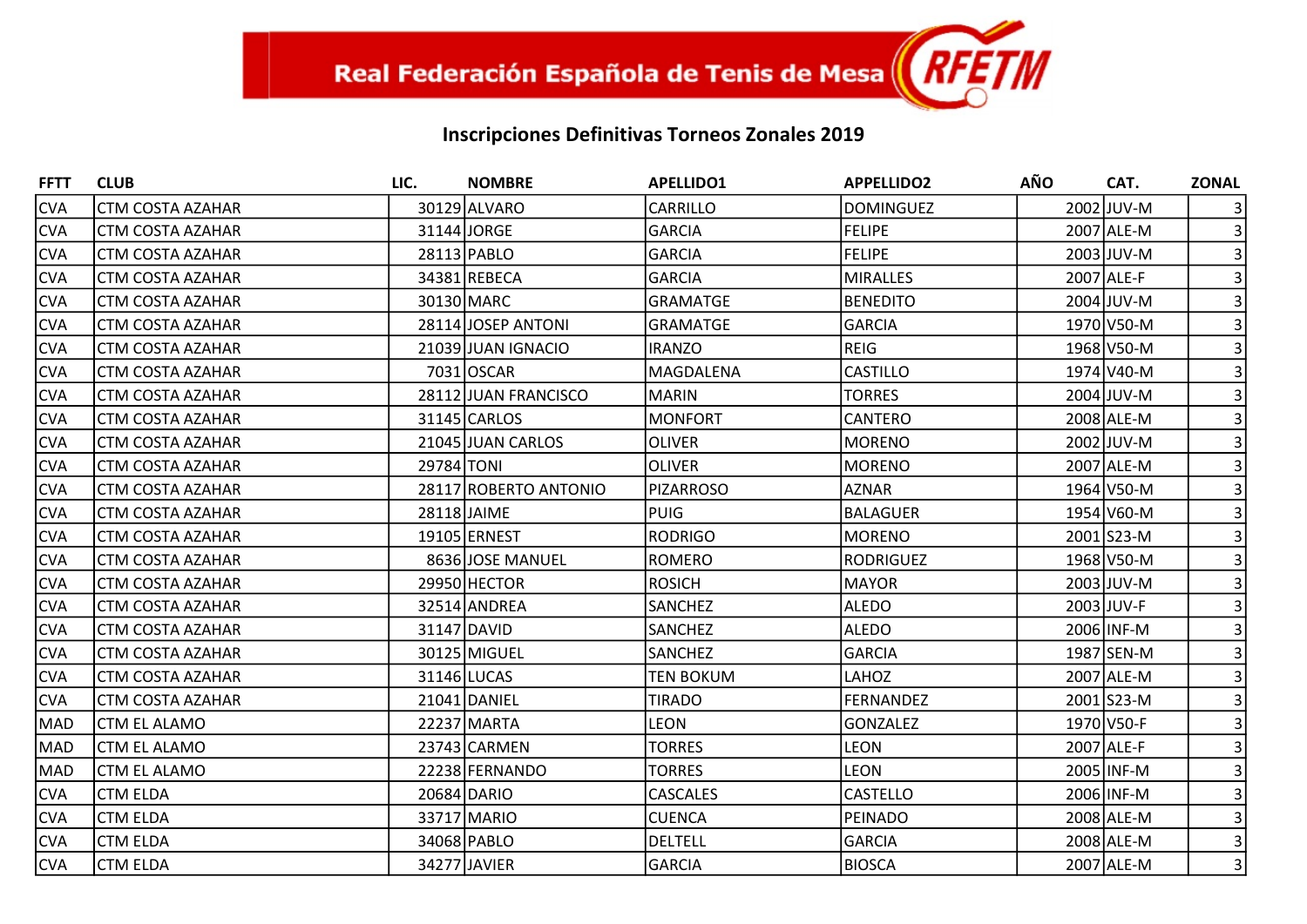Real Federación Española de Tenis de Mesa

## Inscripciones Definitivas Torneos Zonales 2019

| FFTT | CLUB | LIC. | NOMBRE | APELLIDO1 | APPELLIDO2 | AÑO | CAT. | ZONAL |
|---|---|---|---|---|---|---|---|---|
| CVA | CTM COSTA AZAHAR | 30129 | ALVARO | CARRILLO | DOMINGUEZ | 2002 | JUV-M | 3 |
| CVA | CTM COSTA AZAHAR | 31144 | JORGE | GARCIA | FELIPE | 2007 | ALE-M | 3 |
| CVA | CTM COSTA AZAHAR | 28113 | PABLO | GARCIA | FELIPE | 2003 | JUV-M | 3 |
| CVA | CTM COSTA AZAHAR | 34381 | REBECA | GARCIA | MIRALLES | 2007 | ALE-F | 3 |
| CVA | CTM COSTA AZAHAR | 30130 | MARC | GRAMATGE | BENEDITO | 2004 | JUV-M | 3 |
| CVA | CTM COSTA AZAHAR | 28114 | JOSEP ANTONI | GRAMATGE | GARCIA | 1970 | V50-M | 3 |
| CVA | CTM COSTA AZAHAR | 21039 | JUAN IGNACIO | IRANZO | REIG | 1968 | V50-M | 3 |
| CVA | CTM COSTA AZAHAR | 7031 | OSCAR | MAGDALENA | CASTILLO | 1974 | V40-M | 3 |
| CVA | CTM COSTA AZAHAR | 28112 | JUAN FRANCISCO | MARIN | TORRES | 2004 | JUV-M | 3 |
| CVA | CTM COSTA AZAHAR | 31145 | CARLOS | MONFORT | CANTERO | 2008 | ALE-M | 3 |
| CVA | CTM COSTA AZAHAR | 21045 | JUAN CARLOS | OLIVER | MORENO | 2002 | JUV-M | 3 |
| CVA | CTM COSTA AZAHAR | 29784 | TONI | OLIVER | MORENO | 2007 | ALE-M | 3 |
| CVA | CTM COSTA AZAHAR | 28117 | ROBERTO ANTONIO | PIZARROSO | AZNAR | 1964 | V50-M | 3 |
| CVA | CTM COSTA AZAHAR | 28118 | JAIME | PUIG | BALAGUER | 1954 | V60-M | 3 |
| CVA | CTM COSTA AZAHAR | 19105 | ERNEST | RODRIGO | MORENO | 2001 | S23-M | 3 |
| CVA | CTM COSTA AZAHAR | 8636 | JOSE MANUEL | ROMERO | RODRIGUEZ | 1968 | V50-M | 3 |
| CVA | CTM COSTA AZAHAR | 29950 | HECTOR | ROSICH | MAYOR | 2003 | JUV-M | 3 |
| CVA | CTM COSTA AZAHAR | 32514 | ANDREA | SANCHEZ | ALEDO | 2003 | JUV-F | 3 |
| CVA | CTM COSTA AZAHAR | 31147 | DAVID | SANCHEZ | ALEDO | 2006 | INF-M | 3 |
| CVA | CTM COSTA AZAHAR | 30125 | MIGUEL | SANCHEZ | GARCIA | 1987 | SEN-M | 3 |
| CVA | CTM COSTA AZAHAR | 31146 | LUCAS | TEN BOKUM | LAHOZ | 2007 | ALE-M | 3 |
| CVA | CTM COSTA AZAHAR | 21041 | DANIEL | TIRADO | FERNANDEZ | 2001 | S23-M | 3 |
| MAD | CTM EL ALAMO | 22237 | MARTA | LEON | GONZALEZ | 1970 | V50-F | 3 |
| MAD | CTM EL ALAMO | 23743 | CARMEN | TORRES | LEON | 2007 | ALE-F | 3 |
| MAD | CTM EL ALAMO | 22238 | FERNANDO | TORRES | LEON | 2005 | INF-M | 3 |
| CVA | CTM ELDA | 20684 | DARIO | CASCALES | CASTELLO | 2006 | INF-M | 3 |
| CVA | CTM ELDA | 33717 | MARIO | CUENCA | PEINADO | 2008 | ALE-M | 3 |
| CVA | CTM ELDA | 34068 | PABLO | DELTELL | GARCIA | 2008 | ALE-M | 3 |
| CVA | CTM ELDA | 34277 | JAVIER | GARCIA | BIOSCA | 2007 | ALE-M | 3 |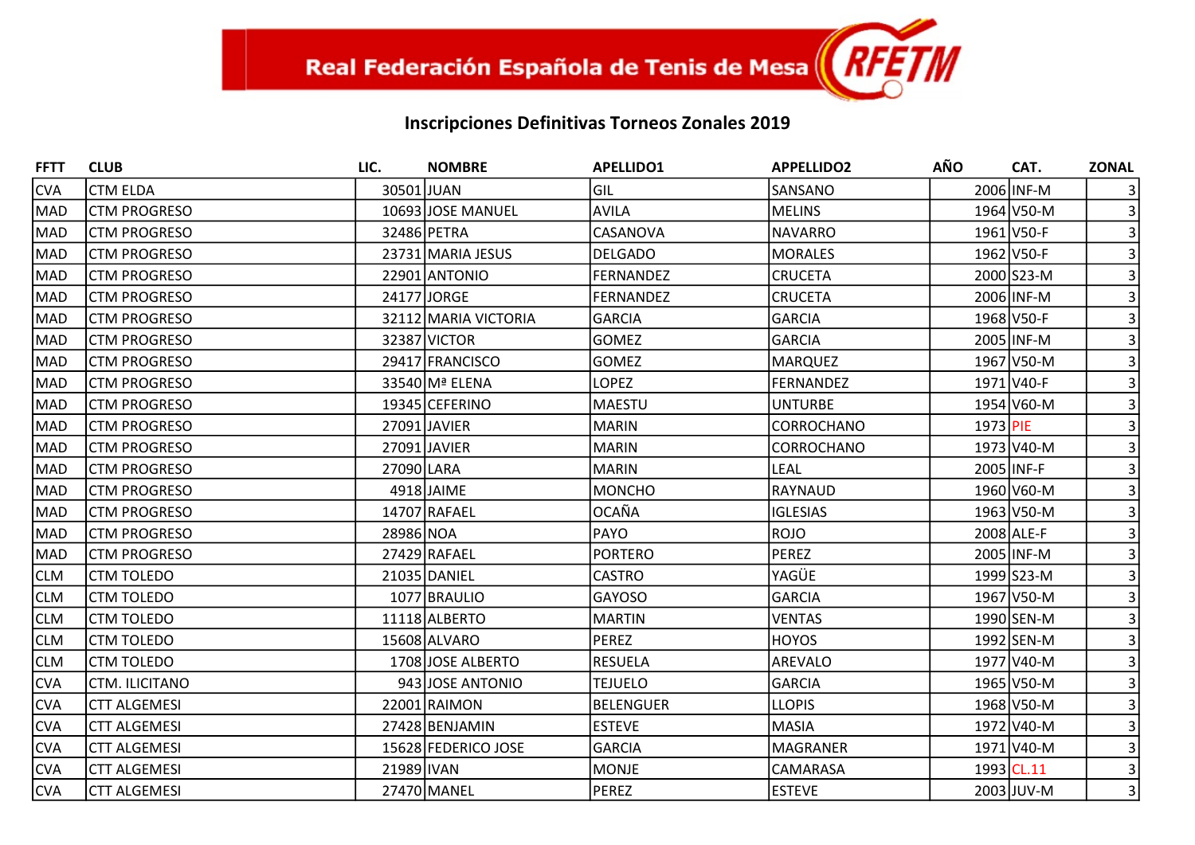Real Federación Española de Tenis de Mesa

## Inscripciones Definitivas Torneos Zonales 2019

| FFTT | CLUB | LIC. | NOMBRE | APELLIDO1 | APPELLIDO2 | AÑO | CAT. | ZONAL |
|---|---|---|---|---|---|---|---|---|
| CVA | CTM ELDA | 30501 | JUAN | GIL | SANSANO | 2006 | INF-M | 3 |
| MAD | CTM PROGRESO | 10693 | JOSE MANUEL | AVILA | MELINS | 1964 | V50-M | 3 |
| MAD | CTM PROGRESO | 32486 | PETRA | CASANOVA | NAVARRO | 1961 | V50-F | 3 |
| MAD | CTM PROGRESO | 23731 | MARIA JESUS | DELGADO | MORALES | 1962 | V50-F | 3 |
| MAD | CTM PROGRESO | 22901 | ANTONIO | FERNANDEZ | CRUCETA | 2000 | S23-M | 3 |
| MAD | CTM PROGRESO | 24177 | JORGE | FERNANDEZ | CRUCETA | 2006 | INF-M | 3 |
| MAD | CTM PROGRESO | 32112 | MARIA VICTORIA | GARCIA | GARCIA | 1968 | V50-F | 3 |
| MAD | CTM PROGRESO | 32387 | VICTOR | GOMEZ | GARCIA | 2005 | INF-M | 3 |
| MAD | CTM PROGRESO | 29417 | FRANCISCO | GOMEZ | MARQUEZ | 1967 | V50-M | 3 |
| MAD | CTM PROGRESO | 33540 | Mª ELENA | LOPEZ | FERNANDEZ | 1971 | V40-F | 3 |
| MAD | CTM PROGRESO | 19345 | CEFERINO | MAESTU | UNTURBE | 1954 | V60-M | 3 |
| MAD | CTM PROGRESO | 27091 | JAVIER | MARIN | CORROCHANO | 1973 | PIE | 3 |
| MAD | CTM PROGRESO | 27091 | JAVIER | MARIN | CORROCHANO | 1973 | V40-M | 3 |
| MAD | CTM PROGRESO | 27090 | LARA | MARIN | LEAL | 2005 | INF-F | 3 |
| MAD | CTM PROGRESO | 4918 | JAIME | MONCHO | RAYNAUD | 1960 | V60-M | 3 |
| MAD | CTM PROGRESO | 14707 | RAFAEL | OCAÑA | IGLESIAS | 1963 | V50-M | 3 |
| MAD | CTM PROGRESO | 28986 | NOA | PAYO | ROJO | 2008 | ALE-F | 3 |
| MAD | CTM PROGRESO | 27429 | RAFAEL | PORTERO | PEREZ | 2005 | INF-M | 3 |
| CLM | CTM TOLEDO | 21035 | DANIEL | CASTRO | YAGÜE | 1999 | S23-M | 3 |
| CLM | CTM TOLEDO | 1077 | BRAULIO | GAYOSO | GARCIA | 1967 | V50-M | 3 |
| CLM | CTM TOLEDO | 11118 | ALBERTO | MARTIN | VENTAS | 1990 | SEN-M | 3 |
| CLM | CTM TOLEDO | 15608 | ALVARO | PEREZ | HOYOS | 1992 | SEN-M | 3 |
| CLM | CTM TOLEDO | 1708 | JOSE ALBERTO | RESUELA | AREVALO | 1977 | V40-M | 3 |
| CVA | CTM. ILICITANO | 943 | JOSE ANTONIO | TEJUELO | GARCIA | 1965 | V50-M | 3 |
| CVA | CTT ALGEMESI | 22001 | RAIMON | BELENGUER | LLOPIS | 1968 | V50-M | 3 |
| CVA | CTT ALGEMESI | 27428 | BENJAMIN | ESTEVE | MASIA | 1972 | V40-M | 3 |
| CVA | CTT ALGEMESI | 15628 | FEDERICO JOSE | GARCIA | MAGRANER | 1971 | V40-M | 3 |
| CVA | CTT ALGEMESI | 21989 | IVAN | MONJE | CAMARASA | 1993 | CL.11 | 3 |
| CVA | CTT ALGEMESI | 27470 | MANEL | PEREZ | ESTEVE | 2003 | JUV-M | 3 |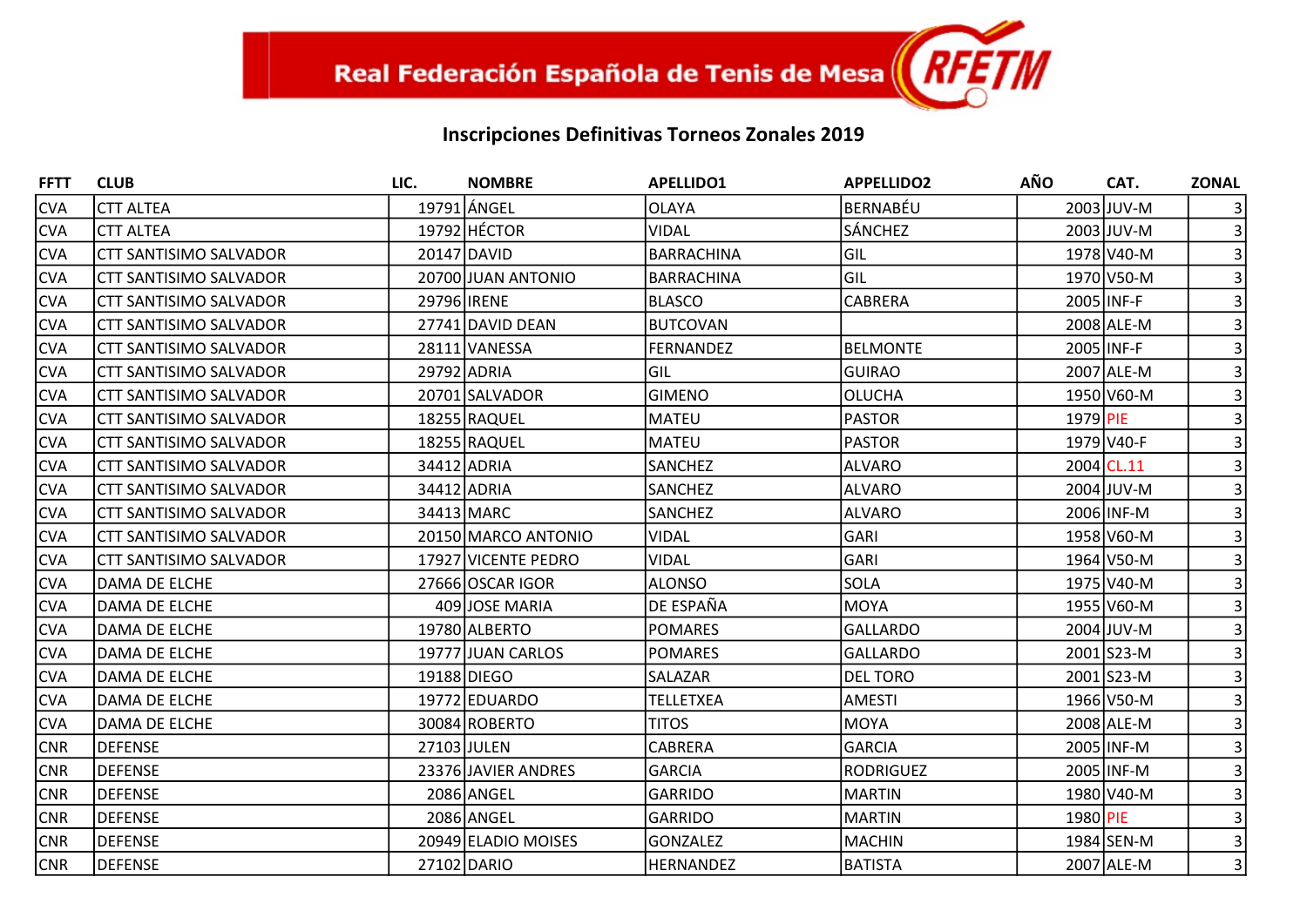Real Federación Española de Tenis de Mesa RFETM

## Inscripciones Definitivas Torneos Zonales 2019

| FFTT | CLUB | LIC. | NOMBRE | APELLIDO1 | APPELLIDO2 | AÑO | CAT. | ZONAL |
|---|---|---|---|---|---|---|---|---|
| CVA | CTT ALTEA | 19791 | ÁNGEL | OLAYA | BERNABÉU | 2003 | JUV-M | 3 |
| CVA | CTT ALTEA | 19792 | HÉCTOR | VIDAL | SÁNCHEZ | 2003 | JUV-M | 3 |
| CVA | CTT SANTISIMO SALVADOR | 20147 | DAVID | BARRACHINA | GIL | 1978 | V40-M | 3 |
| CVA | CTT SANTISIMO SALVADOR | 20700 | JUAN ANTONIO | BARRACHINA | GIL | 1970 | V50-M | 3 |
| CVA | CTT SANTISIMO SALVADOR | 29796 | IRENE | BLASCO | CABRERA | 2005 | INF-F | 3 |
| CVA | CTT SANTISIMO SALVADOR | 27741 | DAVID DEAN | BUTCOVAN | | 2008 | ALE-M | 3 |
| CVA | CTT SANTISIMO SALVADOR | 28111 | VANESSA | FERNANDEZ | BELMONTE | 2005 | INF-F | 3 |
| CVA | CTT SANTISIMO SALVADOR | 29792 | ADRIA | GIL | GUIRAO | 2007 | ALE-M | 3 |
| CVA | CTT SANTISIMO SALVADOR | 20701 | SALVADOR | GIMENO | OLUCHA | 1950 | V60-M | 3 |
| CVA | CTT SANTISIMO SALVADOR | 18255 | RAQUEL | MATEU | PASTOR | 1979 | PIE | 3 |
| CVA | CTT SANTISIMO SALVADOR | 18255 | RAQUEL | MATEU | PASTOR | 1979 | V40-F | 3 |
| CVA | CTT SANTISIMO SALVADOR | 34412 | ADRIA | SANCHEZ | ALVARO | 2004 | CL.11 | 3 |
| CVA | CTT SANTISIMO SALVADOR | 34412 | ADRIA | SANCHEZ | ALVARO | 2004 | JUV-M | 3 |
| CVA | CTT SANTISIMO SALVADOR | 34413 | MARC | SANCHEZ | ALVARO | 2006 | INF-M | 3 |
| CVA | CTT SANTISIMO SALVADOR | 20150 | MARCO ANTONIO | VIDAL | GARI | 1958 | V60-M | 3 |
| CVA | CTT SANTISIMO SALVADOR | 17927 | VICENTE PEDRO | VIDAL | GARI | 1964 | V50-M | 3 |
| CVA | DAMA DE ELCHE | 27666 | OSCAR IGOR | ALONSO | SOLA | 1975 | V40-M | 3 |
| CVA | DAMA DE ELCHE | 409 | JOSE MARIA | DE ESPAÑA | MOYA | 1955 | V60-M | 3 |
| CVA | DAMA DE ELCHE | 19780 | ALBERTO | POMARES | GALLARDO | 2004 | JUV-M | 3 |
| CVA | DAMA DE ELCHE | 19777 | JUAN CARLOS | POMARES | GALLARDO | 2001 | S23-M | 3 |
| CVA | DAMA DE ELCHE | 19188 | DIEGO | SALAZAR | DEL TORO | 2001 | S23-M | 3 |
| CVA | DAMA DE ELCHE | 19772 | EDUARDO | TELLETXEA | AMESTI | 1966 | V50-M | 3 |
| CVA | DAMA DE ELCHE | 30084 | ROBERTO | TITOS | MOYA | 2008 | ALE-M | 3 |
| CNR | DEFENSE | 27103 | JULEN | CABRERA | GARCIA | 2005 | INF-M | 3 |
| CNR | DEFENSE | 23376 | JAVIER ANDRES | GARCIA | RODRIGUEZ | 2005 | INF-M | 3 |
| CNR | DEFENSE | 2086 | ANGEL | GARRIDO | MARTIN | 1980 | V40-M | 3 |
| CNR | DEFENSE | 2086 | ANGEL | GARRIDO | MARTIN | 1980 | PIE | 3 |
| CNR | DEFENSE | 20949 | ELADIO MOISES | GONZALEZ | MACHIN | 1984 | SEN-M | 3 |
| CNR | DEFENSE | 27102 | DARIO | HERNANDEZ | BATISTA | 2007 | ALE-M | 3 |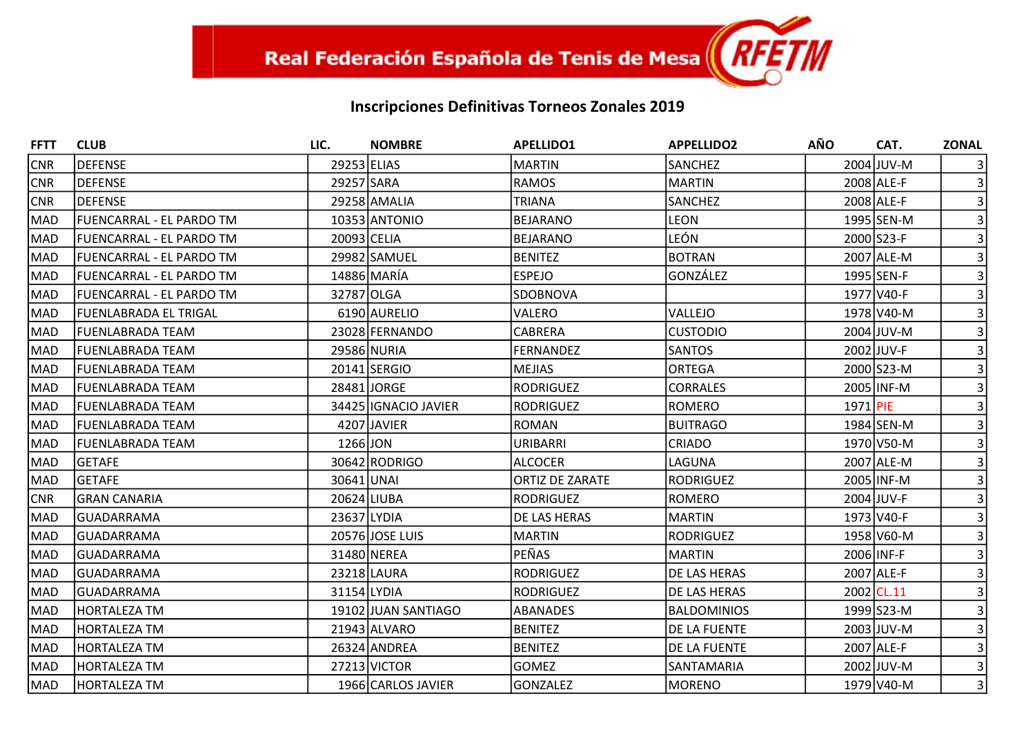Real Federación Española de Tenis de Mesa RFETM

## Inscripciones Definitivas Torneos Zonales 2019

| FFTT | CLUB | LIC. | NOMBRE | APELLIDO1 | APPELLIDO2 | AÑO | CAT. | ZONAL |
|---|---|---|---|---|---|---|---|---|
| CNR | DEFENSE | 29253 | ELIAS | MARTIN | SANCHEZ | 2004 | JUV-M | 3 |
| CNR | DEFENSE | 29257 | SARA | RAMOS | MARTIN | 2008 | ALE-F | 3 |
| CNR | DEFENSE | 29258 | AMALIA | TRIANA | SANCHEZ | 2008 | ALE-F | 3 |
| MAD | FUENCARRAL - EL PARDO TM | 10353 | ANTONIO | BEJARANO | LEON | 1995 | SEN-M | 3 |
| MAD | FUENCARRAL - EL PARDO TM | 20093 | CELIA | BEJARANO | LEÓN | 2000 | S23-F | 3 |
| MAD | FUENCARRAL - EL PARDO TM | 29982 | SAMUEL | BENITEZ | BOTRAN | 2007 | ALE-M | 3 |
| MAD | FUENCARRAL - EL PARDO TM | 14886 | MARÍA | ESPEJO | GONZÁLEZ | 1995 | SEN-F | 3 |
| MAD | FUENCARRAL - EL PARDO TM | 32787 | OLGA | SDOBNOVA | | 1977 | V40-F | 3 |
| MAD | FUENLABRADA EL TRIGAL | 6190 | AURELIO | VALERO | VALLEJO | 1978 | V40-M | 3 |
| MAD | FUENLABRADA TEAM | 23028 | FERNANDO | CABRERA | CUSTODIO | 2004 | JUV-M | 3 |
| MAD | FUENLABRADA TEAM | 29586 | NURIA | FERNANDEZ | SANTOS | 2002 | JUV-F | 3 |
| MAD | FUENLABRADA TEAM | 20141 | SERGIO | MEJIAS | ORTEGA | 2000 | S23-M | 3 |
| MAD | FUENLABRADA TEAM | 28481 | JORGE | RODRIGUEZ | CORRALES | 2005 | INF-M | 3 |
| MAD | FUENLABRADA TEAM | 34425 | IGNACIO JAVIER | RODRIGUEZ | ROMERO | 1971 | PIE | 3 |
| MAD | FUENLABRADA TEAM | 4207 | JAVIER | ROMAN | BUITRAGO | 1984 | SEN-M | 3 |
| MAD | FUENLABRADA TEAM | 1266 | JON | URIBARRI | CRIADO | 1970 | V50-M | 3 |
| MAD | GETAFE | 30642 | RODRIGO | ALCOCER | LAGUNA | 2007 | ALE-M | 3 |
| MAD | GETAFE | 30641 | UNAI | ORTIZ DE ZARATE | RODRIGUEZ | 2005 | INF-M | 3 |
| CNR | GRAN CANARIA | 20624 | LIUBA | RODRIGUEZ | ROMERO | 2004 | JUV-F | 3 |
| MAD | GUADARRAMA | 23637 | LYDIA | DE LAS HERAS | MARTIN | 1973 | V40-F | 3 |
| MAD | GUADARRAMA | 20576 | JOSE LUIS | MARTIN | RODRIGUEZ | 1958 | V60-M | 3 |
| MAD | GUADARRAMA | 31480 | NEREA | PEÑAS | MARTIN | 2006 | INF-F | 3 |
| MAD | GUADARRAMA | 23218 | LAURA | RODRIGUEZ | DE LAS HERAS | 2007 | ALE-F | 3 |
| MAD | GUADARRAMA | 31154 | LYDIA | RODRIGUEZ | DE LAS HERAS | 2002 | CL.11 | 3 |
| MAD | HORTALEZA TM | 19102 | JUAN SANTIAGO | ABANADES | BALDOMINIOS | 1999 | S23-M | 3 |
| MAD | HORTALEZA TM | 21943 | ALVARO | BENITEZ | DE LA FUENTE | 2003 | JUV-M | 3 |
| MAD | HORTALEZA TM | 26324 | ANDREA | BENITEZ | DE LA FUENTE | 2007 | ALE-F | 3 |
| MAD | HORTALEZA TM | 27213 | VICTOR | GOMEZ | SANTAMARIA | 2002 | JUV-M | 3 |
| MAD | HORTALEZA TM | 1966 | CARLOS JAVIER | GONZALEZ | MORENO | 1979 | V40-M | 3 |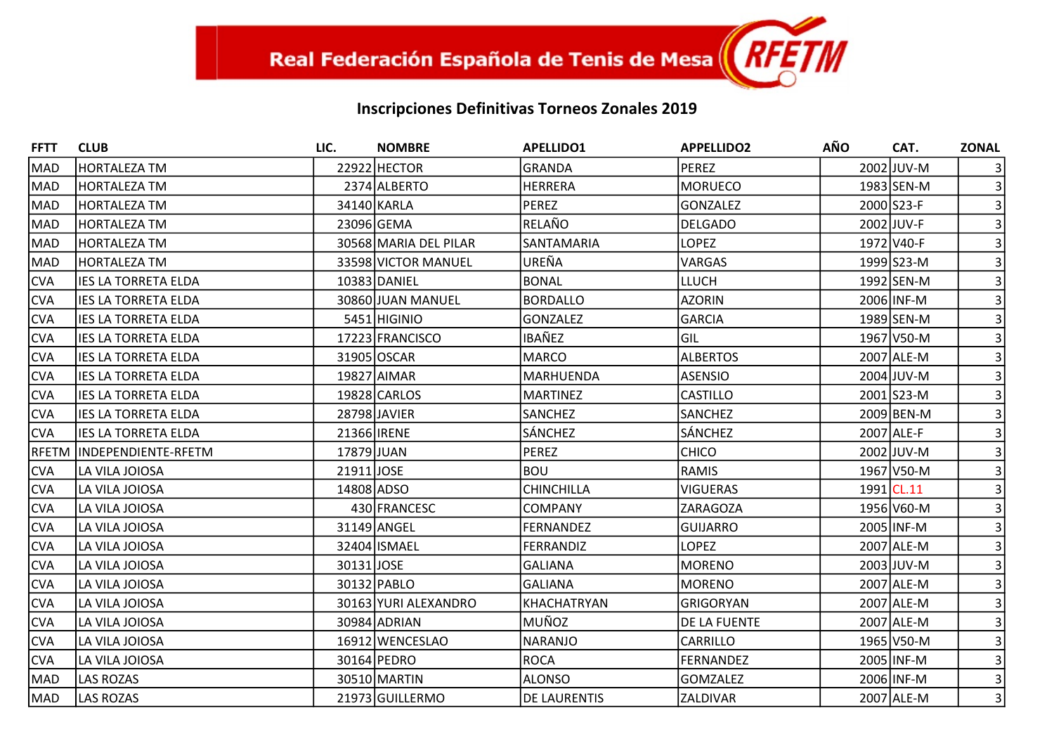# Inscripciones Definitivas Torneos Zonales 2019

| FFTT | CLUB | LIC. | NOMBRE | APELLIDO1 | APPELLIDO2 | AÑO | CAT. | ZONAL |
|---|---|---|---|---|---|---|---|---|
| MAD | HORTALEZA TM | 22922 | HECTOR | GRANDA | PEREZ | 2002 | JUV-M | 3 |
| MAD | HORTALEZA TM | 2374 | ALBERTO | HERRERA | MORUECO | 1983 | SEN-M | 3 |
| MAD | HORTALEZA TM | 34140 | KARLA | PEREZ | GONZALEZ | 2000 | S23-F | 3 |
| MAD | HORTALEZA TM | 23096 | GEMA | RELAÑO | DELGADO | 2002 | JUV-F | 3 |
| MAD | HORTALEZA TM | 30568 | MARIA DEL PILAR | SANTAMARIA | LOPEZ | 1972 | V40-F | 3 |
| MAD | HORTALEZA TM | 33598 | VICTOR MANUEL | UREÑA | VARGAS | 1999 | S23-M | 3 |
| CVA | IES LA TORRETA ELDA | 10383 | DANIEL | BONAL | LLUCH | 1992 | SEN-M | 3 |
| CVA | IES LA TORRETA ELDA | 30860 | JUAN MANUEL | BORDALLO | AZORIN | 2006 | INF-M | 3 |
| CVA | IES LA TORRETA ELDA | 5451 | HIGINIO | GONZALEZ | GARCIA | 1989 | SEN-M | 3 |
| CVA | IES LA TORRETA ELDA | 17223 | FRANCISCO | IBAÑEZ | GIL | 1967 | V50-M | 3 |
| CVA | IES LA TORRETA ELDA | 31905 | OSCAR | MARCO | ALBERTOS | 2007 | ALE-M | 3 |
| CVA | IES LA TORRETA ELDA | 19827 | AIMAR | MARHUENDA | ASENSIO | 2004 | JUV-M | 3 |
| CVA | IES LA TORRETA ELDA | 19828 | CARLOS | MARTINEZ | CASTILLO | 2001 | S23-M | 3 |
| CVA | IES LA TORRETA ELDA | 28798 | JAVIER | SANCHEZ | SANCHEZ | 2009 | BEN-M | 3 |
| CVA | IES LA TORRETA ELDA | 21366 | IRENE | SÁNCHEZ | SÁNCHEZ | 2007 | ALE-F | 3 |
| RFETM | INDEPENDIENTE-RFETM | 17879 | JUAN | PEREZ | CHICO | 2002 | JUV-M | 3 |
| CVA | LA VILA JOIOSA | 21911 | JOSE | BOU | RAMIS | 1967 | V50-M | 3 |
| CVA | LA VILA JOIOSA | 14808 | ADSO | CHINCHILLA | VIGUERAS | 1991 | CL.11 | 3 |
| CVA | LA VILA JOIOSA | 430 | FRANCESC | COMPANY | ZARAGOZA | 1956 | V60-M | 3 |
| CVA | LA VILA JOIOSA | 31149 | ANGEL | FERNANDEZ | GUIJARRO | 2005 | INF-M | 3 |
| CVA | LA VILA JOIOSA | 32404 | ISMAEL | FERRANDIZ | LOPEZ | 2007 | ALE-M | 3 |
| CVA | LA VILA JOIOSA | 30131 | JOSE | GALIANA | MORENO | 2003 | JUV-M | 3 |
| CVA | LA VILA JOIOSA | 30132 | PABLO | GALIANA | MORENO | 2007 | ALE-M | 3 |
| CVA | LA VILA JOIOSA | 30163 | YURI ALEXANDRO | KHACHATRYAN | GRIGORYAN | 2007 | ALE-M | 3 |
| CVA | LA VILA JOIOSA | 30984 | ADRIAN | MUÑOZ | DE LA FUENTE | 2007 | ALE-M | 3 |
| CVA | LA VILA JOIOSA | 16912 | WENCESLAO | NARANJO | CARRILLO | 1965 | V50-M | 3 |
| CVA | LA VILA JOIOSA | 30164 | PEDRO | ROCA | FERNANDEZ | 2005 | INF-M | 3 |
| MAD | LAS ROZAS | 30510 | MARTIN | ALONSO | GOMZALEZ | 2006 | INF-M | 3 |
| MAD | LAS ROZAS | 21973 | GUILLERMO | DE LAURENTIS | ZALDIVAR | 2007 | ALE-M | 3 |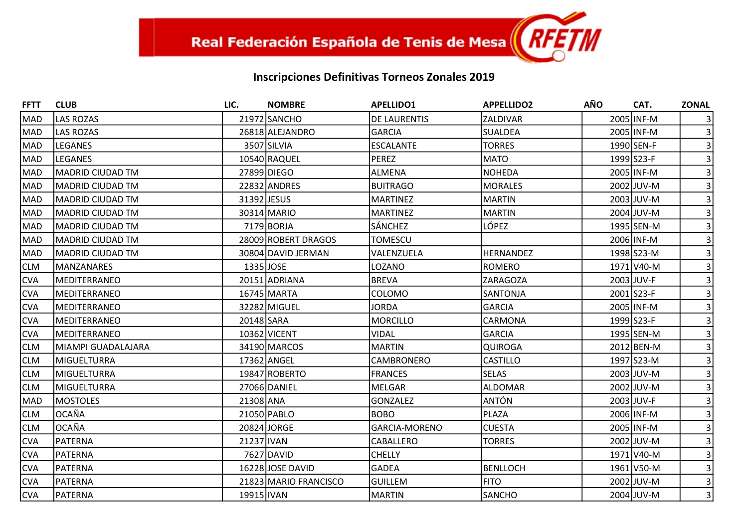Real Federación Española de Tenis de Mesa

## Inscripciones Definitivas Torneos Zonales 2019

| FFTT | CLUB | LIC. | NOMBRE | APELLIDO1 | APPELLIDO2 | AÑO | CAT. | ZONAL |
|---|---|---|---|---|---|---|---|---|
| MAD | LAS ROZAS | 21972 | SANCHO | DE LAURENTIS | ZALDIVAR | 2005 | INF-M | 3 |
| MAD | LAS ROZAS | 26818 | ALEJANDRO | GARCIA | SUALDEA | 2005 | INF-M | 3 |
| MAD | LEGANES | 3507 | SILVIA | ESCALANTE | TORRES | 1990 | SEN-F | 3 |
| MAD | LEGANES | 10540 | RAQUEL | PEREZ | MATO | 1999 | S23-F | 3 |
| MAD | MADRID CIUDAD TM | 27899 | DIEGO | ALMENA | NOHEDA | 2005 | INF-M | 3 |
| MAD | MADRID CIUDAD TM | 22832 | ANDRES | BUITRAGO | MORALES | 2002 | JUV-M | 3 |
| MAD | MADRID CIUDAD TM | 31392 | JESUS | MARTINEZ | MARTIN | 2003 | JUV-M | 3 |
| MAD | MADRID CIUDAD TM | 30314 | MARIO | MARTINEZ | MARTIN | 2004 | JUV-M | 3 |
| MAD | MADRID CIUDAD TM | 7179 | BORJA | SÁNCHEZ | LÓPEZ | 1995 | SEN-M | 3 |
| MAD | MADRID CIUDAD TM | 28009 | ROBERT DRAGOS | TOMESCU | | 2006 | INF-M | 3 |
| MAD | MADRID CIUDAD TM | 30804 | DAVID JERMAN | VALENZUELA | HERNANDEZ | 1998 | S23-M | 3 |
| CLM | MANZANARES | 1335 | JOSE | LOZANO | ROMERO | 1971 | V40-M | 3 |
| CVA | MEDITERRANEO | 20151 | ADRIANA | BREVA | ZARAGOZA | 2003 | JUV-F | 3 |
| CVA | MEDITERRANEO | 16745 | MARTA | COLOMO | SANTONJA | 2001 | S23-F | 3 |
| CVA | MEDITERRANEO | 32282 | MIGUEL | JORDA | GARCIA | 2005 | INF-M | 3 |
| CVA | MEDITERRANEO | 20148 | SARA | MORCILLO | CARMONA | 1999 | S23-F | 3 |
| CVA | MEDITERRANEO | 10362 | VICENT | VIDAL | GARCIA | 1995 | SEN-M | 3 |
| CLM | MIAMPI GUADALAJARA | 34190 | MARCOS | MARTIN | QUIROGA | 2012 | BEN-M | 3 |
| CLM | MIGUELTURRA | 17362 | ANGEL | CAMBRONERO | CASTILLO | 1997 | S23-M | 3 |
| CLM | MIGUELTURRA | 19847 | ROBERTO | FRANCES | SELAS | 2003 | JUV-M | 3 |
| CLM | MIGUELTURRA | 27066 | DANIEL | MELGAR | ALDOMAR | 2002 | JUV-M | 3 |
| MAD | MOSTOLES | 21308 | ANA | GONZALEZ | ANTÓN | 2003 | JUV-F | 3 |
| CLM | OCAÑA | 21050 | PABLO | BOBO | PLAZA | 2006 | INF-M | 3 |
| CLM | OCAÑA | 20824 | JORGE | GARCIA-MORENO | CUESTA | 2005 | INF-M | 3 |
| CVA | PATERNA | 21237 | IVAN | CABALLERO | TORRES | 2002 | JUV-M | 3 |
| CVA | PATERNA | 7627 | DAVID | CHELLY | | 1971 | V40-M | 3 |
| CVA | PATERNA | 16228 | JOSE DAVID | GADEA | BENLLOCH | 1961 | V50-M | 3 |
| CVA | PATERNA | 21823 | MARIO FRANCISCO | GUILLEM | FITO | 2002 | JUV-M | 3 |
| CVA | PATERNA | 19915 | IVAN | MARTIN | SANCHO | 2004 | JUV-M | 3 |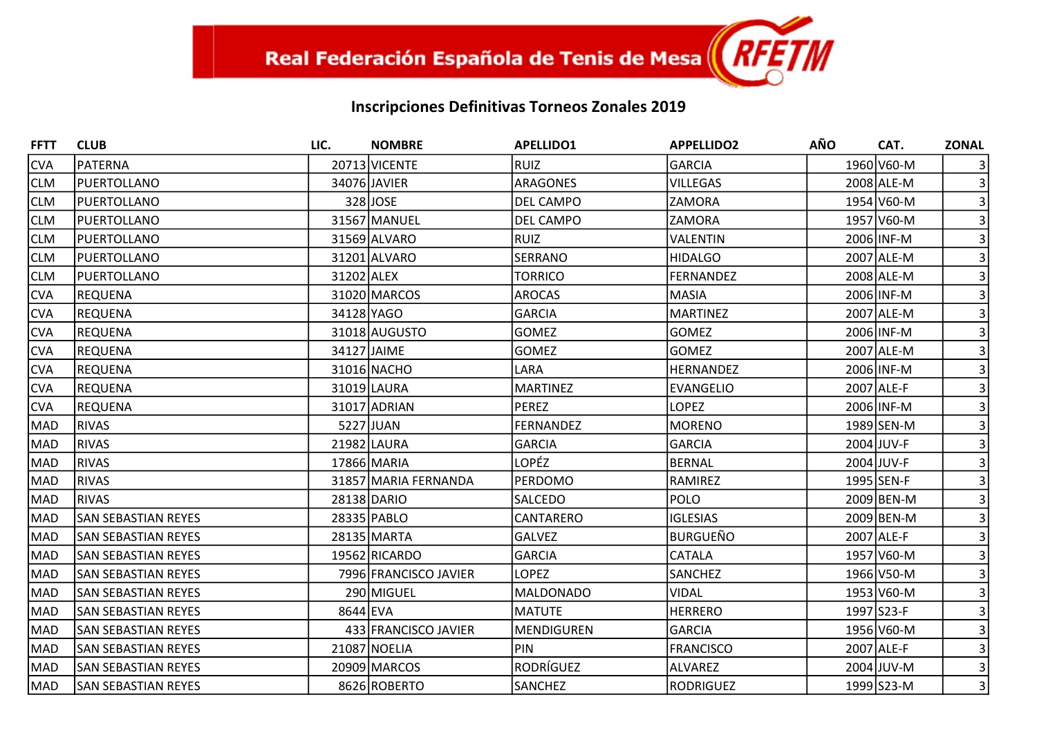Real Federación Española de Tenis de Mesa

# Inscripciones Definitivas Torneos Zonales 2019

| FFTT | CLUB | LIC. | NOMBRE | APELLIDO1 | APPELLIDO2 | AÑO | CAT. | ZONAL |
|---|---|---|---|---|---|---|---|---|
| CVA | PATERNA | 20713 | VICENTE | RUIZ | GARCIA | 1960 | V60-M | 3 |
| CLM | PUERTOLLANO | 34076 | JAVIER | ARAGONES | VILLEGAS | 2008 | ALE-M | 3 |
| CLM | PUERTOLLANO | 328 | JOSE | DEL CAMPO | ZAMORA | 1954 | V60-M | 3 |
| CLM | PUERTOLLANO | 31567 | MANUEL | DEL CAMPO | ZAMORA | 1957 | V60-M | 3 |
| CLM | PUERTOLLANO | 31569 | ALVARO | RUIZ | VALENTIN | 2006 | INF-M | 3 |
| CLM | PUERTOLLANO | 31201 | ALVARO | SERRANO | HIDALGO | 2007 | ALE-M | 3 |
| CLM | PUERTOLLANO | 31202 | ALEX | TORRICO | FERNANDEZ | 2008 | ALE-M | 3 |
| CVA | REQUENA | 31020 | MARCOS | AROCAS | MASIA | 2006 | INF-M | 3 |
| CVA | REQUENA | 34128 | YAGO | GARCIA | MARTINEZ | 2007 | ALE-M | 3 |
| CVA | REQUENA | 31018 | AUGUSTO | GOMEZ | GOMEZ | 2006 | INF-M | 3 |
| CVA | REQUENA | 34127 | JAIME | GOMEZ | GOMEZ | 2007 | ALE-M | 3 |
| CVA | REQUENA | 31016 | NACHO | LARA | HERNANDEZ | 2006 | INF-M | 3 |
| CVA | REQUENA | 31019 | LAURA | MARTINEZ | EVANGELIO | 2007 | ALE-F | 3 |
| CVA | REQUENA | 31017 | ADRIAN | PEREZ | LOPEZ | 2006 | INF-M | 3 |
| MAD | RIVAS | 5227 | JUAN | FERNANDEZ | MORENO | 1989 | SEN-M | 3 |
| MAD | RIVAS | 21982 | LAURA | GARCIA | GARCIA | 2004 | JUV-F | 3 |
| MAD | RIVAS | 17866 | MARIA | LOPÉZ | BERNAL | 2004 | JUV-F | 3 |
| MAD | RIVAS | 31857 | MARIA FERNANDA | PERDOMO | RAMIREZ | 1995 | SEN-F | 3 |
| MAD | RIVAS | 28138 | DARIO | SALCEDO | POLO | 2009 | BEN-M | 3 |
| MAD | SAN SEBASTIAN REYES | 28335 | PABLO | CANTARERO | IGLESIAS | 2009 | BEN-M | 3 |
| MAD | SAN SEBASTIAN REYES | 28135 | MARTA | GALVEZ | BURGUEÑO | 2007 | ALE-F | 3 |
| MAD | SAN SEBASTIAN REYES | 19562 | RICARDO | GARCIA | CATALA | 1957 | V60-M | 3 |
| MAD | SAN SEBASTIAN REYES | 7996 | FRANCISCO JAVIER | LOPEZ | SANCHEZ | 1966 | V50-M | 3 |
| MAD | SAN SEBASTIAN REYES | 290 | MIGUEL | MALDONADO | VIDAL | 1953 | V60-M | 3 |
| MAD | SAN SEBASTIAN REYES | 8644 | EVA | MATUTE | HERRERO | 1997 | S23-F | 3 |
| MAD | SAN SEBASTIAN REYES | 433 | FRANCISCO JAVIER | MENDIGUREN | GARCIA | 1956 | V60-M | 3 |
| MAD | SAN SEBASTIAN REYES | 21087 | NOELIA | PIN | FRANCISCO | 2007 | ALE-F | 3 |
| MAD | SAN SEBASTIAN REYES | 20909 | MARCOS | RODRÍGUEZ | ALVAREZ | 2004 | JUV-M | 3 |
| MAD | SAN SEBASTIAN REYES | 8626 | ROBERTO | SANCHEZ | RODRIGUEZ | 1999 | S23-M | 3 |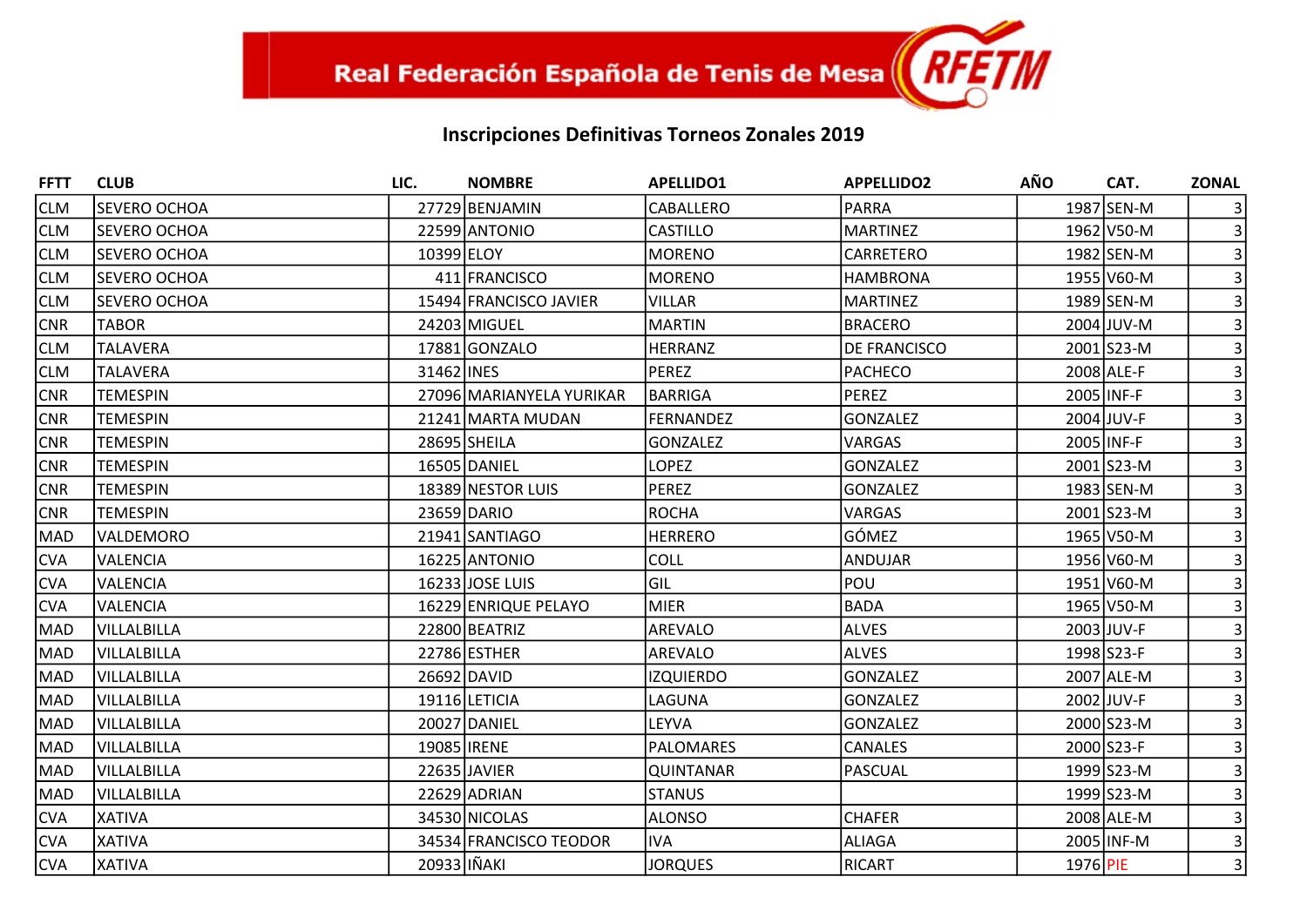Real Federación Española de Tenis de Mesa

## Inscripciones Definitivas Torneos Zonales 2019

| FFTT | CLUB | LIC. | NOMBRE | APELLIDO1 | APPELLIDO2 | AÑO | CAT. | ZONAL |
|---|---|---|---|---|---|---|---|---|
| CLM | SEVERO OCHOA | 27729 | BENJAMIN | CABALLERO | PARRA | 1987 | SEN-M | 3 |
| CLM | SEVERO OCHOA | 22599 | ANTONIO | CASTILLO | MARTINEZ | 1962 | V50-M | 3 |
| CLM | SEVERO OCHOA | 10399 | ELOY | MORENO | CARRETERO | 1982 | SEN-M | 3 |
| CLM | SEVERO OCHOA | 411 | FRANCISCO | MORENO | HAMBRONA | 1955 | V60-M | 3 |
| CLM | SEVERO OCHOA | 15494 | FRANCISCO JAVIER | VILLAR | MARTINEZ | 1989 | SEN-M | 3 |
| CNR | TABOR | 24203 | MIGUEL | MARTIN | BRACERO | 2004 | JUV-M | 3 |
| CLM | TALAVERA | 17881 | GONZALO | HERRANZ | DE FRANCISCO | 2001 | S23-M | 3 |
| CLM | TALAVERA | 31462 | INES | PEREZ | PACHECO | 2008 | ALE-F | 3 |
| CNR | TEMESPIN | 27096 | MARIANYELA YURIKAR | BARRIGA | PEREZ | 2005 | INF-F | 3 |
| CNR | TEMESPIN | 21241 | MARTA MUDAN | FERNANDEZ | GONZALEZ | 2004 | JUV-F | 3 |
| CNR | TEMESPIN | 28695 | SHEILA | GONZALEZ | VARGAS | 2005 | INF-F | 3 |
| CNR | TEMESPIN | 16505 | DANIEL | LOPEZ | GONZALEZ | 2001 | S23-M | 3 |
| CNR | TEMESPIN | 18389 | NESTOR LUIS | PEREZ | GONZALEZ | 1983 | SEN-M | 3 |
| CNR | TEMESPIN | 23659 | DARIO | ROCHA | VARGAS | 2001 | S23-M | 3 |
| MAD | VALDEMORO | 21941 | SANTIAGO | HERRERO | GÓMEZ | 1965 | V50-M | 3 |
| CVA | VALENCIA | 16225 | ANTONIO | COLL | ANDUJAR | 1956 | V60-M | 3 |
| CVA | VALENCIA | 16233 | JOSE LUIS | GIL | POU | 1951 | V60-M | 3 |
| CVA | VALENCIA | 16229 | ENRIQUE PELAYO | MIER | BADA | 1965 | V50-M | 3 |
| MAD | VILLALBILLA | 22800 | BEATRIZ | AREVALO | ALVES | 2003 | JUV-F | 3 |
| MAD | VILLALBILLA | 22786 | ESTHER | AREVALO | ALVES | 1998 | S23-F | 3 |
| MAD | VILLALBILLA | 26692 | DAVID | IZQUIERDO | GONZALEZ | 2007 | ALE-M | 3 |
| MAD | VILLALBILLA | 19116 | LETICIA | LAGUNA | GONZALEZ | 2002 | JUV-F | 3 |
| MAD | VILLALBILLA | 20027 | DANIEL | LEYVA | GONZALEZ | 2000 | S23-M | 3 |
| MAD | VILLALBILLA | 19085 | IRENE | PALOMARES | CANALES | 2000 | S23-F | 3 |
| MAD | VILLALBILLA | 22635 | JAVIER | QUINTANAR | PASCUAL | 1999 | S23-M | 3 |
| MAD | VILLALBILLA | 22629 | ADRIAN | STANUS | | 1999 | S23-M | 3 |
| CVA | XATIVA | 34530 | NICOLAS | ALONSO | CHAFER | 2008 | ALE-M | 3 |
| CVA | XATIVA | 34534 | FRANCISCO TEODOR | IVA | ALIAGA | 2005 | INF-M | 3 |
| CVA | XATIVA | 20933 | IÑAKI | JORQUES | RICART | 1976 | PIE | 3 |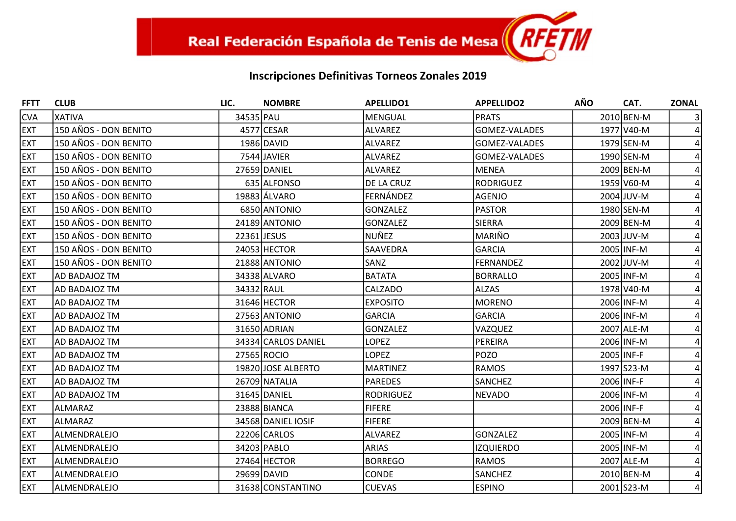Real Federación Española de Tenis de Mesa RFETM

## Inscripciones Definitivas Torneos Zonales 2019

| FFTT | CLUB | LIC. | NOMBRE | APELLIDO1 | APPELLIDO2 | AÑO | CAT. | ZONAL |
|---|---|---|---|---|---|---|---|---|
| CVA | XATIVA | 34535 | PAU | MENGUAL | PRATS | 2010 | BEN-M | 3 |
| EXT | 150 AÑOS - DON BENITO | 4577 | CESAR | ALVAREZ | GOMEZ-VALADES | 1977 | V40-M | 4 |
| EXT | 150 AÑOS - DON BENITO | 1986 | DAVID | ALVAREZ | GOMEZ-VALADES | 1979 | SEN-M | 4 |
| EXT | 150 AÑOS - DON BENITO | 7544 | JAVIER | ALVAREZ | GOMEZ-VALADES | 1990 | SEN-M | 4 |
| EXT | 150 AÑOS - DON BENITO | 27659 | DANIEL | ALVAREZ | MENEA | 2009 | BEN-M | 4 |
| EXT | 150 AÑOS - DON BENITO | 635 | ALFONSO | DE LA CRUZ | RODRIGUEZ | 1959 | V60-M | 4 |
| EXT | 150 AÑOS - DON BENITO | 19883 | ÁLVARO | FERNÁNDEZ | AGENJO | 2004 | JUV-M | 4 |
| EXT | 150 AÑOS - DON BENITO | 6850 | ANTONIO | GONZALEZ | PASTOR | 1980 | SEN-M | 4 |
| EXT | 150 AÑOS - DON BENITO | 24189 | ANTONIO | GONZALEZ | SIERRA | 2009 | BEN-M | 4 |
| EXT | 150 AÑOS - DON BENITO | 22361 | JESUS | NUÑEZ | MARIÑO | 2003 | JUV-M | 4 |
| EXT | 150 AÑOS - DON BENITO | 24053 | HECTOR | SAAVEDRA | GARCIA | 2005 | INF-M | 4 |
| EXT | 150 AÑOS - DON BENITO | 21888 | ANTONIO | SANZ | FERNANDEZ | 2002 | JUV-M | 4 |
| EXT | AD BADAJOZ TM | 34338 | ALVARO | BATATA | BORRALLO | 2005 | INF-M | 4 |
| EXT | AD BADAJOZ TM | 34332 | RAUL | CALZADO | ALZAS | 1978 | V40-M | 4 |
| EXT | AD BADAJOZ TM | 31646 | HECTOR | EXPOSITO | MORENO | 2006 | INF-M | 4 |
| EXT | AD BADAJOZ TM | 27563 | ANTONIO | GARCIA | GARCIA | 2006 | INF-M | 4 |
| EXT | AD BADAJOZ TM | 31650 | ADRIAN | GONZALEZ | VAZQUEZ | 2007 | ALE-M | 4 |
| EXT | AD BADAJOZ TM | 34334 | CARLOS DANIEL | LOPEZ | PEREIRA | 2006 | INF-M | 4 |
| EXT | AD BADAJOZ TM | 27565 | ROCIO | LOPEZ | POZO | 2005 | INF-F | 4 |
| EXT | AD BADAJOZ TM | 19820 | JOSE ALBERTO | MARTINEZ | RAMOS | 1997 | S23-M | 4 |
| EXT | AD BADAJOZ TM | 26709 | NATALIA | PAREDES | SANCHEZ | 2006 | INF-F | 4 |
| EXT | AD BADAJOZ TM | 31645 | DANIEL | RODRIGUEZ | NEVADO | 2006 | INF-M | 4 |
| EXT | ALMARAZ | 23888 | BIANCA | FIFERE | | 2006 | INF-F | 4 |
| EXT | ALMARAZ | 34568 | DANIEL IOSIF | FIFERE | | 2009 | BEN-M | 4 |
| EXT | ALMENDRALEJO | 22206 | CARLOS | ALVAREZ | GONZALEZ | 2005 | INF-M | 4 |
| EXT | ALMENDRALEJO | 34203 | PABLO | ARIAS | IZQUIERDO | 2005 | INF-M | 4 |
| EXT | ALMENDRALEJO | 27464 | HECTOR | BORREGO | RAMOS | 2007 | ALE-M | 4 |
| EXT | ALMENDRALEJO | 29699 | DAVID | CONDE | SANCHEZ | 2010 | BEN-M | 4 |
| EXT | ALMENDRALEJO | 31638 | CONSTANTINO | CUEVAS | ESPINO | 2001 | S23-M | 4 |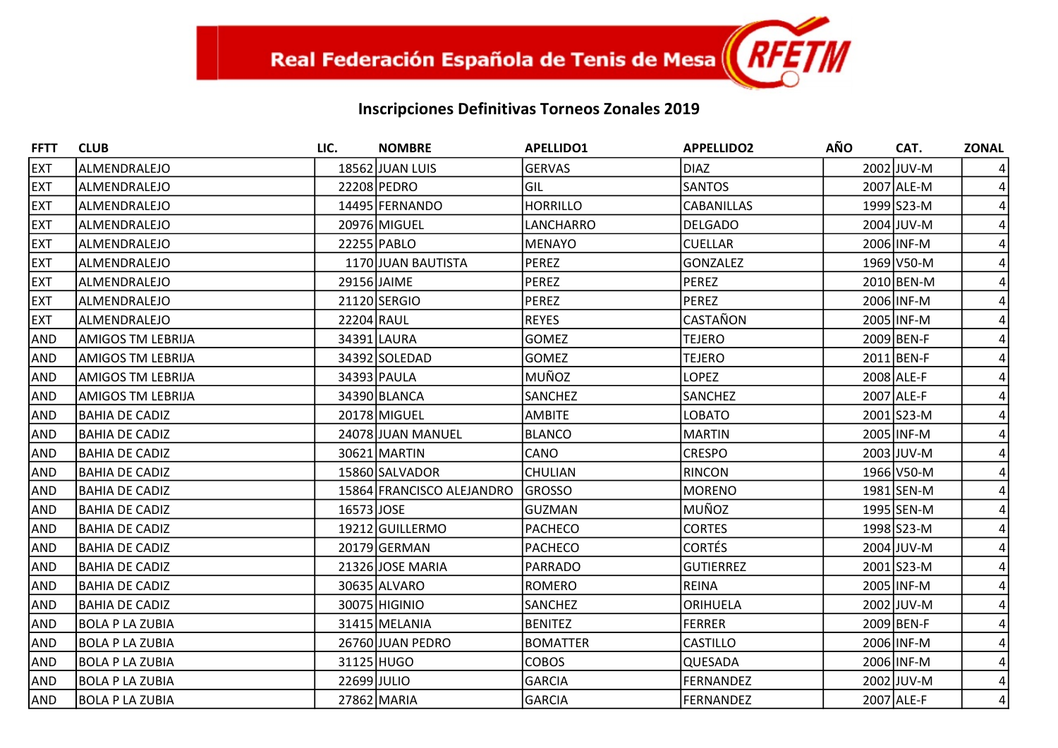# Real Federación Española de Tenis de Mesa

## Inscripciones Definitivas Torneos Zonales 2019

| FFTT | CLUB | LIC. | NOMBRE | APELLIDO1 | APPELLIDO2 | AÑO | CAT. | ZONAL |
|---|---|---|---|---|---|---|---|---|
| EXT | ALMENDRALEJO | 18562 | JUAN LUIS | GERVAS | DIAZ | 2002 | JUV-M | 4 |
| EXT | ALMENDRALEJO | 22208 | PEDRO | GIL | SANTOS | 2007 | ALE-M | 4 |
| EXT | ALMENDRALEJO | 14495 | FERNANDO | HORRILLO | CABANILLAS | 1999 | S23-M | 4 |
| EXT | ALMENDRALEJO | 20976 | MIGUEL | LANCHARRO | DELGADO | 2004 | JUV-M | 4 |
| EXT | ALMENDRALEJO | 22255 | PABLO | MENAYO | CUELLAR | 2006 | INF-M | 4 |
| EXT | ALMENDRALEJO | 1170 | JUAN BAUTISTA | PEREZ | GONZALEZ | 1969 | V50-M | 4 |
| EXT | ALMENDRALEJO | 29156 | JAIME | PEREZ | PEREZ | 2010 | BEN-M | 4 |
| EXT | ALMENDRALEJO | 21120 | SERGIO | PEREZ | PEREZ | 2006 | INF-M | 4 |
| EXT | ALMENDRALEJO | 22204 | RAUL | REYES | CASTAÑON | 2005 | INF-M | 4 |
| AND | AMIGOS TM LEBRIJA | 34391 | LAURA | GOMEZ | TEJERO | 2009 | BEN-F | 4 |
| AND | AMIGOS TM LEBRIJA | 34392 | SOLEDAD | GOMEZ | TEJERO | 2011 | BEN-F | 4 |
| AND | AMIGOS TM LEBRIJA | 34393 | PAULA | MUÑOZ | LOPEZ | 2008 | ALE-F | 4 |
| AND | AMIGOS TM LEBRIJA | 34390 | BLANCA | SANCHEZ | SANCHEZ | 2007 | ALE-F | 4 |
| AND | BAHIA DE CADIZ | 20178 | MIGUEL | AMBITE | LOBATO | 2001 | S23-M | 4 |
| AND | BAHIA DE CADIZ | 24078 | JUAN MANUEL | BLANCO | MARTIN | 2005 | INF-M | 4 |
| AND | BAHIA DE CADIZ | 30621 | MARTIN | CANO | CRESPO | 2003 | JUV-M | 4 |
| AND | BAHIA DE CADIZ | 15860 | SALVADOR | CHULIAN | RINCON | 1966 | V50-M | 4 |
| AND | BAHIA DE CADIZ | 15864 | FRANCISCO ALEJANDRO | GROSSO | MORENO | 1981 | SEN-M | 4 |
| AND | BAHIA DE CADIZ | 16573 | JOSE | GUZMAN | MUÑOZ | 1995 | SEN-M | 4 |
| AND | BAHIA DE CADIZ | 19212 | GUILLERMO | PACHECO | CORTES | 1998 | S23-M | 4 |
| AND | BAHIA DE CADIZ | 20179 | GERMAN | PACHECO | CORTÉS | 2004 | JUV-M | 4 |
| AND | BAHIA DE CADIZ | 21326 | JOSE MARIA | PARRADO | GUTIERREZ | 2001 | S23-M | 4 |
| AND | BAHIA DE CADIZ | 30635 | ALVARO | ROMERO | REINA | 2005 | INF-M | 4 |
| AND | BAHIA DE CADIZ | 30075 | HIGINIO | SANCHEZ | ORIHUELA | 2002 | JUV-M | 4 |
| AND | BOLA P LA ZUBIA | 31415 | MELANIA | BENITEZ | FERRER | 2009 | BEN-F | 4 |
| AND | BOLA P LA ZUBIA | 26760 | JUAN PEDRO | BOMATTER | CASTILLO | 2006 | INF-M | 4 |
| AND | BOLA P LA ZUBIA | 31125 | HUGO | COBOS | QUESADA | 2006 | INF-M | 4 |
| AND | BOLA P LA ZUBIA | 22699 | JULIO | GARCIA | FERNANDEZ | 2002 | JUV-M | 4 |
| AND | BOLA P LA ZUBIA | 27862 | MARIA | GARCIA | FERNANDEZ | 2007 | ALE-F | 4 |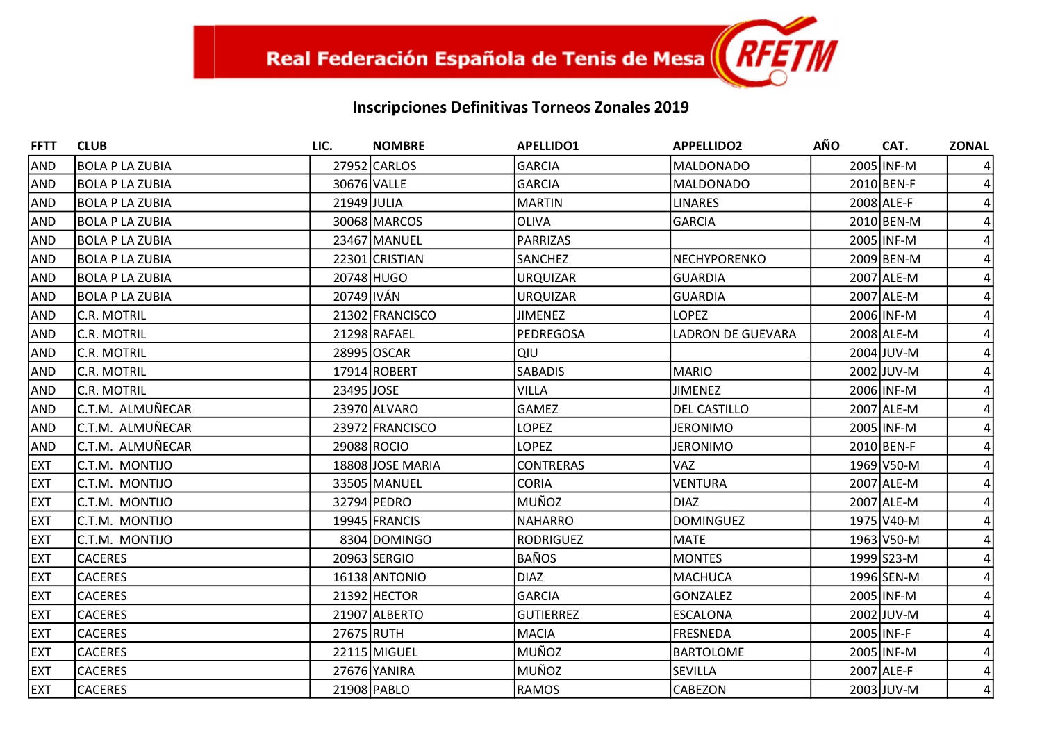Real Federación Española de Tenis de Mesa

## Inscripciones Definitivas Torneos Zonales 2019

| FFTT | CLUB | LIC. | NOMBRE | APELLIDO1 | APPELLIDO2 | AÑO | CAT. | ZONAL |
|---|---|---|---|---|---|---|---|---|
| AND | BOLA P LA ZUBIA | 27952 | CARLOS | GARCIA | MALDONADO | 2005 | INF-M | 4 |
| AND | BOLA P LA ZUBIA | 30676 | VALLE | GARCIA | MALDONADO | 2010 | BEN-F | 4 |
| AND | BOLA P LA ZUBIA | 21949 | JULIA | MARTIN | LINARES | 2008 | ALE-F | 4 |
| AND | BOLA P LA ZUBIA | 30068 | MARCOS | OLIVA | GARCIA | 2010 | BEN-M | 4 |
| AND | BOLA P LA ZUBIA | 23467 | MANUEL | PARRIZAS | | 2005 | INF-M | 4 |
| AND | BOLA P LA ZUBIA | 22301 | CRISTIAN | SANCHEZ | NECHYPORENKO | 2009 | BEN-M | 4 |
| AND | BOLA P LA ZUBIA | 20748 | HUGO | URQUIZAR | GUARDIA | 2007 | ALE-M | 4 |
| AND | BOLA P LA ZUBIA | 20749 | IVÁN | URQUIZAR | GUARDIA | 2007 | ALE-M | 4 |
| AND | C.R. MOTRIL | 21302 | FRANCISCO | JIMENEZ | LOPEZ | 2006 | INF-M | 4 |
| AND | C.R. MOTRIL | 21298 | RAFAEL | PEDREGOSA | LADRON DE GUEVARA | 2008 | ALE-M | 4 |
| AND | C.R. MOTRIL | 28995 | OSCAR | QIU | | 2004 | JUV-M | 4 |
| AND | C.R. MOTRIL | 17914 | ROBERT | SABADIS | MARIO | 2002 | JUV-M | 4 |
| AND | C.R. MOTRIL | 23495 | JOSE | VILLA | JIMENEZ | 2006 | INF-M | 4 |
| AND | C.T.M. ALMUÑECAR | 23970 | ALVARO | GAMEZ | DEL CASTILLO | 2007 | ALE-M | 4 |
| AND | C.T.M. ALMUÑECAR | 23972 | FRANCISCO | LOPEZ | JERONIMO | 2005 | INF-M | 4 |
| AND | C.T.M. ALMUÑECAR | 29088 | ROCIO | LOPEZ | JERONIMO | 2010 | BEN-F | 4 |
| EXT | C.T.M. MONTIJO | 18808 | JOSE MARIA | CONTRERAS | VAZ | 1969 | V50-M | 4 |
| EXT | C.T.M. MONTIJO | 33505 | MANUEL | CORIA | VENTURA | 2007 | ALE-M | 4 |
| EXT | C.T.M. MONTIJO | 32794 | PEDRO | MUÑOZ | DIAZ | 2007 | ALE-M | 4 |
| EXT | C.T.M. MONTIJO | 19945 | FRANCIS | NAHARRO | DOMINGUEZ | 1975 | V40-M | 4 |
| EXT | C.T.M. MONTIJO | 8304 | DOMINGO | RODRIGUEZ | MATE | 1963 | V50-M | 4 |
| EXT | CACERES | 20963 | SERGIO | BAÑOS | MONTES | 1999 | S23-M | 4 |
| EXT | CACERES | 16138 | ANTONIO | DIAZ | MACHUCA | 1996 | SEN-M | 4 |
| EXT | CACERES | 21392 | HECTOR | GARCIA | GONZALEZ | 2005 | INF-M | 4 |
| EXT | CACERES | 21907 | ALBERTO | GUTIERREZ | ESCALONA | 2002 | JUV-M | 4 |
| EXT | CACERES | 27675 | RUTH | MACIA | FRESNEDA | 2005 | INF-F | 4 |
| EXT | CACERES | 22115 | MIGUEL | MUÑOZ | BARTOLOME | 2005 | INF-M | 4 |
| EXT | CACERES | 27676 | YANIRA | MUÑOZ | SEVILLA | 2007 | ALE-F | 4 |
| EXT | CACERES | 21908 | PABLO | RAMOS | CABEZON | 2003 | JUV-M | 4 |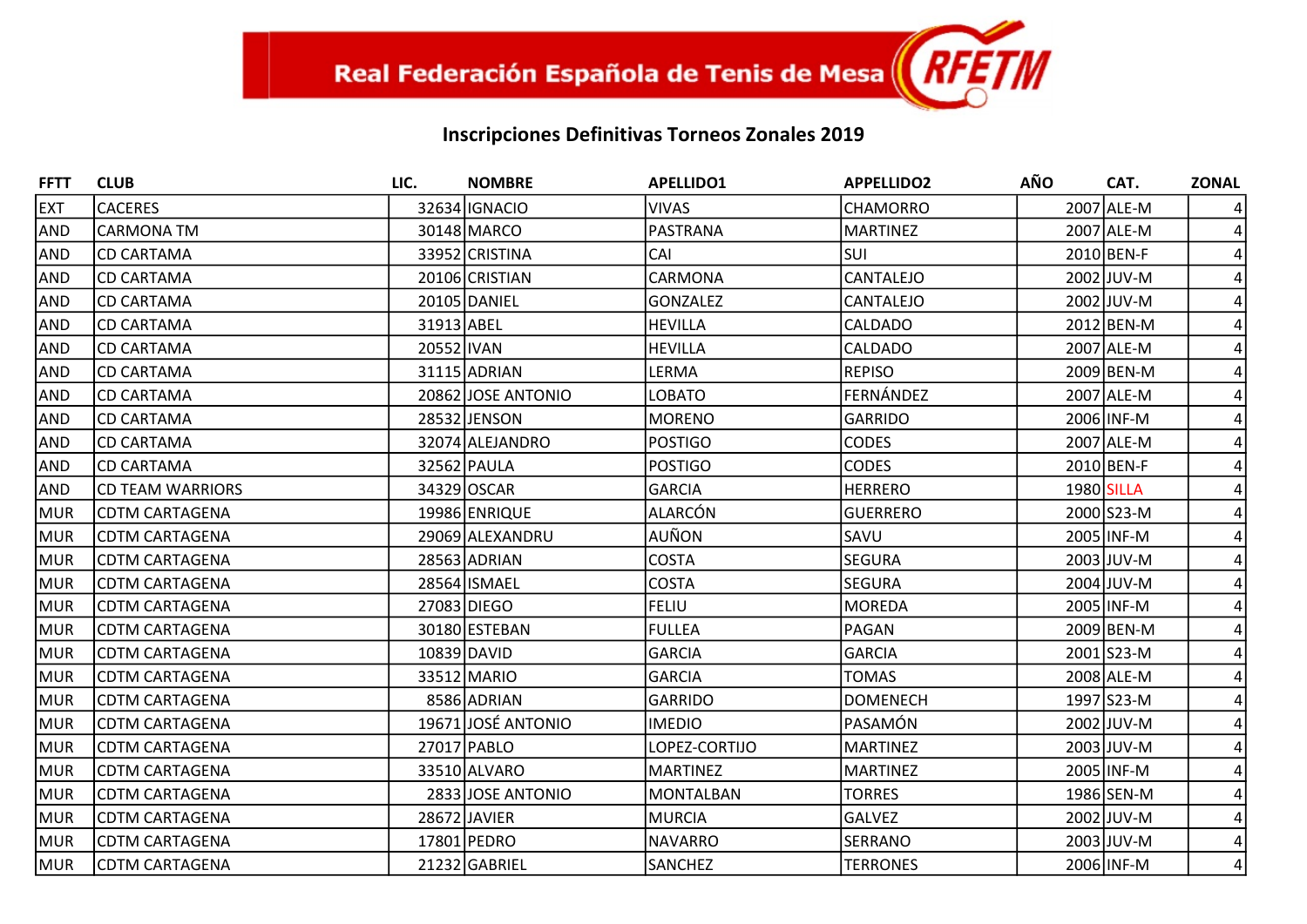# Real Federación Española de Tenis de Mesa

## Inscripciones Definitivas Torneos Zonales 2019

| FFTT | CLUB | LIC. | NOMBRE | APELLIDO1 | APPELLIDO2 | AÑO | CAT. | ZONAL |
|---|---|---|---|---|---|---|---|---|
| EXT | CACERES | 32634 | IGNACIO | VIVAS | CHAMORRO | 2007 | ALE-M | 4 |
| AND | CARMONA TM | 30148 | MARCO | PASTRANA | MARTINEZ | 2007 | ALE-M | 4 |
| AND | CD CARTAMA | 33952 | CRISTINA | CAI | SUI | 2010 | BEN-F | 4 |
| AND | CD CARTAMA | 20106 | CRISTIAN | CARMONA | CANTALEJO | 2002 | JUV-M | 4 |
| AND | CD CARTAMA | 20105 | DANIEL | GONZALEZ | CANTALEJO | 2002 | JUV-M | 4 |
| AND | CD CARTAMA | 31913 | ABEL | HEVILLA | CALDADO | 2012 | BEN-M | 4 |
| AND | CD CARTAMA | 20552 | IVAN | HEVILLA | CALDADO | 2007 | ALE-M | 4 |
| AND | CD CARTAMA | 31115 | ADRIAN | LERMA | REPISO | 2009 | BEN-M | 4 |
| AND | CD CARTAMA | 20862 | JOSE ANTONIO | LOBATO | FERNÁNDEZ | 2007 | ALE-M | 4 |
| AND | CD CARTAMA | 28532 | JENSON | MORENO | GARRIDO | 2006 | INF-M | 4 |
| AND | CD CARTAMA | 32074 | ALEJANDRO | POSTIGO | CODES | 2007 | ALE-M | 4 |
| AND | CD CARTAMA | 32562 | PAULA | POSTIGO | CODES | 2010 | BEN-F | 4 |
| AND | CD TEAM WARRIORS | 34329 | OSCAR | GARCIA | HERRERO | 1980 | SILLA | 4 |
| MUR | CDTM CARTAGENA | 19986 | ENRIQUE | ALARCÓN | GUERRERO | 2000 | S23-M | 4 |
| MUR | CDTM CARTAGENA | 29069 | ALEXANDRU | AUÑON | SAVU | 2005 | INF-M | 4 |
| MUR | CDTM CARTAGENA | 28563 | ADRIAN | COSTA | SEGURA | 2003 | JUV-M | 4 |
| MUR | CDTM CARTAGENA | 28564 | ISMAEL | COSTA | SEGURA | 2004 | JUV-M | 4 |
| MUR | CDTM CARTAGENA | 27083 | DIEGO | FELIU | MOREDA | 2005 | INF-M | 4 |
| MUR | CDTM CARTAGENA | 30180 | ESTEBAN | FULLEA | PAGAN | 2009 | BEN-M | 4 |
| MUR | CDTM CARTAGENA | 10839 | DAVID | GARCIA | GARCIA | 2001 | S23-M | 4 |
| MUR | CDTM CARTAGENA | 33512 | MARIO | GARCIA | TOMAS | 2008 | ALE-M | 4 |
| MUR | CDTM CARTAGENA | 8586 | ADRIAN | GARRIDO | DOMENECH | 1997 | S23-M | 4 |
| MUR | CDTM CARTAGENA | 19671 | JOSÉ ANTONIO | IMEDIO | PASAMÓN | 2002 | JUV-M | 4 |
| MUR | CDTM CARTAGENA | 27017 | PABLO | LOPEZ-CORTIJO | MARTINEZ | 2003 | JUV-M | 4 |
| MUR | CDTM CARTAGENA | 33510 | ALVARO | MARTINEZ | MARTINEZ | 2005 | INF-M | 4 |
| MUR | CDTM CARTAGENA | 2833 | JOSE ANTONIO | MONTALBAN | TORRES | 1986 | SEN-M | 4 |
| MUR | CDTM CARTAGENA | 28672 | JAVIER | MURCIA | GALVEZ | 2002 | JUV-M | 4 |
| MUR | CDTM CARTAGENA | 17801 | PEDRO | NAVARRO | SERRANO | 2003 | JUV-M | 4 |
| MUR | CDTM CARTAGENA | 21232 | GABRIEL | SANCHEZ | TERRONES | 2006 | INF-M | 4 |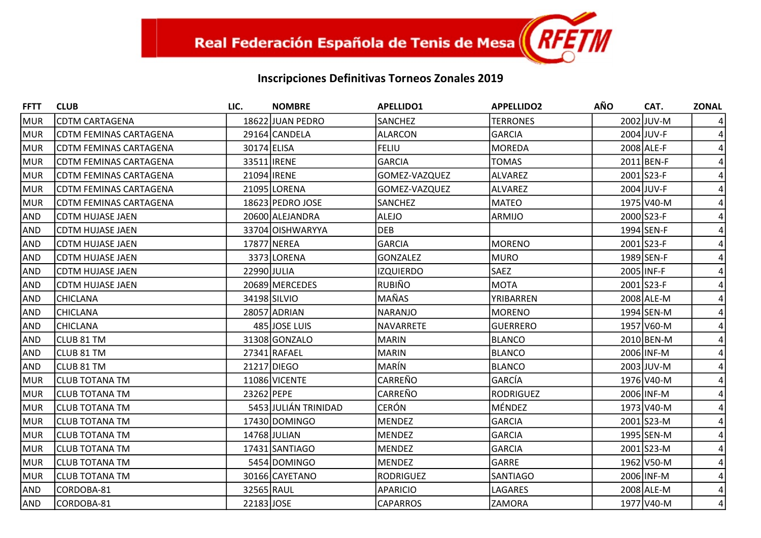Real Federación Española de Tenis de Mesa RFETM

## Inscripciones Definitivas Torneos Zonales 2019

| FFTT | CLUB | LIC. | NOMBRE | APELLIDO1 | APPELLIDO2 | AÑO | CAT. | ZONAL |
|---|---|---|---|---|---|---|---|---|
| MUR | CDTM CARTAGENA | 18622 | JUAN PEDRO | SANCHEZ | TERRONES | 2002 | JUV-M | 4 |
| MUR | CDTM FEMINAS CARTAGENA | 29164 | CANDELA | ALARCON | GARCIA | 2004 | JUV-F | 4 |
| MUR | CDTM FEMINAS CARTAGENA | 30174 | ELISA | FELIU | MOREDA | 2008 | ALE-F | 4 |
| MUR | CDTM FEMINAS CARTAGENA | 33511 | IRENE | GARCIA | TOMAS | 2011 | BEN-F | 4 |
| MUR | CDTM FEMINAS CARTAGENA | 21094 | IRENE | GOMEZ-VAZQUEZ | ALVAREZ | 2001 | S23-F | 4 |
| MUR | CDTM FEMINAS CARTAGENA | 21095 | LORENA | GOMEZ-VAZQUEZ | ALVAREZ | 2004 | JUV-F | 4 |
| MUR | CDTM FEMINAS CARTAGENA | 18623 | PEDRO JOSE | SANCHEZ | MATEO | 1975 | V40-M | 4 |
| AND | CDTM HUJASE JAEN | 20600 | ALEJANDRA | ALEJO | ARMIJO | 2000 | S23-F | 4 |
| AND | CDTM HUJASE JAEN | 33704 | OISHWARYYA | DEB | | 1994 | SEN-F | 4 |
| AND | CDTM HUJASE JAEN | 17877 | NEREA | GARCIA | MORENO | 2001 | S23-F | 4 |
| AND | CDTM HUJASE JAEN | 3373 | LORENA | GONZALEZ | MURO | 1989 | SEN-F | 4 |
| AND | CDTM HUJASE JAEN | 22990 | JULIA | IZQUIERDO | SAEZ | 2005 | INF-F | 4 |
| AND | CDTM HUJASE JAEN | 20689 | MERCEDES | RUBIÑO | MOTA | 2001 | S23-F | 4 |
| AND | CHICLANA | 34198 | SILVIO | MAÑAS | YRIBARREN | 2008 | ALE-M | 4 |
| AND | CHICLANA | 28057 | ADRIAN | NARANJO | MORENO | 1994 | SEN-M | 4 |
| AND | CHICLANA | 485 | JOSE LUIS | NAVARRETE | GUERRERO | 1957 | V60-M | 4 |
| AND | CLUB 81 TM | 31308 | GONZALO | MARIN | BLANCO | 2010 | BEN-M | 4 |
| AND | CLUB 81 TM | 27341 | RAFAEL | MARIN | BLANCO | 2006 | INF-M | 4 |
| AND | CLUB 81 TM | 21217 | DIEGO | MARÍN | BLANCO | 2003 | JUV-M | 4 |
| MUR | CLUB TOTANA TM | 11086 | VICENTE | CARREÑO | GARCÍA | 1976 | V40-M | 4 |
| MUR | CLUB TOTANA TM | 23262 | PEPE | CARREÑO | RODRIGUEZ | 2006 | INF-M | 4 |
| MUR | CLUB TOTANA TM | 5453 | JULIÁN TRINIDAD | CERÓN | MÉNDEZ | 1973 | V40-M | 4 |
| MUR | CLUB TOTANA TM | 17430 | DOMINGO | MENDEZ | GARCIA | 2001 | S23-M | 4 |
| MUR | CLUB TOTANA TM | 14768 | JULIAN | MENDEZ | GARCIA | 1995 | SEN-M | 4 |
| MUR | CLUB TOTANA TM | 17431 | SANTIAGO | MENDEZ | GARCIA | 2001 | S23-M | 4 |
| MUR | CLUB TOTANA TM | 5454 | DOMINGO | MENDEZ | GARRE | 1962 | V50-M | 4 |
| MUR | CLUB TOTANA TM | 30166 | CAYETANO | RODRIGUEZ | SANTIAGO | 2006 | INF-M | 4 |
| AND | CORDOBA-81 | 32565 | RAUL | APARICIO | LAGARES | 2008 | ALE-M | 4 |
| AND | CORDOBA-81 | 22183 | JOSE | CAPARROS | ZAMORA | 1977 | V40-M | 4 |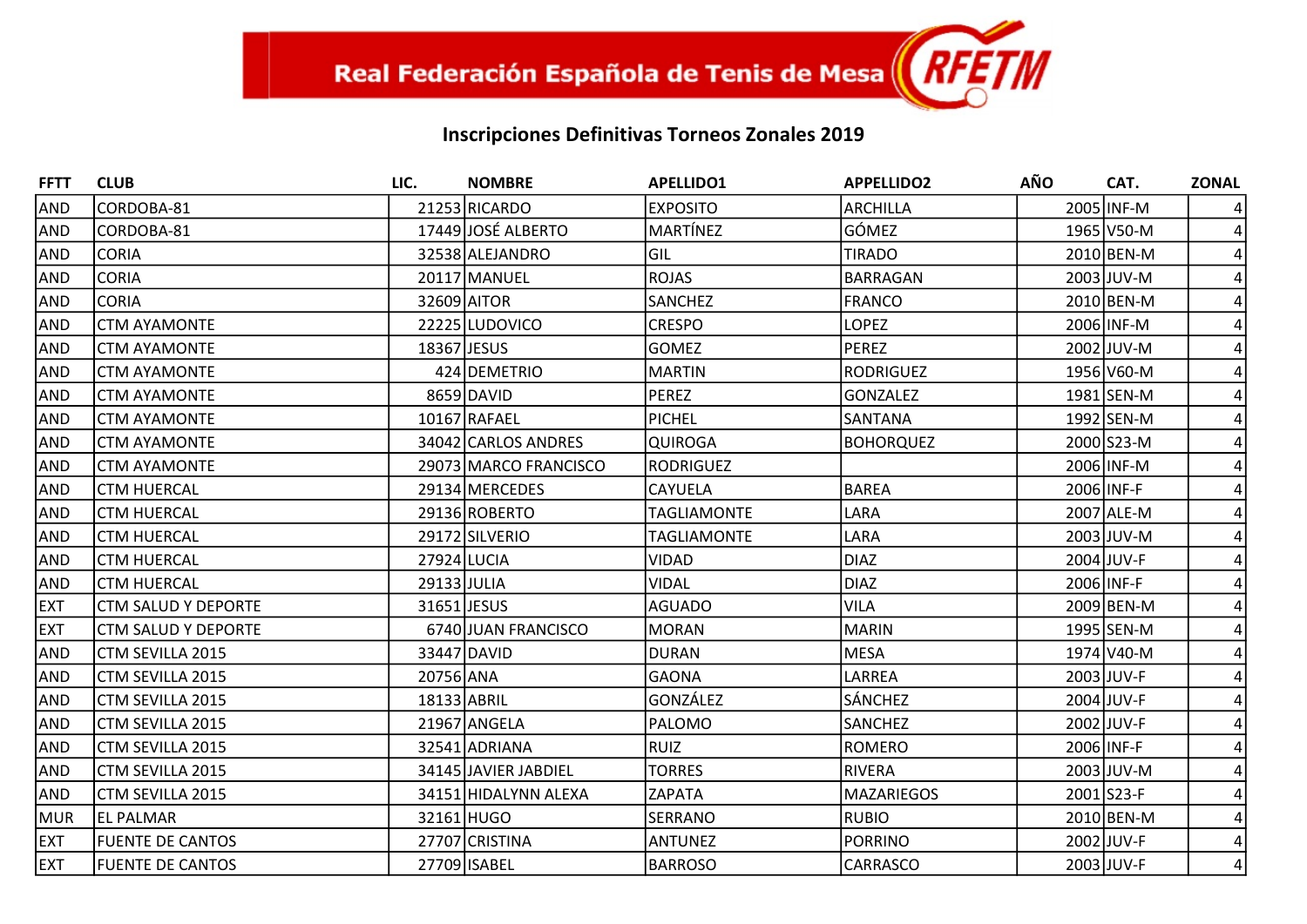Real Federación Española de Tenis de Mesa RFETM

## Inscripciones Definitivas Torneos Zonales 2019

| FFTT | CLUB | LIC. | NOMBRE | APELLIDO1 | APPELLIDO2 | AÑO | CAT. | ZONAL |
|---|---|---|---|---|---|---|---|---|
| AND | CORDOBA-81 | 21253 | RICARDO | EXPOSITO | ARCHILLA | 2005 | INF-M | 4 |
| AND | CORDOBA-81 | 17449 | JOSÉ ALBERTO | MARTÍNEZ | GÓMEZ | 1965 | V50-M | 4 |
| AND | CORIA | 32538 | ALEJANDRO | GIL | TIRADO | 2010 | BEN-M | 4 |
| AND | CORIA | 20117 | MANUEL | ROJAS | BARRAGAN | 2003 | JUV-M | 4 |
| AND | CORIA | 32609 | AITOR | SANCHEZ | FRANCO | 2010 | BEN-M | 4 |
| AND | CTM AYAMONTE | 22225 | LUDOVICO | CRESPO | LOPEZ | 2006 | INF-M | 4 |
| AND | CTM AYAMONTE | 18367 | JESUS | GOMEZ | PEREZ | 2002 | JUV-M | 4 |
| AND | CTM AYAMONTE | 424 | DEMETRIO | MARTIN | RODRIGUEZ | 1956 | V60-M | 4 |
| AND | CTM AYAMONTE | 8659 | DAVID | PEREZ | GONZALEZ | 1981 | SEN-M | 4 |
| AND | CTM AYAMONTE | 10167 | RAFAEL | PICHEL | SANTANA | 1992 | SEN-M | 4 |
| AND | CTM AYAMONTE | 34042 | CARLOS ANDRES | QUIROGA | BOHORQUEZ | 2000 | S23-M | 4 |
| AND | CTM AYAMONTE | 29073 | MARCO FRANCISCO | RODRIGUEZ | | 2006 | INF-M | 4 |
| AND | CTM HUERCAL | 29134 | MERCEDES | CAYUELA | BAREA | 2006 | INF-F | 4 |
| AND | CTM HUERCAL | 29136 | ROBERTO | TAGLIAMONTE | LARA | 2007 | ALE-M | 4 |
| AND | CTM HUERCAL | 29172 | SILVERIO | TAGLIAMONTE | LARA | 2003 | JUV-M | 4 |
| AND | CTM HUERCAL | 27924 | LUCIA | VIDAD | DIAZ | 2004 | JUV-F | 4 |
| AND | CTM HUERCAL | 29133 | JULIA | VIDAL | DIAZ | 2006 | INF-F | 4 |
| EXT | CTM SALUD Y DEPORTE | 31651 | JESUS | AGUADO | VILA | 2009 | BEN-M | 4 |
| EXT | CTM SALUD Y DEPORTE | 6740 | JUAN FRANCISCO | MORAN | MARIN | 1995 | SEN-M | 4 |
| AND | CTM SEVILLA 2015 | 33447 | DAVID | DURAN | MESA | 1974 | V40-M | 4 |
| AND | CTM SEVILLA 2015 | 20756 | ANA | GAONA | LARREA | 2003 | JUV-F | 4 |
| AND | CTM SEVILLA 2015 | 18133 | ABRIL | GONZÁLEZ | SÁNCHEZ | 2004 | JUV-F | 4 |
| AND | CTM SEVILLA 2015 | 21967 | ANGELA | PALOMO | SANCHEZ | 2002 | JUV-F | 4 |
| AND | CTM SEVILLA 2015 | 32541 | ADRIANA | RUIZ | ROMERO | 2006 | INF-F | 4 |
| AND | CTM SEVILLA 2015 | 34145 | JAVIER JABDIEL | TORRES | RIVERA | 2003 | JUV-M | 4 |
| AND | CTM SEVILLA 2015 | 34151 | HIDALYNN ALEXA | ZAPATA | MAZARIEGOS | 2001 | S23-F | 4 |
| MUR | EL PALMAR | 32161 | HUGO | SERRANO | RUBIO | 2010 | BEN-M | 4 |
| EXT | FUENTE DE CANTOS | 27707 | CRISTINA | ANTUNEZ | PORRINO | 2002 | JUV-F | 4 |
| EXT | FUENTE DE CANTOS | 27709 | ISABEL | BARROSO | CARRASCO | 2003 | JUV-F | 4 |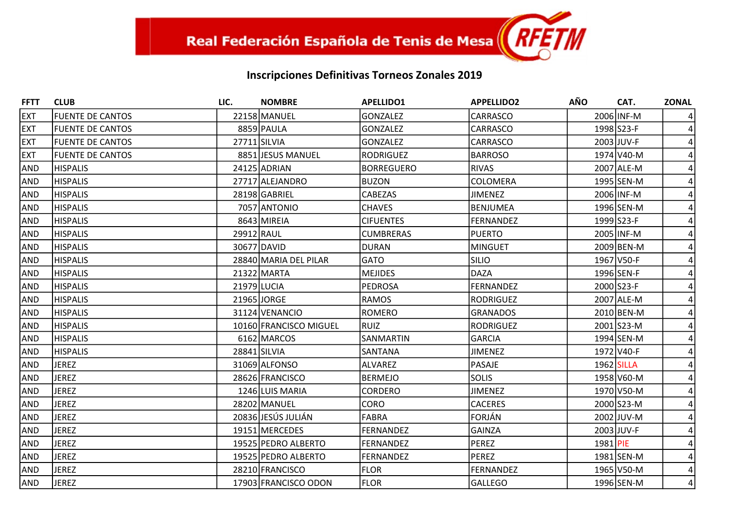Real Federación Española de Tenis de Mesa

## Inscripciones Definitivas Torneos Zonales 2019

| FFTT | CLUB | LIC. | NOMBRE | APELLIDO1 | APPELLIDO2 | AÑO | CAT. | ZONAL |
|---|---|---|---|---|---|---|---|---|
| EXT | FUENTE DE CANTOS | 22158 | MANUEL | GONZALEZ | CARRASCO | 2006 | INF-M | 4 |
| EXT | FUENTE DE CANTOS | 8859 | PAULA | GONZALEZ | CARRASCO | 1998 | S23-F | 4 |
| EXT | FUENTE DE CANTOS | 27711 | SILVIA | GONZALEZ | CARRASCO | 2003 | JUV-F | 4 |
| EXT | FUENTE DE CANTOS | 8851 | JESUS MANUEL | RODRIGUEZ | BARROSO | 1974 | V40-M | 4 |
| AND | HISPALIS | 24125 | ADRIAN | BORREGUERO | RIVAS | 2007 | ALE-M | 4 |
| AND | HISPALIS | 27717 | ALEJANDRO | BUZON | COLOMERA | 1995 | SEN-M | 4 |
| AND | HISPALIS | 28198 | GABRIEL | CABEZAS | JIMENEZ | 2006 | INF-M | 4 |
| AND | HISPALIS | 7057 | ANTONIO | CHAVES | BENJUMEA | 1996 | SEN-M | 4 |
| AND | HISPALIS | 8643 | MIREIA | CIFUENTES | FERNANDEZ | 1999 | S23-F | 4 |
| AND | HISPALIS | 29912 | RAUL | CUMBRERAS | PUERTO | 2005 | INF-M | 4 |
| AND | HISPALIS | 30677 | DAVID | DURAN | MINGUET | 2009 | BEN-M | 4 |
| AND | HISPALIS | 28840 | MARIA DEL PILAR | GATO | SILIO | 1967 | V50-F | 4 |
| AND | HISPALIS | 21322 | MARTA | MEJIDES | DAZA | 1996 | SEN-F | 4 |
| AND | HISPALIS | 21979 | LUCIA | PEDROSA | FERNANDEZ | 2000 | S23-F | 4 |
| AND | HISPALIS | 21965 | JORGE | RAMOS | RODRIGUEZ | 2007 | ALE-M | 4 |
| AND | HISPALIS | 31124 | VENANCIO | ROMERO | GRANADOS | 2010 | BEN-M | 4 |
| AND | HISPALIS | 10160 | FRANCISCO MIGUEL | RUIZ | RODRIGUEZ | 2001 | S23-M | 4 |
| AND | HISPALIS | 6162 | MARCOS | SANMARTIN | GARCIA | 1994 | SEN-M | 4 |
| AND | HISPALIS | 28841 | SILVIA | SANTANA | JIMENEZ | 1972 | V40-F | 4 |
| AND | JEREZ | 31069 | ALFONSO | ALVAREZ | PASAJE | 1962 | SILLA | 4 |
| AND | JEREZ | 28626 | FRANCISCO | BERMEJO | SOLIS | 1958 | V60-M | 4 |
| AND | JEREZ | 1246 | LUIS MARIA | CORDERO | JIMENEZ | 1970 | V50-M | 4 |
| AND | JEREZ | 28202 | MANUEL | CORO | CACERES | 2000 | S23-M | 4 |
| AND | JEREZ | 20836 | JESÚS JULIÁN | FABRA | FORJÁN | 2002 | JUV-M | 4 |
| AND | JEREZ | 19151 | MERCEDES | FERNANDEZ | GAINZA | 2003 | JUV-F | 4 |
| AND | JEREZ | 19525 | PEDRO ALBERTO | FERNANDEZ | PEREZ | 1981 | PIE | 4 |
| AND | JEREZ | 19525 | PEDRO ALBERTO | FERNANDEZ | PEREZ | 1981 | SEN-M | 4 |
| AND | JEREZ | 28210 | FRANCISCO | FLOR | FERNANDEZ | 1965 | V50-M | 4 |
| AND | JEREZ | 17903 | FRANCISCO ODON | FLOR | GALLEGO | 1996 | SEN-M | 4 |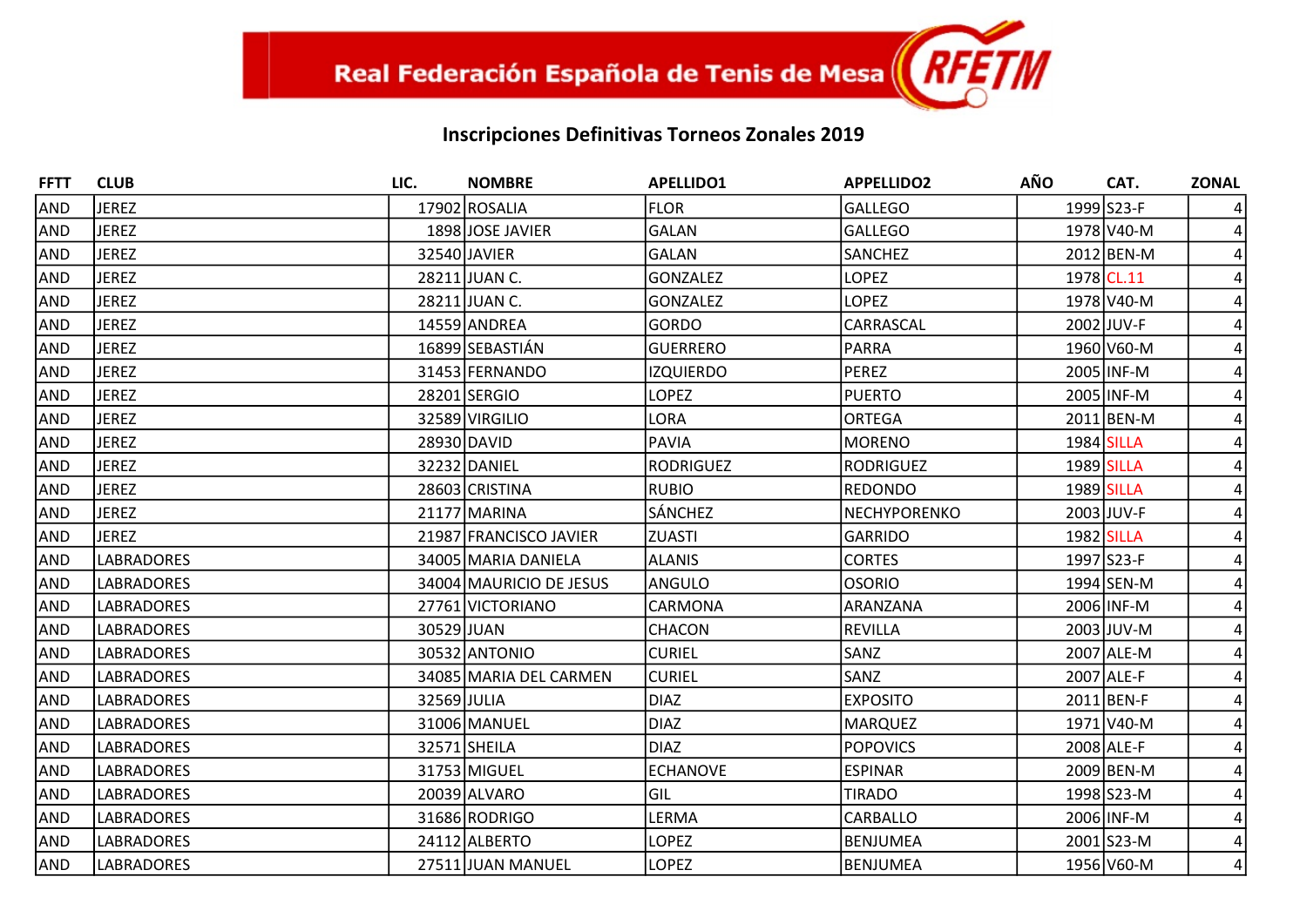Real Federación Española de Tenis de Mesa RFETM

## Inscripciones Definitivas Torneos Zonales 2019

| FFTT | CLUB | LIC. | NOMBRE | APELLIDO1 | APPELLIDO2 | AÑO | CAT. | ZONAL |
|---|---|---|---|---|---|---|---|---|
| AND | JEREZ | 17902 | ROSALIA | FLOR | GALLEGO | 1999 | S23-F | 4 |
| AND | JEREZ | 1898 | JOSE JAVIER | GALAN | GALLEGO | 1978 | V40-M | 4 |
| AND | JEREZ | 32540 | JAVIER | GALAN | SANCHEZ | 2012 | BEN-M | 4 |
| AND | JEREZ | 28211 | JUAN C. | GONZALEZ | LOPEZ | 1978 | CL.11 | 4 |
| AND | JEREZ | 28211 | JUAN C. | GONZALEZ | LOPEZ | 1978 | V40-M | 4 |
| AND | JEREZ | 14559 | ANDREA | GORDO | CARRASCAL | 2002 | JUV-F | 4 |
| AND | JEREZ | 16899 | SEBASTIÁN | GUERRERO | PARRA | 1960 | V60-M | 4 |
| AND | JEREZ | 31453 | FERNANDO | IZQUIERDO | PEREZ | 2005 | INF-M | 4 |
| AND | JEREZ | 28201 | SERGIO | LOPEZ | PUERTO | 2005 | INF-M | 4 |
| AND | JEREZ | 32589 | VIRGILIO | LORA | ORTEGA | 2011 | BEN-M | 4 |
| AND | JEREZ | 28930 | DAVID | PAVIA | MORENO | 1984 | SILLA | 4 |
| AND | JEREZ | 32232 | DANIEL | RODRIGUEZ | RODRIGUEZ | 1989 | SILLA | 4 |
| AND | JEREZ | 28603 | CRISTINA | RUBIO | REDONDO | 1989 | SILLA | 4 |
| AND | JEREZ | 21177 | MARINA | SÁNCHEZ | NECHYPORENKO | 2003 | JUV-F | 4 |
| AND | JEREZ | 21987 | FRANCISCO JAVIER | ZUASTI | GARRIDO | 1982 | SILLA | 4 |
| AND | LABRADORES | 34005 | MARIA DANIELA | ALANIS | CORTES | 1997 | S23-F | 4 |
| AND | LABRADORES | 34004 | MAURICIO DE JESUS | ANGULO | OSORIO | 1994 | SEN-M | 4 |
| AND | LABRADORES | 27761 | VICTORIANO | CARMONA | ARANZANA | 2006 | INF-M | 4 |
| AND | LABRADORES | 30529 | JUAN | CHACON | REVILLA | 2003 | JUV-M | 4 |
| AND | LABRADORES | 30532 | ANTONIO | CURIEL | SANZ | 2007 | ALE-M | 4 |
| AND | LABRADORES | 34085 | MARIA DEL CARMEN | CURIEL | SANZ | 2007 | ALE-F | 4 |
| AND | LABRADORES | 32569 | JULIA | DIAZ | EXPOSITO | 2011 | BEN-F | 4 |
| AND | LABRADORES | 31006 | MANUEL | DIAZ | MARQUEZ | 1971 | V40-M | 4 |
| AND | LABRADORES | 32571 | SHEILA | DIAZ | POPOVICS | 2008 | ALE-F | 4 |
| AND | LABRADORES | 31753 | MIGUEL | ECHANOVE | ESPINAR | 2009 | BEN-M | 4 |
| AND | LABRADORES | 20039 | ALVARO | GIL | TIRADO | 1998 | S23-M | 4 |
| AND | LABRADORES | 31686 | RODRIGO | LERMA | CARBALLO | 2006 | INF-M | 4 |
| AND | LABRADORES | 24112 | ALBERTO | LOPEZ | BENJUMEA | 2001 | S23-M | 4 |
| AND | LABRADORES | 27511 | JUAN MANUEL | LOPEZ | BENJUMEA | 1956 | V60-M | 4 |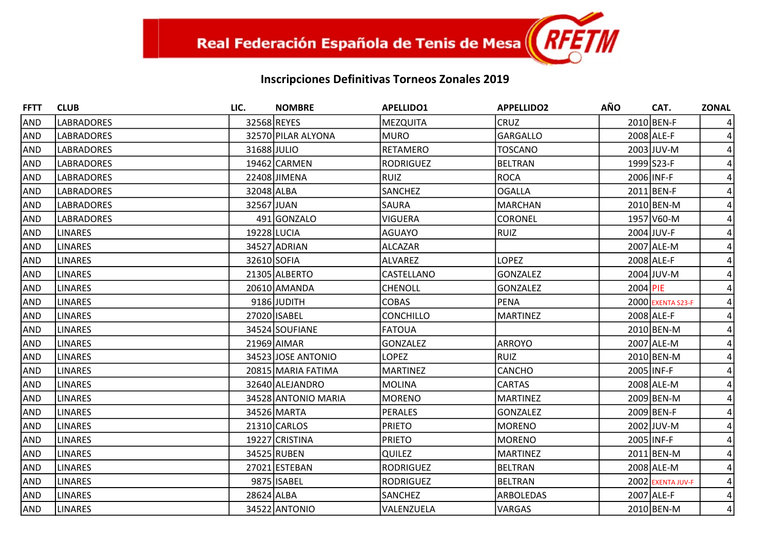Real Federación Española de Tenis de Mesa — RFETM

## Inscripciones Definitivas Torneos Zonales 2019

| FFTT | CLUB | LIC. | NOMBRE | APELLIDO1 | APPELLIDO2 | AÑO | CAT. | ZONAL |
|---|---|---|---|---|---|---|---|---|
| AND | LABRADORES | 32568 | REYES | MEZQUITA | CRUZ | 2010 | BEN-F | 4 |
| AND | LABRADORES | 32570 | PILAR ALYONA | MURO | GARGALLO | 2008 | ALE-F | 4 |
| AND | LABRADORES | 31688 | JULIO | RETAMERO | TOSCANO | 2003 | JUV-M | 4 |
| AND | LABRADORES | 19462 | CARMEN | RODRIGUEZ | BELTRAN | 1999 | S23-F | 4 |
| AND | LABRADORES | 22408 | JIMENA | RUIZ | ROCA | 2006 | INF-F | 4 |
| AND | LABRADORES | 32048 | ALBA | SANCHEZ | OGALLA | 2011 | BEN-F | 4 |
| AND | LABRADORES | 32567 | JUAN | SAURA | MARCHAN | 2010 | BEN-M | 4 |
| AND | LABRADORES | 491 | GONZALO | VIGUERA | CORONEL | 1957 | V60-M | 4 |
| AND | LINARES | 19228 | LUCIA | AGUAYO | RUIZ | 2004 | JUV-F | 4 |
| AND | LINARES | 34527 | ADRIAN | ALCAZAR | | 2007 | ALE-M | 4 |
| AND | LINARES | 32610 | SOFIA | ALVAREZ | LOPEZ | 2008 | ALE-F | 4 |
| AND | LINARES | 21305 | ALBERTO | CASTELLANO | GONZALEZ | 2004 | JUV-M | 4 |
| AND | LINARES | 20610 | AMANDA | CHENOLL | GONZALEZ | 2004 | PIE | 4 |
| AND | LINARES | 9186 | JUDITH | COBAS | PENA | 2000 | EXENTA S23-F | 4 |
| AND | LINARES | 27020 | ISABEL | CONCHILLO | MARTINEZ | 2008 | ALE-F | 4 |
| AND | LINARES | 34524 | SOUFIANE | FATOUA | | 2010 | BEN-M | 4 |
| AND | LINARES | 21969 | AIMAR | GONZALEZ | ARROYO | 2007 | ALE-M | 4 |
| AND | LINARES | 34523 | JOSE ANTONIO | LOPEZ | RUIZ | 2010 | BEN-M | 4 |
| AND | LINARES | 20815 | MARIA FATIMA | MARTINEZ | CANCHO | 2005 | INF-F | 4 |
| AND | LINARES | 32640 | ALEJANDRO | MOLINA | CARTAS | 2008 | ALE-M | 4 |
| AND | LINARES | 34528 | ANTONIO MARIA | MORENO | MARTINEZ | 2009 | BEN-M | 4 |
| AND | LINARES | 34526 | MARTA | PERALES | GONZALEZ | 2009 | BEN-F | 4 |
| AND | LINARES | 21310 | CARLOS | PRIETO | MORENO | 2002 | JUV-M | 4 |
| AND | LINARES | 19227 | CRISTINA | PRIETO | MORENO | 2005 | INF-F | 4 |
| AND | LINARES | 34525 | RUBEN | QUILEZ | MARTINEZ | 2011 | BEN-M | 4 |
| AND | LINARES | 27021 | ESTEBAN | RODRIGUEZ | BELTRAN | 2008 | ALE-M | 4 |
| AND | LINARES | 9875 | ISABEL | RODRIGUEZ | BELTRAN | 2002 | EXENTA JUV-F | 4 |
| AND | LINARES | 28624 | ALBA | SANCHEZ | ARBOLEDAS | 2007 | ALE-F | 4 |
| AND | LINARES | 34522 | ANTONIO | VALENZUELA | VARGAS | 2010 | BEN-M | 4 |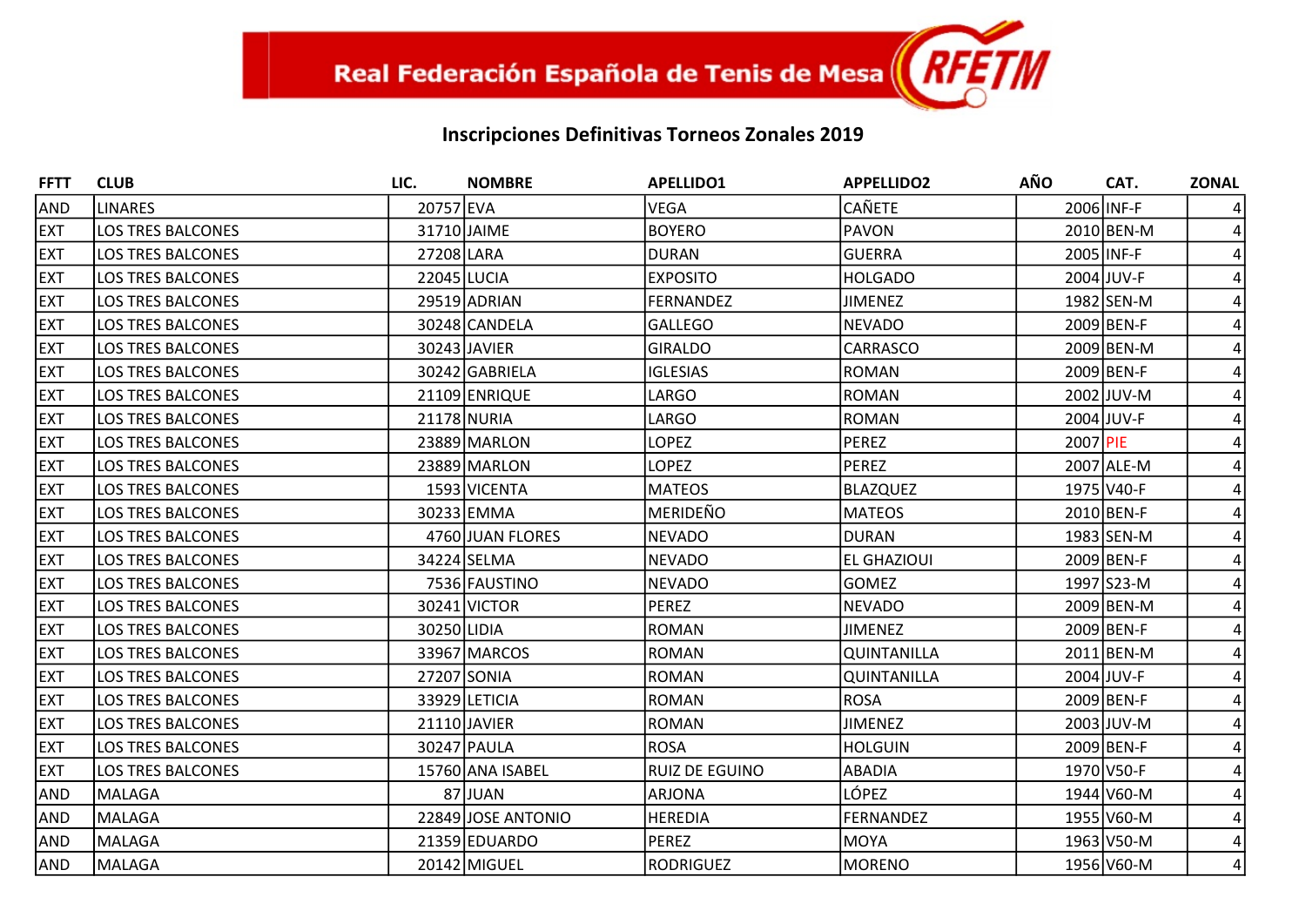Real Federación Española de Tenis de Mesa RFETM

## Inscripciones Definitivas Torneos Zonales 2019

| FFTT | CLUB | LIC. | NOMBRE | APELLIDO1 | APPELLIDO2 | AÑO | CAT. | ZONAL |
|---|---|---|---|---|---|---|---|---|
| AND | LINARES | 20757 | EVA | VEGA | CAÑETE | 2006 | INF-F | 4 |
| EXT | LOS TRES BALCONES | 31710 | JAIME | BOYERO | PAVON | 2010 | BEN-M | 4 |
| EXT | LOS TRES BALCONES | 27208 | LARA | DURAN | GUERRA | 2005 | INF-F | 4 |
| EXT | LOS TRES BALCONES | 22045 | LUCIA | EXPOSITO | HOLGADO | 2004 | JUV-F | 4 |
| EXT | LOS TRES BALCONES | 29519 | ADRIAN | FERNANDEZ | JIMENEZ | 1982 | SEN-M | 4 |
| EXT | LOS TRES BALCONES | 30248 | CANDELA | GALLEGO | NEVADO | 2009 | BEN-F | 4 |
| EXT | LOS TRES BALCONES | 30243 | JAVIER | GIRALDO | CARRASCO | 2009 | BEN-M | 4 |
| EXT | LOS TRES BALCONES | 30242 | GABRIELA | IGLESIAS | ROMAN | 2009 | BEN-F | 4 |
| EXT | LOS TRES BALCONES | 21109 | ENRIQUE | LARGO | ROMAN | 2002 | JUV-M | 4 |
| EXT | LOS TRES BALCONES | 21178 | NURIA | LARGO | ROMAN | 2004 | JUV-F | 4 |
| EXT | LOS TRES BALCONES | 23889 | MARLON | LOPEZ | PEREZ | 2007 | PIE | 4 |
| EXT | LOS TRES BALCONES | 23889 | MARLON | LOPEZ | PEREZ | 2007 | ALE-M | 4 |
| EXT | LOS TRES BALCONES | 1593 | VICENTA | MATEOS | BLAZQUEZ | 1975 | V40-F | 4 |
| EXT | LOS TRES BALCONES | 30233 | EMMA | MERIDEÑO | MATEOS | 2010 | BEN-F | 4 |
| EXT | LOS TRES BALCONES | 4760 | JUAN FLORES | NEVADO | DURAN | 1983 | SEN-M | 4 |
| EXT | LOS TRES BALCONES | 34224 | SELMA | NEVADO | EL GHAZIOUI | 2009 | BEN-F | 4 |
| EXT | LOS TRES BALCONES | 7536 | FAUSTINO | NEVADO | GOMEZ | 1997 | S23-M | 4 |
| EXT | LOS TRES BALCONES | 30241 | VICTOR | PEREZ | NEVADO | 2009 | BEN-M | 4 |
| EXT | LOS TRES BALCONES | 30250 | LIDIA | ROMAN | JIMENEZ | 2009 | BEN-F | 4 |
| EXT | LOS TRES BALCONES | 33967 | MARCOS | ROMAN | QUINTANILLA | 2011 | BEN-M | 4 |
| EXT | LOS TRES BALCONES | 27207 | SONIA | ROMAN | QUINTANILLA | 2004 | JUV-F | 4 |
| EXT | LOS TRES BALCONES | 33929 | LETICIA | ROMAN | ROSA | 2009 | BEN-F | 4 |
| EXT | LOS TRES BALCONES | 21110 | JAVIER | ROMAN | JIMENEZ | 2003 | JUV-M | 4 |
| EXT | LOS TRES BALCONES | 30247 | PAULA | ROSA | HOLGUIN | 2009 | BEN-F | 4 |
| EXT | LOS TRES BALCONES | 15760 | ANA ISABEL | RUIZ DE EGUINO | ABADIA | 1970 | V50-F | 4 |
| AND | MALAGA | 87 | JUAN | ARJONA | LÓPEZ | 1944 | V60-M | 4 |
| AND | MALAGA | 22849 | JOSE ANTONIO | HEREDIA | FERNANDEZ | 1955 | V60-M | 4 |
| AND | MALAGA | 21359 | EDUARDO | PEREZ | MOYA | 1963 | V50-M | 4 |
| AND | MALAGA | 20142 | MIGUEL | RODRIGUEZ | MORENO | 1956 | V60-M | 4 |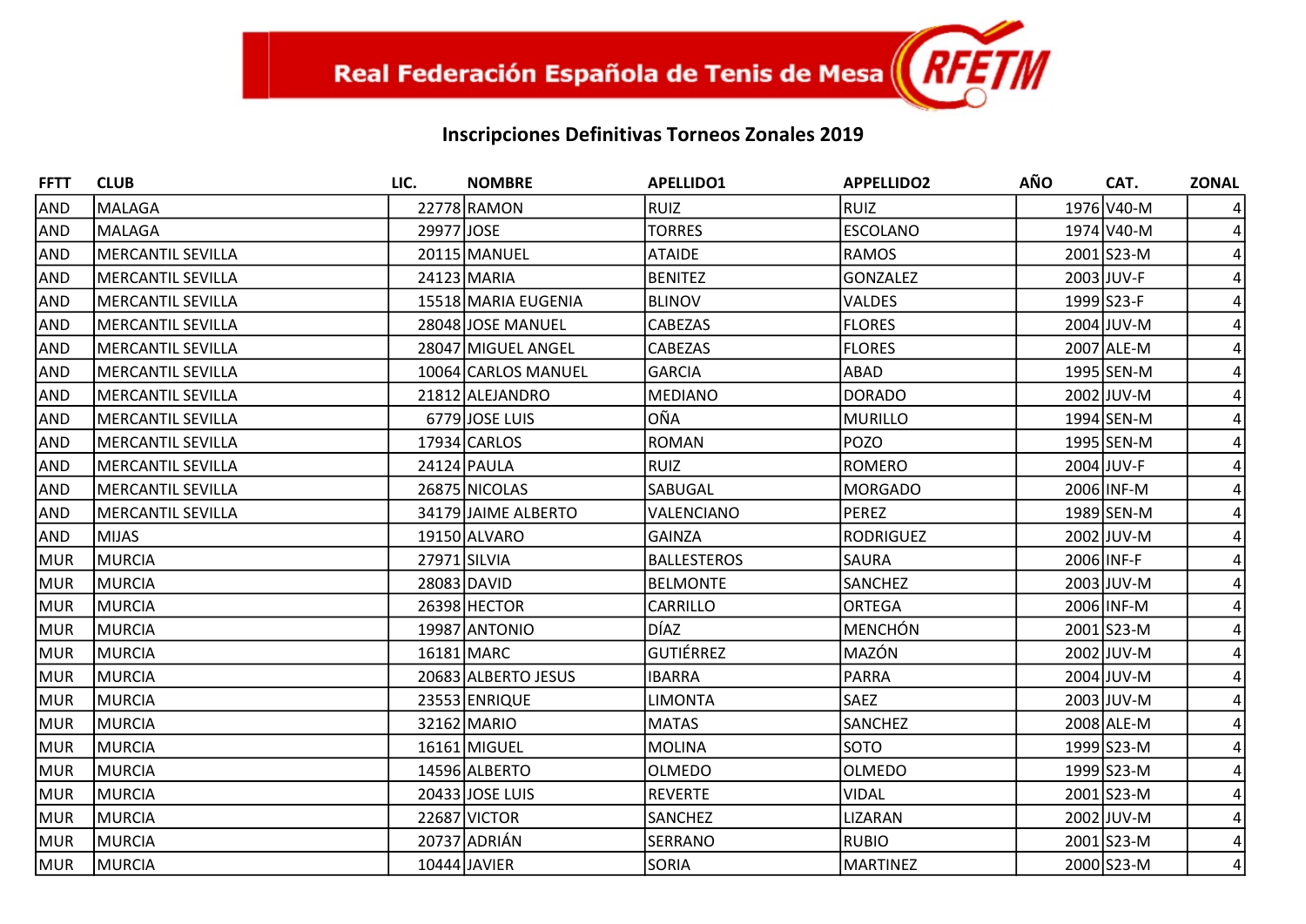Real Federación Española de Tenis de Mesa RFETM

## Inscripciones Definitivas Torneos Zonales 2019

| FFTT | CLUB | LIC. | NOMBRE | APELLIDO1 | APPELLIDO2 | AÑO | CAT. | ZONAL |
|---|---|---|---|---|---|---|---|---|
| AND | MALAGA | 22778 | RAMON | RUIZ | RUIZ | 1976 | V40-M | 4 |
| AND | MALAGA | 29977 | JOSE | TORRES | ESCOLANO | 1974 | V40-M | 4 |
| AND | MERCANTIL SEVILLA | 20115 | MANUEL | ATAIDE | RAMOS | 2001 | S23-M | 4 |
| AND | MERCANTIL SEVILLA | 24123 | MARIA | BENITEZ | GONZALEZ | 2003 | JUV-F | 4 |
| AND | MERCANTIL SEVILLA | 15518 | MARIA EUGENIA | BLINOV | VALDES | 1999 | S23-F | 4 |
| AND | MERCANTIL SEVILLA | 28048 | JOSE MANUEL | CABEZAS | FLORES | 2004 | JUV-M | 4 |
| AND | MERCANTIL SEVILLA | 28047 | MIGUEL ANGEL | CABEZAS | FLORES | 2007 | ALE-M | 4 |
| AND | MERCANTIL SEVILLA | 10064 | CARLOS MANUEL | GARCIA | ABAD | 1995 | SEN-M | 4 |
| AND | MERCANTIL SEVILLA | 21812 | ALEJANDRO | MEDIANO | DORADO | 2002 | JUV-M | 4 |
| AND | MERCANTIL SEVILLA | 6779 | JOSE LUIS | OÑA | MURILLO | 1994 | SEN-M | 4 |
| AND | MERCANTIL SEVILLA | 17934 | CARLOS | ROMAN | POZO | 1995 | SEN-M | 4 |
| AND | MERCANTIL SEVILLA | 24124 | PAULA | RUIZ | ROMERO | 2004 | JUV-F | 4 |
| AND | MERCANTIL SEVILLA | 26875 | NICOLAS | SABUGAL | MORGADO | 2006 | INF-M | 4 |
| AND | MERCANTIL SEVILLA | 34179 | JAIME ALBERTO | VALENCIANO | PEREZ | 1989 | SEN-M | 4 |
| AND | MIJAS | 19150 | ALVARO | GAINZA | RODRIGUEZ | 2002 | JUV-M | 4 |
| MUR | MURCIA | 27971 | SILVIA | BALLESTEROS | SAURA | 2006 | INF-F | 4 |
| MUR | MURCIA | 28083 | DAVID | BELMONTE | SANCHEZ | 2003 | JUV-M | 4 |
| MUR | MURCIA | 26398 | HECTOR | CARRILLO | ORTEGA | 2006 | INF-M | 4 |
| MUR | MURCIA | 19987 | ANTONIO | DÍAZ | MENCHÓN | 2001 | S23-M | 4 |
| MUR | MURCIA | 16181 | MARC | GUTIÉRREZ | MAZÓN | 2002 | JUV-M | 4 |
| MUR | MURCIA | 20683 | ALBERTO JESUS | IBARRA | PARRA | 2004 | JUV-M | 4 |
| MUR | MURCIA | 23553 | ENRIQUE | LIMONTA | SAEZ | 2003 | JUV-M | 4 |
| MUR | MURCIA | 32162 | MARIO | MATAS | SANCHEZ | 2008 | ALE-M | 4 |
| MUR | MURCIA | 16161 | MIGUEL | MOLINA | SOTO | 1999 | S23-M | 4 |
| MUR | MURCIA | 14596 | ALBERTO | OLMEDO | OLMEDO | 1999 | S23-M | 4 |
| MUR | MURCIA | 20433 | JOSE LUIS | REVERTE | VIDAL | 2001 | S23-M | 4 |
| MUR | MURCIA | 22687 | VICTOR | SANCHEZ | LIZARAN | 2002 | JUV-M | 4 |
| MUR | MURCIA | 20737 | ADRIÁN | SERRANO | RUBIO | 2001 | S23-M | 4 |
| MUR | MURCIA | 10444 | JAVIER | SORIA | MARTINEZ | 2000 | S23-M | 4 |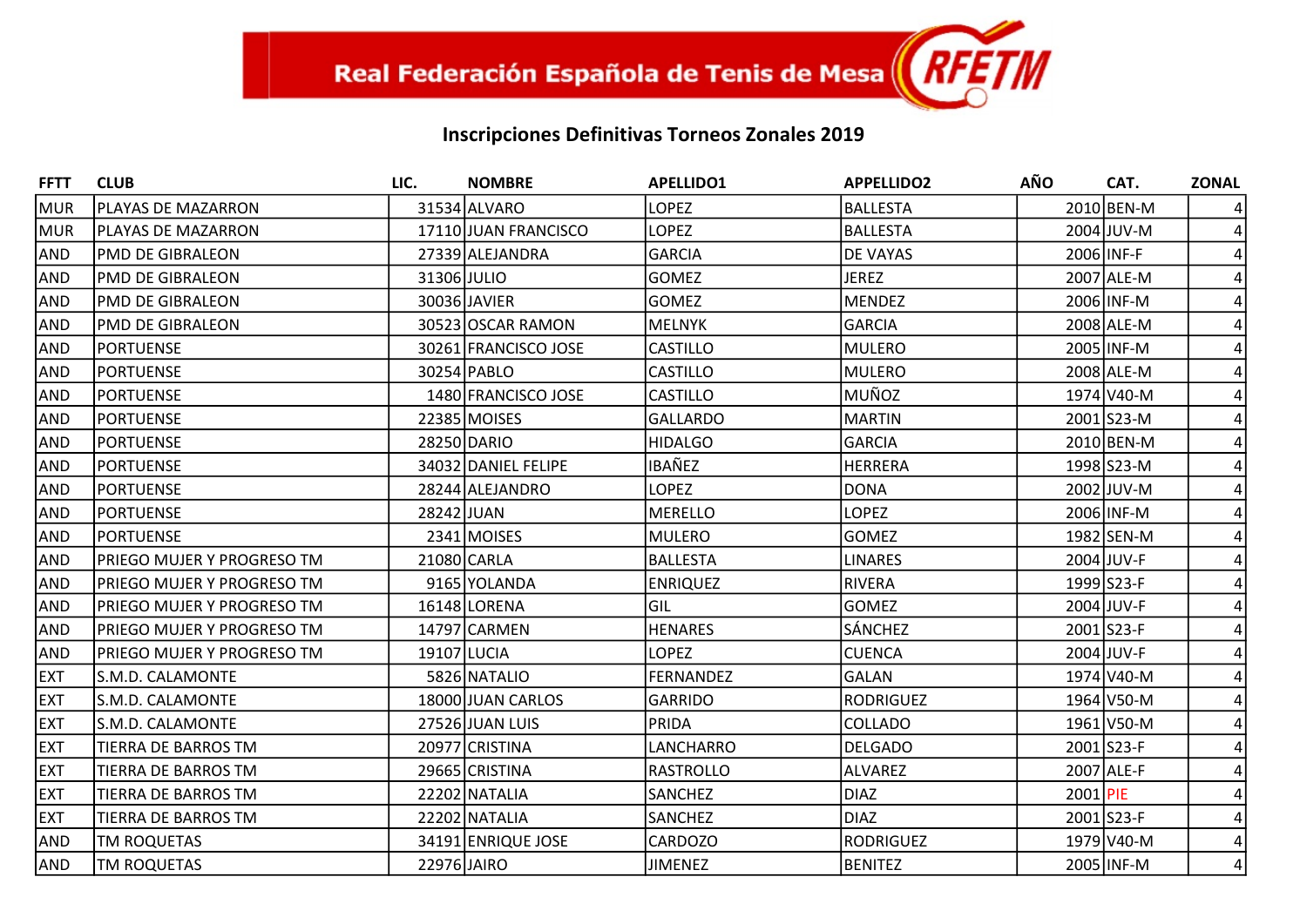Real Federación Española de Tenis de Mesa RFETM

## Inscripciones Definitivas Torneos Zonales 2019

| FFTT | CLUB | LIC. | NOMBRE | APELLIDO1 | APPELLIDO2 | AÑO | CAT. | ZONAL |
|---|---|---|---|---|---|---|---|---|
| MUR | PLAYAS DE MAZARRON | 31534 | ALVARO | LOPEZ | BALLESTA | 2010 | BEN-M | 4 |
| MUR | PLAYAS DE MAZARRON | 17110 | JUAN FRANCISCO | LOPEZ | BALLESTA | 2004 | JUV-M | 4 |
| AND | PMD DE GIBRALEON | 27339 | ALEJANDRA | GARCIA | DE VAYAS | 2006 | INF-F | 4 |
| AND | PMD DE GIBRALEON | 31306 | JULIO | GOMEZ | JEREZ | 2007 | ALE-M | 4 |
| AND | PMD DE GIBRALEON | 30036 | JAVIER | GOMEZ | MENDEZ | 2006 | INF-M | 4 |
| AND | PMD DE GIBRALEON | 30523 | OSCAR RAMON | MELNYK | GARCIA | 2008 | ALE-M | 4 |
| AND | PORTUENSE | 30261 | FRANCISCO JOSE | CASTILLO | MULERO | 2005 | INF-M | 4 |
| AND | PORTUENSE | 30254 | PABLO | CASTILLO | MULERO | 2008 | ALE-M | 4 |
| AND | PORTUENSE | 1480 | FRANCISCO JOSE | CASTILLO | MUÑOZ | 1974 | V40-M | 4 |
| AND | PORTUENSE | 22385 | MOISES | GALLARDO | MARTIN | 2001 | S23-M | 4 |
| AND | PORTUENSE | 28250 | DARIO | HIDALGO | GARCIA | 2010 | BEN-M | 4 |
| AND | PORTUENSE | 34032 | DANIEL FELIPE | IBAÑEZ | HERRERA | 1998 | S23-M | 4 |
| AND | PORTUENSE | 28244 | ALEJANDRO | LOPEZ | DONA | 2002 | JUV-M | 4 |
| AND | PORTUENSE | 28242 | JUAN | MERELLO | LOPEZ | 2006 | INF-M | 4 |
| AND | PORTUENSE | 2341 | MOISES | MULERO | GOMEZ | 1982 | SEN-M | 4 |
| AND | PRIEGO MUJER Y PROGRESO TM | 21080 | CARLA | BALLESTA | LINARES | 2004 | JUV-F | 4 |
| AND | PRIEGO MUJER Y PROGRESO TM | 9165 | YOLANDA | ENRIQUEZ | RIVERA | 1999 | S23-F | 4 |
| AND | PRIEGO MUJER Y PROGRESO TM | 16148 | LORENA | GIL | GOMEZ | 2004 | JUV-F | 4 |
| AND | PRIEGO MUJER Y PROGRESO TM | 14797 | CARMEN | HENARES | SÁNCHEZ | 2001 | S23-F | 4 |
| AND | PRIEGO MUJER Y PROGRESO TM | 19107 | LUCIA | LOPEZ | CUENCA | 2004 | JUV-F | 4 |
| EXT | S.M.D. CALAMONTE | 5826 | NATALIO | FERNANDEZ | GALAN | 1974 | V40-M | 4 |
| EXT | S.M.D. CALAMONTE | 18000 | JUAN CARLOS | GARRIDO | RODRIGUEZ | 1964 | V50-M | 4 |
| EXT | S.M.D. CALAMONTE | 27526 | JUAN LUIS | PRIDA | COLLADO | 1961 | V50-M | 4 |
| EXT | TIERRA DE BARROS TM | 20977 | CRISTINA | LANCHARRO | DELGADO | 2001 | S23-F | 4 |
| EXT | TIERRA DE BARROS TM | 29665 | CRISTINA | RASTROLLO | ALVAREZ | 2007 | ALE-F | 4 |
| EXT | TIERRA DE BARROS TM | 22202 | NATALIA | SANCHEZ | DIAZ | 2001 | PIE | 4 |
| EXT | TIERRA DE BARROS TM | 22202 | NATALIA | SANCHEZ | DIAZ | 2001 | S23-F | 4 |
| AND | TM ROQUETAS | 34191 | ENRIQUE JOSE | CARDOZO | RODRIGUEZ | 1979 | V40-M | 4 |
| AND | TM ROQUETAS | 22976 | JAIRO | JIMENEZ | BENITEZ | 2005 | INF-M | 4 |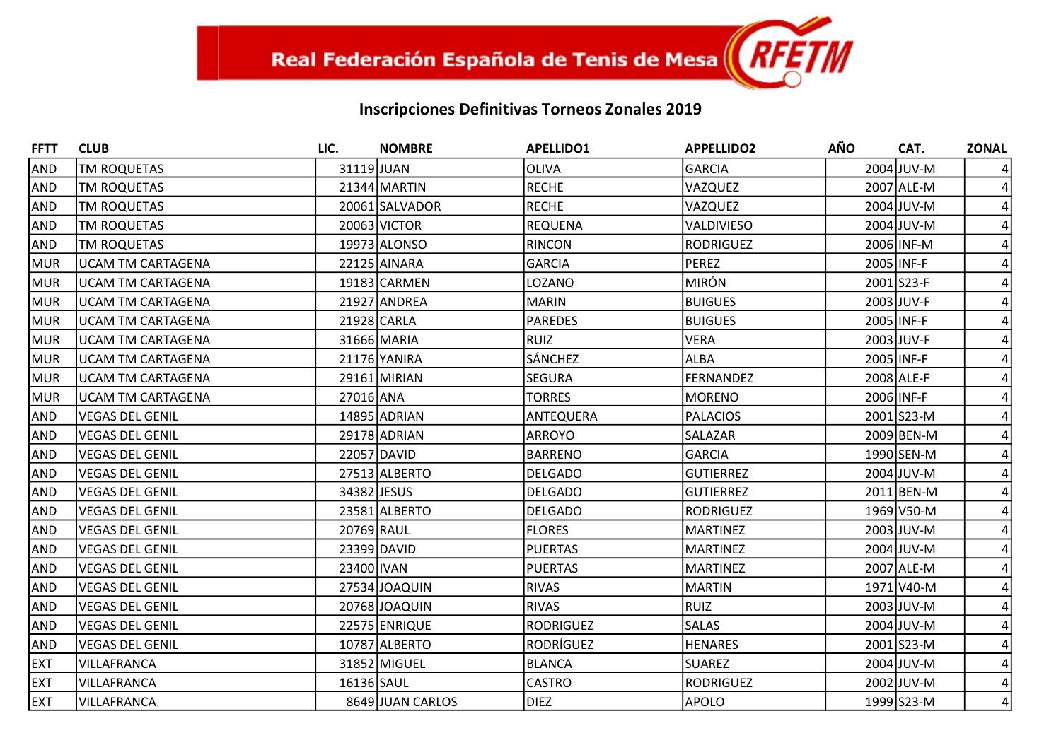Real Federación Española de Tenis de Mesa RFETM

## Inscripciones Definitivas Torneos Zonales 2019

| FFTT | CLUB | LIC. | NOMBRE | APELLIDO1 | APPELLIDO2 | AÑO | CAT. | ZONAL |
|---|---|---|---|---|---|---|---|---|
| AND | TM ROQUETAS | 31119 | JUAN | OLIVA | GARCIA | 2004 | JUV-M | 4 |
| AND | TM ROQUETAS | 21344 | MARTIN | RECHE | VAZQUEZ | 2007 | ALE-M | 4 |
| AND | TM ROQUETAS | 20061 | SALVADOR | RECHE | VAZQUEZ | 2004 | JUV-M | 4 |
| AND | TM ROQUETAS | 20063 | VICTOR | REQUENA | VALDIVIESO | 2004 | JUV-M | 4 |
| AND | TM ROQUETAS | 19973 | ALONSO | RINCON | RODRIGUEZ | 2006 | INF-M | 4 |
| MUR | UCAM TM CARTAGENA | 22125 | AINARA | GARCIA | PEREZ | 2005 | INF-F | 4 |
| MUR | UCAM TM CARTAGENA | 19183 | CARMEN | LOZANO | MIRÓN | 2001 | S23-F | 4 |
| MUR | UCAM TM CARTAGENA | 21927 | ANDREA | MARIN | BUIGUES | 2003 | JUV-F | 4 |
| MUR | UCAM TM CARTAGENA | 21928 | CARLA | PAREDES | BUIGUES | 2005 | INF-F | 4 |
| MUR | UCAM TM CARTAGENA | 31666 | MARIA | RUIZ | VERA | 2003 | JUV-F | 4 |
| MUR | UCAM TM CARTAGENA | 21176 | YANIRA | SÁNCHEZ | ALBA | 2005 | INF-F | 4 |
| MUR | UCAM TM CARTAGENA | 29161 | MIRIAN | SEGURA | FERNANDEZ | 2008 | ALE-F | 4 |
| MUR | UCAM TM CARTAGENA | 27016 | ANA | TORRES | MORENO | 2006 | INF-F | 4 |
| AND | VEGAS DEL GENIL | 14895 | ADRIAN | ANTEQUERA | PALACIOS | 2001 | S23-M | 4 |
| AND | VEGAS DEL GENIL | 29178 | ADRIAN | ARROYO | SALAZAR | 2009 | BEN-M | 4 |
| AND | VEGAS DEL GENIL | 22057 | DAVID | BARRENO | GARCIA | 1990 | SEN-M | 4 |
| AND | VEGAS DEL GENIL | 27513 | ALBERTO | DELGADO | GUTIERREZ | 2004 | JUV-M | 4 |
| AND | VEGAS DEL GENIL | 34382 | JESUS | DELGADO | GUTIERREZ | 2011 | BEN-M | 4 |
| AND | VEGAS DEL GENIL | 23581 | ALBERTO | DELGADO | RODRIGUEZ | 1969 | V50-M | 4 |
| AND | VEGAS DEL GENIL | 20769 | RAUL | FLORES | MARTINEZ | 2003 | JUV-M | 4 |
| AND | VEGAS DEL GENIL | 23399 | DAVID | PUERTAS | MARTINEZ | 2004 | JUV-M | 4 |
| AND | VEGAS DEL GENIL | 23400 | IVAN | PUERTAS | MARTINEZ | 2007 | ALE-M | 4 |
| AND | VEGAS DEL GENIL | 27534 | JOAQUIN | RIVAS | MARTIN | 1971 | V40-M | 4 |
| AND | VEGAS DEL GENIL | 20768 | JOAQUIN | RIVAS | RUIZ | 2003 | JUV-M | 4 |
| AND | VEGAS DEL GENIL | 22575 | ENRIQUE | RODRIGUEZ | SALAS | 2004 | JUV-M | 4 |
| AND | VEGAS DEL GENIL | 10787 | ALBERTO | RODRÍGUEZ | HENARES | 2001 | S23-M | 4 |
| EXT | VILLAFRANCA | 31852 | MIGUEL | BLANCA | SUAREZ | 2004 | JUV-M | 4 |
| EXT | VILLAFRANCA | 16136 | SAUL | CASTRO | RODRIGUEZ | 2002 | JUV-M | 4 |
| EXT | VILLAFRANCA | 8649 | JUAN CARLOS | DIEZ | APOLO | 1999 | S23-M | 4 |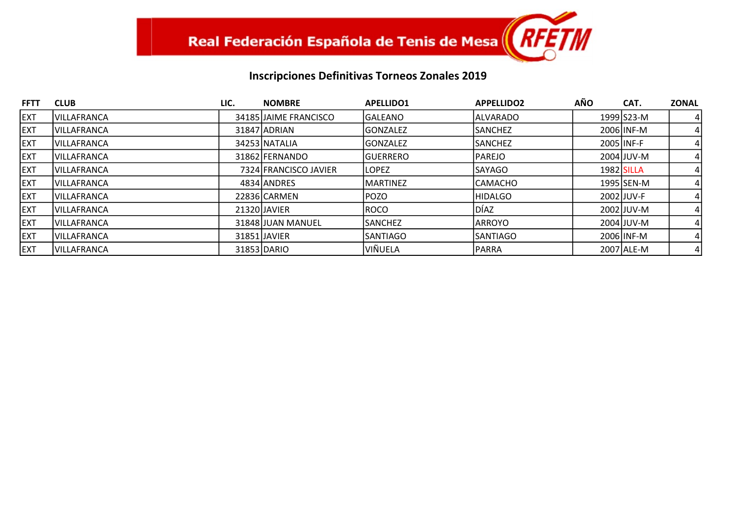Real Federación Española de Tenis de Mesa

## Inscripciones Definitivas Torneos Zonales 2019

| FFTT | CLUB | LIC. | NOMBRE | APELLIDO1 | APPELLIDO2 | AÑO | CAT. | ZONAL |
|---|---|---|---|---|---|---|---|---|
| EXT | VILLAFRANCA | 34185 | JAIME FRANCISCO | GALEANO | ALVARADO | 1999 | S23-M | 4 |
| EXT | VILLAFRANCA | 31847 | ADRIAN | GONZALEZ | SANCHEZ | 2006 | INF-M | 4 |
| EXT | VILLAFRANCA | 34253 | NATALIA | GONZALEZ | SANCHEZ | 2005 | INF-F | 4 |
| EXT | VILLAFRANCA | 31862 | FERNANDO | GUERRERO | PAREJO | 2004 | JUV-M | 4 |
| EXT | VILLAFRANCA | 7324 | FRANCISCO JAVIER | LOPEZ | SAYAGO | 1982 | SILLA | 4 |
| EXT | VILLAFRANCA | 4834 | ANDRES | MARTINEZ | CAMACHO | 1995 | SEN-M | 4 |
| EXT | VILLAFRANCA | 22836 | CARMEN | POZO | HIDALGO | 2002 | JUV-F | 4 |
| EXT | VILLAFRANCA | 21320 | JAVIER | ROCO | DÍAZ | 2002 | JUV-M | 4 |
| EXT | VILLAFRANCA | 31848 | JUAN MANUEL | SANCHEZ | ARROYO | 2004 | JUV-M | 4 |
| EXT | VILLAFRANCA | 31851 | JAVIER | SANTIAGO | SANTIAGO | 2006 | INF-M | 4 |
| EXT | VILLAFRANCA | 31853 | DARIO | VIÑUELA | PARRA | 2007 | ALE-M | 4 |